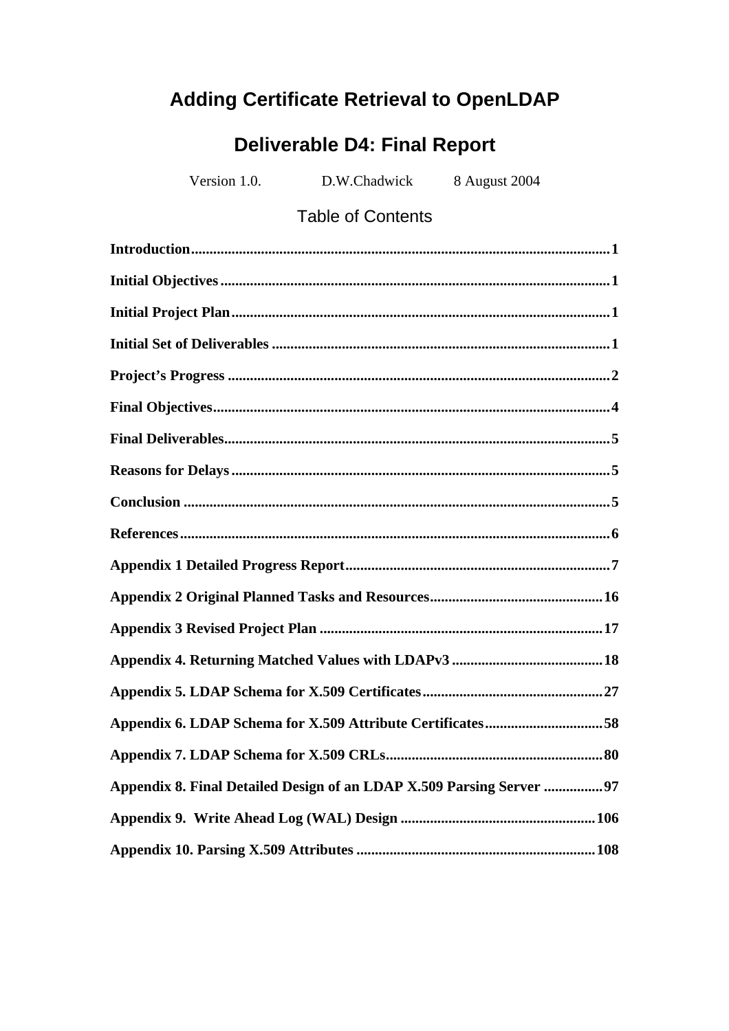# Adding Certificate Retrieval to OpenLDAP

## Deliverable D4: Final Report

Version 1.0. D.W.Chadwick 8 August 2004

### Table of Contents

**Introduction** .......... 1

**Initial Objectives** .......... 1

**Initial Project Plan** .......... 1

**Initial Set of Deliverables** .......... 1

**Project's Progress** .......... 2

**Final Objectives** .......... 4

**Final Deliverables** .......... 5

**Reasons for Delays** .......... 5

**Conclusion** .......... 5

**References** .......... 6

**Appendix 1 Detailed Progress Report** .......... 7

**Appendix 2 Original Planned Tasks and Resources** .......... 16

**Appendix 3 Revised Project Plan** .......... 17

**Appendix 4. Returning Matched Values with LDAPv3** .......... 18

**Appendix 5. LDAP Schema for X.509 Certificates** .......... 27

**Appendix 6. LDAP Schema for X.509 Attribute Certificates** .......... 58

**Appendix 7. LDAP Schema for X.509 CRLs** .......... 80

**Appendix 8. Final Detailed Design of an LDAP X.509 Parsing Server** .......... 97

**Appendix 9. Write Ahead Log (WAL) Design** .......... 106

**Appendix 10. Parsing X.509 Attributes** .......... 108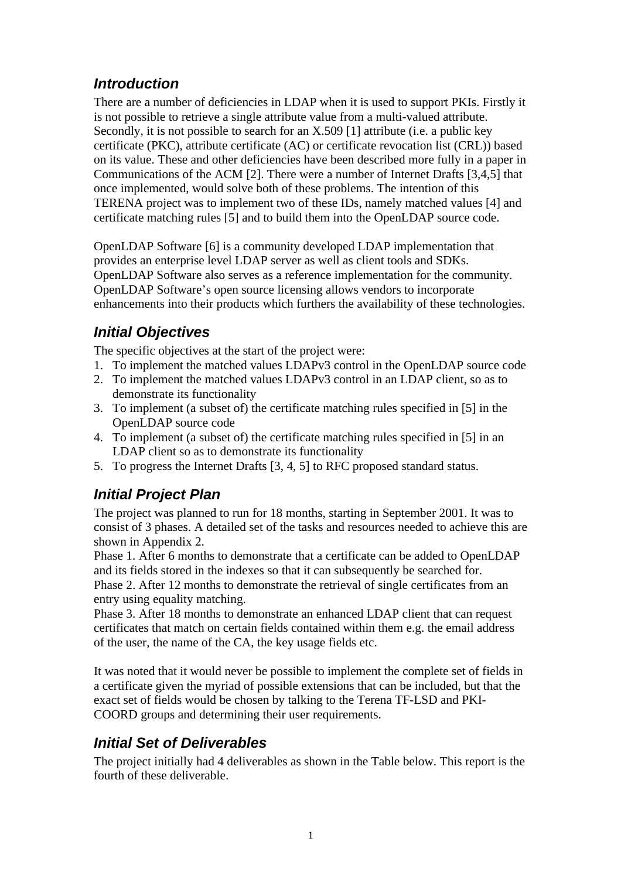## *Introduction*

There are a number of deficiencies in LDAP when it is used to support PKIs. Firstly it is not possible to retrieve a single attribute value from a multi-valued attribute. Secondly, it is not possible to search for an X.509 [1] attribute (i.e. a public key certificate (PKC), attribute certificate (AC) or certificate revocation list (CRL)) based on its value. These and other deficiencies have been described more fully in a paper in Communications of the ACM [2]. There were a number of Internet Drafts [3,4,5] that once implemented, would solve both of these problems. The intention of this TERENA project was to implement two of these IDs, namely matched values [4] and certificate matching rules [5] and to build them into the OpenLDAP source code.

OpenLDAP Software [6] is a community developed LDAP implementation that provides an enterprise level LDAP server as well as client tools and SDKs. OpenLDAP Software also serves as a reference implementation for the community. OpenLDAP Software's open source licensing allows vendors to incorporate enhancements into their products which furthers the availability of these technologies.

## *Initial Objectives*

The specific objectives at the start of the project were:

1. To implement the matched values LDAPv3 control in the OpenLDAP source code
2. To implement the matched values LDAPv3 control in an LDAP client, so as to demonstrate its functionality
3. To implement (a subset of) the certificate matching rules specified in [5] in the OpenLDAP source code
4. To implement (a subset of) the certificate matching rules specified in [5] in an LDAP client so as to demonstrate its functionality
5. To progress the Internet Drafts [3, 4, 5] to RFC proposed standard status.

## *Initial Project Plan*

The project was planned to run for 18 months, starting in September 2001. It was to consist of 3 phases. A detailed set of the tasks and resources needed to achieve this are shown in Appendix 2.

Phase 1. After 6 months to demonstrate that a certificate can be added to OpenLDAP and its fields stored in the indexes so that it can subsequently be searched for.

Phase 2. After 12 months to demonstrate the retrieval of single certificates from an entry using equality matching.

Phase 3. After 18 months to demonstrate an enhanced LDAP client that can request certificates that match on certain fields contained within them e.g. the email address of the user, the name of the CA, the key usage fields etc.

It was noted that it would never be possible to implement the complete set of fields in a certificate given the myriad of possible extensions that can be included, but that the exact set of fields would be chosen by talking to the Terena TF-LSD and PKI-COORD groups and determining their user requirements.

## *Initial Set of Deliverables*

The project initially had 4 deliverables as shown in the Table below. This report is the fourth of these deliverable.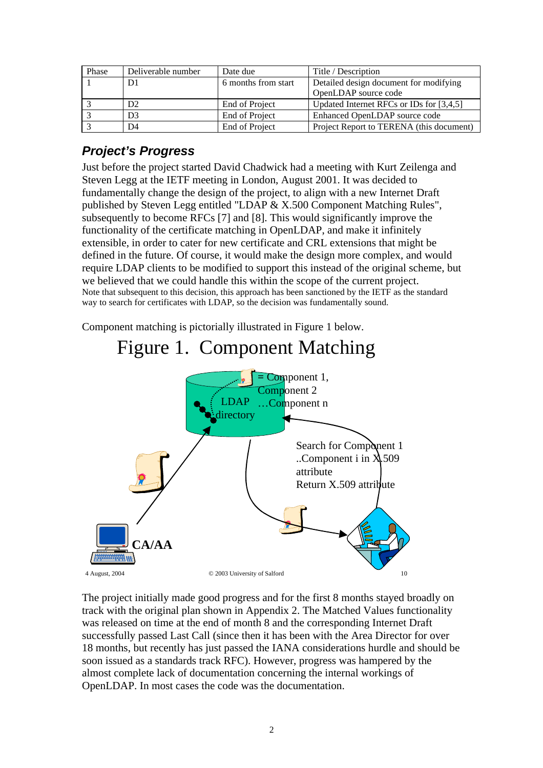| Phase | Deliverable number | Date due | Title / Description |
|---|---|---|---|
| 1 | D1 | 6 months from start | Detailed design document for modifying OpenLDAP source code |
| 3 | D2 | End of Project | Updated Internet RFCs or IDs for [3,4,5] |
| 3 | D3 | End of Project | Enhanced OpenLDAP source code |
| 3 | D4 | End of Project | Project Report to TERENA (this document) |

## Project's Progress

Just before the project started David Chadwick had a meeting with Kurt Zeilenga and Steven Legg at the IETF meeting in London, August 2001. It was decided to fundamentally change the design of the project, to align with a new Internet Draft published by Steven Legg entitled "LDAP & X.500 Component Matching Rules", subsequently to become RFCs [7] and [8]. This would significantly improve the functionality of the certificate matching in OpenLDAP, and make it infinitely extensible, in order to cater for new certificate and CRL extensions that might be defined in the future. Of course, it would make the design more complex, and would require LDAP clients to be modified to support this instead of the original scheme, but we believed that we could handle this within the scope of the current project.
Note that subsequent to this decision, this approach has been sanctioned by the IETF as the standard way to search for certificates with LDAP, so the decision was fundamentally sound.

Component matching is pictorially illustrated in Figure 1 below.

Figure 1. Component Matching

LDAP directory

= Component 1, Component 2 …Component n

Search for Component 1 ..Component i in X.509 attribute
Return X.509 attribute

CA/AA

4 August, 2004 © 2003 University of Salford 10

The project initially made good progress and for the first 8 months stayed broadly on track with the original plan shown in Appendix 2. The Matched Values functionality was released on time at the end of month 8 and the corresponding Internet Draft successfully passed Last Call (since then it has been with the Area Director for over 18 months, but recently has just passed the IANA considerations hurdle and should be soon issued as a standards track RFC). However, progress was hampered by the almost complete lack of documentation concerning the internal workings of OpenLDAP. In most cases the code was the documentation.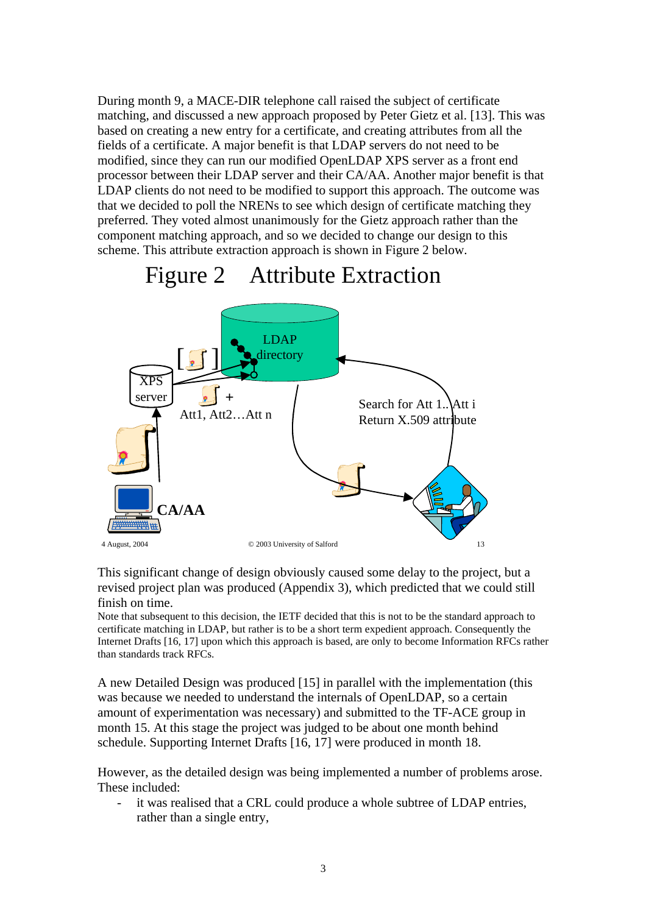During month 9, a MACE-DIR telephone call raised the subject of certificate matching, and discussed a new approach proposed by Peter Gietz et al. [13]. This was based on creating a new entry for a certificate, and creating attributes from all the fields of a certificate. A major benefit is that LDAP servers do not need to be modified, since they can run our modified OpenLDAP XPS server as a front end processor between their LDAP server and their CA/AA. Another major benefit is that LDAP clients do not need to be modified to support this approach. The outcome was that we decided to poll the NRENs to see which design of certificate matching they preferred. They voted almost unanimously for the Gietz approach rather than the component matching approach, and so we decided to change our design to this scheme. This attribute extraction approach is shown in Figure 2 below.

Figure 2 Attribute Extraction

LDAP directory

XPS server

Att1, Att2…Att n

Search for Att 1..Att i
Return X.509 attribute

CA/AA

4 August, 2004 © 2003 University of Salford 13

This significant change of design obviously caused some delay to the project, but a revised project plan was produced (Appendix 3), which predicted that we could still finish on time.

Note that subsequent to this decision, the IETF decided that this is not to be the standard approach to certificate matching in LDAP, but rather is to be a short term expedient approach. Consequently the Internet Drafts [16, 17] upon which this approach is based, are only to become Information RFCs rather than standards track RFCs.

A new Detailed Design was produced [15] in parallel with the implementation (this was because we needed to understand the internals of OpenLDAP, so a certain amount of experimentation was necessary) and submitted to the TF-ACE group in month 15. At this stage the project was judged to be about one month behind schedule. Supporting Internet Drafts [16, 17] were produced in month 18.

However, as the detailed design was being implemented a number of problems arose. These included:

- it was realised that a CRL could produce a whole subtree of LDAP entries, rather than a single entry,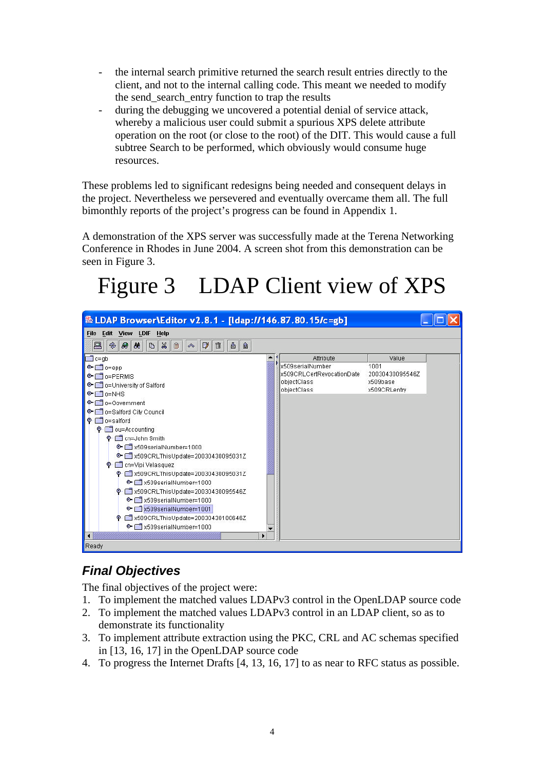- the internal search primitive returned the search result entries directly to the client, and not to the internal calling code. This meant we needed to modify the send_search_entry function to trap the results
- during the debugging we uncovered a potential denial of service attack, whereby a malicious user could submit a spurious XPS delete attribute operation on the root (or close to the root) of the DIT. This would cause a full subtree Search to be performed, which obviously would consume huge resources.

These problems led to significant redesigns being needed and consequent delays in the project. Nevertheless we persevered and eventually overcame them all. The full bimonthly reports of the project's progress can be found in Appendix 1.

A demonstration of the XPS server was successfully made at the Terena Networking Conference in Rhodes in June 2004. A screen shot from this demonstration can be seen in Figure 3.

# Figure 3 LDAP Client view of XPS

## Final Objectives

The final objectives of the project were:

1. To implement the matched values LDAPv3 control in the OpenLDAP source code
2. To implement the matched values LDAPv3 control in an LDAP client, so as to demonstrate its functionality
3. To implement attribute extraction using the PKC, CRL and AC schemas specified in [13, 16, 17] in the OpenLDAP source code
4. To progress the Internet Drafts [4, 13, 16, 17] to as near to RFC status as possible.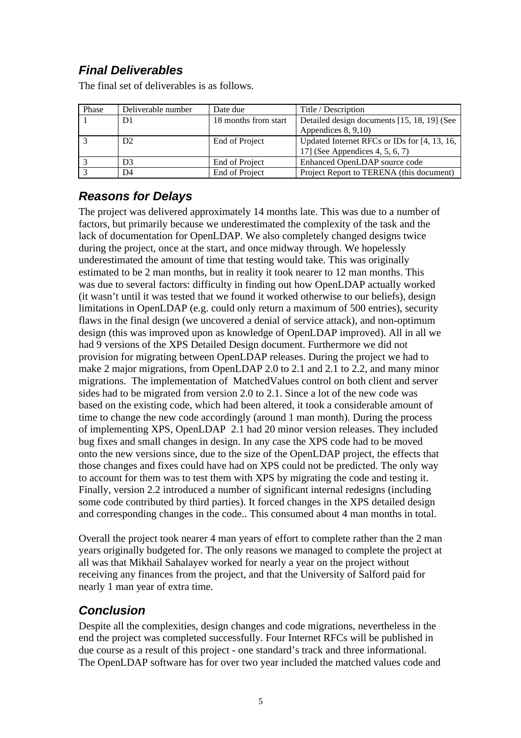## Final Deliverables

The final set of deliverables is as follows.

| Phase | Deliverable number | Date due | Title / Description |
|---|---|---|---|
| 1 | D1 | 18 months from start | Detailed design documents [15, 18, 19] (See Appendices 8, 9,10) |
| 3 | D2 | End of Project | Updated Internet RFCs or IDs for [4, 13, 16, 17] (See Appendices 4, 5, 6, 7) |
| 3 | D3 | End of Project | Enhanced OpenLDAP source code |
| 3 | D4 | End of Project | Project Report to TERENA (this document) |

## Reasons for Delays

The project was delivered approximately 14 months late. This was due to a number of factors, but primarily because we underestimated the complexity of the task and the lack of documentation for OpenLDAP. We also completely changed designs twice during the project, once at the start, and once midway through. We hopelessly underestimated the amount of time that testing would take. This was originally estimated to be 2 man months, but in reality it took nearer to 12 man months. This was due to several factors: difficulty in finding out how OpenLDAP actually worked (it wasn't until it was tested that we found it worked otherwise to our beliefs), design limitations in OpenLDAP (e.g. could only return a maximum of 500 entries), security flaws in the final design (we uncovered a denial of service attack), and non-optimum design (this was improved upon as knowledge of OpenLDAP improved). All in all we had 9 versions of the XPS Detailed Design document. Furthermore we did not provision for migrating between OpenLDAP releases. During the project we had to make 2 major migrations, from OpenLDAP 2.0 to 2.1 and 2.1 to 2.2, and many minor migrations. The implementation of MatchedValues control on both client and server sides had to be migrated from version 2.0 to 2.1. Since a lot of the new code was based on the existing code, which had been altered, it took a considerable amount of time to change the new code accordingly (around 1 man month). During the process of implementing XPS, OpenLDAP 2.1 had 20 minor version releases. They included bug fixes and small changes in design. In any case the XPS code had to be moved onto the new versions since, due to the size of the OpenLDAP project, the effects that those changes and fixes could have had on XPS could not be predicted. The only way to account for them was to test them with XPS by migrating the code and testing it. Finally, version 2.2 introduced a number of significant internal redesigns (including some code contributed by third parties). It forced changes in the XPS detailed design and corresponding changes in the code.. This consumed about 4 man months in total.

Overall the project took nearer 4 man years of effort to complete rather than the 2 man years originally budgeted for. The only reasons we managed to complete the project at all was that Mikhail Sahalayev worked for nearly a year on the project without receiving any finances from the project, and that the University of Salford paid for nearly 1 man year of extra time.

## Conclusion

Despite all the complexities, design changes and code migrations, nevertheless in the end the project was completed successfully. Four Internet RFCs will be published in due course as a result of this project - one standard's track and three informational. The OpenLDAP software has for over two year included the matched values code and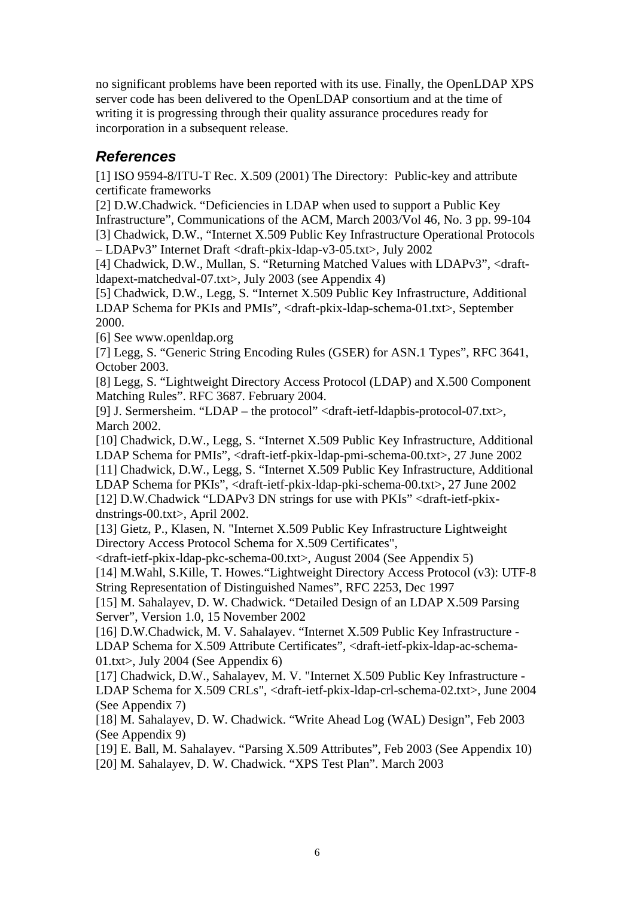no significant problems have been reported with its use. Finally, the OpenLDAP XPS server code has been delivered to the OpenLDAP consortium and at the time of writing it is progressing through their quality assurance procedures ready for incorporation in a subsequent release.

## *References*

[1] ISO 9594-8/ITU-T Rec. X.509 (2001) The Directory: Public-key and attribute certificate frameworks
[2] D.W.Chadwick. "Deficiencies in LDAP when used to support a Public Key Infrastructure", Communications of the ACM, March 2003/Vol 46, No. 3 pp. 99-104
[3] Chadwick, D.W., "Internet X.509 Public Key Infrastructure Operational Protocols – LDAPv3" Internet Draft <draft-pkix-ldap-v3-05.txt>, July 2002
[4] Chadwick, D.W., Mullan, S. "Returning Matched Values with LDAPv3", <draft-ldapext-matchedval-07.txt>, July 2003 (see Appendix 4)
[5] Chadwick, D.W., Legg, S. "Internet X.509 Public Key Infrastructure, Additional LDAP Schema for PKIs and PMIs", <draft-pkix-ldap-schema-01.txt>, September 2000.
[6] See www.openldap.org
[7] Legg, S. "Generic String Encoding Rules (GSER) for ASN.1 Types", RFC 3641, October 2003.
[8] Legg, S. "Lightweight Directory Access Protocol (LDAP) and X.500 Component Matching Rules". RFC 3687. February 2004.
[9] J. Sermersheim. "LDAP – the protocol" <draft-ietf-ldapbis-protocol-07.txt>, March 2002.
[10] Chadwick, D.W., Legg, S. "Internet X.509 Public Key Infrastructure, Additional LDAP Schema for PMIs", <draft-ietf-pkix-ldap-pmi-schema-00.txt>, 27 June 2002
[11] Chadwick, D.W., Legg, S. "Internet X.509 Public Key Infrastructure, Additional LDAP Schema for PKIs", <draft-ietf-pkix-ldap-pki-schema-00.txt>, 27 June 2002
[12] D.W.Chadwick "LDAPv3 DN strings for use with PKIs" <draft-ietf-pkix-dnstrings-00.txt>, April 2002.
[13] Gietz, P., Klasen, N. "Internet X.509 Public Key Infrastructure Lightweight Directory Access Protocol Schema for X.509 Certificates", <draft-ietf-pkix-ldap-pkc-schema-00.txt>, August 2004 (See Appendix 5)
[14] M.Wahl, S.Kille, T. Howes."Lightweight Directory Access Protocol (v3): UTF-8 String Representation of Distinguished Names", RFC 2253, Dec 1997
[15] M. Sahalayev, D. W. Chadwick. "Detailed Design of an LDAP X.509 Parsing Server", Version 1.0, 15 November 2002
[16] D.W.Chadwick, M. V. Sahalayev. "Internet X.509 Public Key Infrastructure - LDAP Schema for X.509 Attribute Certificates", <draft-ietf-pkix-ldap-ac-schema-01.txt>, July 2004 (See Appendix 6)
[17] Chadwick, D.W., Sahalayev, M. V. "Internet X.509 Public Key Infrastructure - LDAP Schema for X.509 CRLs", <draft-ietf-pkix-ldap-crl-schema-02.txt>, June 2004 (See Appendix 7)
[18] M. Sahalayev, D. W. Chadwick. "Write Ahead Log (WAL) Design", Feb 2003 (See Appendix 9)
[19] E. Ball, M. Sahalayev. "Parsing X.509 Attributes", Feb 2003 (See Appendix 10)
[20] M. Sahalayev, D. W. Chadwick. "XPS Test Plan". March 2003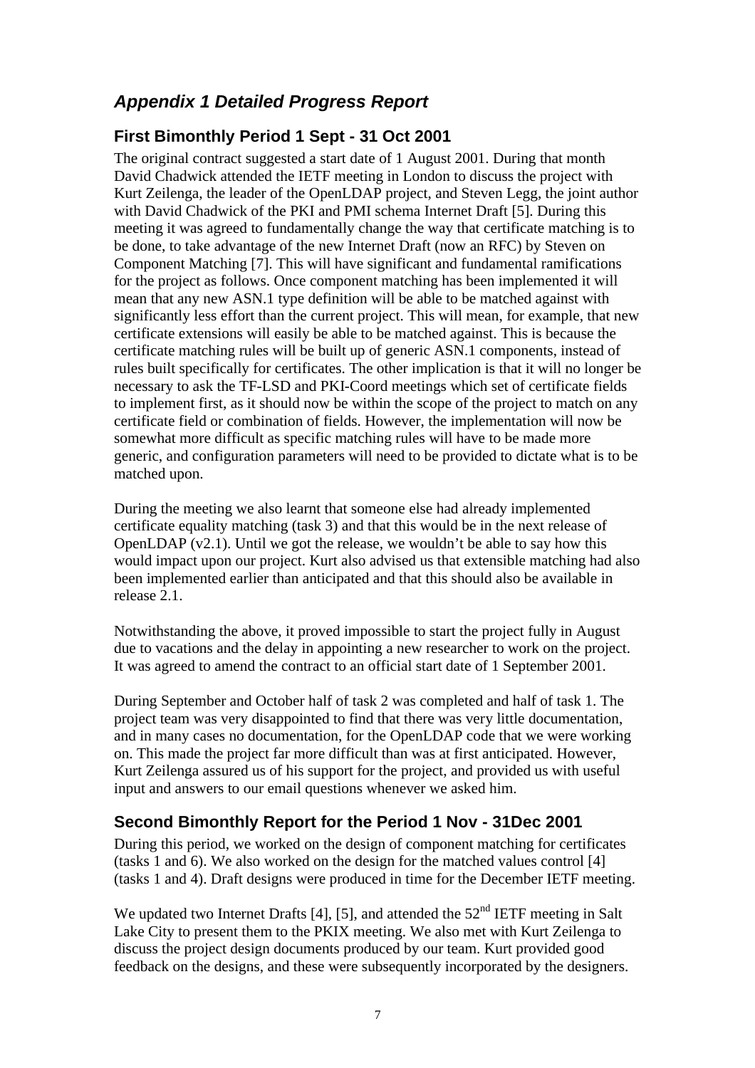## *Appendix 1 Detailed Progress Report*

### First Bimonthly Period 1 Sept - 31 Oct 2001

The original contract suggested a start date of 1 August 2001. During that month David Chadwick attended the IETF meeting in London to discuss the project with Kurt Zeilenga, the leader of the OpenLDAP project, and Steven Legg, the joint author with David Chadwick of the PKI and PMI schema Internet Draft [5]. During this meeting it was agreed to fundamentally change the way that certificate matching is to be done, to take advantage of the new Internet Draft (now an RFC) by Steven on Component Matching [7]. This will have significant and fundamental ramifications for the project as follows. Once component matching has been implemented it will mean that any new ASN.1 type definition will be able to be matched against with significantly less effort than the current project. This will mean, for example, that new certificate extensions will easily be able to be matched against. This is because the certificate matching rules will be built up of generic ASN.1 components, instead of rules built specifically for certificates. The other implication is that it will no longer be necessary to ask the TF-LSD and PKI-Coord meetings which set of certificate fields to implement first, as it should now be within the scope of the project to match on any certificate field or combination of fields. However, the implementation will now be somewhat more difficult as specific matching rules will have to be made more generic, and configuration parameters will need to be provided to dictate what is to be matched upon.

During the meeting we also learnt that someone else had already implemented certificate equality matching (task 3) and that this would be in the next release of OpenLDAP (v2.1). Until we got the release, we wouldn't be able to say how this would impact upon our project. Kurt also advised us that extensible matching had also been implemented earlier than anticipated and that this should also be available in release 2.1.

Notwithstanding the above, it proved impossible to start the project fully in August due to vacations and the delay in appointing a new researcher to work on the project. It was agreed to amend the contract to an official start date of 1 September 2001.

During September and October half of task 2 was completed and half of task 1. The project team was very disappointed to find that there was very little documentation, and in many cases no documentation, for the OpenLDAP code that we were working on. This made the project far more difficult than was at first anticipated. However, Kurt Zeilenga assured us of his support for the project, and provided us with useful input and answers to our email questions whenever we asked him.

### Second Bimonthly Report for the Period 1 Nov - 31Dec 2001

During this period, we worked on the design of component matching for certificates (tasks 1 and 6). We also worked on the design for the matched values control [4] (tasks 1 and 4). Draft designs were produced in time for the December IETF meeting.

We updated two Internet Drafts [4], [5], and attended the 52nd IETF meeting in Salt Lake City to present them to the PKIX meeting. We also met with Kurt Zeilenga to discuss the project design documents produced by our team. Kurt provided good feedback on the designs, and these were subsequently incorporated by the designers.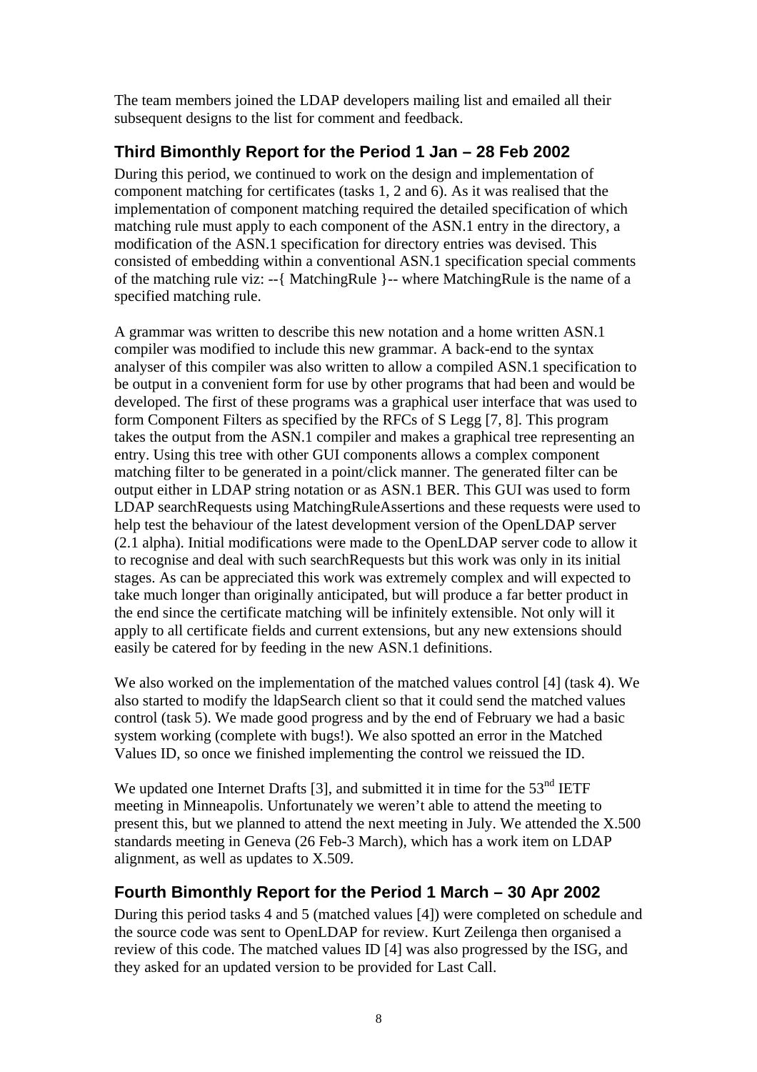The team members joined the LDAP developers mailing list and emailed all their subsequent designs to the list for comment and feedback.

### Third Bimonthly Report for the Period 1 Jan – 28 Feb 2002

During this period, we continued to work on the design and implementation of component matching for certificates (tasks 1, 2 and 6). As it was realised that the implementation of component matching required the detailed specification of which matching rule must apply to each component of the ASN.1 entry in the directory, a modification of the ASN.1 specification for directory entries was devised. This consisted of embedding within a conventional ASN.1 specification special comments of the matching rule viz: --{ MatchingRule }-- where MatchingRule is the name of a specified matching rule.

A grammar was written to describe this new notation and a home written ASN.1 compiler was modified to include this new grammar. A back-end to the syntax analyser of this compiler was also written to allow a compiled ASN.1 specification to be output in a convenient form for use by other programs that had been and would be developed. The first of these programs was a graphical user interface that was used to form Component Filters as specified by the RFCs of S Legg [7, 8]. This program takes the output from the ASN.1 compiler and makes a graphical tree representing an entry. Using this tree with other GUI components allows a complex component matching filter to be generated in a point/click manner. The generated filter can be output either in LDAP string notation or as ASN.1 BER. This GUI was used to form LDAP searchRequests using MatchingRuleAssertions and these requests were used to help test the behaviour of the latest development version of the OpenLDAP server (2.1 alpha). Initial modifications were made to the OpenLDAP server code to allow it to recognise and deal with such searchRequests but this work was only in its initial stages. As can be appreciated this work was extremely complex and will expected to take much longer than originally anticipated, but will produce a far better product in the end since the certificate matching will be infinitely extensible. Not only will it apply to all certificate fields and current extensions, but any new extensions should easily be catered for by feeding in the new ASN.1 definitions.

We also worked on the implementation of the matched values control [4] (task 4). We also started to modify the ldapSearch client so that it could send the matched values control (task 5). We made good progress and by the end of February we had a basic system working (complete with bugs!). We also spotted an error in the Matched Values ID, so once we finished implementing the control we reissued the ID.

We updated one Internet Drafts [3], and submitted it in time for the 53$^{nd}$ IETF meeting in Minneapolis. Unfortunately we weren't able to attend the meeting to present this, but we planned to attend the next meeting in July. We attended the X.500 standards meeting in Geneva (26 Feb-3 March), which has a work item on LDAP alignment, as well as updates to X.509.

### Fourth Bimonthly Report for the Period 1 March – 30 Apr 2002

During this period tasks 4 and 5 (matched values [4]) were completed on schedule and the source code was sent to OpenLDAP for review. Kurt Zeilenga then organised a review of this code. The matched values ID [4] was also progressed by the ISG, and they asked for an updated version to be provided for Last Call.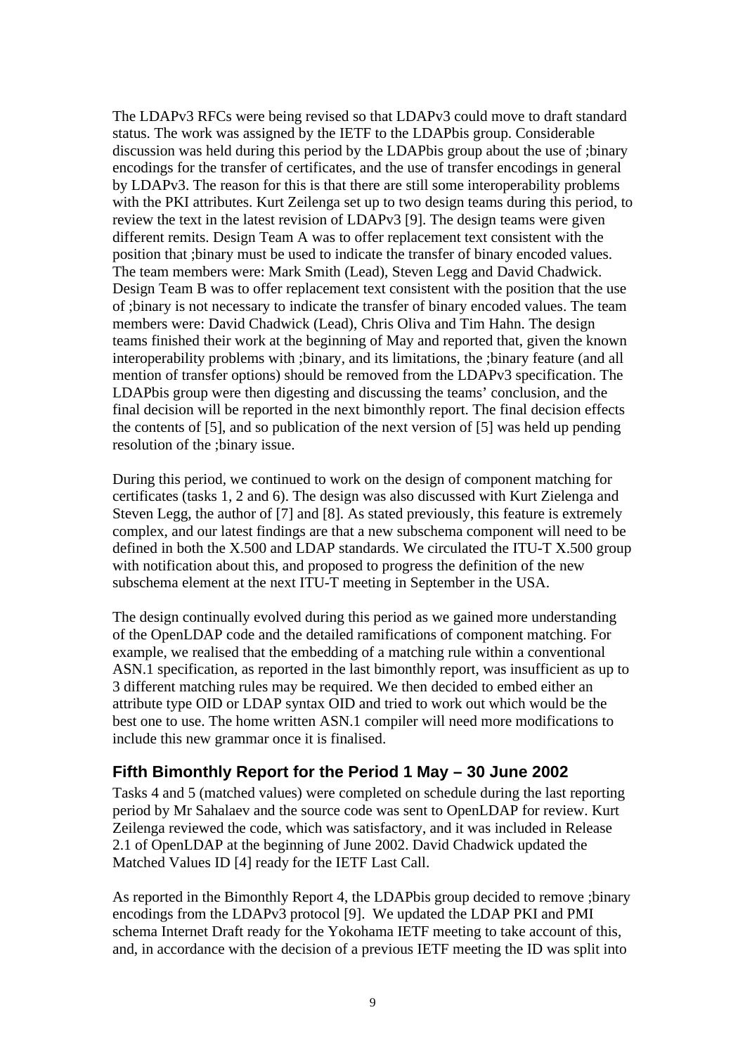The LDAPv3 RFCs were being revised so that LDAPv3 could move to draft standard status. The work was assigned by the IETF to the LDAPbis group. Considerable discussion was held during this period by the LDAPbis group about the use of ;binary encodings for the transfer of certificates, and the use of transfer encodings in general by LDAPv3. The reason for this is that there are still some interoperability problems with the PKI attributes. Kurt Zeilenga set up to two design teams during this period, to review the text in the latest revision of LDAPv3 [9]. The design teams were given different remits. Design Team A was to offer replacement text consistent with the position that ;binary must be used to indicate the transfer of binary encoded values. The team members were: Mark Smith (Lead), Steven Legg and David Chadwick. Design Team B was to offer replacement text consistent with the position that the use of ;binary is not necessary to indicate the transfer of binary encoded values. The team members were: David Chadwick (Lead), Chris Oliva and Tim Hahn. The design teams finished their work at the beginning of May and reported that, given the known interoperability problems with ;binary, and its limitations, the ;binary feature (and all mention of transfer options) should be removed from the LDAPv3 specification. The LDAPbis group were then digesting and discussing the teams' conclusion, and the final decision will be reported in the next bimonthly report. The final decision effects the contents of [5], and so publication of the next version of [5] was held up pending resolution of the ;binary issue.

During this period, we continued to work on the design of component matching for certificates (tasks 1, 2 and 6). The design was also discussed with Kurt Zielenga and Steven Legg, the author of [7] and [8]. As stated previously, this feature is extremely complex, and our latest findings are that a new subschema component will need to be defined in both the X.500 and LDAP standards. We circulated the ITU-T X.500 group with notification about this, and proposed to progress the definition of the new subschema element at the next ITU-T meeting in September in the USA.

The design continually evolved during this period as we gained more understanding of the OpenLDAP code and the detailed ramifications of component matching. For example, we realised that the embedding of a matching rule within a conventional ASN.1 specification, as reported in the last bimonthly report, was insufficient as up to 3 different matching rules may be required. We then decided to embed either an attribute type OID or LDAP syntax OID and tried to work out which would be the best one to use. The home written ASN.1 compiler will need more modifications to include this new grammar once it is finalised.

### Fifth Bimonthly Report for the Period 1 May – 30 June 2002

Tasks 4 and 5 (matched values) were completed on schedule during the last reporting period by Mr Sahalaev and the source code was sent to OpenLDAP for review. Kurt Zeilenga reviewed the code, which was satisfactory, and it was included in Release 2.1 of OpenLDAP at the beginning of June 2002. David Chadwick updated the Matched Values ID [4] ready for the IETF Last Call.

As reported in the Bimonthly Report 4, the LDAPbis group decided to remove ;binary encodings from the LDAPv3 protocol [9]. We updated the LDAP PKI and PMI schema Internet Draft ready for the Yokohama IETF meeting to take account of this, and, in accordance with the decision of a previous IETF meeting the ID was split into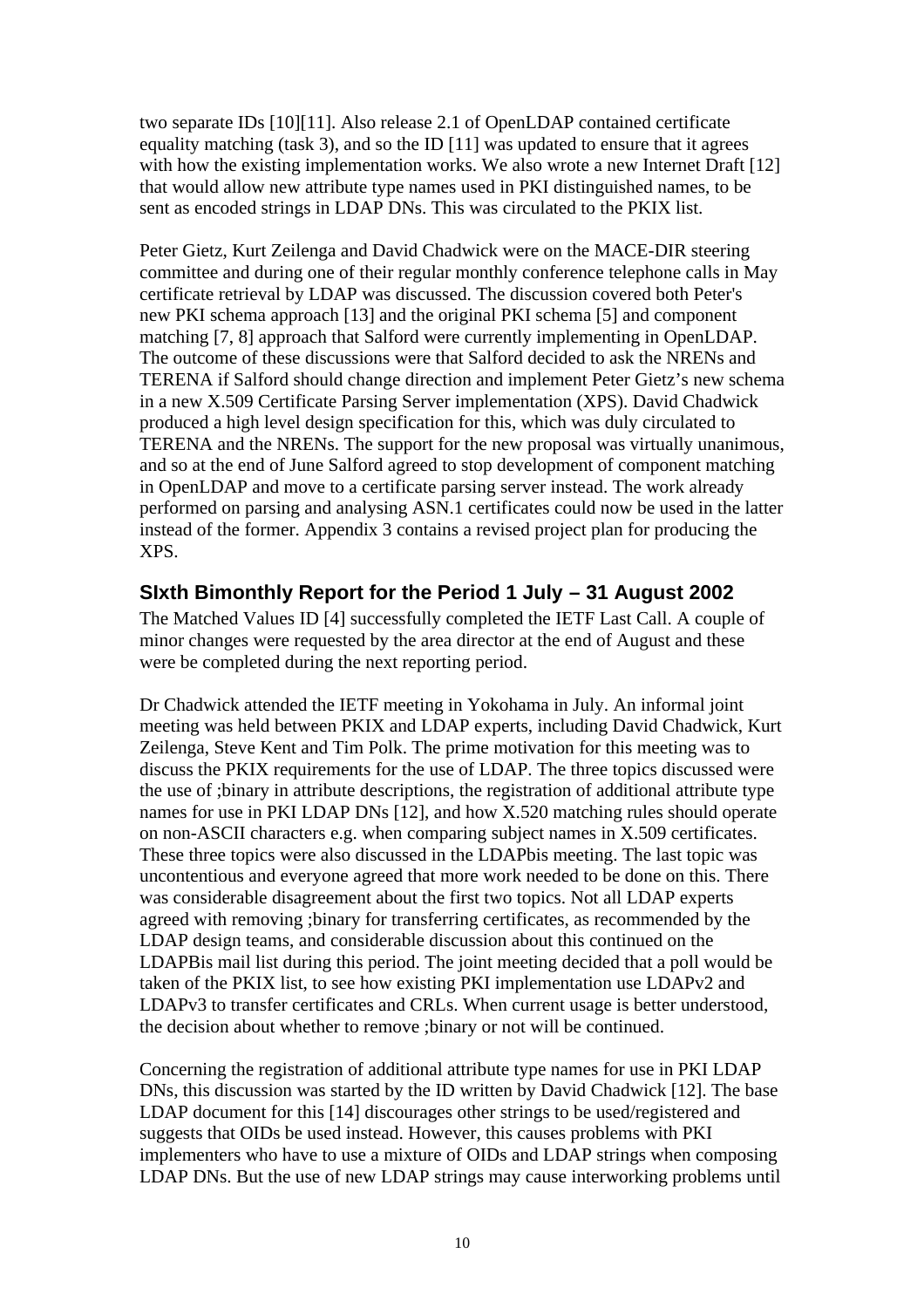two separate IDs [10][11]. Also release 2.1 of OpenLDAP contained certificate equality matching (task 3), and so the ID [11] was updated to ensure that it agrees with how the existing implementation works. We also wrote a new Internet Draft [12] that would allow new attribute type names used in PKI distinguished names, to be sent as encoded strings in LDAP DNs. This was circulated to the PKIX list.

Peter Gietz, Kurt Zeilenga and David Chadwick were on the MACE-DIR steering committee and during one of their regular monthly conference telephone calls in May certificate retrieval by LDAP was discussed. The discussion covered both Peter's new PKI schema approach [13] and the original PKI schema [5] and component matching [7, 8] approach that Salford were currently implementing in OpenLDAP. The outcome of these discussions were that Salford decided to ask the NRENs and TERENA if Salford should change direction and implement Peter Gietz's new schema in a new X.509 Certificate Parsing Server implementation (XPS). David Chadwick produced a high level design specification for this, which was duly circulated to TERENA and the NRENs. The support for the new proposal was virtually unanimous, and so at the end of June Salford agreed to stop development of component matching in OpenLDAP and move to a certificate parsing server instead. The work already performed on parsing and analysing ASN.1 certificates could now be used in the latter instead of the former. Appendix 3 contains a revised project plan for producing the XPS.

## SIxth Bimonthly Report for the Period 1 July – 31 August 2002

The Matched Values ID [4] successfully completed the IETF Last Call. A couple of minor changes were requested by the area director at the end of August and these were be completed during the next reporting period.

Dr Chadwick attended the IETF meeting in Yokohama in July. An informal joint meeting was held between PKIX and LDAP experts, including David Chadwick, Kurt Zeilenga, Steve Kent and Tim Polk. The prime motivation for this meeting was to discuss the PKIX requirements for the use of LDAP. The three topics discussed were the use of ;binary in attribute descriptions, the registration of additional attribute type names for use in PKI LDAP DNs [12], and how X.520 matching rules should operate on non-ASCII characters e.g. when comparing subject names in X.509 certificates. These three topics were also discussed in the LDAPbis meeting. The last topic was uncontentious and everyone agreed that more work needed to be done on this. There was considerable disagreement about the first two topics. Not all LDAP experts agreed with removing ;binary for transferring certificates, as recommended by the LDAP design teams, and considerable discussion about this continued on the LDAPBis mail list during this period. The joint meeting decided that a poll would be taken of the PKIX list, to see how existing PKI implementation use LDAPv2 and LDAPv3 to transfer certificates and CRLs. When current usage is better understood, the decision about whether to remove ;binary or not will be continued.

Concerning the registration of additional attribute type names for use in PKI LDAP DNs, this discussion was started by the ID written by David Chadwick [12]. The base LDAP document for this [14] discourages other strings to be used/registered and suggests that OIDs be used instead. However, this causes problems with PKI implementers who have to use a mixture of OIDs and LDAP strings when composing LDAP DNs. But the use of new LDAP strings may cause interworking problems until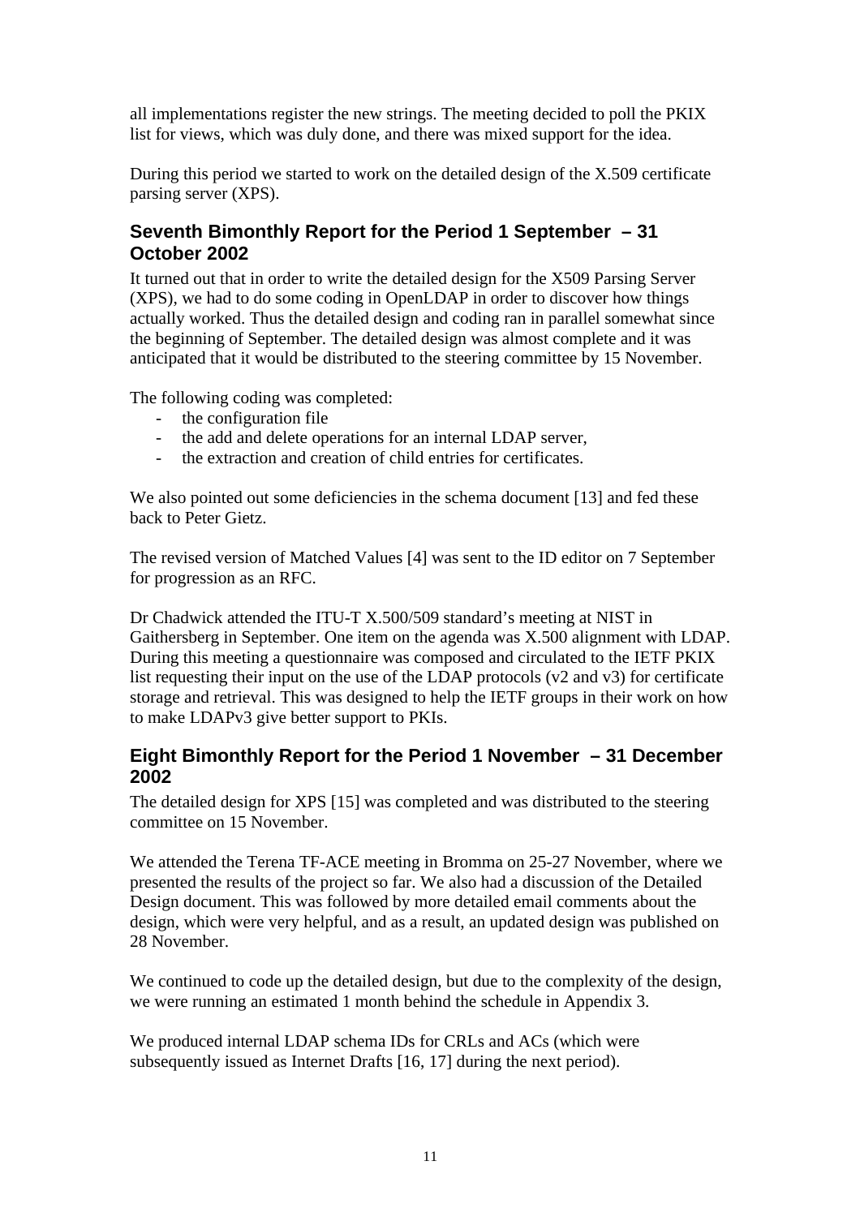all implementations register the new strings. The meeting decided to poll the PKIX list for views, which was duly done, and there was mixed support for the idea.

During this period we started to work on the detailed design of the X.509 certificate parsing server (XPS).

## Seventh Bimonthly Report for the Period 1 September – 31 October 2002

It turned out that in order to write the detailed design for the X509 Parsing Server (XPS), we had to do some coding in OpenLDAP in order to discover how things actually worked. Thus the detailed design and coding ran in parallel somewhat since the beginning of September. The detailed design was almost complete and it was anticipated that it would be distributed to the steering committee by 15 November.

The following coding was completed:

- the configuration file
- the add and delete operations for an internal LDAP server,
- the extraction and creation of child entries for certificates.

We also pointed out some deficiencies in the schema document [13] and fed these back to Peter Gietz.

The revised version of Matched Values [4] was sent to the ID editor on 7 September for progression as an RFC.

Dr Chadwick attended the ITU-T X.500/509 standard's meeting at NIST in Gaithersberg in September. One item on the agenda was X.500 alignment with LDAP. During this meeting a questionnaire was composed and circulated to the IETF PKIX list requesting their input on the use of the LDAP protocols (v2 and v3) for certificate storage and retrieval. This was designed to help the IETF groups in their work on how to make LDAPv3 give better support to PKIs.

## Eight Bimonthly Report for the Period 1 November – 31 December 2002

The detailed design for XPS [15] was completed and was distributed to the steering committee on 15 November.

We attended the Terena TF-ACE meeting in Bromma on 25-27 November, where we presented the results of the project so far. We also had a discussion of the Detailed Design document. This was followed by more detailed email comments about the design, which were very helpful, and as a result, an updated design was published on 28 November.

We continued to code up the detailed design, but due to the complexity of the design, we were running an estimated 1 month behind the schedule in Appendix 3.

We produced internal LDAP schema IDs for CRLs and ACs (which were subsequently issued as Internet Drafts [16, 17] during the next period).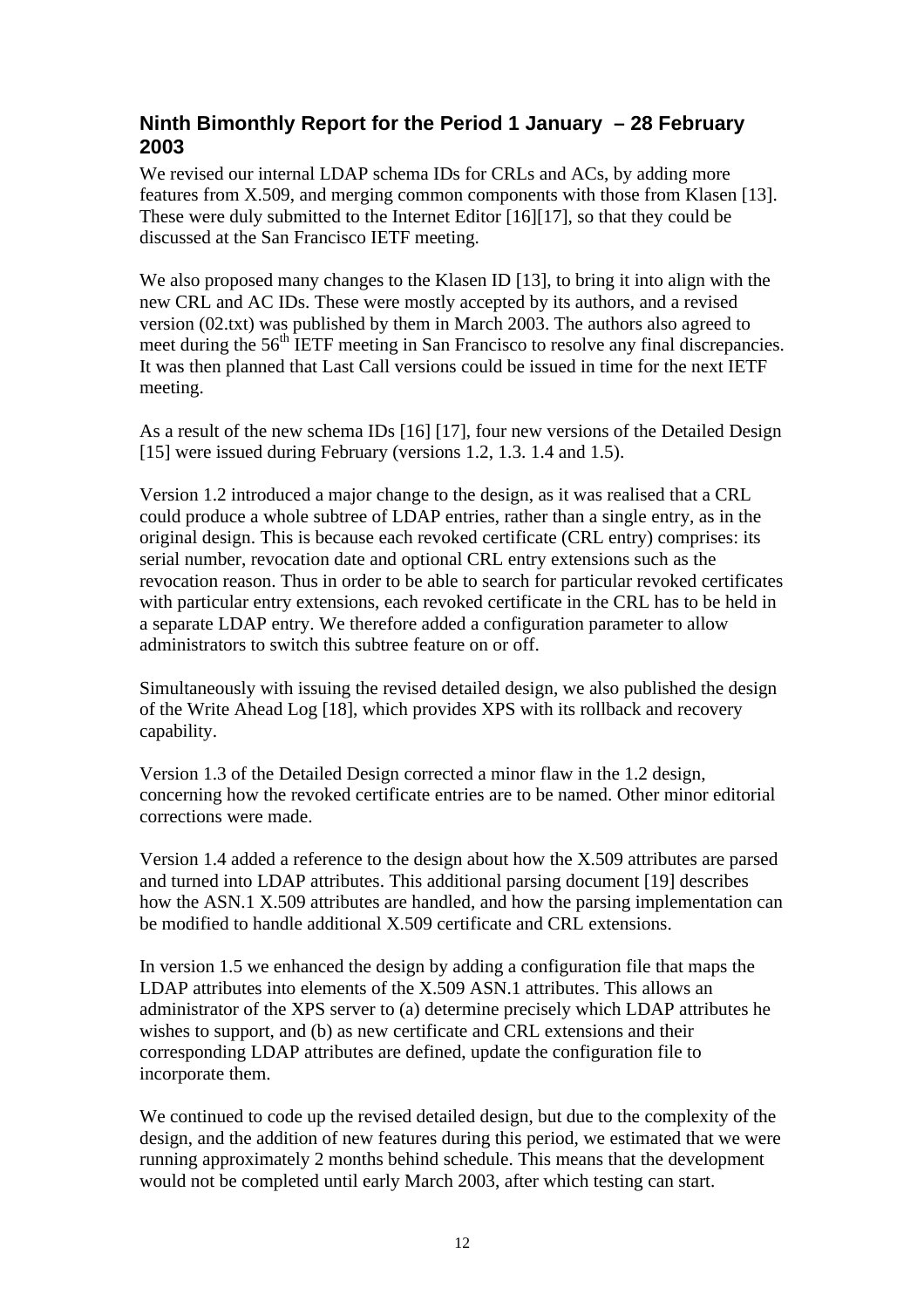## Ninth Bimonthly Report for the Period 1 January – 28 February 2003

We revised our internal LDAP schema IDs for CRLs and ACs, by adding more features from X.509, and merging common components with those from Klasen [13]. These were duly submitted to the Internet Editor [16][17], so that they could be discussed at the San Francisco IETF meeting.

We also proposed many changes to the Klasen ID [13], to bring it into align with the new CRL and AC IDs. These were mostly accepted by its authors, and a revised version (02.txt) was published by them in March 2003. The authors also agreed to meet during the 56th IETF meeting in San Francisco to resolve any final discrepancies. It was then planned that Last Call versions could be issued in time for the next IETF meeting.

As a result of the new schema IDs [16] [17], four new versions of the Detailed Design [15] were issued during February (versions 1.2, 1.3. 1.4 and 1.5).

Version 1.2 introduced a major change to the design, as it was realised that a CRL could produce a whole subtree of LDAP entries, rather than a single entry, as in the original design. This is because each revoked certificate (CRL entry) comprises: its serial number, revocation date and optional CRL entry extensions such as the revocation reason. Thus in order to be able to search for particular revoked certificates with particular entry extensions, each revoked certificate in the CRL has to be held in a separate LDAP entry. We therefore added a configuration parameter to allow administrators to switch this subtree feature on or off.

Simultaneously with issuing the revised detailed design, we also published the design of the Write Ahead Log [18], which provides XPS with its rollback and recovery capability.

Version 1.3 of the Detailed Design corrected a minor flaw in the 1.2 design, concerning how the revoked certificate entries are to be named. Other minor editorial corrections were made.

Version 1.4 added a reference to the design about how the X.509 attributes are parsed and turned into LDAP attributes. This additional parsing document [19] describes how the ASN.1 X.509 attributes are handled, and how the parsing implementation can be modified to handle additional X.509 certificate and CRL extensions.

In version 1.5 we enhanced the design by adding a configuration file that maps the LDAP attributes into elements of the X.509 ASN.1 attributes. This allows an administrator of the XPS server to (a) determine precisely which LDAP attributes he wishes to support, and (b) as new certificate and CRL extensions and their corresponding LDAP attributes are defined, update the configuration file to incorporate them.

We continued to code up the revised detailed design, but due to the complexity of the design, and the addition of new features during this period, we estimated that we were running approximately 2 months behind schedule. This means that the development would not be completed until early March 2003, after which testing can start.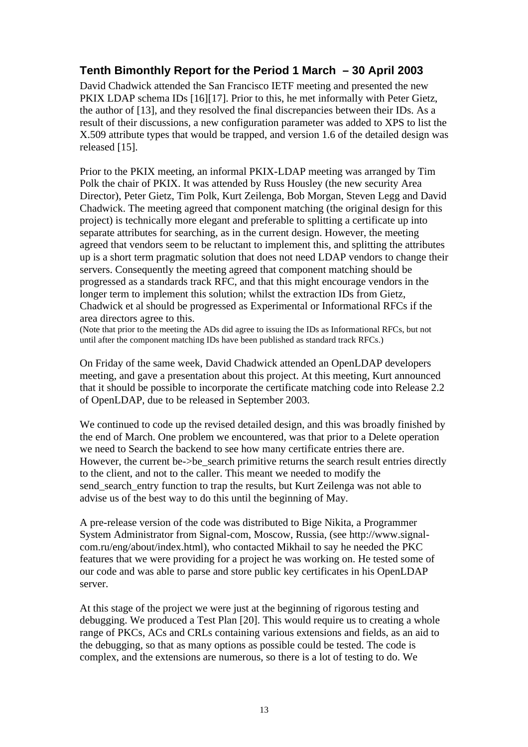## Tenth Bimonthly Report for the Period 1 March – 30 April 2003

David Chadwick attended the San Francisco IETF meeting and presented the new PKIX LDAP schema IDs [16][17]. Prior to this, he met informally with Peter Gietz, the author of [13], and they resolved the final discrepancies between their IDs. As a result of their discussions, a new configuration parameter was added to XPS to list the X.509 attribute types that would be trapped, and version 1.6 of the detailed design was released [15].

Prior to the PKIX meeting, an informal PKIX-LDAP meeting was arranged by Tim Polk the chair of PKIX. It was attended by Russ Housley (the new security Area Director), Peter Gietz, Tim Polk, Kurt Zeilenga, Bob Morgan, Steven Legg and David Chadwick. The meeting agreed that component matching (the original design for this project) is technically more elegant and preferable to splitting a certificate up into separate attributes for searching, as in the current design. However, the meeting agreed that vendors seem to be reluctant to implement this, and splitting the attributes up is a short term pragmatic solution that does not need LDAP vendors to change their servers. Consequently the meeting agreed that component matching should be progressed as a standards track RFC, and that this might encourage vendors in the longer term to implement this solution; whilst the extraction IDs from Gietz, Chadwick et al should be progressed as Experimental or Informational RFCs if the area directors agree to this.
(Note that prior to the meeting the ADs did agree to issuing the IDs as Informational RFCs, but not until after the component matching IDs have been published as standard track RFCs.)

On Friday of the same week, David Chadwick attended an OpenLDAP developers meeting, and gave a presentation about this project. At this meeting, Kurt announced that it should be possible to incorporate the certificate matching code into Release 2.2 of OpenLDAP, due to be released in September 2003.

We continued to code up the revised detailed design, and this was broadly finished by the end of March. One problem we encountered, was that prior to a Delete operation we need to Search the backend to see how many certificate entries there are. However, the current be->be_search primitive returns the search result entries directly to the client, and not to the caller. This meant we needed to modify the send_search_entry function to trap the results, but Kurt Zeilenga was not able to advise us of the best way to do this until the beginning of May.

A pre-release version of the code was distributed to Bige Nikita, a Programmer System Administrator from Signal-com, Moscow, Russia, (see http://www.signal-com.ru/eng/about/index.html), who contacted Mikhail to say he needed the PKC features that we were providing for a project he was working on. He tested some of our code and was able to parse and store public key certificates in his OpenLDAP server.

At this stage of the project we were just at the beginning of rigorous testing and debugging. We produced a Test Plan [20]. This would require us to creating a whole range of PKCs, ACs and CRLs containing various extensions and fields, as an aid to the debugging, so that as many options as possible could be tested. The code is complex, and the extensions are numerous, so there is a lot of testing to do. We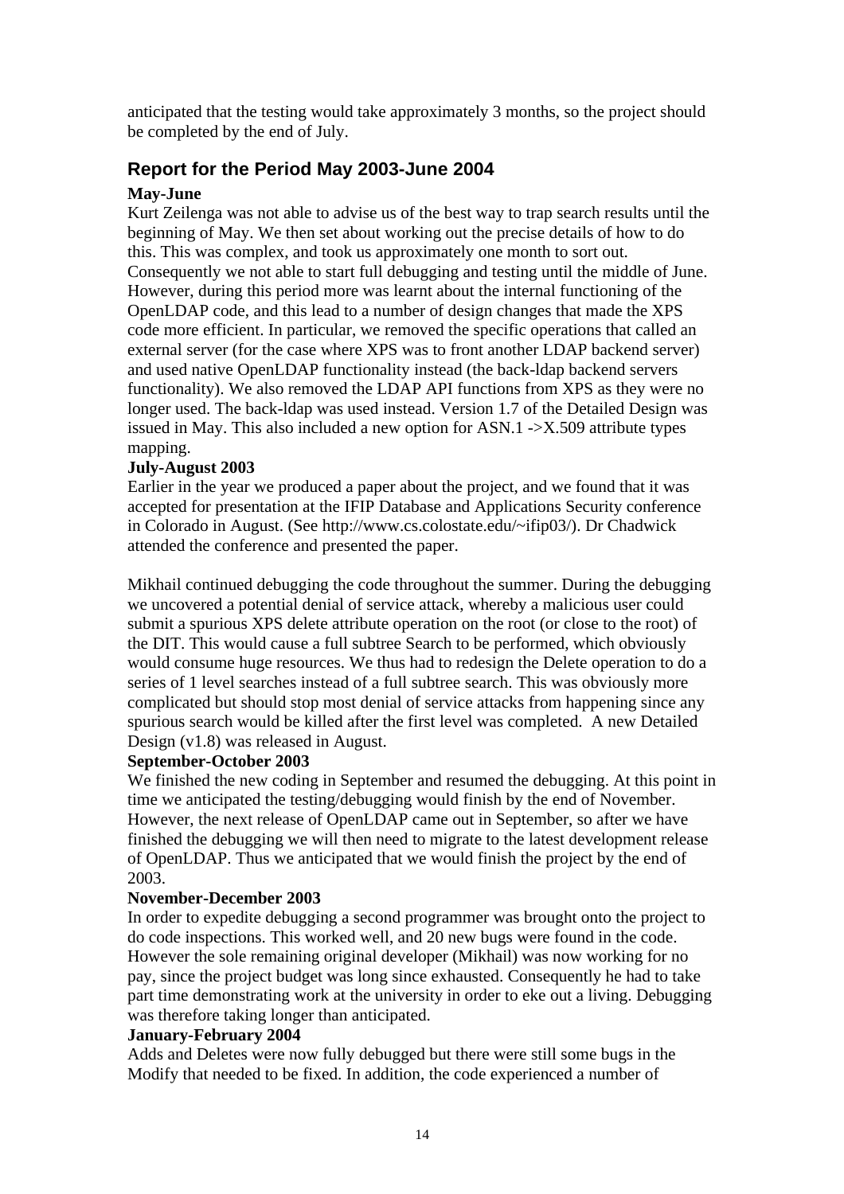anticipated that the testing would take approximately 3 months, so the project should be completed by the end of July.

## Report for the Period May 2003-June 2004

**May-June**

Kurt Zeilenga was not able to advise us of the best way to trap search results until the beginning of May. We then set about working out the precise details of how to do this. This was complex, and took us approximately one month to sort out. Consequently we not able to start full debugging and testing until the middle of June. However, during this period more was learnt about the internal functioning of the OpenLDAP code, and this lead to a number of design changes that made the XPS code more efficient. In particular, we removed the specific operations that called an external server (for the case where XPS was to front another LDAP backend server) and used native OpenLDAP functionality instead (the back-ldap backend servers functionality). We also removed the LDAP API functions from XPS as they were no longer used. The back-ldap was used instead. Version 1.7 of the Detailed Design was issued in May. This also included a new option for ASN.1 ->X.509 attribute types mapping.

**July-August 2003**

Earlier in the year we produced a paper about the project, and we found that it was accepted for presentation at the IFIP Database and Applications Security conference in Colorado in August. (See http://www.cs.colostate.edu/~ifip03/). Dr Chadwick attended the conference and presented the paper.

Mikhail continued debugging the code throughout the summer. During the debugging we uncovered a potential denial of service attack, whereby a malicious user could submit a spurious XPS delete attribute operation on the root (or close to the root) of the DIT. This would cause a full subtree Search to be performed, which obviously would consume huge resources. We thus had to redesign the Delete operation to do a series of 1 level searches instead of a full subtree search. This was obviously more complicated but should stop most denial of service attacks from happening since any spurious search would be killed after the first level was completed. A new Detailed Design (v1.8) was released in August.

**September-October 2003**

We finished the new coding in September and resumed the debugging. At this point in time we anticipated the testing/debugging would finish by the end of November. However, the next release of OpenLDAP came out in September, so after we have finished the debugging we will then need to migrate to the latest development release of OpenLDAP. Thus we anticipated that we would finish the project by the end of 2003.

**November-December 2003**

In order to expedite debugging a second programmer was brought onto the project to do code inspections. This worked well, and 20 new bugs were found in the code. However the sole remaining original developer (Mikhail) was now working for no pay, since the project budget was long since exhausted. Consequently he had to take part time demonstrating work at the university in order to eke out a living. Debugging was therefore taking longer than anticipated.

**January-February 2004**

Adds and Deletes were now fully debugged but there were still some bugs in the Modify that needed to be fixed. In addition, the code experienced a number of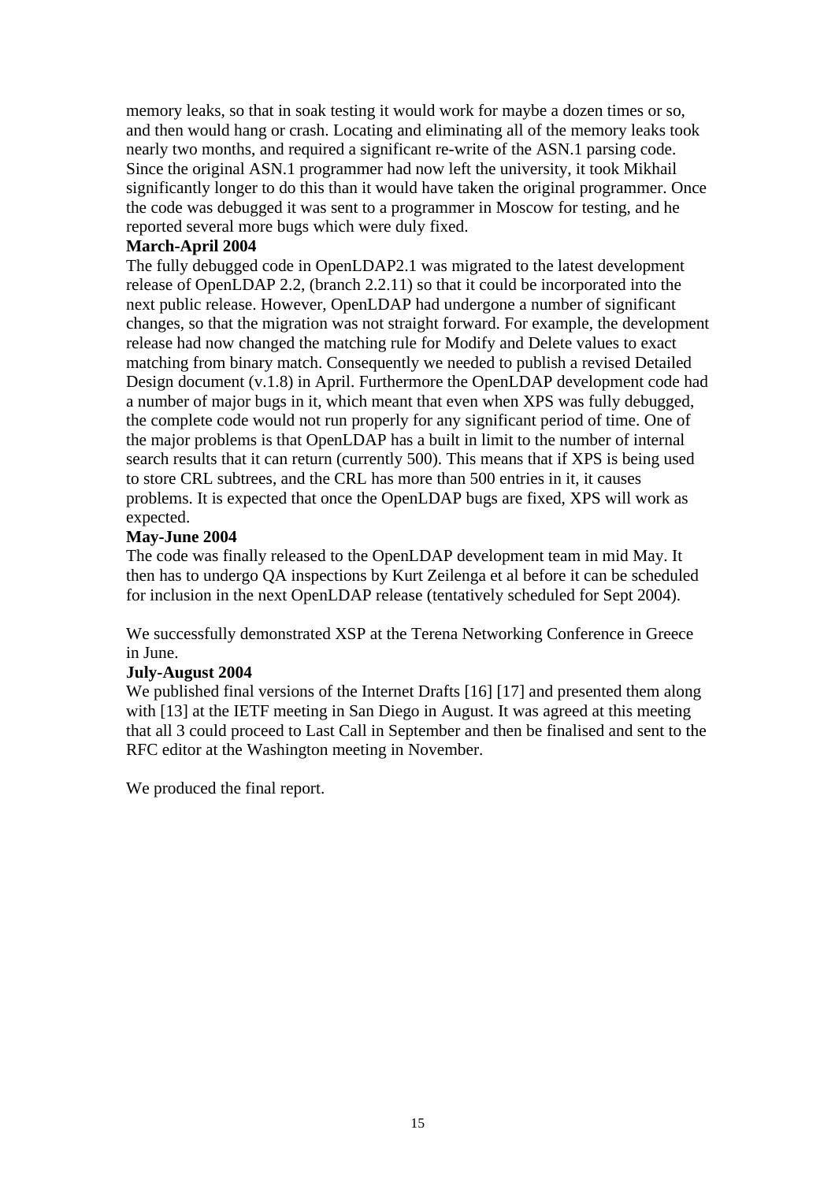memory leaks, so that in soak testing it would work for maybe a dozen times or so, and then would hang or crash. Locating and eliminating all of the memory leaks took nearly two months, and required a significant re-write of the ASN.1 parsing code. Since the original ASN.1 programmer had now left the university, it took Mikhail significantly longer to do this than it would have taken the original programmer. Once the code was debugged it was sent to a programmer in Moscow for testing, and he reported several more bugs which were duly fixed.

**March-April 2004**

The fully debugged code in OpenLDAP2.1 was migrated to the latest development release of OpenLDAP 2.2, (branch 2.2.11) so that it could be incorporated into the next public release. However, OpenLDAP had undergone a number of significant changes, so that the migration was not straight forward. For example, the development release had now changed the matching rule for Modify and Delete values to exact matching from binary match. Consequently we needed to publish a revised Detailed Design document (v.1.8) in April. Furthermore the OpenLDAP development code had a number of major bugs in it, which meant that even when XPS was fully debugged, the complete code would not run properly for any significant period of time. One of the major problems is that OpenLDAP has a built in limit to the number of internal search results that it can return (currently 500). This means that if XPS is being used to store CRL subtrees, and the CRL has more than 500 entries in it, it causes problems. It is expected that once the OpenLDAP bugs are fixed, XPS will work as expected.

**May-June 2004**

The code was finally released to the OpenLDAP development team in mid May. It then has to undergo QA inspections by Kurt Zeilenga et al before it can be scheduled for inclusion in the next OpenLDAP release (tentatively scheduled for Sept 2004).

We successfully demonstrated XSP at the Terena Networking Conference in Greece in June.

**July-August 2004**

We published final versions of the Internet Drafts [16] [17] and presented them along with [13] at the IETF meeting in San Diego in August. It was agreed at this meeting that all 3 could proceed to Last Call in September and then be finalised and sent to the RFC editor at the Washington meeting in November.

We produced the final report.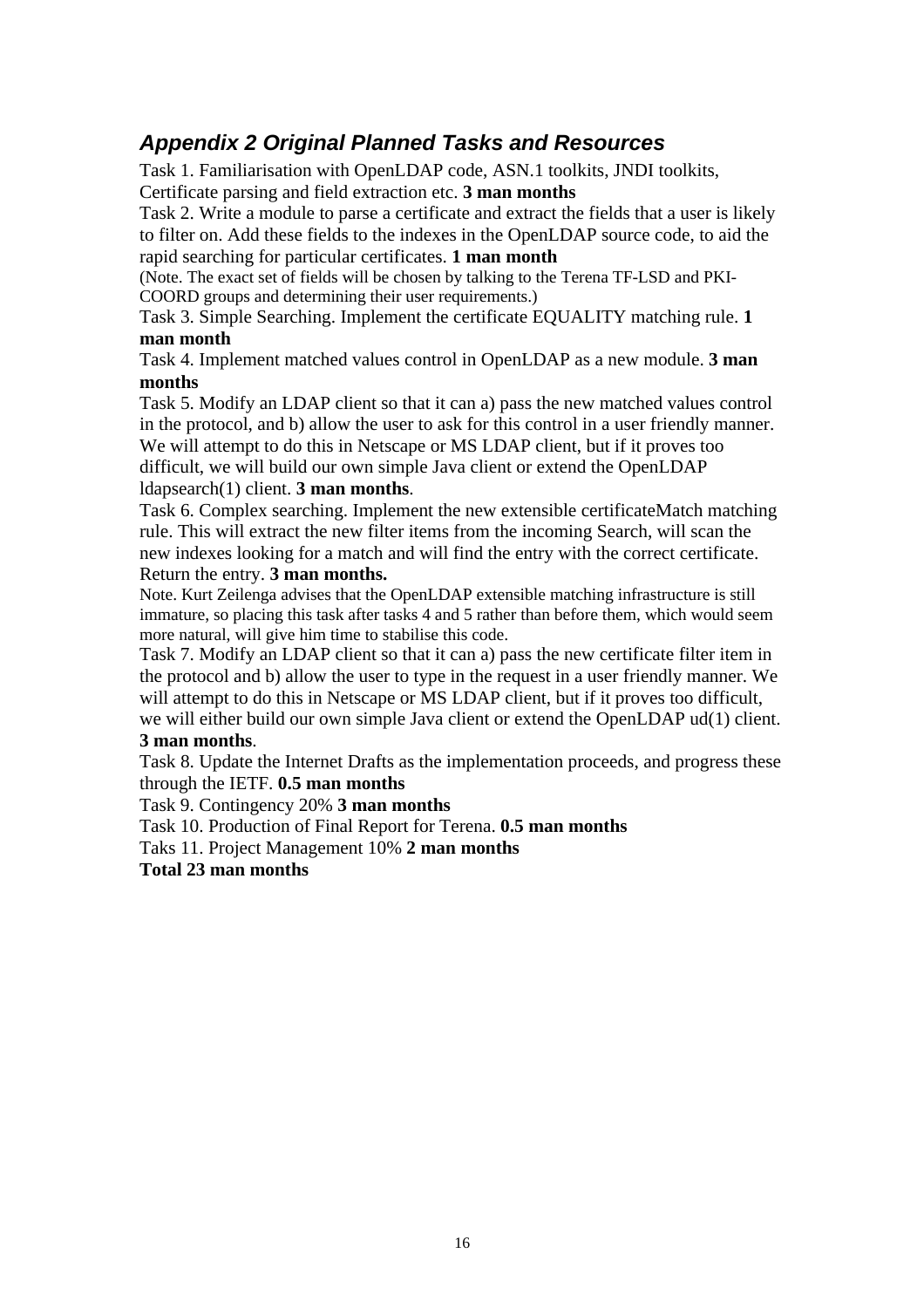## *Appendix 2 Original Planned Tasks and Resources*

Task 1. Familiarisation with OpenLDAP code, ASN.1 toolkits, JNDI toolkits, Certificate parsing and field extraction etc. **3 man months**

Task 2. Write a module to parse a certificate and extract the fields that a user is likely to filter on. Add these fields to the indexes in the OpenLDAP source code, to aid the rapid searching for particular certificates. **1 man month**

(Note. The exact set of fields will be chosen by talking to the Terena TF-LSD and PKI-COORD groups and determining their user requirements.)

Task 3. Simple Searching. Implement the certificate EQUALITY matching rule. **1 man month**

Task 4. Implement matched values control in OpenLDAP as a new module. **3 man months**

Task 5. Modify an LDAP client so that it can a) pass the new matched values control in the protocol, and b) allow the user to ask for this control in a user friendly manner. We will attempt to do this in Netscape or MS LDAP client, but if it proves too difficult, we will build our own simple Java client or extend the OpenLDAP ldapsearch(1) client. **3 man months**.

Task 6. Complex searching. Implement the new extensible certificateMatch matching rule. This will extract the new filter items from the incoming Search, will scan the new indexes looking for a match and will find the entry with the correct certificate. Return the entry. **3 man months.**

Note. Kurt Zeilenga advises that the OpenLDAP extensible matching infrastructure is still immature, so placing this task after tasks 4 and 5 rather than before them, which would seem more natural, will give him time to stabilise this code.

Task 7. Modify an LDAP client so that it can a) pass the new certificate filter item in the protocol and b) allow the user to type in the request in a user friendly manner. We will attempt to do this in Netscape or MS LDAP client, but if it proves too difficult, we will either build our own simple Java client or extend the OpenLDAP ud(1) client. **3 man months**.

Task 8. Update the Internet Drafts as the implementation proceeds, and progress these through the IETF. **0.5 man months**

Task 9. Contingency 20% **3 man months**

Task 10. Production of Final Report for Terena. **0.5 man months**

Taks 11. Project Management 10% **2 man months**

**Total 23 man months**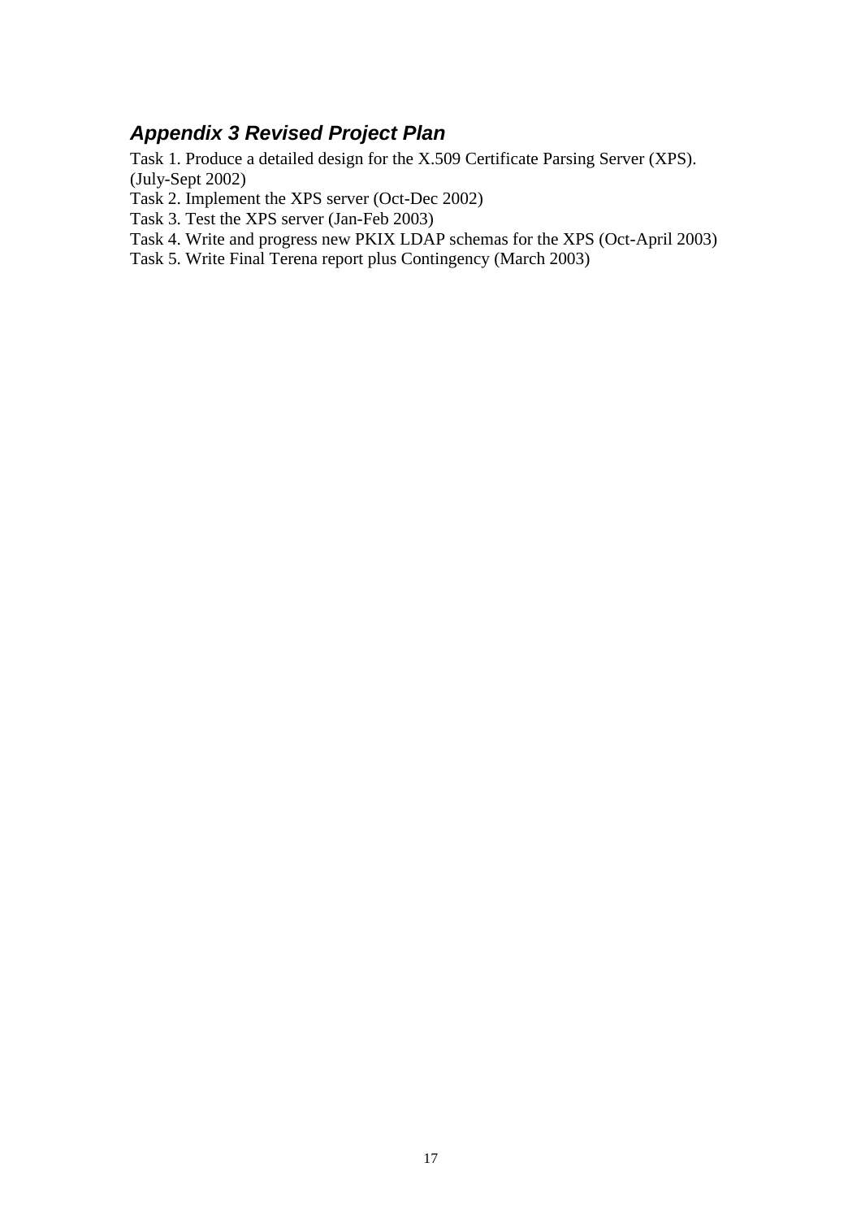## *Appendix 3 Revised Project Plan*

Task 1. Produce a detailed design for the X.509 Certificate Parsing Server (XPS). (July-Sept 2002)

Task 2. Implement the XPS server (Oct-Dec 2002)

Task 3. Test the XPS server (Jan-Feb 2003)

Task 4. Write and progress new PKIX LDAP schemas for the XPS (Oct-April 2003)

Task 5. Write Final Terena report plus Contingency (March 2003)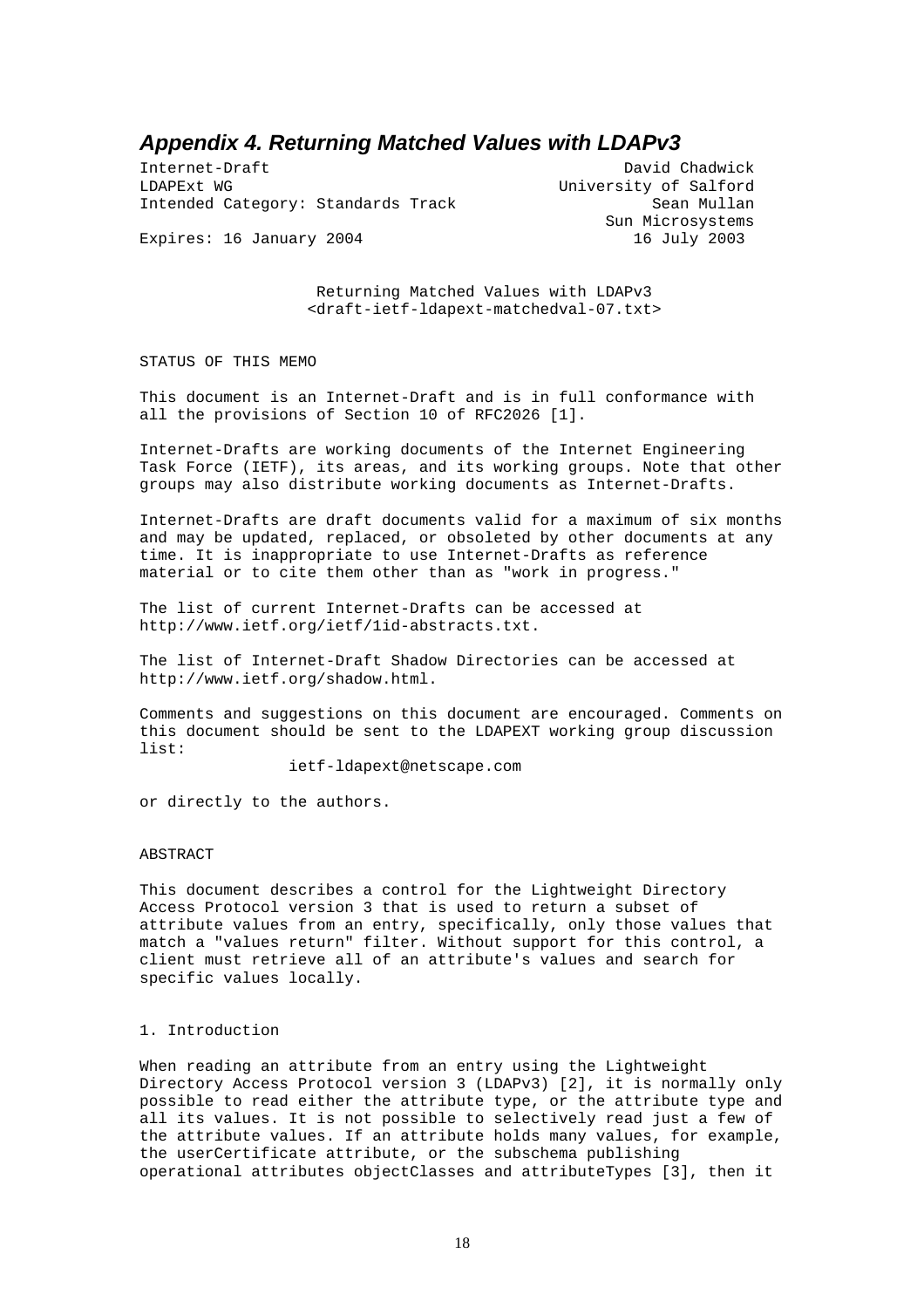## *Appendix 4. Returning Matched Values with LDAPv3*

```
Internet-Draft                                         David Chadwick
LDAPExt WG                                     University of Salford
Intended Category: Standards Track                       Sean Mullan
                                                    Sun Microsystems
Expires: 16 January 2004                                16 July 2003
```

Returning Matched Values with LDAPv3
<draft-ietf-ldapext-matchedval-07.txt>

STATUS OF THIS MEMO

This document is an Internet-Draft and is in full conformance with all the provisions of Section 10 of RFC2026 [1].

Internet-Drafts are working documents of the Internet Engineering Task Force (IETF), its areas, and its working groups. Note that other groups may also distribute working documents as Internet-Drafts.

Internet-Drafts are draft documents valid for a maximum of six months and may be updated, replaced, or obsoleted by other documents at any time. It is inappropriate to use Internet-Drafts as reference material or to cite them other than as "work in progress."

The list of current Internet-Drafts can be accessed at http://www.ietf.org/ietf/1id-abstracts.txt.

The list of Internet-Draft Shadow Directories can be accessed at http://www.ietf.org/shadow.html.

Comments and suggestions on this document are encouraged. Comments on this document should be sent to the LDAPEXT working group discussion list:

ietf-ldapext@netscape.com

or directly to the authors.

ABSTRACT

This document describes a control for the Lightweight Directory Access Protocol version 3 that is used to return a subset of attribute values from an entry, specifically, only those values that match a "values return" filter. Without support for this control, a client must retrieve all of an attribute's values and search for specific values locally.

1. Introduction

When reading an attribute from an entry using the Lightweight Directory Access Protocol version 3 (LDAPv3) [2], it is normally only possible to read either the attribute type, or the attribute type and all its values. It is not possible to selectively read just a few of the attribute values. If an attribute holds many values, for example, the userCertificate attribute, or the subschema publishing operational attributes objectClasses and attributeTypes [3], then it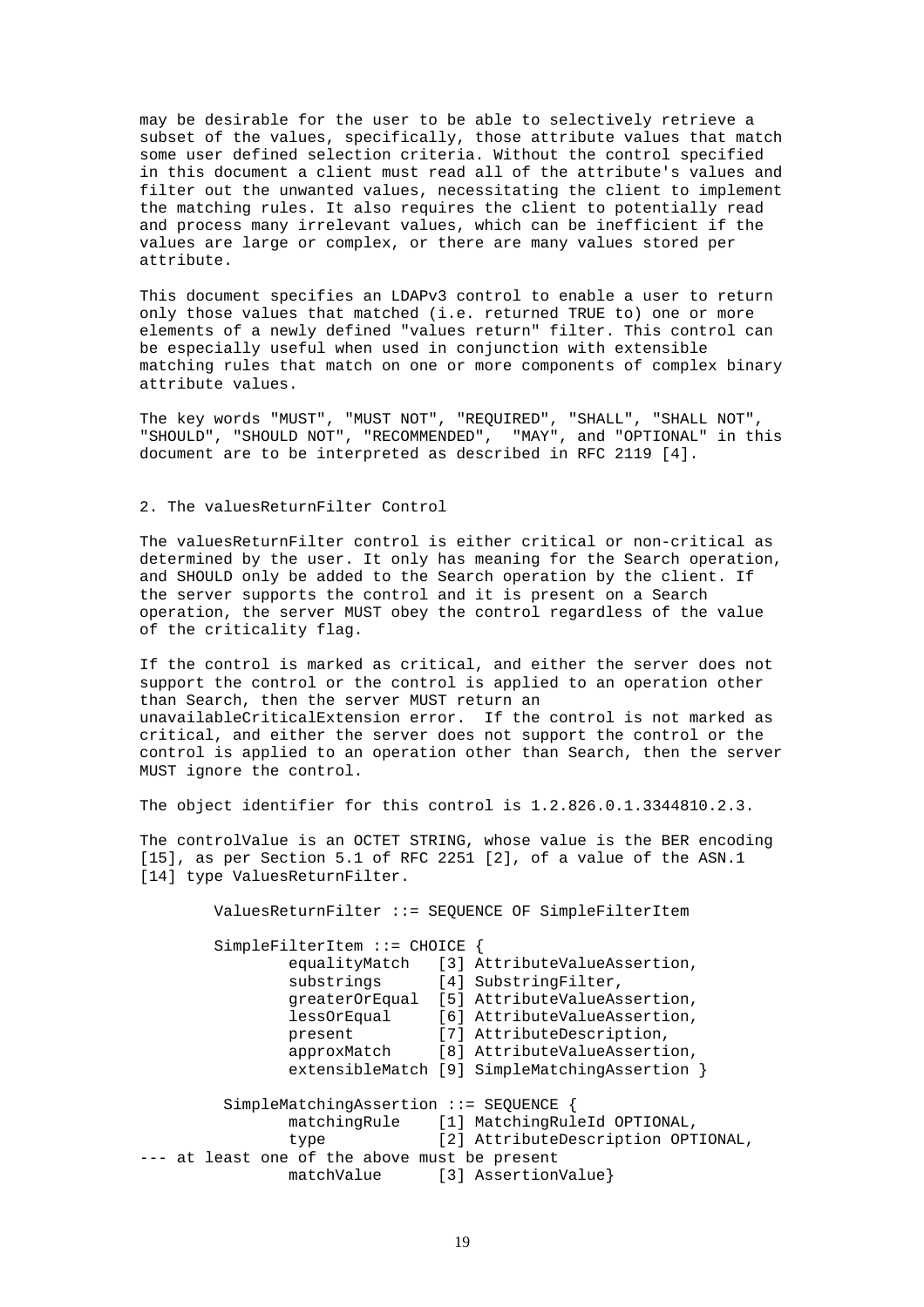may be desirable for the user to be able to selectively retrieve a subset of the values, specifically, those attribute values that match some user defined selection criteria. Without the control specified in this document a client must read all of the attribute's values and filter out the unwanted values, necessitating the client to implement the matching rules. It also requires the client to potentially read and process many irrelevant values, which can be inefficient if the values are large or complex, or there are many values stored per attribute.

This document specifies an LDAPv3 control to enable a user to return only those values that matched (i.e. returned TRUE to) one or more elements of a newly defined "values return" filter. This control can be especially useful when used in conjunction with extensible matching rules that match on one or more components of complex binary attribute values.

The key words "MUST", "MUST NOT", "REQUIRED", "SHALL", "SHALL NOT", "SHOULD", "SHOULD NOT", "RECOMMENDED", "MAY", and "OPTIONAL" in this document are to be interpreted as described in RFC 2119 [4].

## 2. The valuesReturnFilter Control

The valuesReturnFilter control is either critical or non-critical as determined by the user. It only has meaning for the Search operation, and SHOULD only be added to the Search operation by the client. If the server supports the control and it is present on a Search operation, the server MUST obey the control regardless of the value of the criticality flag.

If the control is marked as critical, and either the server does not support the control or the control is applied to an operation other than Search, then the server MUST return an unavailableCriticalExtension error. If the control is not marked as critical, and either the server does not support the control or the control is applied to an operation other than Search, then the server MUST ignore the control.

The object identifier for this control is 1.2.826.0.1.3344810.2.3.

The controlValue is an OCTET STRING, whose value is the BER encoding [15], as per Section 5.1 of RFC 2251 [2], of a value of the ASN.1 [14] type ValuesReturnFilter.

```
        ValuesReturnFilter ::= SEQUENCE OF SimpleFilterItem

        SimpleFilterItem ::= CHOICE {
                equalityMatch   [3] AttributeValueAssertion,
                substrings      [4] SubstringFilter,
                greaterOrEqual  [5] AttributeValueAssertion,
                lessOrEqual     [6] AttributeValueAssertion,
                present         [7] AttributeDescription,
                approxMatch     [8] AttributeValueAssertion,
                extensibleMatch [9] SimpleMatchingAssertion }

         SimpleMatchingAssertion ::= SEQUENCE {
                matchingRule    [1] MatchingRuleId OPTIONAL,
                type            [2] AttributeDescription OPTIONAL,
--- at least one of the above must be present
                matchValue      [3] AssertionValue}
```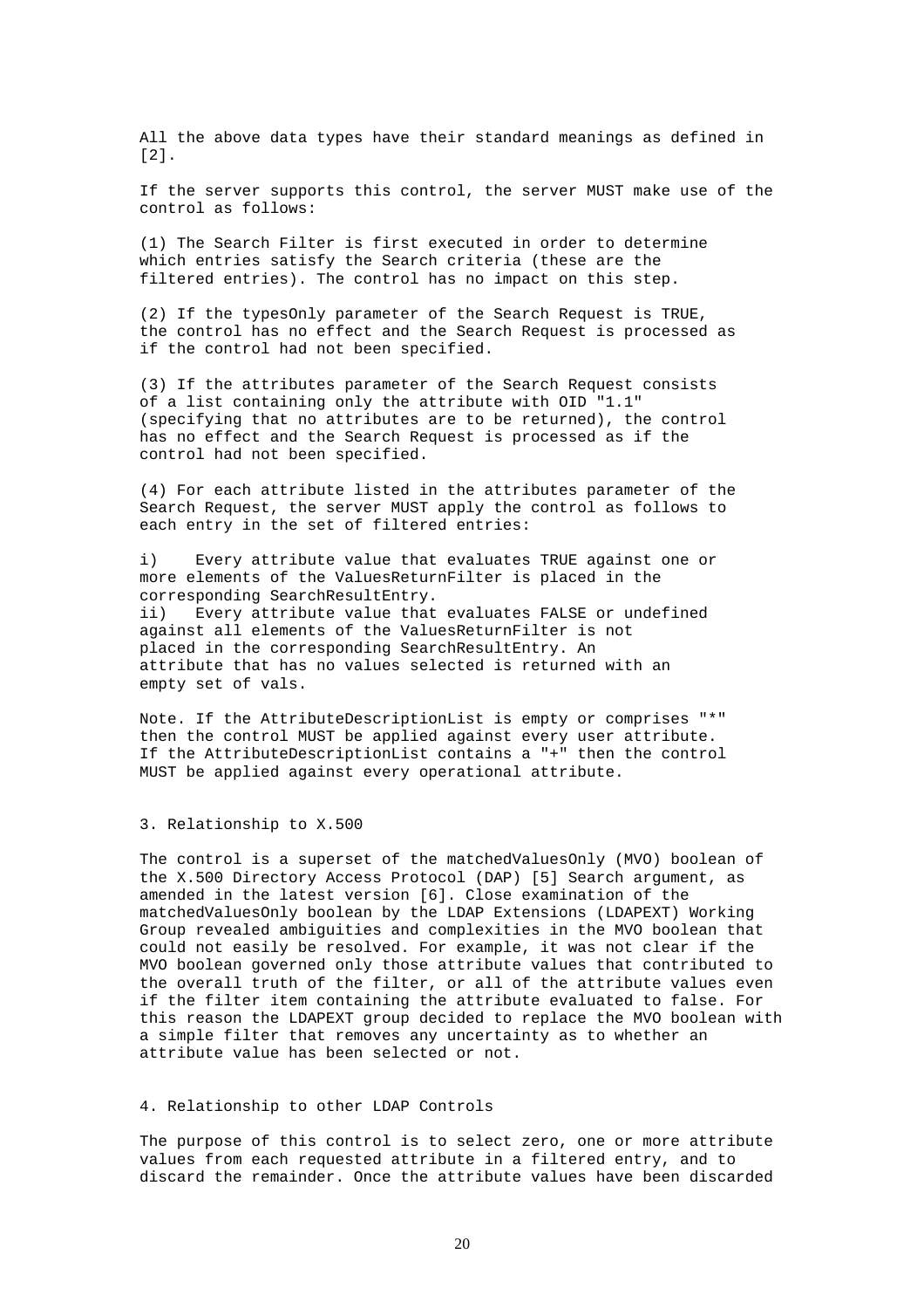All the above data types have their standard meanings as defined in [2].

If the server supports this control, the server MUST make use of the control as follows:

(1) The Search Filter is first executed in order to determine which entries satisfy the Search criteria (these are the filtered entries). The control has no impact on this step.

(2) If the typesOnly parameter of the Search Request is TRUE, the control has no effect and the Search Request is processed as if the control had not been specified.

(3) If the attributes parameter of the Search Request consists of a list containing only the attribute with OID "1.1" (specifying that no attributes are to be returned), the control has no effect and the Search Request is processed as if the control had not been specified.

(4) For each attribute listed in the attributes parameter of the Search Request, the server MUST apply the control as follows to each entry in the set of filtered entries:

i) Every attribute value that evaluates TRUE against one or more elements of the ValuesReturnFilter is placed in the corresponding SearchResultEntry.
ii) Every attribute value that evaluates FALSE or undefined against all elements of the ValuesReturnFilter is not placed in the corresponding SearchResultEntry. An attribute that has no values selected is returned with an empty set of vals.

Note. If the AttributeDescriptionList is empty or comprises "*" then the control MUST be applied against every user attribute. If the AttributeDescriptionList contains a "+" then the control MUST be applied against every operational attribute.

## 3. Relationship to X.500

The control is a superset of the matchedValuesOnly (MVO) boolean of the X.500 Directory Access Protocol (DAP) [5] Search argument, as amended in the latest version [6]. Close examination of the matchedValuesOnly boolean by the LDAP Extensions (LDAPEXT) Working Group revealed ambiguities and complexities in the MVO boolean that could not easily be resolved. For example, it was not clear if the MVO boolean governed only those attribute values that contributed to the overall truth of the filter, or all of the attribute values even if the filter item containing the attribute evaluated to false. For this reason the LDAPEXT group decided to replace the MVO boolean with a simple filter that removes any uncertainty as to whether an attribute value has been selected or not.

## 4. Relationship to other LDAP Controls

The purpose of this control is to select zero, one or more attribute values from each requested attribute in a filtered entry, and to discard the remainder. Once the attribute values have been discarded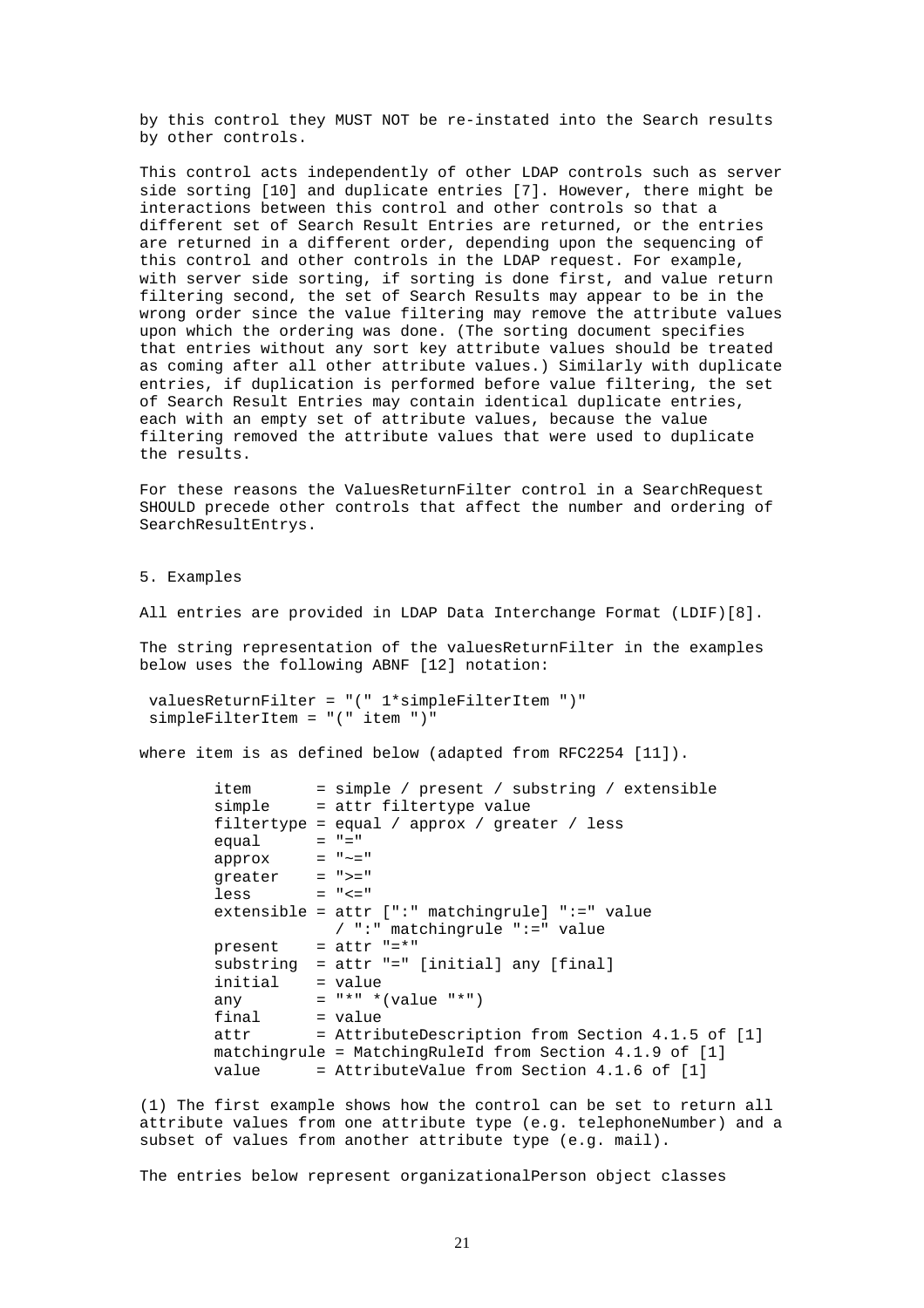by this control they MUST NOT be re-instated into the Search results by other controls.

This control acts independently of other LDAP controls such as server side sorting [10] and duplicate entries [7]. However, there might be interactions between this control and other controls so that a different set of Search Result Entries are returned, or the entries are returned in a different order, depending upon the sequencing of this control and other controls in the LDAP request. For example, with server side sorting, if sorting is done first, and value return filtering second, the set of Search Results may appear to be in the wrong order since the value filtering may remove the attribute values upon which the ordering was done. (The sorting document specifies that entries without any sort key attribute values should be treated as coming after all other attribute values.) Similarly with duplicate entries, if duplication is performed before value filtering, the set of Search Result Entries may contain identical duplicate entries, each with an empty set of attribute values, because the value filtering removed the attribute values that were used to duplicate the results.

For these reasons the ValuesReturnFilter control in a SearchRequest SHOULD precede other controls that affect the number and ordering of SearchResultEntrys.

## 5. Examples

All entries are provided in LDAP Data Interchange Format (LDIF)[8].

The string representation of the valuesReturnFilter in the examples below uses the following ABNF [12] notation:

```
 valuesReturnFilter = "(" 1*simpleFilterItem ")"
 simpleFilterItem = "(" item ")"
```

where item is as defined below (adapted from RFC2254 [11]).

```
        item       = simple / present / substring / extensible
        simple     = attr filtertype value
        filtertype = equal / approx / greater / less
        equal      = "="
        approx     = "~="
        greater    = ">="
        less       = "<="
        extensible = attr [":" matchingrule] ":=" value
                     / ":" matchingrule ":=" value
        present    = attr "=*"
        substring  = attr "=" [initial] any [final]
        initial    = value
        any        = "*" *(value "*")
        final      = value
        attr       = AttributeDescription from Section 4.1.5 of [1]
        matchingrule = MatchingRuleId from Section 4.1.9 of [1]
        value      = AttributeValue from Section 4.1.6 of [1]
```

(1) The first example shows how the control can be set to return all attribute values from one attribute type (e.g. telephoneNumber) and a subset of values from another attribute type (e.g. mail).

The entries below represent organizationalPerson object classes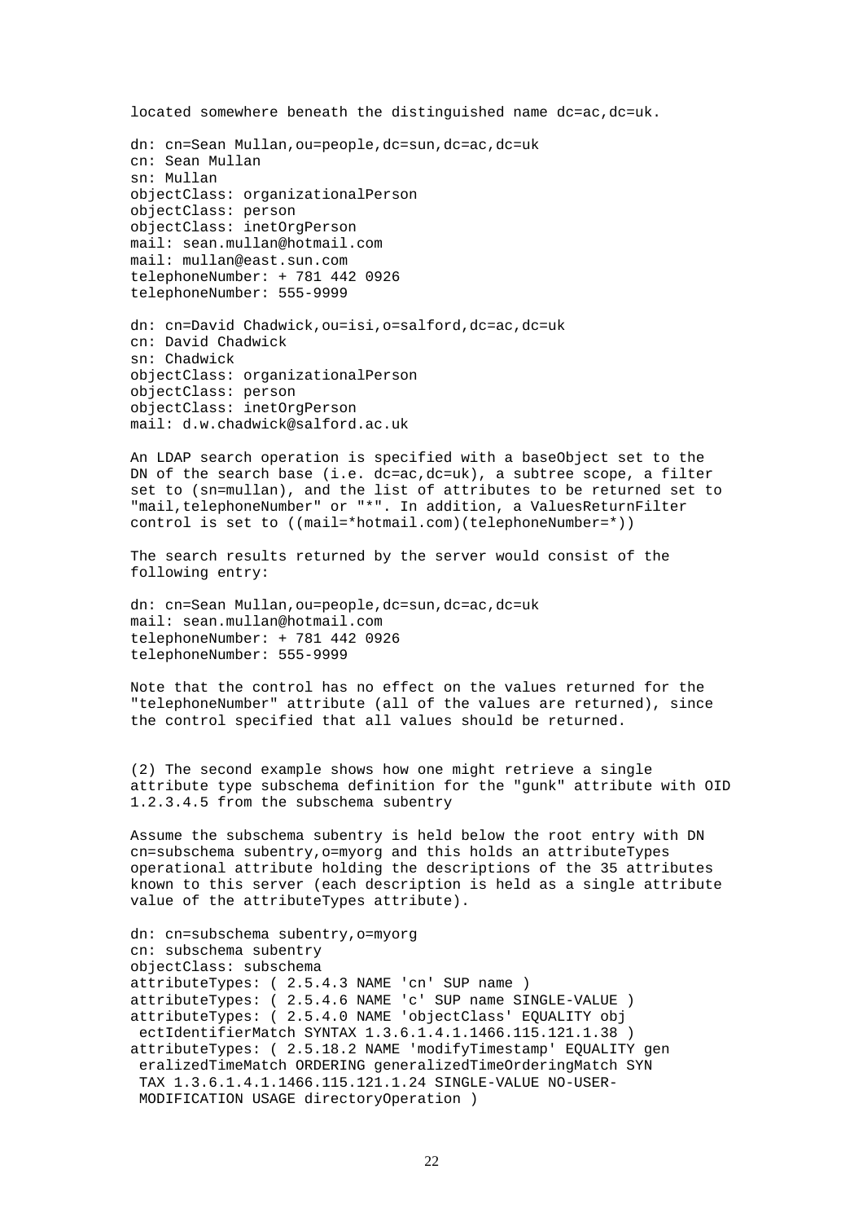located somewhere beneath the distinguished name dc=ac,dc=uk.

```
dn: cn=Sean Mullan,ou=people,dc=sun,dc=ac,dc=uk
cn: Sean Mullan
sn: Mullan
objectClass: organizationalPerson
objectClass: person
objectClass: inetOrgPerson
mail: sean.mullan@hotmail.com
mail: mullan@east.sun.com
telephoneNumber: + 781 442 0926
telephoneNumber: 555-9999

dn: cn=David Chadwick,ou=isi,o=salford,dc=ac,dc=uk
cn: David Chadwick
sn: Chadwick
objectClass: organizationalPerson
objectClass: person
objectClass: inetOrgPerson
mail: d.w.chadwick@salford.ac.uk
```

An LDAP search operation is specified with a baseObject set to the DN of the search base (i.e. dc=ac,dc=uk), a subtree scope, a filter set to (sn=mullan), and the list of attributes to be returned set to "mail,telephoneNumber" or "*". In addition, a ValuesReturnFilter control is set to ((mail=*hotmail.com)(telephoneNumber=*))

The search results returned by the server would consist of the following entry:

```
dn: cn=Sean Mullan,ou=people,dc=sun,dc=ac,dc=uk
mail: sean.mullan@hotmail.com
telephoneNumber: + 781 442 0926
telephoneNumber: 555-9999
```

Note that the control has no effect on the values returned for the "telephoneNumber" attribute (all of the values are returned), since the control specified that all values should be returned.

(2) The second example shows how one might retrieve a single attribute type subschema definition for the "gunk" attribute with OID 1.2.3.4.5 from the subschema subentry

Assume the subschema subentry is held below the root entry with DN cn=subschema subentry,o=myorg and this holds an attributeTypes operational attribute holding the descriptions of the 35 attributes known to this server (each description is held as a single attribute value of the attributeTypes attribute).

```
dn: cn=subschema subentry,o=myorg
cn: subschema subentry
objectClass: subschema
attributeTypes: ( 2.5.4.3 NAME 'cn' SUP name )
attributeTypes: ( 2.5.4.6 NAME 'c' SUP name SINGLE-VALUE )
attributeTypes: ( 2.5.4.0 NAME 'objectClass' EQUALITY obj
 ectIdentifierMatch SYNTAX 1.3.6.1.4.1.1466.115.121.1.38 )
attributeTypes: ( 2.5.18.2 NAME 'modifyTimestamp' EQUALITY gen
 eralizedTimeMatch ORDERING generalizedTimeOrderingMatch SYN
 TAX 1.3.6.1.4.1.1466.115.121.1.24 SINGLE-VALUE NO-USER-
 MODIFICATION USAGE directoryOperation )
```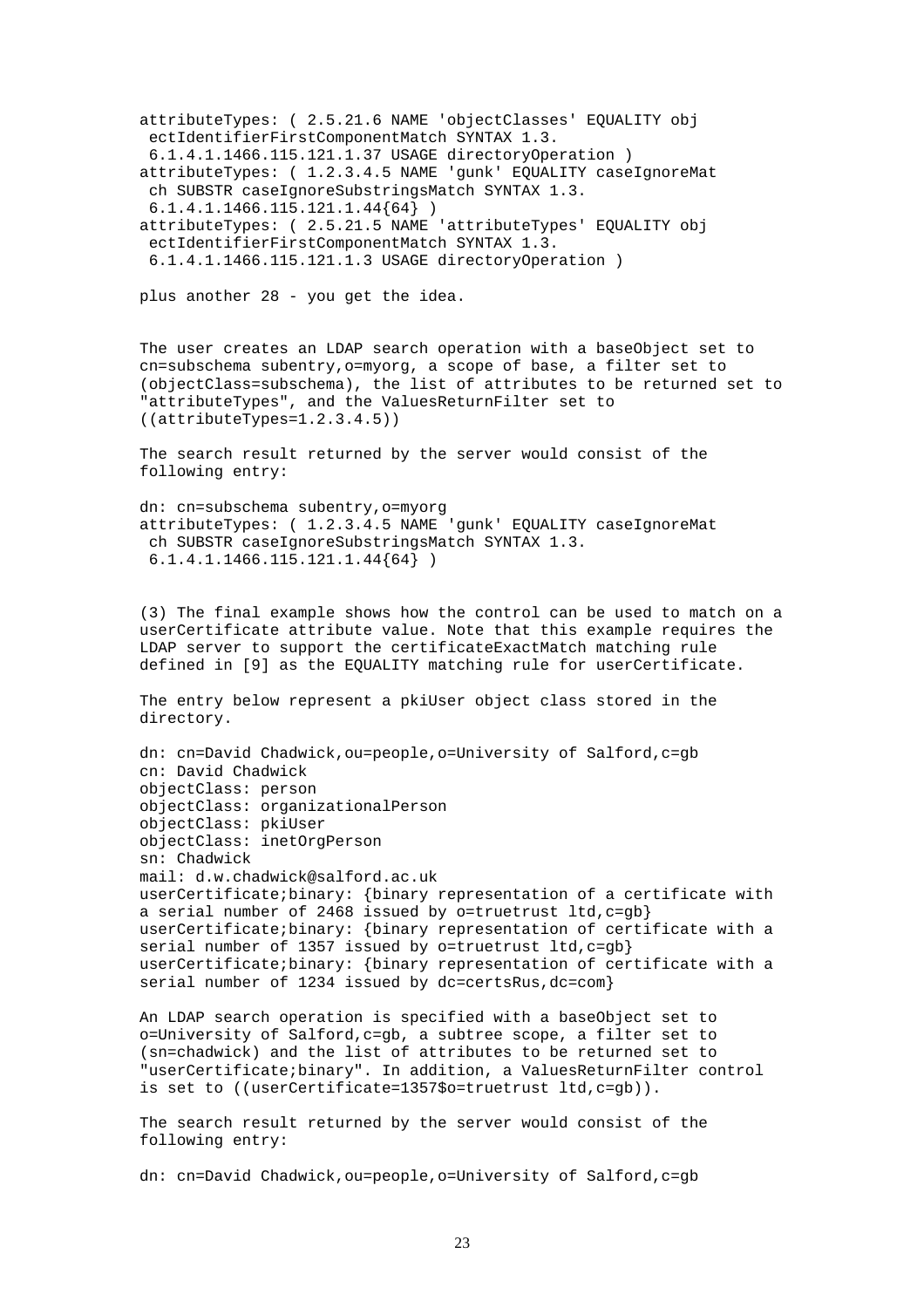```
attributeTypes: ( 2.5.21.6 NAME 'objectClasses' EQUALITY obj
 ectIdentifierFirstComponentMatch SYNTAX 1.3.
 6.1.4.1.1466.115.121.1.37 USAGE directoryOperation )
attributeTypes: ( 1.2.3.4.5 NAME 'gunk' EQUALITY caseIgnoreMat
 ch SUBSTR caseIgnoreSubstringsMatch SYNTAX 1.3.
 6.1.4.1.1466.115.121.1.44{64} )
attributeTypes: ( 2.5.21.5 NAME 'attributeTypes' EQUALITY obj
 ectIdentifierFirstComponentMatch SYNTAX 1.3.
 6.1.4.1.1466.115.121.1.3 USAGE directoryOperation )
```

plus another 28 - you get the idea.

The user creates an LDAP search operation with a baseObject set to cn=subschema subentry,o=myorg, a scope of base, a filter set to (objectClass=subschema), the list of attributes to be returned set to "attributeTypes", and the ValuesReturnFilter set to ((attributeTypes=1.2.3.4.5))

The search result returned by the server would consist of the following entry:

```
dn: cn=subschema subentry,o=myorg
attributeTypes: ( 1.2.3.4.5 NAME 'gunk' EQUALITY caseIgnoreMat
 ch SUBSTR caseIgnoreSubstringsMatch SYNTAX 1.3.
 6.1.4.1.1466.115.121.1.44{64} )
```

(3) The final example shows how the control can be used to match on a userCertificate attribute value. Note that this example requires the LDAP server to support the certificateExactMatch matching rule defined in [9] as the EQUALITY matching rule for userCertificate.

The entry below represent a pkiUser object class stored in the directory.

```
dn: cn=David Chadwick,ou=people,o=University of Salford,c=gb
cn: David Chadwick
objectClass: person
objectClass: organizationalPerson
objectClass: pkiUser
objectClass: inetOrgPerson
sn: Chadwick
mail: d.w.chadwick@salford.ac.uk
userCertificate;binary: {binary representation of a certificate with
a serial number of 2468 issued by o=truetrust ltd,c=gb}
userCertificate;binary: {binary representation of certificate with a
serial number of 1357 issued by o=truetrust ltd,c=gb}
userCertificate;binary: {binary representation of certificate with a
serial number of 1234 issued by dc=certsRus,dc=com}
```

An LDAP search operation is specified with a baseObject set to o=University of Salford,c=gb, a subtree scope, a filter set to (sn=chadwick) and the list of attributes to be returned set to "userCertificate;binary". In addition, a ValuesReturnFilter control is set to ((userCertificate=1357$o=truetrust ltd,c=gb)).

The search result returned by the server would consist of the following entry:

```
dn: cn=David Chadwick,ou=people,o=University of Salford,c=gb
```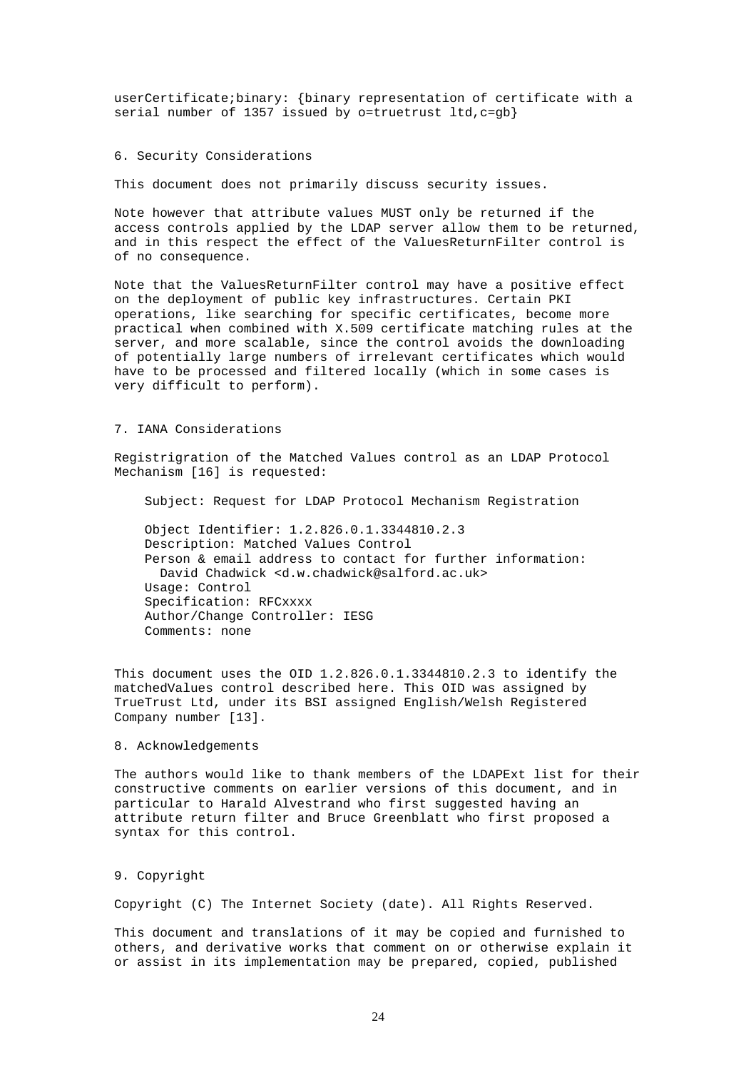userCertificate;binary: {binary representation of certificate with a serial number of 1357 issued by o=truetrust ltd,c=gb}

## 6. Security Considerations

This document does not primarily discuss security issues.

Note however that attribute values MUST only be returned if the access controls applied by the LDAP server allow them to be returned, and in this respect the effect of the ValuesReturnFilter control is of no consequence.

Note that the ValuesReturnFilter control may have a positive effect on the deployment of public key infrastructures. Certain PKI operations, like searching for specific certificates, become more practical when combined with X.509 certificate matching rules at the server, and more scalable, since the control avoids the downloading of potentially large numbers of irrelevant certificates which would have to be processed and filtered locally (which in some cases is very difficult to perform).

## 7. IANA Considerations

Registrigration of the Matched Values control as an LDAP Protocol Mechanism [16] is requested:

```
Subject: Request for LDAP Protocol Mechanism Registration

Object Identifier: 1.2.826.0.1.3344810.2.3
Description: Matched Values Control
Person & email address to contact for further information:
  David Chadwick <d.w.chadwick@salford.ac.uk>
Usage: Control
Specification: RFCxxxx
Author/Change Controller: IESG
Comments: none
```

This document uses the OID 1.2.826.0.1.3344810.2.3 to identify the matchedValues control described here. This OID was assigned by TrueTrust Ltd, under its BSI assigned English/Welsh Registered Company number [13].

## 8. Acknowledgements

The authors would like to thank members of the LDAPExt list for their constructive comments on earlier versions of this document, and in particular to Harald Alvestrand who first suggested having an attribute return filter and Bruce Greenblatt who first proposed a syntax for this control.

## 9. Copyright

Copyright (C) The Internet Society (date). All Rights Reserved.

This document and translations of it may be copied and furnished to others, and derivative works that comment on or otherwise explain it or assist in its implementation may be prepared, copied, published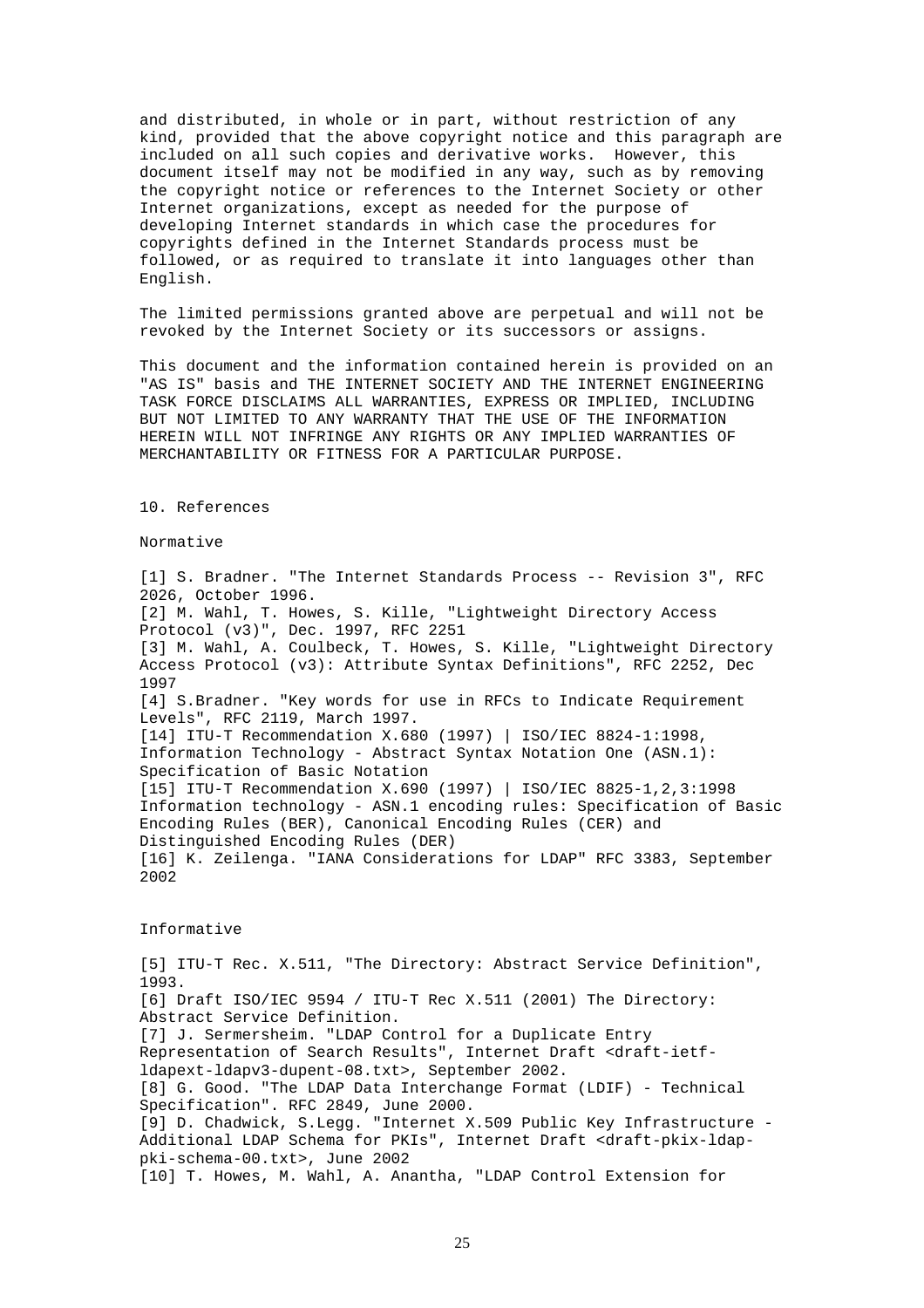and distributed, in whole or in part, without restriction of any kind, provided that the above copyright notice and this paragraph are included on all such copies and derivative works. However, this document itself may not be modified in any way, such as by removing the copyright notice or references to the Internet Society or other Internet organizations, except as needed for the purpose of developing Internet standards in which case the procedures for copyrights defined in the Internet Standards process must be followed, or as required to translate it into languages other than English.

The limited permissions granted above are perpetual and will not be revoked by the Internet Society or its successors or assigns.

This document and the information contained herein is provided on an "AS IS" basis and THE INTERNET SOCIETY AND THE INTERNET ENGINEERING TASK FORCE DISCLAIMS ALL WARRANTIES, EXPRESS OR IMPLIED, INCLUDING BUT NOT LIMITED TO ANY WARRANTY THAT THE USE OF THE INFORMATION HEREIN WILL NOT INFRINGE ANY RIGHTS OR ANY IMPLIED WARRANTIES OF MERCHANTABILITY OR FITNESS FOR A PARTICULAR PURPOSE.

## 10. References

### Normative

[1] S. Bradner. "The Internet Standards Process -- Revision 3", RFC 2026, October 1996.
[2] M. Wahl, T. Howes, S. Kille, "Lightweight Directory Access Protocol (v3)", Dec. 1997, RFC 2251
[3] M. Wahl, A. Coulbeck, T. Howes, S. Kille, "Lightweight Directory Access Protocol (v3): Attribute Syntax Definitions", RFC 2252, Dec 1997
[4] S.Bradner. "Key words for use in RFCs to Indicate Requirement Levels", RFC 2119, March 1997.
[14] ITU-T Recommendation X.680 (1997) | ISO/IEC 8824-1:1998, Information Technology - Abstract Syntax Notation One (ASN.1): Specification of Basic Notation
[15] ITU-T Recommendation X.690 (1997) | ISO/IEC 8825-1,2,3:1998 Information technology - ASN.1 encoding rules: Specification of Basic Encoding Rules (BER), Canonical Encoding Rules (CER) and Distinguished Encoding Rules (DER)
[16] K. Zeilenga. "IANA Considerations for LDAP" RFC 3383, September 2002

### Informative

[5] ITU-T Rec. X.511, "The Directory: Abstract Service Definition", 1993.
[6] Draft ISO/IEC 9594 / ITU-T Rec X.511 (2001) The Directory: Abstract Service Definition.
[7] J. Sermersheim. "LDAP Control for a Duplicate Entry Representation of Search Results", Internet Draft <draft-ietf-ldapext-ldapv3-dupent-08.txt>, September 2002.
[8] G. Good. "The LDAP Data Interchange Format (LDIF) - Technical Specification". RFC 2849, June 2000.
[9] D. Chadwick, S.Legg. "Internet X.509 Public Key Infrastructure - Additional LDAP Schema for PKIs", Internet Draft <draft-pkix-ldap-pki-schema-00.txt>, June 2002
[10] T. Howes, M. Wahl, A. Anantha, "LDAP Control Extension for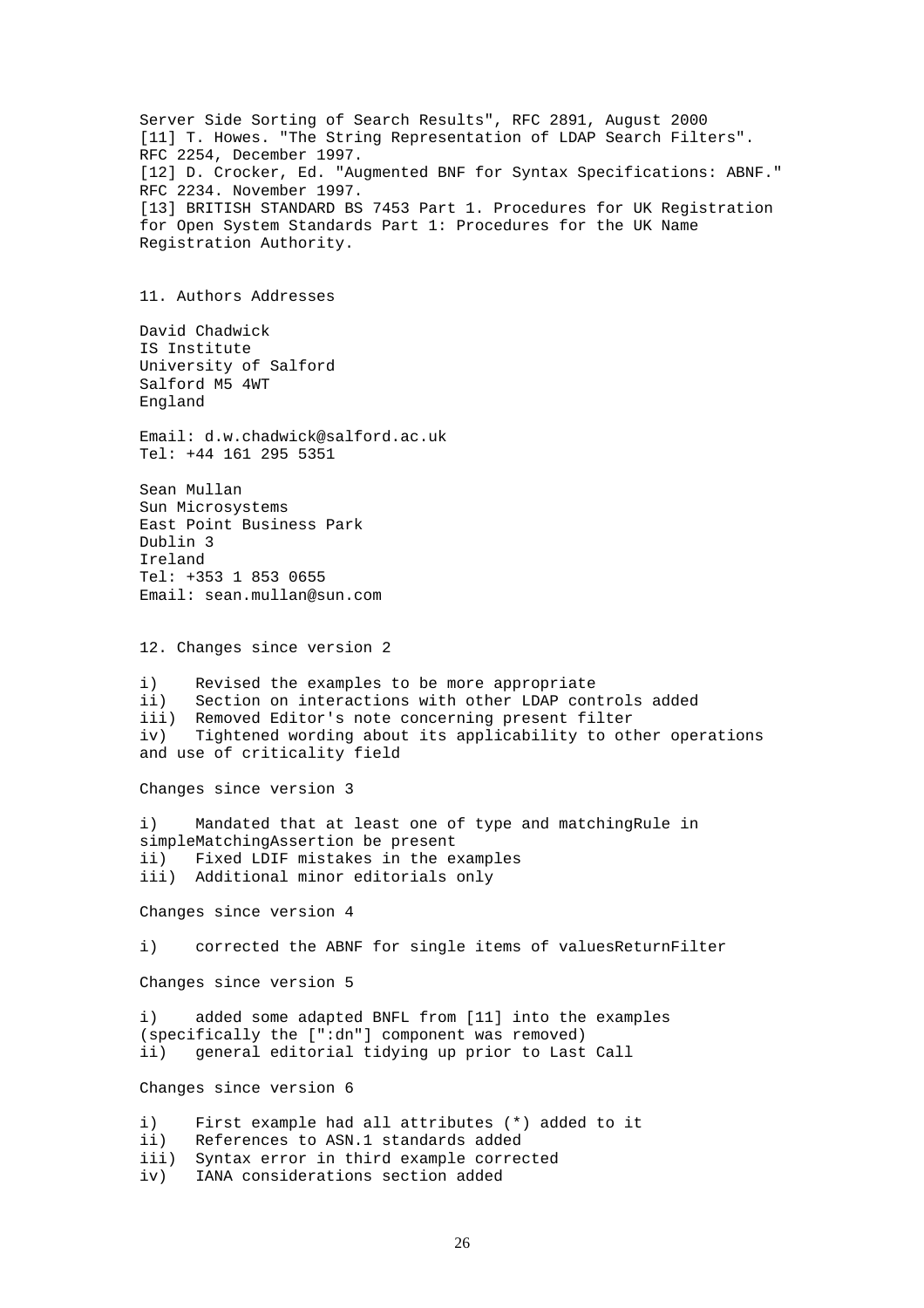Server Side Sorting of Search Results", RFC 2891, August 2000
[11] T. Howes. "The String Representation of LDAP Search Filters". RFC 2254, December 1997.
[12] D. Crocker, Ed. "Augmented BNF for Syntax Specifications: ABNF." RFC 2234. November 1997.
[13] BRITISH STANDARD BS 7453 Part 1. Procedures for UK Registration for Open System Standards Part 1: Procedures for the UK Name Registration Authority.

## 11. Authors Addresses

David Chadwick
IS Institute
University of Salford
Salford M5 4WT
England

Email: d.w.chadwick@salford.ac.uk
Tel: +44 161 295 5351

Sean Mullan
Sun Microsystems
East Point Business Park
Dublin 3
Ireland
Tel: +353 1 853 0655
Email: sean.mullan@sun.com

## 12. Changes since version 2

i) Revised the examples to be more appropriate
ii) Section on interactions with other LDAP controls added
iii) Removed Editor's note concerning present filter
iv) Tightened wording about its applicability to other operations and use of criticality field

Changes since version 3

i) Mandated that at least one of type and matchingRule in simpleMatchingAssertion be present
ii) Fixed LDIF mistakes in the examples
iii) Additional minor editorials only

Changes since version 4

i) corrected the ABNF for single items of valuesReturnFilter

Changes since version 5

i) added some adapted BNFL from [11] into the examples (specifically the [":dn"] component was removed)
ii) general editorial tidying up prior to Last Call

Changes since version 6

i) First example had all attributes (*) added to it
ii) References to ASN.1 standards added
iii) Syntax error in third example corrected
iv) IANA considerations section added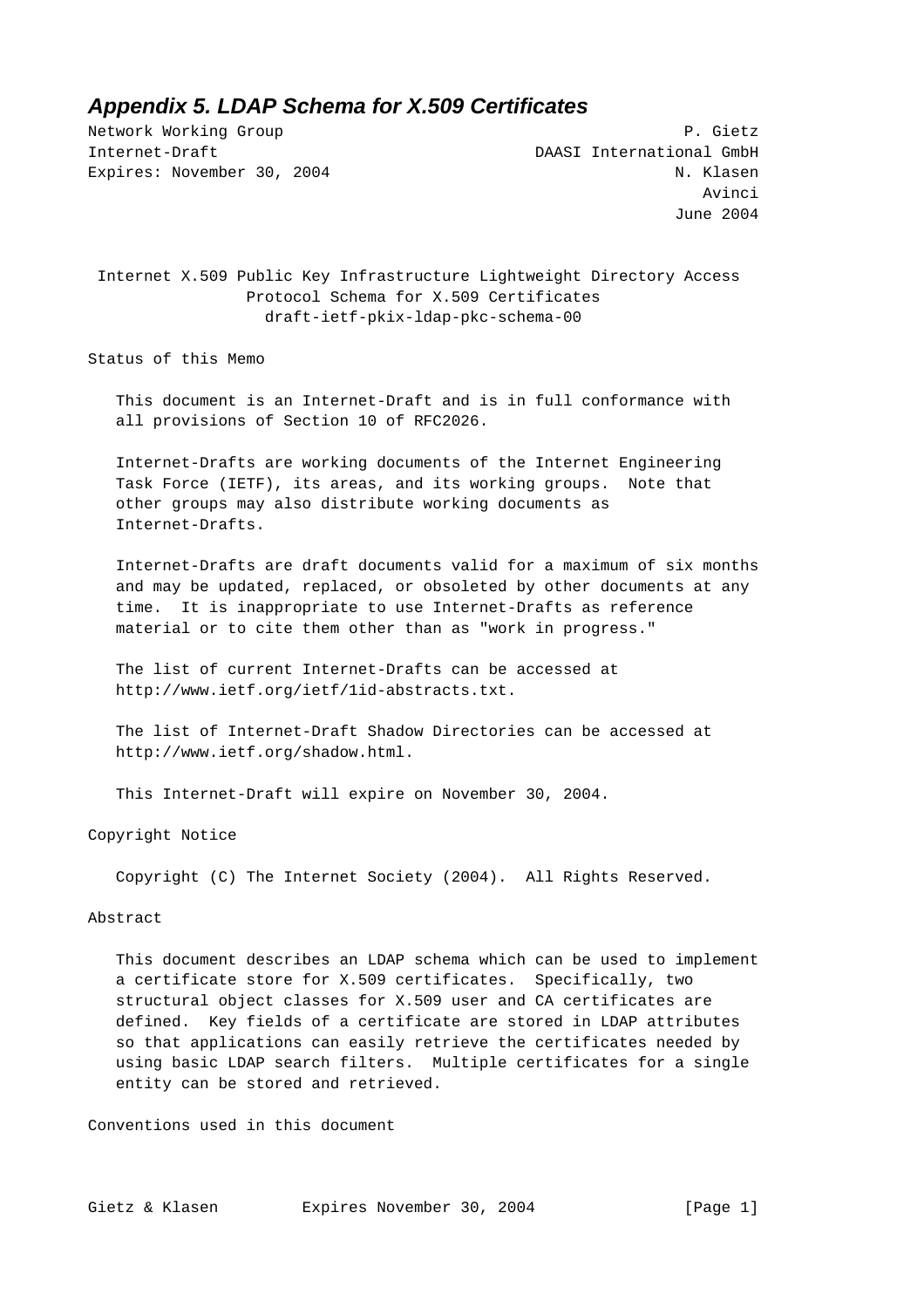## Appendix 5. LDAP Schema for X.509 Certificates

```
Network Working Group                                           P. Gietz
Internet-Draft                                   DAASI International GmbH
Expires: November 30, 2004                                     N. Klasen
                                                                  Avinci
                                                               June 2004
```

Internet X.509 Public Key Infrastructure Lightweight Directory Access Protocol Schema for X.509 Certificates
draft-ietf-pkix-ldap-pkc-schema-00

Status of this Memo

This document is an Internet-Draft and is in full conformance with all provisions of Section 10 of RFC2026.

Internet-Drafts are working documents of the Internet Engineering Task Force (IETF), its areas, and its working groups. Note that other groups may also distribute working documents as Internet-Drafts.

Internet-Drafts are draft documents valid for a maximum of six months and may be updated, replaced, or obsoleted by other documents at any time. It is inappropriate to use Internet-Drafts as reference material or to cite them other than as "work in progress."

The list of current Internet-Drafts can be accessed at http://www.ietf.org/ietf/1id-abstracts.txt.

The list of Internet-Draft Shadow Directories can be accessed at http://www.ietf.org/shadow.html.

This Internet-Draft will expire on November 30, 2004.

Copyright Notice

Copyright (C) The Internet Society (2004). All Rights Reserved.

Abstract

This document describes an LDAP schema which can be used to implement a certificate store for X.509 certificates. Specifically, two structural object classes for X.509 user and CA certificates are defined. Key fields of a certificate are stored in LDAP attributes so that applications can easily retrieve the certificates needed by using basic LDAP search filters. Multiple certificates for a single entity can be stored and retrieved.

Conventions used in this document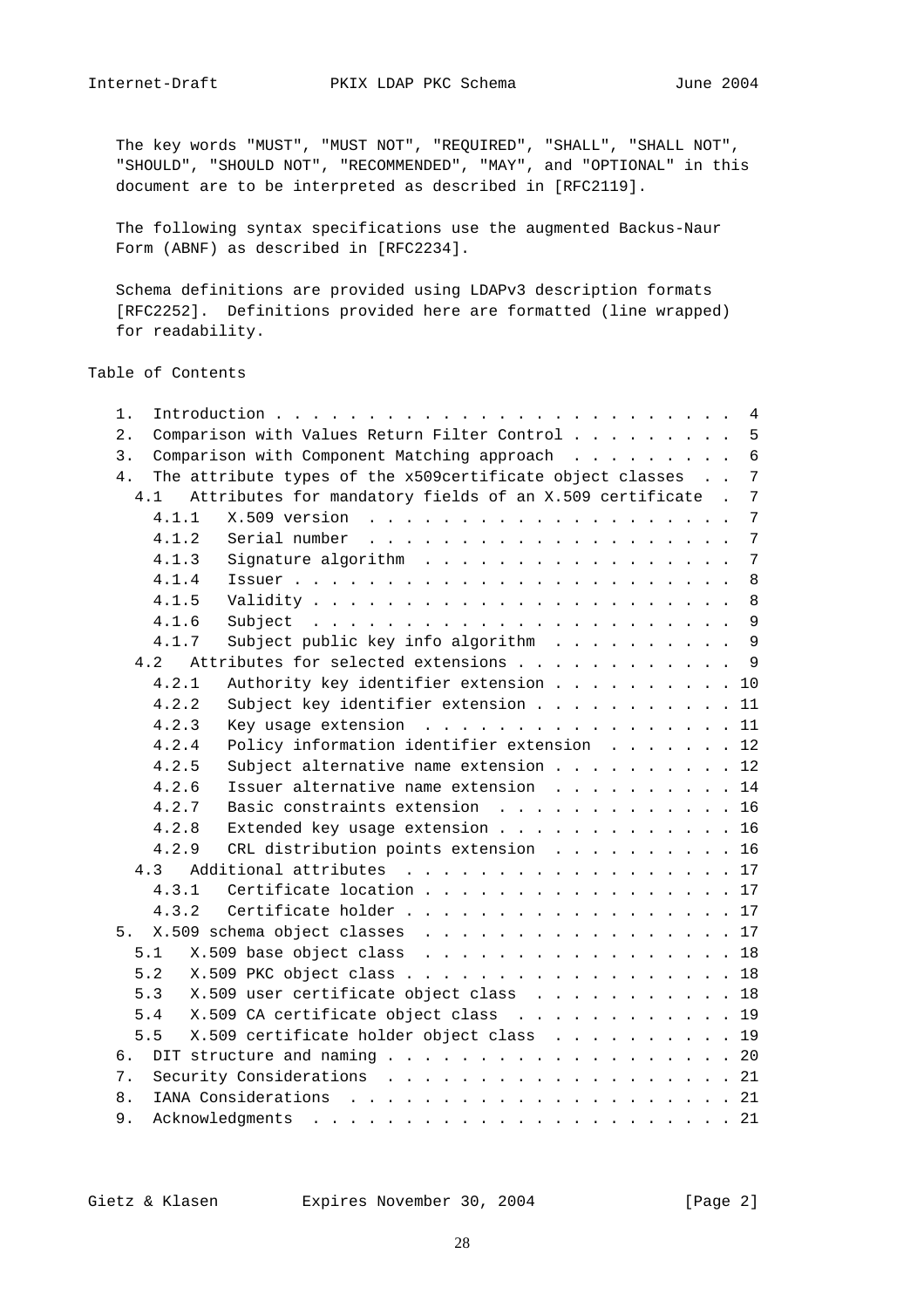The key words "MUST", "MUST NOT", "REQUIRED", "SHALL", "SHALL NOT", "SHOULD", "SHOULD NOT", "RECOMMENDED", "MAY", and "OPTIONAL" in this document are to be interpreted as described in [RFC2119].

The following syntax specifications use the augmented Backus-Naur Form (ABNF) as described in [RFC2234].

Schema definitions are provided using LDAPv3 description formats [RFC2252]. Definitions provided here are formatted (line wrapped) for readability.

Table of Contents

```
   1.  Introduction . . . . . . . . . . . . . . . . . . . . . . . .  4
   2.  Comparison with Values Return Filter Control . . . . . . . .  5
   3.  Comparison with Component Matching approach  . . . . . . . .  6
   4.  The attribute types of the x509certificate object classes  . .  7
     4.1   Attributes for mandatory fields of an X.509 certificate  .  7
       4.1.1   X.509 version  . . . . . . . . . . . . . . . . . . .  7
       4.1.2   Serial number  . . . . . . . . . . . . . . . . . . .  7
       4.1.3   Signature algorithm  . . . . . . . . . . . . . . . .  7
       4.1.4   Issuer . . . . . . . . . . . . . . . . . . . . . . .  8
       4.1.5   Validity . . . . . . . . . . . . . . . . . . . . . .  8
       4.1.6   Subject  . . . . . . . . . . . . . . . . . . . . . .  9
       4.1.7   Subject public key info algorithm  . . . . . . . . .  9
     4.2   Attributes for selected extensions . . . . . . . . . . .  9
       4.2.1   Authority key identifier extension . . . . . . . . . 10
       4.2.2   Subject key identifier extension . . . . . . . . . . 11
       4.2.3   Key usage extension  . . . . . . . . . . . . . . . . 11
       4.2.4   Policy information identifier extension  . . . . . . 12
       4.2.5   Subject alternative name extension . . . . . . . . . 12
       4.2.6   Issuer alternative name extension  . . . . . . . . . 14
       4.2.7   Basic constraints extension  . . . . . . . . . . . . 16
       4.2.8   Extended key usage extension . . . . . . . . . . . . 16
       4.2.9   CRL distribution points extension  . . . . . . . . . 16
     4.3   Additional attributes  . . . . . . . . . . . . . . . . . 17
       4.3.1   Certificate location . . . . . . . . . . . . . . . . 17
       4.3.2   Certificate holder . . . . . . . . . . . . . . . . . 17
   5.  X.509 schema object classes  . . . . . . . . . . . . . . . . 17
     5.1   X.509 base object class  . . . . . . . . . . . . . . . . 18
     5.2   X.509 PKC object class . . . . . . . . . . . . . . . . . 18
     5.3   X.509 user certificate object class  . . . . . . . . . . 18
     5.4   X.509 CA certificate object class  . . . . . . . . . . . 19
     5.5   X.509 certificate holder object class  . . . . . . . . . 19
   6.  DIT structure and naming . . . . . . . . . . . . . . . . . . 20
   7.  Security Considerations  . . . . . . . . . . . . . . . . . . 21
   8.  IANA Considerations  . . . . . . . . . . . . . . . . . . . . 21
   9.  Acknowledgments  . . . . . . . . . . . . . . . . . . . . . . 21
```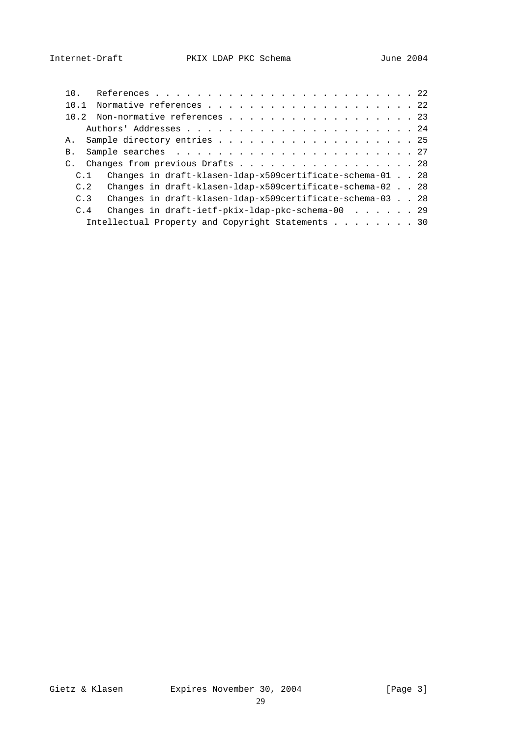```
   10.   References . . . . . . . . . . . . . . . . . . . . . . . . . 22
   10.1  Normative references . . . . . . . . . . . . . . . . . . . . 22
   10.2  Non-normative references . . . . . . . . . . . . . . . . . . 23
       Authors' Addresses . . . . . . . . . . . . . . . . . . . . . . 24
   A.  Sample directory entries . . . . . . . . . . . . . . . . . . . 25
   B.  Sample searches  . . . . . . . . . . . . . . . . . . . . . . . 27
   C.  Changes from previous Drafts . . . . . . . . . . . . . . . . . 28
     C.1   Changes in draft-klasen-ldap-x509certificate-schema-01 . . 28
     C.2   Changes in draft-klasen-ldap-x509certificate-schema-02 . . 28
     C.3   Changes in draft-klasen-ldap-x509certificate-schema-03 . . 28
     C.4   Changes in draft-ietf-pkix-ldap-pkc-schema-00  . . . . . . 29
       Intellectual Property and Copyright Statements . . . . . . . . 30
```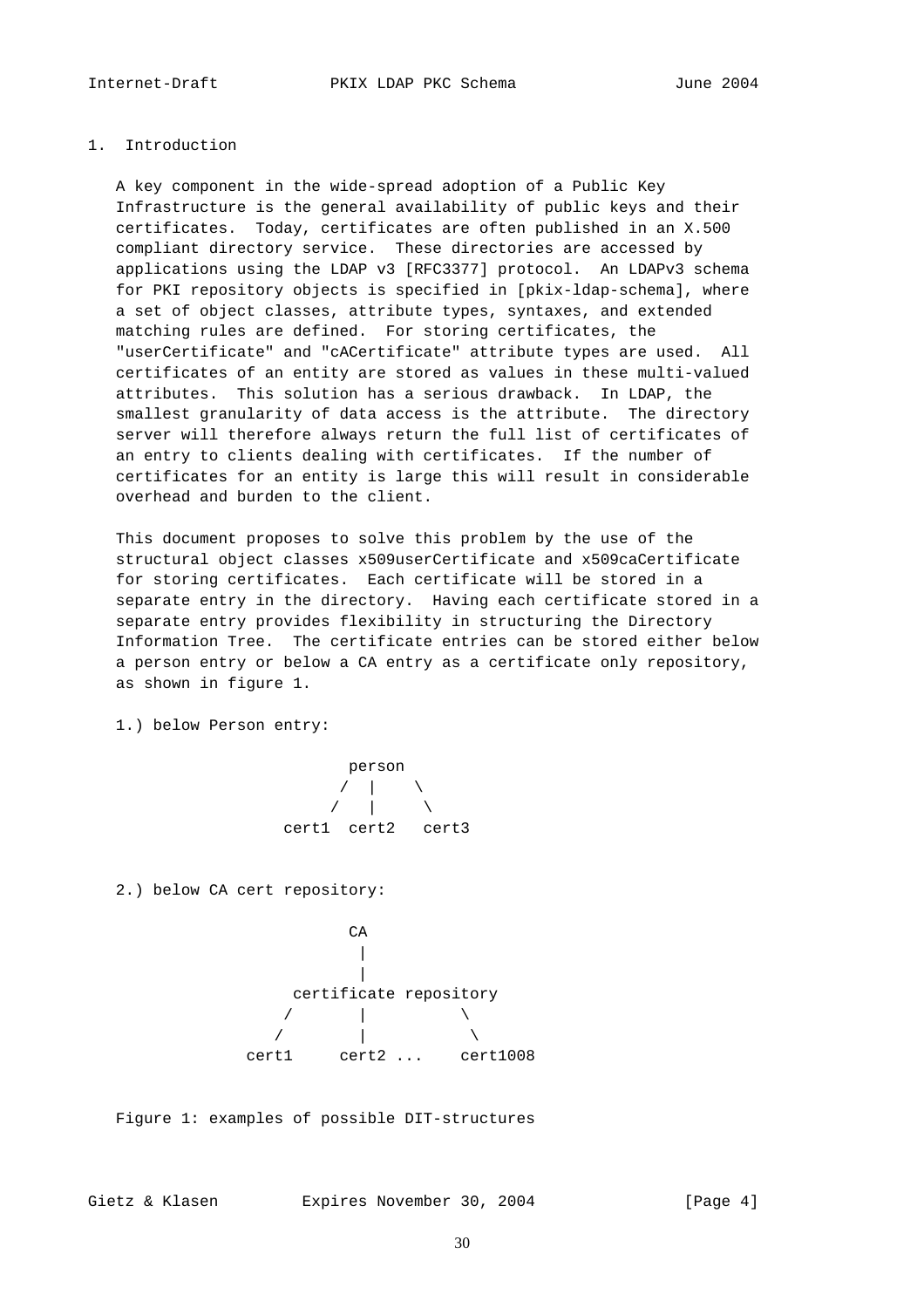## 1. Introduction

A key component in the wide-spread adoption of a Public Key Infrastructure is the general availability of public keys and their certificates. Today, certificates are often published in an X.500 compliant directory service. These directories are accessed by applications using the LDAP v3 [RFC3377] protocol. An LDAPv3 schema for PKI repository objects is specified in [pkix-ldap-schema], where a set of object classes, attribute types, syntaxes, and extended matching rules are defined. For storing certificates, the "userCertificate" and "cACertificate" attribute types are used. All certificates of an entity are stored as values in these multi-valued attributes. This solution has a serious drawback. In LDAP, the smallest granularity of data access is the attribute. The directory server will therefore always return the full list of certificates of an entry to clients dealing with certificates. If the number of certificates for an entity is large this will result in considerable overhead and burden to the client.

This document proposes to solve this problem by the use of the structural object classes x509userCertificate and x509caCertificate for storing certificates. Each certificate will be stored in a separate entry in the directory. Having each certificate stored in a separate entry provides flexibility in structuring the Directory Information Tree. The certificate entries can be stored either below a person entry or below a CA entry as a certificate only repository, as shown in figure 1.

1.) below Person entry:

```
                   person
                  /  |    \
                 /   |     \
              cert1  cert2   cert3
```

2.) below CA cert repository:

```
                     CA
                      |
                      |
               certificate repository
              /       |          \
             /        |           \
          cert1     cert2 ...    cert1008
```

Figure 1: examples of possible DIT-structures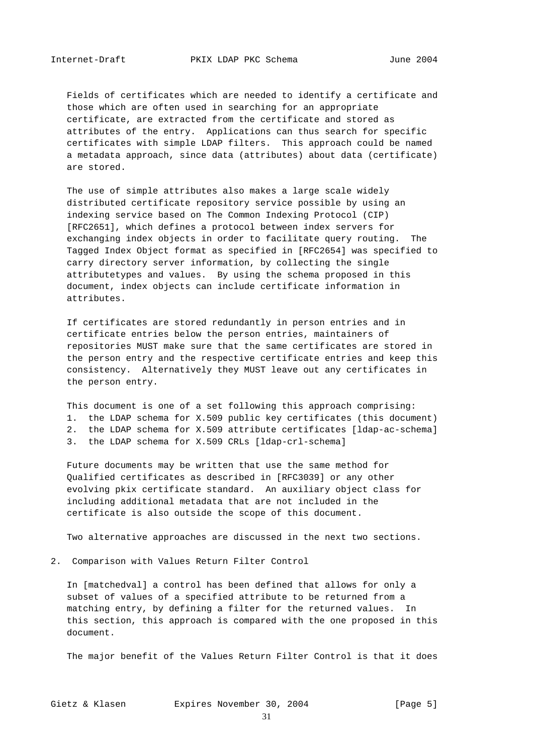Fields of certificates which are needed to identify a certificate and those which are often used in searching for an appropriate certificate, are extracted from the certificate and stored as attributes of the entry. Applications can thus search for specific certificates with simple LDAP filters. This approach could be named a metadata approach, since data (attributes) about data (certificate) are stored.

The use of simple attributes also makes a large scale widely distributed certificate repository service possible by using an indexing service based on The Common Indexing Protocol (CIP) [RFC2651], which defines a protocol between index servers for exchanging index objects in order to facilitate query routing. The Tagged Index Object format as specified in [RFC2654] was specified to carry directory server information, by collecting the single attributetypes and values. By using the schema proposed in this document, index objects can include certificate information in attributes.

If certificates are stored redundantly in person entries and in certificate entries below the person entries, maintainers of repositories MUST make sure that the same certificates are stored in the person entry and the respective certificate entries and keep this consistency. Alternatively they MUST leave out any certificates in the person entry.

This document is one of a set following this approach comprising:

1. the LDAP schema for X.509 public key certificates (this document)
2. the LDAP schema for X.509 attribute certificates [ldap-ac-schema]
3. the LDAP schema for X.509 CRLs [ldap-crl-schema]

Future documents may be written that use the same method for Qualified certificates as described in [RFC3039] or any other evolving pkix certificate standard. An auxiliary object class for including additional metadata that are not included in the certificate is also outside the scope of this document.

Two alternative approaches are discussed in the next two sections.

## 2. Comparison with Values Return Filter Control

In [matchedval] a control has been defined that allows for only a subset of values of a specified attribute to be returned from a matching entry, by defining a filter for the returned values. In this section, this approach is compared with the one proposed in this document.

The major benefit of the Values Return Filter Control is that it does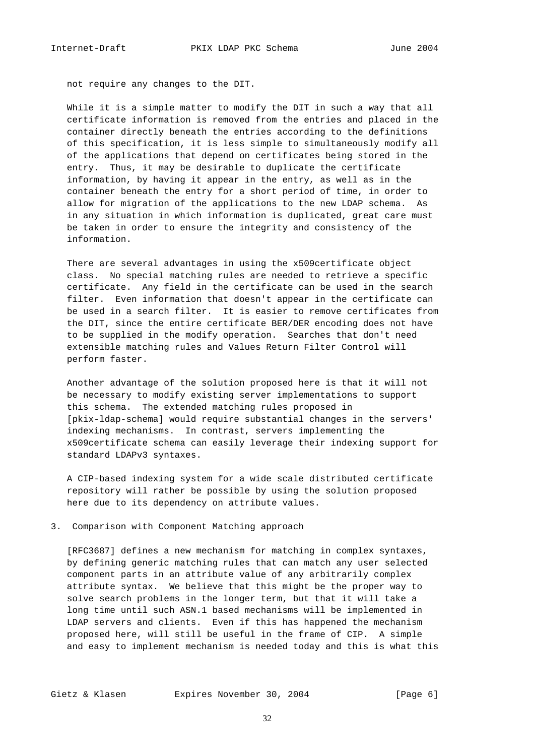not require any changes to the DIT.

While it is a simple matter to modify the DIT in such a way that all certificate information is removed from the entries and placed in the container directly beneath the entries according to the definitions of this specification, it is less simple to simultaneously modify all of the applications that depend on certificates being stored in the entry. Thus, it may be desirable to duplicate the certificate information, by having it appear in the entry, as well as in the container beneath the entry for a short period of time, in order to allow for migration of the applications to the new LDAP schema. As in any situation in which information is duplicated, great care must be taken in order to ensure the integrity and consistency of the information.

There are several advantages in using the x509certificate object class. No special matching rules are needed to retrieve a specific certificate. Any field in the certificate can be used in the search filter. Even information that doesn't appear in the certificate can be used in a search filter. It is easier to remove certificates from the DIT, since the entire certificate BER/DER encoding does not have to be supplied in the modify operation. Searches that don't need extensible matching rules and Values Return Filter Control will perform faster.

Another advantage of the solution proposed here is that it will not be necessary to modify existing server implementations to support this schema. The extended matching rules proposed in [pkix-ldap-schema] would require substantial changes in the servers' indexing mechanisms. In contrast, servers implementing the x509certificate schema can easily leverage their indexing support for standard LDAPv3 syntaxes.

A CIP-based indexing system for a wide scale distributed certificate repository will rather be possible by using the solution proposed here due to its dependency on attribute values.

## 3. Comparison with Component Matching approach

[RFC3687] defines a new mechanism for matching in complex syntaxes, by defining generic matching rules that can match any user selected component parts in an attribute value of any arbitrarily complex attribute syntax. We believe that this might be the proper way to solve search problems in the longer term, but that it will take a long time until such ASN.1 based mechanisms will be implemented in LDAP servers and clients. Even if this has happened the mechanism proposed here, will still be useful in the frame of CIP. A simple and easy to implement mechanism is needed today and this is what this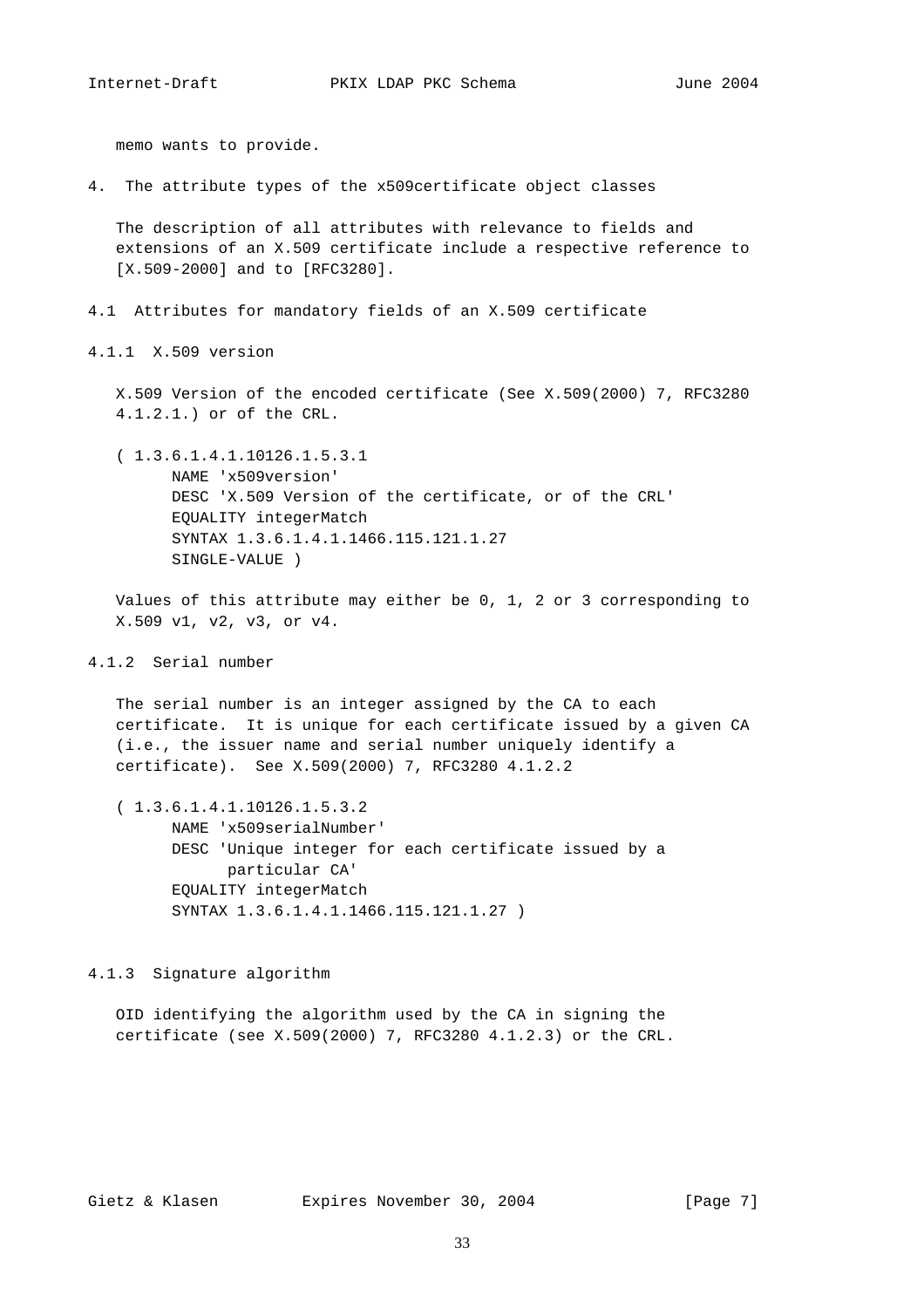memo wants to provide.

## 4. The attribute types of the x509certificate object classes

The description of all attributes with relevance to fields and extensions of an X.509 certificate include a respective reference to [X.509-2000] and to [RFC3280].

### 4.1 Attributes for mandatory fields of an X.509 certificate

#### 4.1.1 X.509 version

X.509 Version of the encoded certificate (See X.509(2000) 7, RFC3280 4.1.2.1.) or of the CRL.

```
( 1.3.6.1.4.1.10126.1.5.3.1
      NAME 'x509version'
      DESC 'X.509 Version of the certificate, or of the CRL'
      EQUALITY integerMatch
      SYNTAX 1.3.6.1.4.1.1466.115.121.1.27
      SINGLE-VALUE )
```

Values of this attribute may either be 0, 1, 2 or 3 corresponding to X.509 v1, v2, v3, or v4.

#### 4.1.2 Serial number

The serial number is an integer assigned by the CA to each certificate. It is unique for each certificate issued by a given CA (i.e., the issuer name and serial number uniquely identify a certificate). See X.509(2000) 7, RFC3280 4.1.2.2

```
( 1.3.6.1.4.1.10126.1.5.3.2
      NAME 'x509serialNumber'
      DESC 'Unique integer for each certificate issued by a
           particular CA'
      EQUALITY integerMatch
      SYNTAX 1.3.6.1.4.1.1466.115.121.1.27 )
```

#### 4.1.3 Signature algorithm

OID identifying the algorithm used by the CA in signing the certificate (see X.509(2000) 7, RFC3280 4.1.2.3) or the CRL.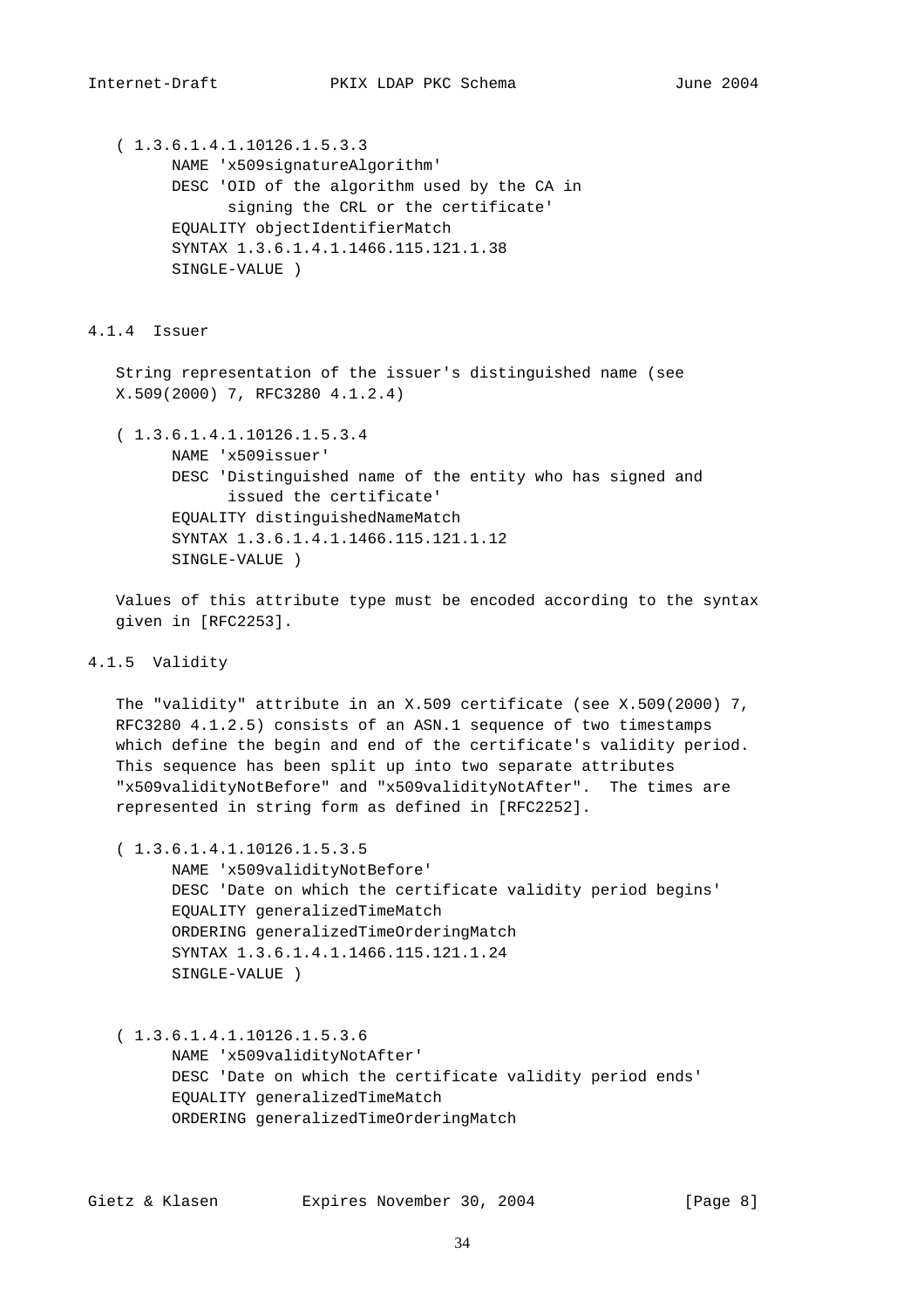```
( 1.3.6.1.4.1.10126.1.5.3.3
      NAME 'x509signatureAlgorithm'
      DESC 'OID of the algorithm used by the CA in
            signing the CRL or the certificate'
      EQUALITY objectIdentifierMatch
      SYNTAX 1.3.6.1.4.1.1466.115.121.1.38
      SINGLE-VALUE )
```

### 4.1.4 Issuer

String representation of the issuer's distinguished name (see X.509(2000) 7, RFC3280 4.1.2.4)

```
( 1.3.6.1.4.1.10126.1.5.3.4
      NAME 'x509issuer'
      DESC 'Distinguished name of the entity who has signed and
            issued the certificate'
      EQUALITY distinguishedNameMatch
      SYNTAX 1.3.6.1.4.1.1466.115.121.1.12
      SINGLE-VALUE )
```

Values of this attribute type must be encoded according to the syntax given in [RFC2253].

### 4.1.5 Validity

The "validity" attribute in an X.509 certificate (see X.509(2000) 7, RFC3280 4.1.2.5) consists of an ASN.1 sequence of two timestamps which define the begin and end of the certificate's validity period. This sequence has been split up into two separate attributes "x509validityNotBefore" and "x509validityNotAfter". The times are represented in string form as defined in [RFC2252].

```
( 1.3.6.1.4.1.10126.1.5.3.5
      NAME 'x509validityNotBefore'
      DESC 'Date on which the certificate validity period begins'
      EQUALITY generalizedTimeMatch
      ORDERING generalizedTimeOrderingMatch
      SYNTAX 1.3.6.1.4.1.1466.115.121.1.24
      SINGLE-VALUE )
```

```
( 1.3.6.1.4.1.10126.1.5.3.6
      NAME 'x509validityNotAfter'
      DESC 'Date on which the certificate validity period ends'
      EQUALITY generalizedTimeMatch
      ORDERING generalizedTimeOrderingMatch
```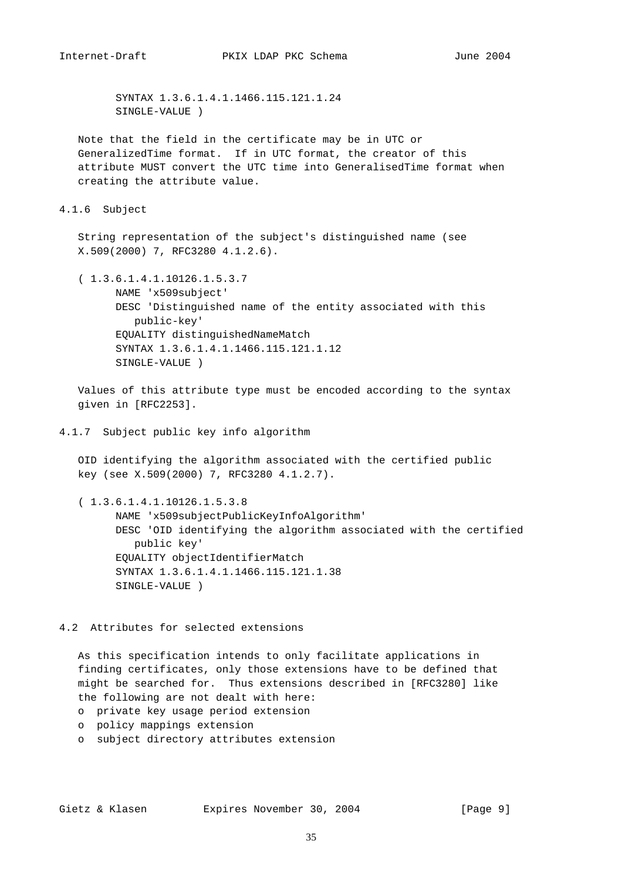```
        SYNTAX 1.3.6.1.4.1.1466.115.121.1.24
        SINGLE-VALUE )
```

Note that the field in the certificate may be in UTC or GeneralizedTime format. If in UTC format, the creator of this attribute MUST convert the UTC time into GeneralisedTime format when creating the attribute value.

### 4.1.6 Subject

String representation of the subject's distinguished name (see X.509(2000) 7, RFC3280 4.1.2.6).

```
( 1.3.6.1.4.1.10126.1.5.3.7
      NAME 'x509subject'
      DESC 'Distinguished name of the entity associated with this
         public-key'
      EQUALITY distinguishedNameMatch
      SYNTAX 1.3.6.1.4.1.1466.115.121.1.12
      SINGLE-VALUE )
```

Values of this attribute type must be encoded according to the syntax given in [RFC2253].

### 4.1.7 Subject public key info algorithm

OID identifying the algorithm associated with the certified public key (see X.509(2000) 7, RFC3280 4.1.2.7).

```
( 1.3.6.1.4.1.10126.1.5.3.8
      NAME 'x509subjectPublicKeyInfoAlgorithm'
      DESC 'OID identifying the algorithm associated with the certified
         public key'
      EQUALITY objectIdentifierMatch
      SYNTAX 1.3.6.1.4.1.1466.115.121.1.38
      SINGLE-VALUE )
```

## 4.2 Attributes for selected extensions

As this specification intends to only facilitate applications in finding certificates, only those extensions have to be defined that might be searched for. Thus extensions described in [RFC3280] like the following are not dealt with here:

- private key usage period extension
- policy mappings extension
- subject directory attributes extension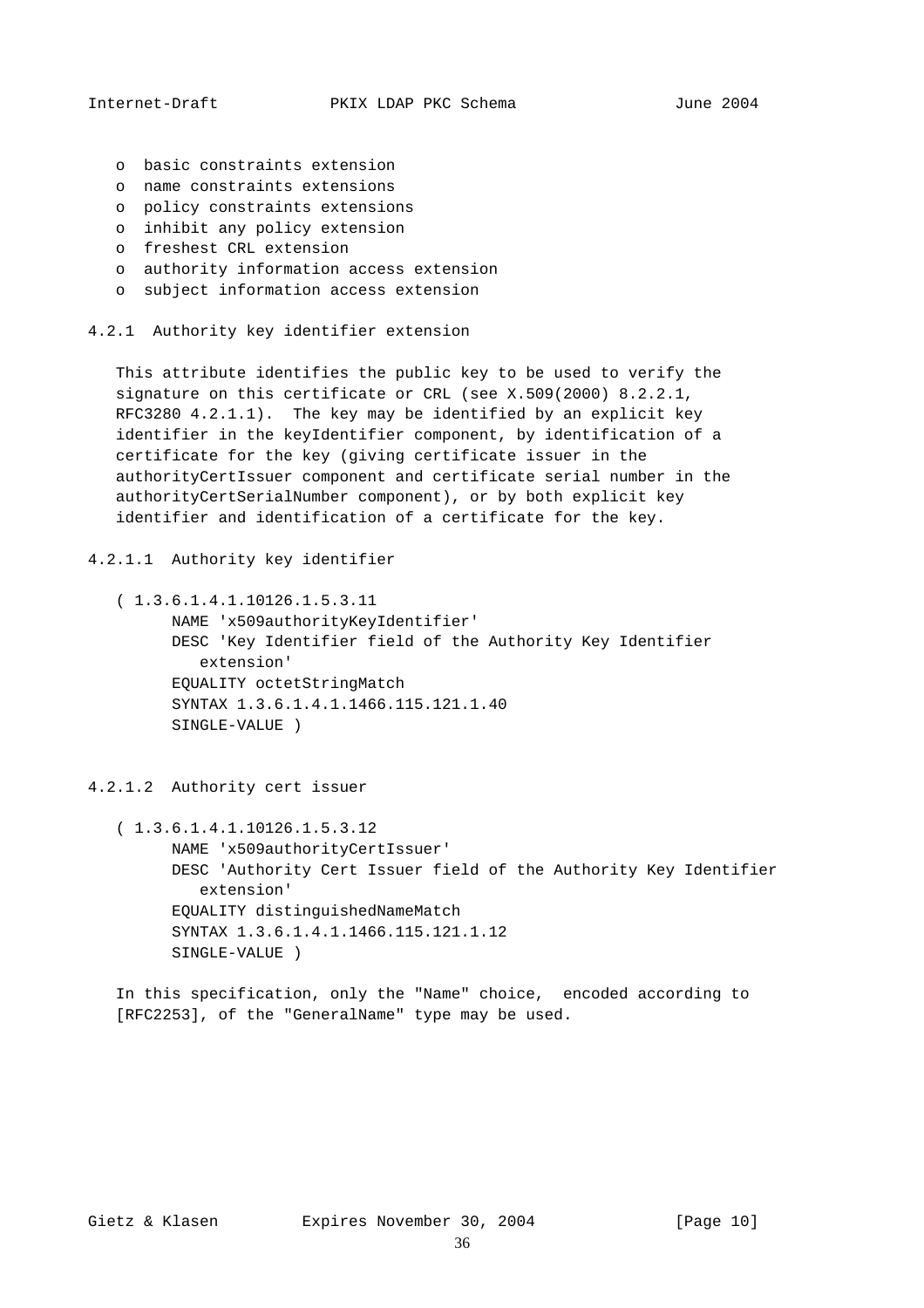- o basic constraints extension
- o name constraints extensions
- o policy constraints extensions
- o inhibit any policy extension
- o freshest CRL extension
- o authority information access extension
- o subject information access extension

### 4.2.1 Authority key identifier extension

This attribute identifies the public key to be used to verify the signature on this certificate or CRL (see X.509(2000) 8.2.2.1, RFC3280 4.2.1.1). The key may be identified by an explicit key identifier in the keyIdentifier component, by identification of a certificate for the key (giving certificate issuer in the authorityCertIssuer component and certificate serial number in the authorityCertSerialNumber component), or by both explicit key identifier and identification of a certificate for the key.

#### 4.2.1.1 Authority key identifier

```
( 1.3.6.1.4.1.10126.1.5.3.11
      NAME 'x509authorityKeyIdentifier'
      DESC 'Key Identifier field of the Authority Key Identifier
         extension'
      EQUALITY octetStringMatch
      SYNTAX 1.3.6.1.4.1.1466.115.121.1.40
      SINGLE-VALUE )
```

#### 4.2.1.2 Authority cert issuer

```
( 1.3.6.1.4.1.10126.1.5.3.12
      NAME 'x509authorityCertIssuer'
      DESC 'Authority Cert Issuer field of the Authority Key Identifier
         extension'
      EQUALITY distinguishedNameMatch
      SYNTAX 1.3.6.1.4.1.1466.115.121.1.12
      SINGLE-VALUE )
```

In this specification, only the "Name" choice, encoded according to [RFC2253], of the "GeneralName" type may be used.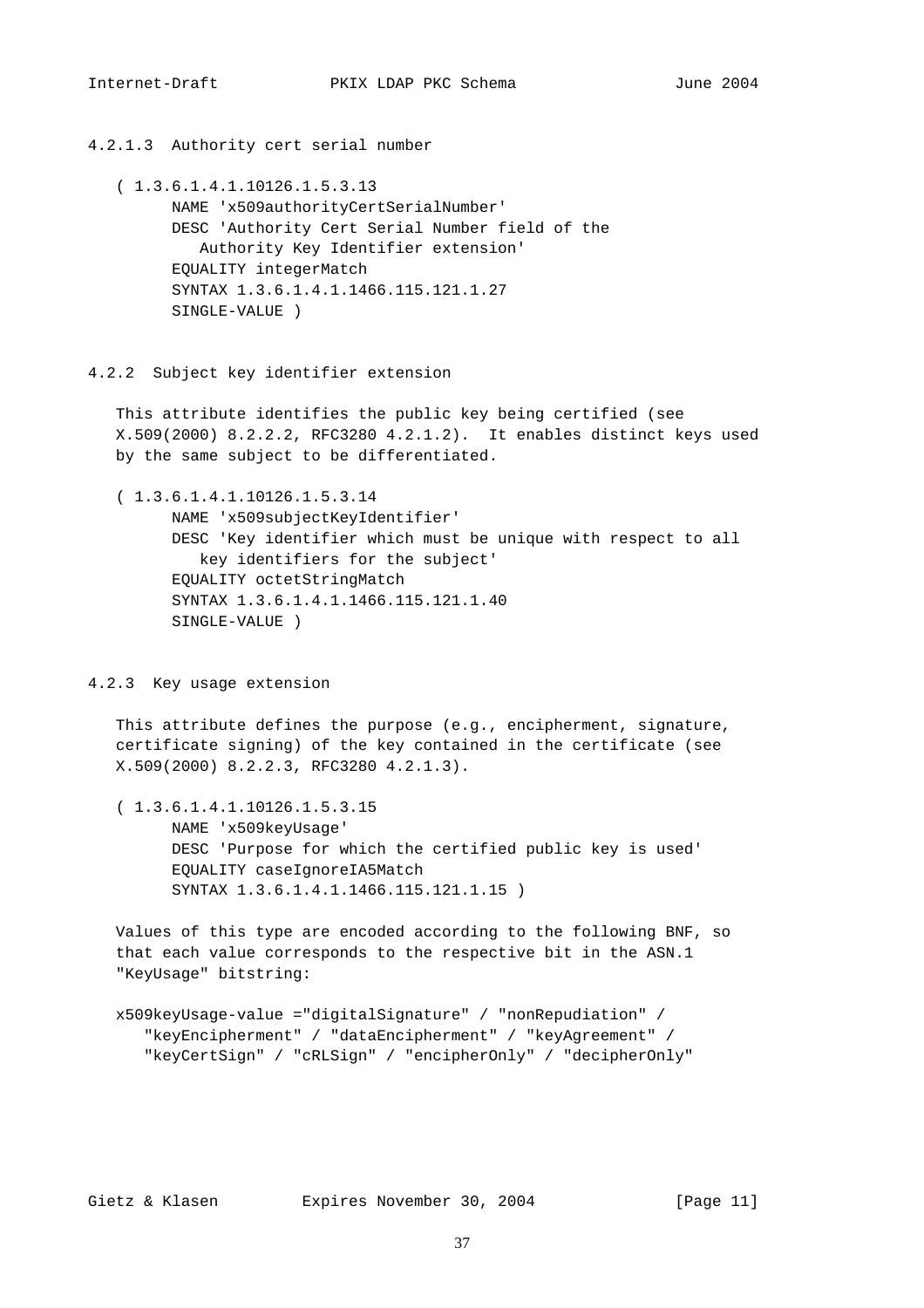#### 4.2.1.3 Authority cert serial number

```
( 1.3.6.1.4.1.10126.1.5.3.13
      NAME 'x509authorityCertSerialNumber'
      DESC 'Authority Cert Serial Number field of the
         Authority Key Identifier extension'
      EQUALITY integerMatch
      SYNTAX 1.3.6.1.4.1.1466.115.121.1.27
      SINGLE-VALUE )
```

### 4.2.2 Subject key identifier extension

This attribute identifies the public key being certified (see X.509(2000) 8.2.2.2, RFC3280 4.2.1.2). It enables distinct keys used by the same subject to be differentiated.

```
( 1.3.6.1.4.1.10126.1.5.3.14
      NAME 'x509subjectKeyIdentifier'
      DESC 'Key identifier which must be unique with respect to all
         key identifiers for the subject'
      EQUALITY octetStringMatch
      SYNTAX 1.3.6.1.4.1.1466.115.121.1.40
      SINGLE-VALUE )
```

### 4.2.3 Key usage extension

This attribute defines the purpose (e.g., encipherment, signature, certificate signing) of the key contained in the certificate (see X.509(2000) 8.2.2.3, RFC3280 4.2.1.3).

```
( 1.3.6.1.4.1.10126.1.5.3.15
      NAME 'x509keyUsage'
      DESC 'Purpose for which the certified public key is used'
      EQUALITY caseIgnoreIA5Match
      SYNTAX 1.3.6.1.4.1.1466.115.121.1.15 )
```

Values of this type are encoded according to the following BNF, so that each value corresponds to the respective bit in the ASN.1 "KeyUsage" bitstring:

```
x509keyUsage-value ="digitalSignature" / "nonRepudiation" /
   "keyEncipherment" / "dataEncipherment" / "keyAgreement" /
   "keyCertSign" / "cRLSign" / "encipherOnly" / "decipherOnly"
```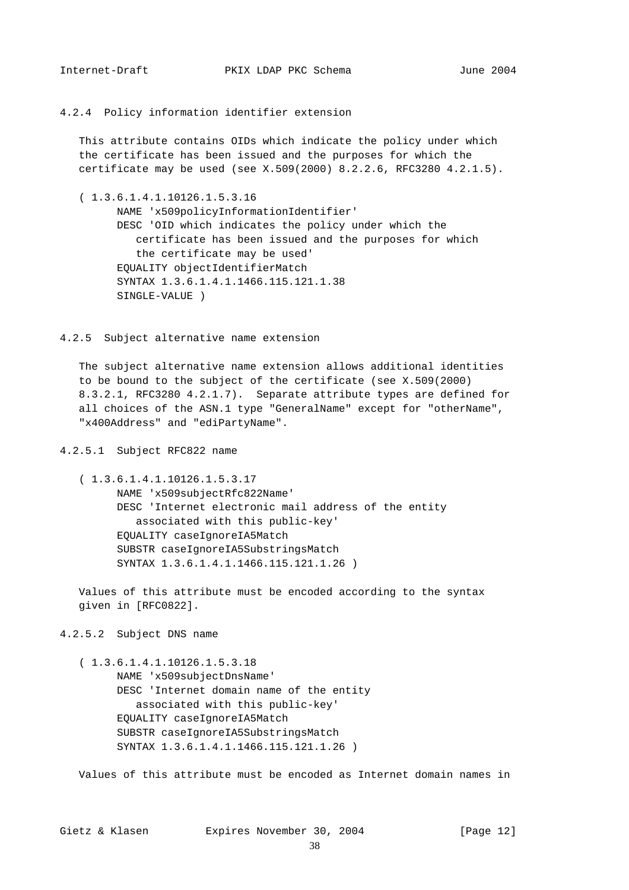#### 4.2.4 Policy information identifier extension

This attribute contains OIDs which indicate the policy under which the certificate has been issued and the purposes for which the certificate may be used (see X.509(2000) 8.2.2.6, RFC3280 4.2.1.5).

```
( 1.3.6.1.4.1.10126.1.5.3.16
      NAME 'x509policyInformationIdentifier'
      DESC 'OID which indicates the policy under which the
         certificate has been issued and the purposes for which
         the certificate may be used'
      EQUALITY objectIdentifierMatch
      SYNTAX 1.3.6.1.4.1.1466.115.121.1.38
      SINGLE-VALUE )
```

#### 4.2.5 Subject alternative name extension

The subject alternative name extension allows additional identities to be bound to the subject of the certificate (see X.509(2000) 8.3.2.1, RFC3280 4.2.1.7). Separate attribute types are defined for all choices of the ASN.1 type "GeneralName" except for "otherName", "x400Address" and "ediPartyName".

##### 4.2.5.1 Subject RFC822 name

```
( 1.3.6.1.4.1.10126.1.5.3.17
      NAME 'x509subjectRfc822Name'
      DESC 'Internet electronic mail address of the entity
         associated with this public-key'
      EQUALITY caseIgnoreIA5Match
      SUBSTR caseIgnoreIA5SubstringsMatch
      SYNTAX 1.3.6.1.4.1.1466.115.121.1.26 )
```

Values of this attribute must be encoded according to the syntax given in [RFC0822].

##### 4.2.5.2 Subject DNS name

```
( 1.3.6.1.4.1.10126.1.5.3.18
      NAME 'x509subjectDnsName'
      DESC 'Internet domain name of the entity
         associated with this public-key'
      EQUALITY caseIgnoreIA5Match
      SUBSTR caseIgnoreIA5SubstringsMatch
      SYNTAX 1.3.6.1.4.1.1466.115.121.1.26 )
```

Values of this attribute must be encoded as Internet domain names in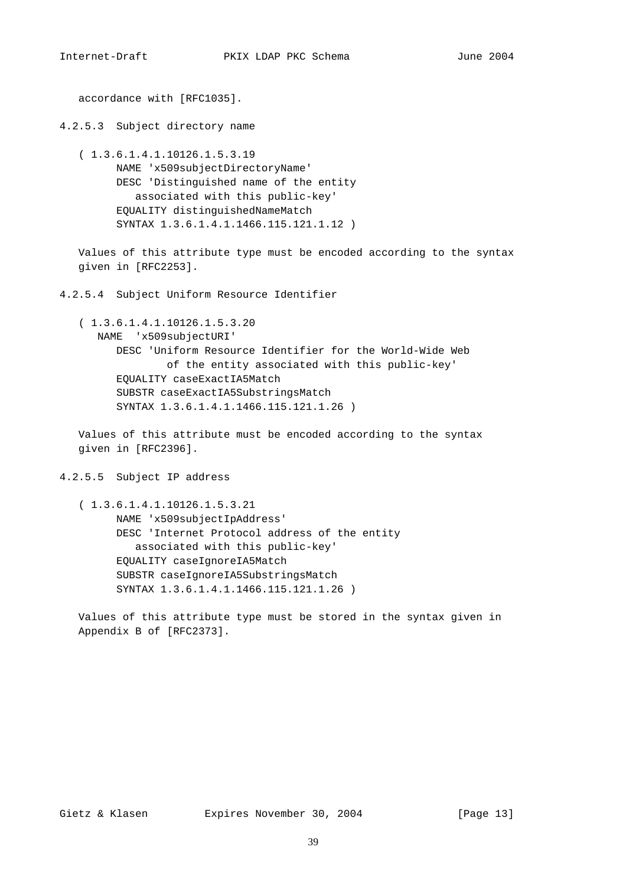accordance with [RFC1035].

#### 4.2.5.3 Subject directory name

```
( 1.3.6.1.4.1.10126.1.5.3.19
      NAME 'x509subjectDirectoryName'
      DESC 'Distinguished name of the entity
         associated with this public-key'
      EQUALITY distinguishedNameMatch
      SYNTAX 1.3.6.1.4.1.1466.115.121.1.12 )
```

Values of this attribute type must be encoded according to the syntax given in [RFC2253].

#### 4.2.5.4 Subject Uniform Resource Identifier

```
( 1.3.6.1.4.1.10126.1.5.3.20
   NAME  'x509subjectURI'
      DESC 'Uniform Resource Identifier for the World-Wide Web
              of the entity associated with this public-key'
      EQUALITY caseExactIA5Match
      SUBSTR caseExactIA5SubstringsMatch
      SYNTAX 1.3.6.1.4.1.1466.115.121.1.26 )
```

Values of this attribute must be encoded according to the syntax given in [RFC2396].

#### 4.2.5.5 Subject IP address

```
( 1.3.6.1.4.1.10126.1.5.3.21
      NAME 'x509subjectIpAddress'
      DESC 'Internet Protocol address of the entity
         associated with this public-key'
      EQUALITY caseIgnoreIA5Match
      SUBSTR caseIgnoreIA5SubstringsMatch
      SYNTAX 1.3.6.1.4.1.1466.115.121.1.26 )
```

Values of this attribute type must be stored in the syntax given in Appendix B of [RFC2373].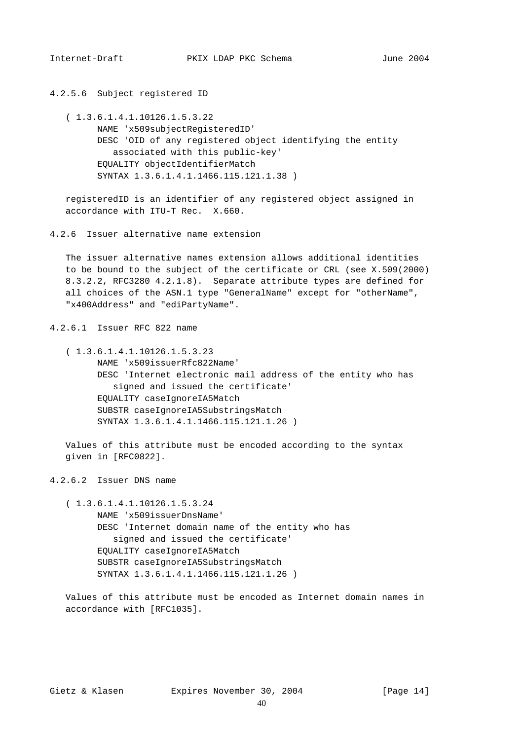#### 4.2.5.6 Subject registered ID

```
( 1.3.6.1.4.1.10126.1.5.3.22
      NAME 'x509subjectRegisteredID'
      DESC 'OID of any registered object identifying the entity
         associated with this public-key'
      EQUALITY objectIdentifierMatch
      SYNTAX 1.3.6.1.4.1.1466.115.121.1.38 )
```

registeredID is an identifier of any registered object assigned in accordance with ITU-T Rec. X.660.

### 4.2.6 Issuer alternative name extension

The issuer alternative names extension allows additional identities to be bound to the subject of the certificate or CRL (see X.509(2000) 8.3.2.2, RFC3280 4.2.1.8). Separate attribute types are defined for all choices of the ASN.1 type "GeneralName" except for "otherName", "x400Address" and "ediPartyName".

#### 4.2.6.1 Issuer RFC 822 name

```
( 1.3.6.1.4.1.10126.1.5.3.23
      NAME 'x509issuerRfc822Name'
      DESC 'Internet electronic mail address of the entity who has
         signed and issued the certificate'
      EQUALITY caseIgnoreIA5Match
      SUBSTR caseIgnoreIA5SubstringsMatch
      SYNTAX 1.3.6.1.4.1.1466.115.121.1.26 )
```

Values of this attribute must be encoded according to the syntax given in [RFC0822].

#### 4.2.6.2 Issuer DNS name

```
( 1.3.6.1.4.1.10126.1.5.3.24
      NAME 'x509issuerDnsName'
      DESC 'Internet domain name of the entity who has
         signed and issued the certificate'
      EQUALITY caseIgnoreIA5Match
      SUBSTR caseIgnoreIA5SubstringsMatch
      SYNTAX 1.3.6.1.4.1.1466.115.121.1.26 )
```

Values of this attribute must be encoded as Internet domain names in accordance with [RFC1035].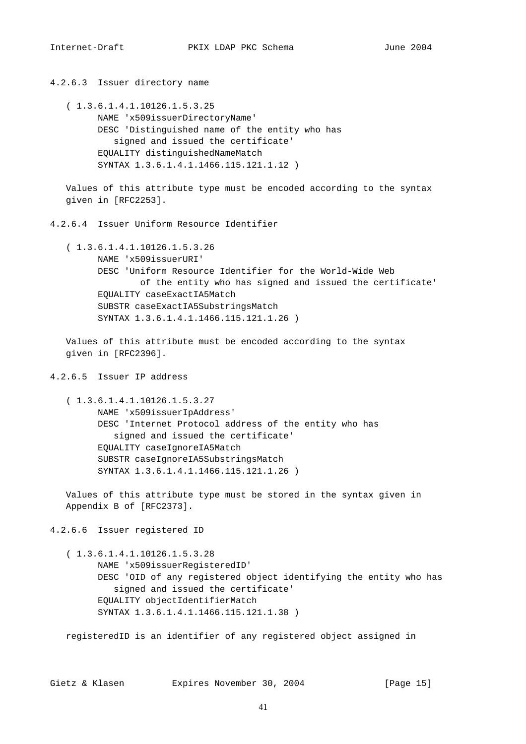#### 4.2.6.3 Issuer directory name

```
( 1.3.6.1.4.1.10126.1.5.3.25
      NAME 'x509issuerDirectoryName'
      DESC 'Distinguished name of the entity who has
         signed and issued the certificate'
      EQUALITY distinguishedNameMatch
      SYNTAX 1.3.6.1.4.1.1466.115.121.1.12 )
```

Values of this attribute type must be encoded according to the syntax given in [RFC2253].

#### 4.2.6.4 Issuer Uniform Resource Identifier

```
( 1.3.6.1.4.1.10126.1.5.3.26
      NAME 'x509issuerURI'
      DESC 'Uniform Resource Identifier for the World-Wide Web
              of the entity who has signed and issued the certificate'
      EQUALITY caseExactIA5Match
      SUBSTR caseExactIA5SubstringsMatch
      SYNTAX 1.3.6.1.4.1.1466.115.121.1.26 )
```

Values of this attribute must be encoded according to the syntax given in [RFC2396].

#### 4.2.6.5 Issuer IP address

```
( 1.3.6.1.4.1.10126.1.5.3.27
      NAME 'x509issuerIpAddress'
      DESC 'Internet Protocol address of the entity who has
         signed and issued the certificate'
      EQUALITY caseIgnoreIA5Match
      SUBSTR caseIgnoreIA5SubstringsMatch
      SYNTAX 1.3.6.1.4.1.1466.115.121.1.26 )
```

Values of this attribute type must be stored in the syntax given in Appendix B of [RFC2373].

#### 4.2.6.6 Issuer registered ID

```
( 1.3.6.1.4.1.10126.1.5.3.28
      NAME 'x509issuerRegisteredID'
      DESC 'OID of any registered object identifying the entity who has
         signed and issued the certificate'
      EQUALITY objectIdentifierMatch
      SYNTAX 1.3.6.1.4.1.1466.115.121.1.38 )
```

registeredID is an identifier of any registered object assigned in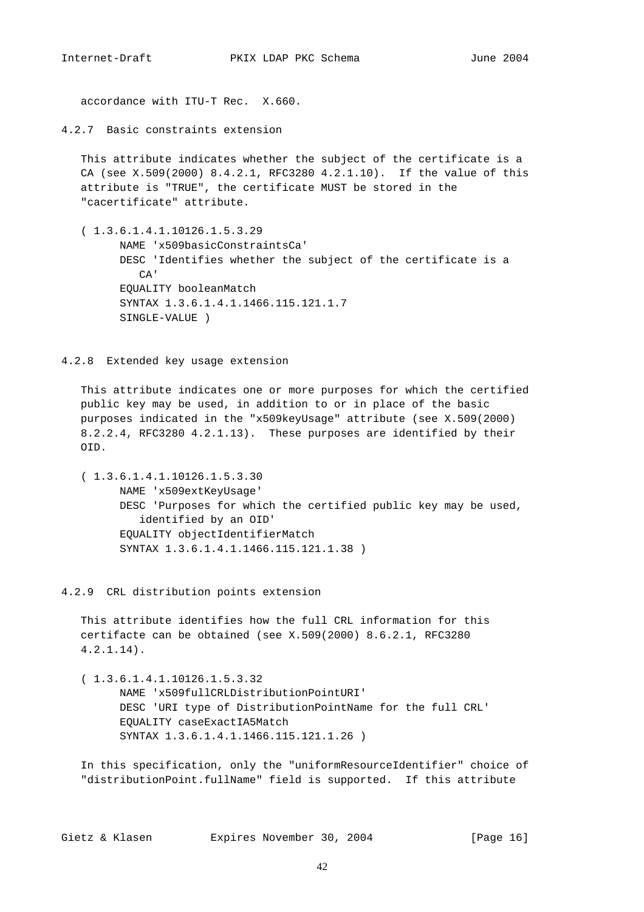accordance with ITU-T Rec. X.660.

### 4.2.7 Basic constraints extension

This attribute indicates whether the subject of the certificate is a CA (see X.509(2000) 8.4.2.1, RFC3280 4.2.1.10). If the value of this attribute is "TRUE", the certificate MUST be stored in the "cacertificate" attribute.

```
( 1.3.6.1.4.1.10126.1.5.3.29
      NAME 'x509basicConstraintsCa'
      DESC 'Identifies whether the subject of the certificate is a
         CA'
      EQUALITY booleanMatch
      SYNTAX 1.3.6.1.4.1.1466.115.121.1.7
      SINGLE-VALUE )
```

### 4.2.8 Extended key usage extension

This attribute indicates one or more purposes for which the certified public key may be used, in addition to or in place of the basic purposes indicated in the "x509keyUsage" attribute (see X.509(2000) 8.2.2.4, RFC3280 4.2.1.13). These purposes are identified by their OID.

```
( 1.3.6.1.4.1.10126.1.5.3.30
      NAME 'x509extKeyUsage'
      DESC 'Purposes for which the certified public key may be used,
         identified by an OID'
      EQUALITY objectIdentifierMatch
      SYNTAX 1.3.6.1.4.1.1466.115.121.1.38 )
```

### 4.2.9 CRL distribution points extension

This attribute identifies how the full CRL information for this certifacte can be obtained (see X.509(2000) 8.6.2.1, RFC3280 4.2.1.14).

```
( 1.3.6.1.4.1.10126.1.5.3.32
      NAME 'x509fullCRLDistributionPointURI'
      DESC 'URI type of DistributionPointName for the full CRL'
      EQUALITY caseExactIA5Match
      SYNTAX 1.3.6.1.4.1.1466.115.121.1.26 )
```

In this specification, only the "uniformResourceIdentifier" choice of "distributionPoint.fullName" field is supported. If this attribute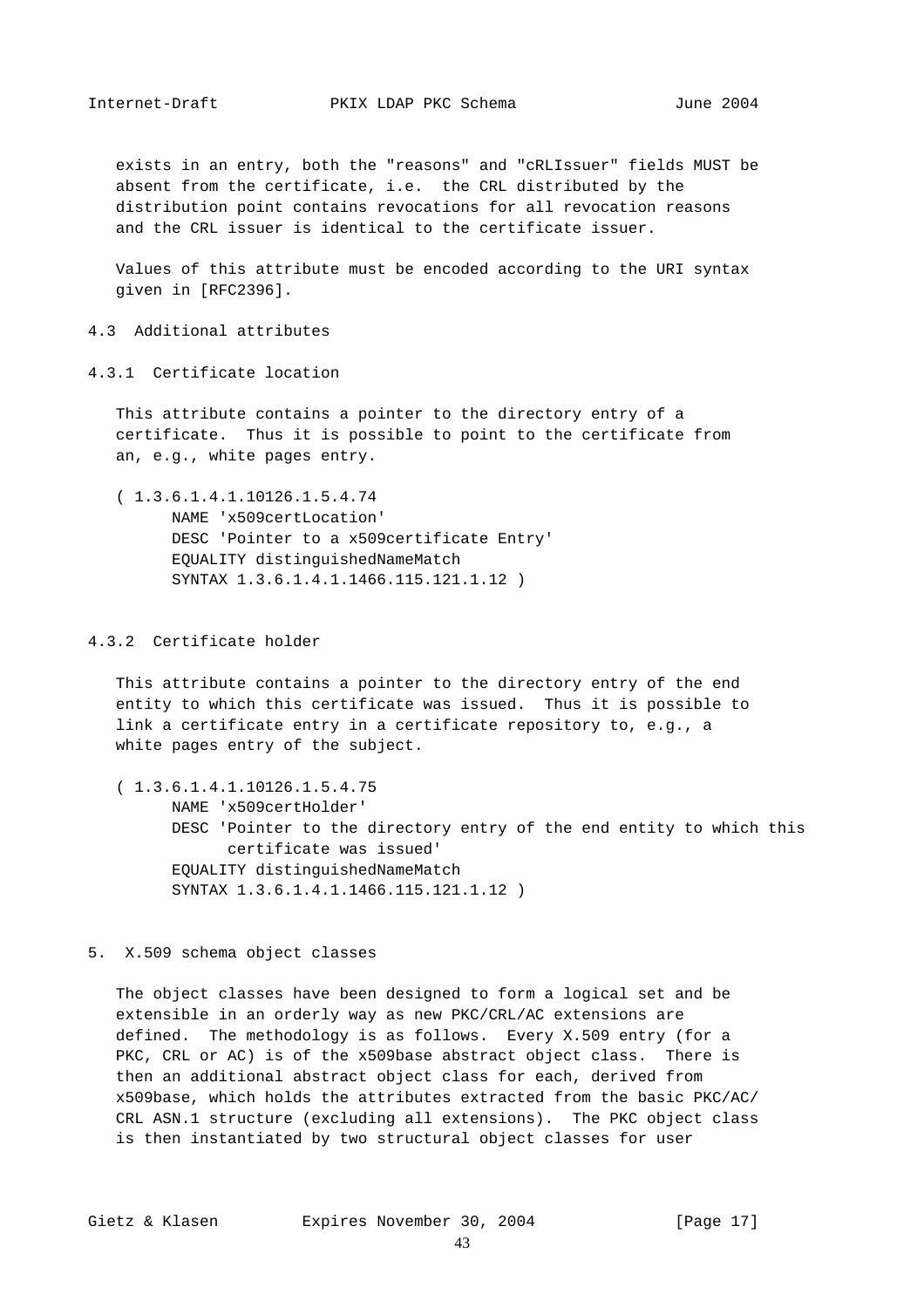exists in an entry, both the "reasons" and "cRLIssuer" fields MUST be absent from the certificate, i.e. the CRL distributed by the distribution point contains revocations for all revocation reasons and the CRL issuer is identical to the certificate issuer.

Values of this attribute must be encoded according to the URI syntax given in [RFC2396].

## 4.3 Additional attributes

### 4.3.1 Certificate location

This attribute contains a pointer to the directory entry of a certificate. Thus it is possible to point to the certificate from an, e.g., white pages entry.

```
( 1.3.6.1.4.1.10126.1.5.4.74
      NAME 'x509certLocation'
      DESC 'Pointer to a x509certificate Entry'
      EQUALITY distinguishedNameMatch
      SYNTAX 1.3.6.1.4.1.1466.115.121.1.12 )
```

### 4.3.2 Certificate holder

This attribute contains a pointer to the directory entry of the end entity to which this certificate was issued. Thus it is possible to link a certificate entry in a certificate repository to, e.g., a white pages entry of the subject.

```
( 1.3.6.1.4.1.10126.1.5.4.75
      NAME 'x509certHolder'
      DESC 'Pointer to the directory entry of the end entity to which this
            certificate was issued'
      EQUALITY distinguishedNameMatch
      SYNTAX 1.3.6.1.4.1.1466.115.121.1.12 )
```

# 5. X.509 schema object classes

The object classes have been designed to form a logical set and be extensible in an orderly way as new PKC/CRL/AC extensions are defined. The methodology is as follows. Every X.509 entry (for a PKC, CRL or AC) is of the x509base abstract object class. There is then an additional abstract object class for each, derived from x509base, which holds the attributes extracted from the basic PKC/AC/CRL ASN.1 structure (excluding all extensions). The PKC object class is then instantiated by two structural object classes for user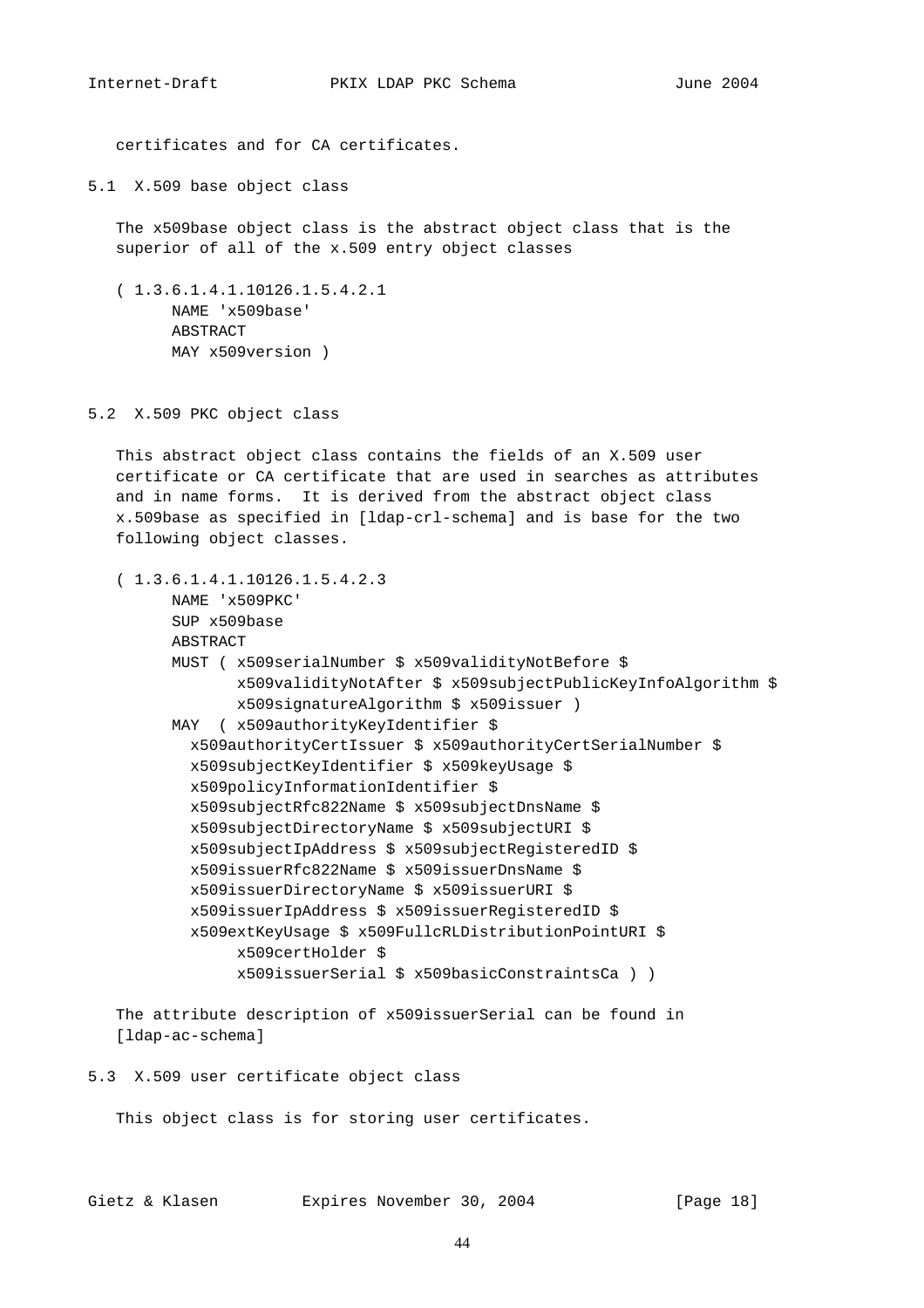certificates and for CA certificates.

## 5.1 X.509 base object class

The x509base object class is the abstract object class that is the superior of all of the x.509 entry object classes

```
( 1.3.6.1.4.1.10126.1.5.4.2.1
      NAME 'x509base'
      ABSTRACT
      MAY x509version )
```

## 5.2 X.509 PKC object class

This abstract object class contains the fields of an X.509 user certificate or CA certificate that are used in searches as attributes and in name forms. It is derived from the abstract object class x.509base as specified in [ldap-crl-schema] and is base for the two following object classes.

```
( 1.3.6.1.4.1.10126.1.5.4.2.3
      NAME 'x509PKC'
      SUP x509base
      ABSTRACT
      MUST ( x509serialNumber $ x509validityNotBefore $
             x509validityNotAfter $ x509subjectPublicKeyInfoAlgorithm $
             x509signatureAlgorithm $ x509issuer )
      MAY  ( x509authorityKeyIdentifier $
        x509authorityCertIssuer $ x509authorityCertSerialNumber $
        x509subjectKeyIdentifier $ x509keyUsage $
        x509policyInformationIdentifier $
        x509subjectRfc822Name $ x509subjectDnsName $
        x509subjectDirectoryName $ x509subjectURI $
        x509subjectIpAddress $ x509subjectRegisteredID $
        x509issuerRfc822Name $ x509issuerDnsName $
        x509issuerDirectoryName $ x509issuerURI $
        x509issuerIpAddress $ x509issuerRegisteredID $
        x509extKeyUsage $ x509FullcRLDistributionPointURI $
             x509certHolder $
             x509issuerSerial $ x509basicConstraintsCa ) )
```

The attribute description of x509issuerSerial can be found in [ldap-ac-schema]

## 5.3 X.509 user certificate object class

This object class is for storing user certificates.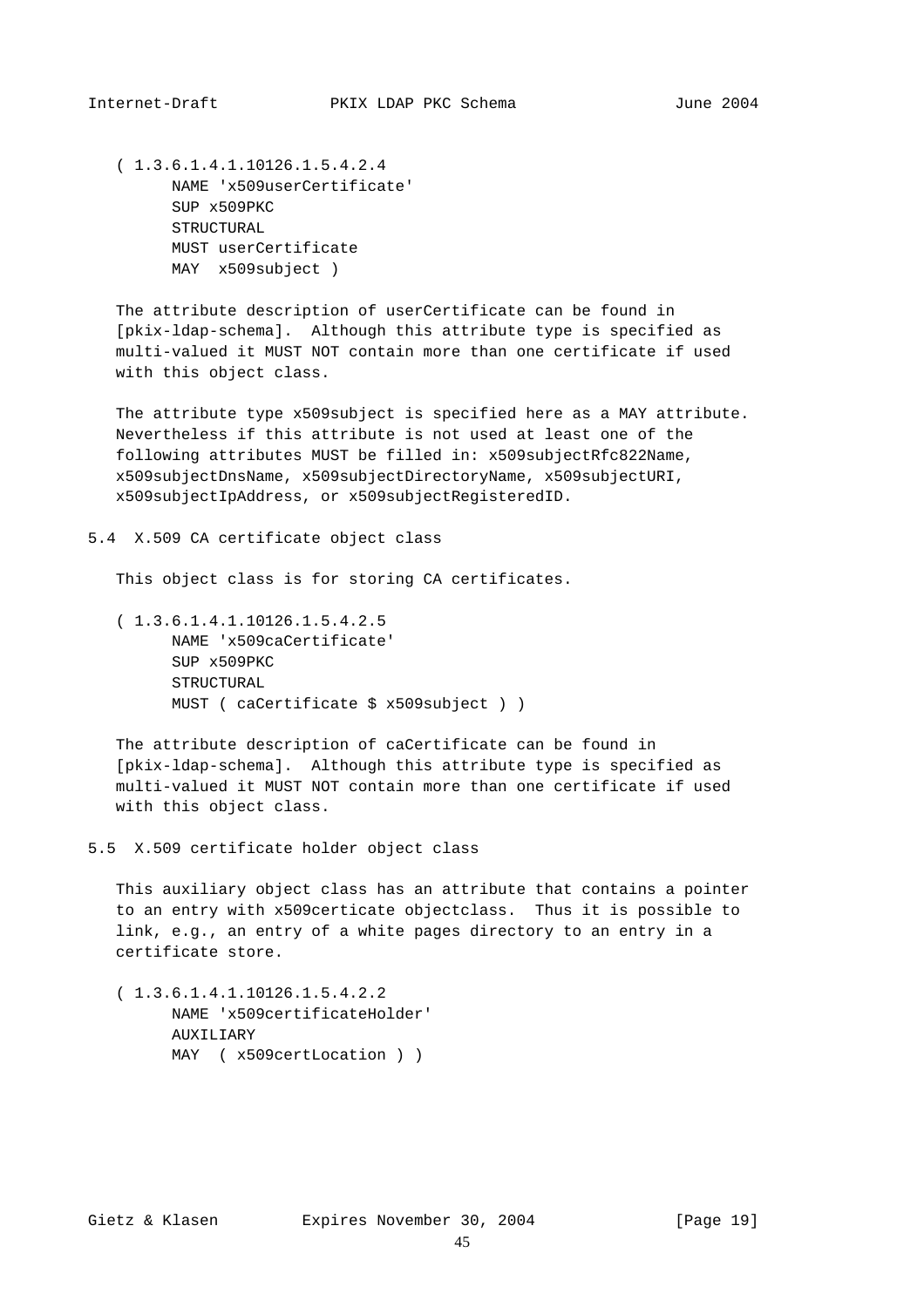```
( 1.3.6.1.4.1.10126.1.5.4.2.4
      NAME 'x509userCertificate'
      SUP x509PKC
      STRUCTURAL
      MUST userCertificate
      MAY  x509subject )
```

The attribute description of userCertificate can be found in [pkix-ldap-schema]. Although this attribute type is specified as multi-valued it MUST NOT contain more than one certificate if used with this object class.

The attribute type x509subject is specified here as a MAY attribute. Nevertheless if this attribute is not used at least one of the following attributes MUST be filled in: x509subjectRfc822Name, x509subjectDnsName, x509subjectDirectoryName, x509subjectURI, x509subjectIpAddress, or x509subjectRegisteredID.

## 5.4 X.509 CA certificate object class

This object class is for storing CA certificates.

```
( 1.3.6.1.4.1.10126.1.5.4.2.5
      NAME 'x509caCertificate'
      SUP x509PKC
      STRUCTURAL
      MUST ( caCertificate $ x509subject ) )
```

The attribute description of caCertificate can be found in [pkix-ldap-schema]. Although this attribute type is specified as multi-valued it MUST NOT contain more than one certificate if used with this object class.

## 5.5 X.509 certificate holder object class

This auxiliary object class has an attribute that contains a pointer to an entry with x509certicate objectclass. Thus it is possible to link, e.g., an entry of a white pages directory to an entry in a certificate store.

```
( 1.3.6.1.4.1.10126.1.5.4.2.2
      NAME 'x509certificateHolder'
      AUXILIARY
      MAY  ( x509certLocation ) )
```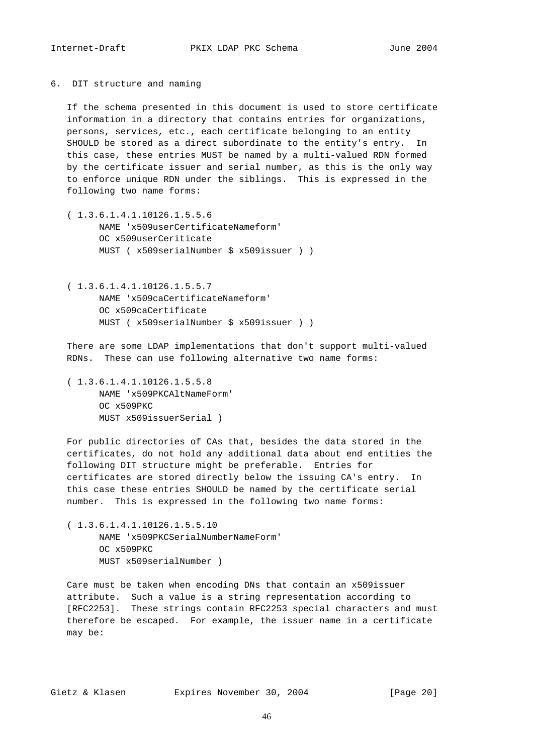## 6. DIT structure and naming

If the schema presented in this document is used to store certificate information in a directory that contains entries for organizations, persons, services, etc., each certificate belonging to an entity SHOULD be stored as a direct subordinate to the entity's entry. In this case, these entries MUST be named by a multi-valued RDN formed by the certificate issuer and serial number, as this is the only way to enforce unique RDN under the siblings. This is expressed in the following two name forms:

```
( 1.3.6.1.4.1.10126.1.5.5.6
      NAME 'x509userCertificateNameform'
      OC x509userCeriticate
      MUST ( x509serialNumber $ x509issuer ) )


( 1.3.6.1.4.1.10126.1.5.5.7
      NAME 'x509caCertificateNameform'
      OC x509caCertificate
      MUST ( x509serialNumber $ x509issuer ) )
```

There are some LDAP implementations that don't support multi-valued RDNs. These can use following alternative two name forms:

```
( 1.3.6.1.4.1.10126.1.5.5.8
      NAME 'x509PKCAltNameForm'
      OC x509PKC
      MUST x509issuerSerial )
```

For public directories of CAs that, besides the data stored in the certificates, do not hold any additional data about end entities the following DIT structure might be preferable. Entries for certificates are stored directly below the issuing CA's entry. In this case these entries SHOULD be named by the certificate serial number. This is expressed in the following two name forms:

```
( 1.3.6.1.4.1.10126.1.5.5.10
      NAME 'x509PKCSerialNumberNameForm'
      OC x509PKC
      MUST x509serialNumber )
```

Care must be taken when encoding DNs that contain an x509issuer attribute. Such a value is a string representation according to [RFC2253]. These strings contain RFC2253 special characters and must therefore be escaped. For example, the issuer name in a certificate may be: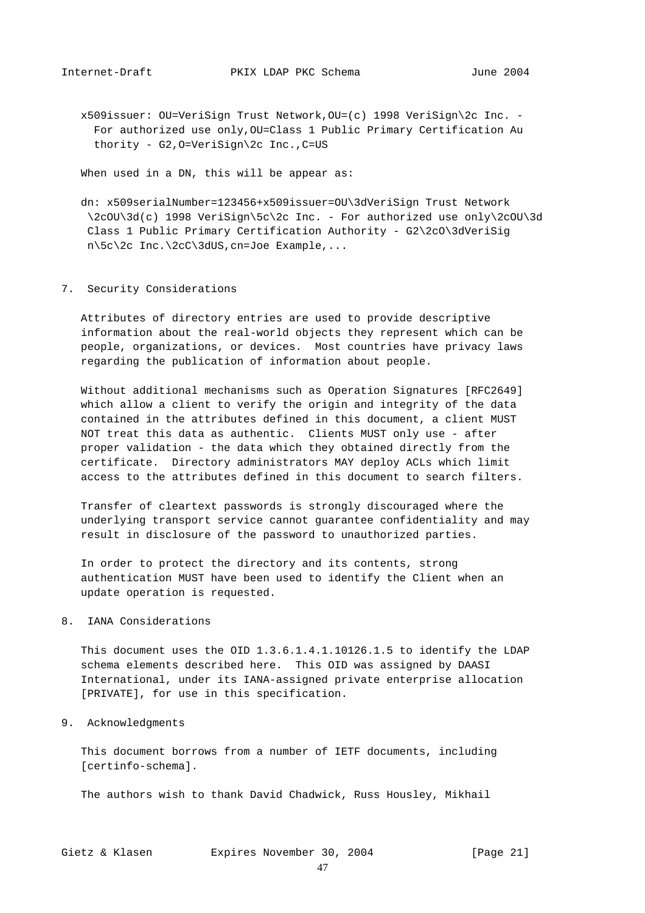```
x509issuer: OU=VeriSign Trust Network,OU=(c) 1998 VeriSign\2c Inc. -
  For authorized use only,OU=Class 1 Public Primary Certification Au
  thority - G2,O=VeriSign\2c Inc.,C=US
```

When used in a DN, this will be appear as:

```
dn: x509serialNumber=123456+x509issuer=OU\3dVeriSign Trust Network
 \2cOU\3d(c) 1998 VeriSign\5c\2c Inc. - For authorized use only\2cOU\3d
 Class 1 Public Primary Certification Authority - G2\2cO\3dVeriSig
 n\5c\2c Inc.\2cC\3dUS,cn=Joe Example,...
```

## 7. Security Considerations

Attributes of directory entries are used to provide descriptive information about the real-world objects they represent which can be people, organizations, or devices. Most countries have privacy laws regarding the publication of information about people.

Without additional mechanisms such as Operation Signatures [RFC2649] which allow a client to verify the origin and integrity of the data contained in the attributes defined in this document, a client MUST NOT treat this data as authentic. Clients MUST only use - after proper validation - the data which they obtained directly from the certificate. Directory administrators MAY deploy ACLs which limit access to the attributes defined in this document to search filters.

Transfer of cleartext passwords is strongly discouraged where the underlying transport service cannot guarantee confidentiality and may result in disclosure of the password to unauthorized parties.

In order to protect the directory and its contents, strong authentication MUST have been used to identify the Client when an update operation is requested.

## 8. IANA Considerations

This document uses the OID 1.3.6.1.4.1.10126.1.5 to identify the LDAP schema elements described here. This OID was assigned by DAASI International, under its IANA-assigned private enterprise allocation [PRIVATE], for use in this specification.

## 9. Acknowledgments

This document borrows from a number of IETF documents, including [certinfo-schema].

The authors wish to thank David Chadwick, Russ Housley, Mikhail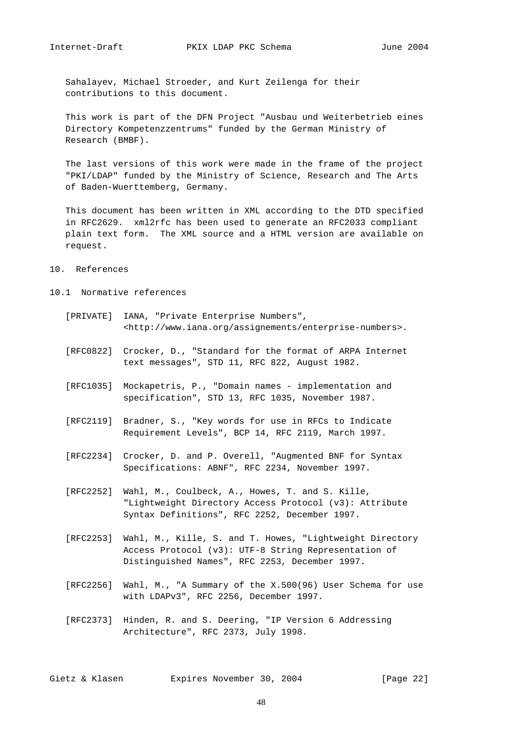Sahalayev, Michael Stroeder, and Kurt Zeilenga for their contributions to this document.

This work is part of the DFN Project "Ausbau und Weiterbetrieb eines Directory Kompetenzzentrums" funded by the German Ministry of Research (BMBF).

The last versions of this work were made in the frame of the project "PKI/LDAP" funded by the Ministry of Science, Research and The Arts of Baden-Wuerttemberg, Germany.

This document has been written in XML according to the DTD specified in RFC2629. xml2rfc has been used to generate an RFC2033 compliant plain text form. The XML source and a HTML version are available on request.

## 10. References

### 10.1 Normative references

[PRIVATE] IANA, "Private Enterprise Numbers", <http://www.iana.org/assignements/enterprise-numbers>.

[RFC0822] Crocker, D., "Standard for the format of ARPA Internet text messages", STD 11, RFC 822, August 1982.

[RFC1035] Mockapetris, P., "Domain names - implementation and specification", STD 13, RFC 1035, November 1987.

[RFC2119] Bradner, S., "Key words for use in RFCs to Indicate Requirement Levels", BCP 14, RFC 2119, March 1997.

[RFC2234] Crocker, D. and P. Overell, "Augmented BNF for Syntax Specifications: ABNF", RFC 2234, November 1997.

[RFC2252] Wahl, M., Coulbeck, A., Howes, T. and S. Kille, "Lightweight Directory Access Protocol (v3): Attribute Syntax Definitions", RFC 2252, December 1997.

[RFC2253] Wahl, M., Kille, S. and T. Howes, "Lightweight Directory Access Protocol (v3): UTF-8 String Representation of Distinguished Names", RFC 2253, December 1997.

[RFC2256] Wahl, M., "A Summary of the X.500(96) User Schema for use with LDAPv3", RFC 2256, December 1997.

[RFC2373] Hinden, R. and S. Deering, "IP Version 6 Addressing Architecture", RFC 2373, July 1998.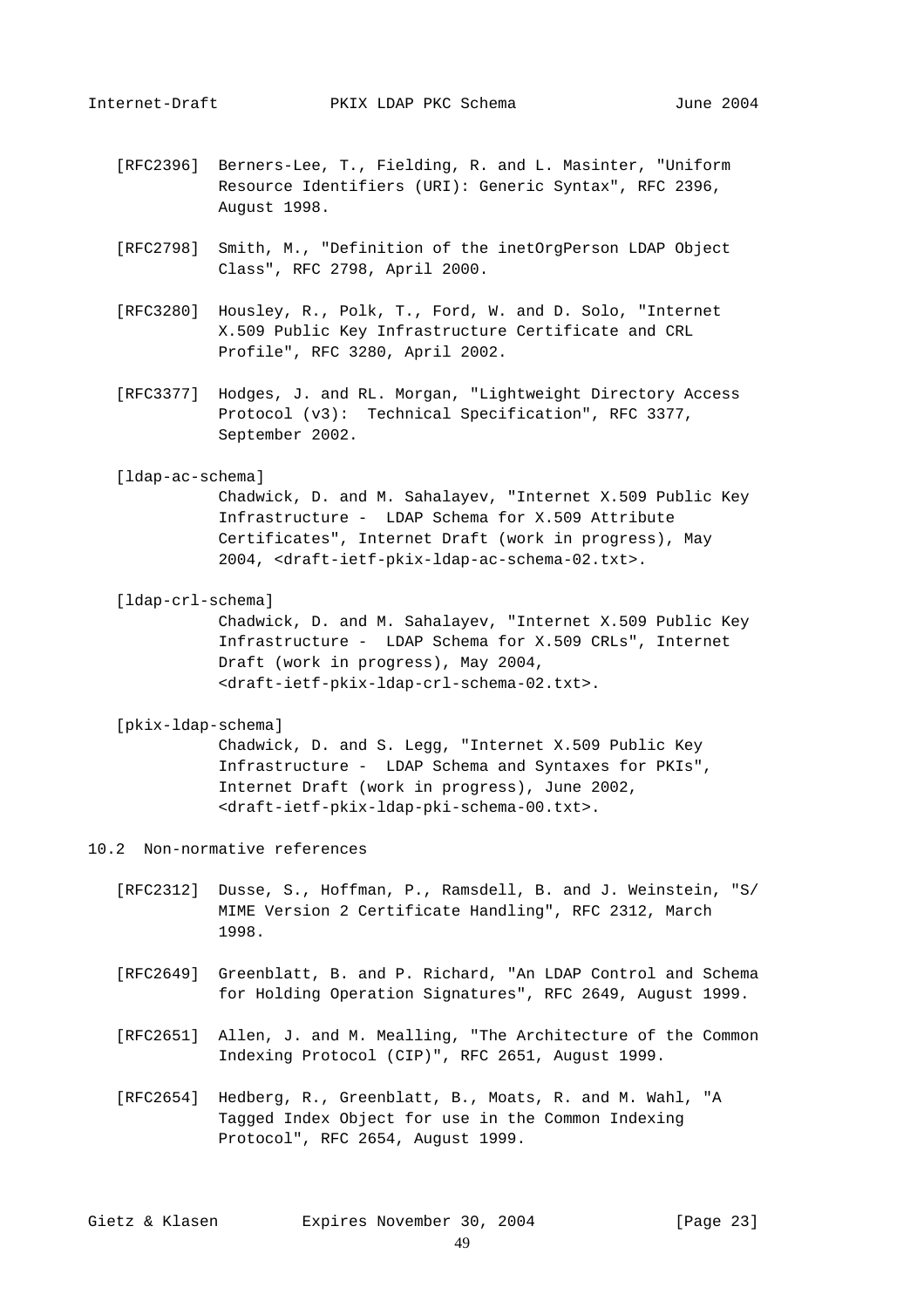[RFC2396] Berners-Lee, T., Fielding, R. and L. Masinter, "Uniform Resource Identifiers (URI): Generic Syntax", RFC 2396, August 1998.

[RFC2798] Smith, M., "Definition of the inetOrgPerson LDAP Object Class", RFC 2798, April 2000.

[RFC3280] Housley, R., Polk, T., Ford, W. and D. Solo, "Internet X.509 Public Key Infrastructure Certificate and CRL Profile", RFC 3280, April 2002.

[RFC3377] Hodges, J. and RL. Morgan, "Lightweight Directory Access Protocol (v3): Technical Specification", RFC 3377, September 2002.

[ldap-ac-schema] Chadwick, D. and M. Sahalayev, "Internet X.509 Public Key Infrastructure - LDAP Schema for X.509 Attribute Certificates", Internet Draft (work in progress), May 2004, <draft-ietf-pkix-ldap-ac-schema-02.txt>.

[ldap-crl-schema] Chadwick, D. and M. Sahalayev, "Internet X.509 Public Key Infrastructure - LDAP Schema for X.509 CRLs", Internet Draft (work in progress), May 2004, <draft-ietf-pkix-ldap-crl-schema-02.txt>.

[pkix-ldap-schema] Chadwick, D. and S. Legg, "Internet X.509 Public Key Infrastructure - LDAP Schema and Syntaxes for PKIs", Internet Draft (work in progress), June 2002, <draft-ietf-pkix-ldap-pki-schema-00.txt>.

## 10.2 Non-normative references

[RFC2312] Dusse, S., Hoffman, P., Ramsdell, B. and J. Weinstein, "S/MIME Version 2 Certificate Handling", RFC 2312, March 1998.

[RFC2649] Greenblatt, B. and P. Richard, "An LDAP Control and Schema for Holding Operation Signatures", RFC 2649, August 1999.

[RFC2651] Allen, J. and M. Mealling, "The Architecture of the Common Indexing Protocol (CIP)", RFC 2651, August 1999.

[RFC2654] Hedberg, R., Greenblatt, B., Moats, R. and M. Wahl, "A Tagged Index Object for use in the Common Indexing Protocol", RFC 2654, August 1999.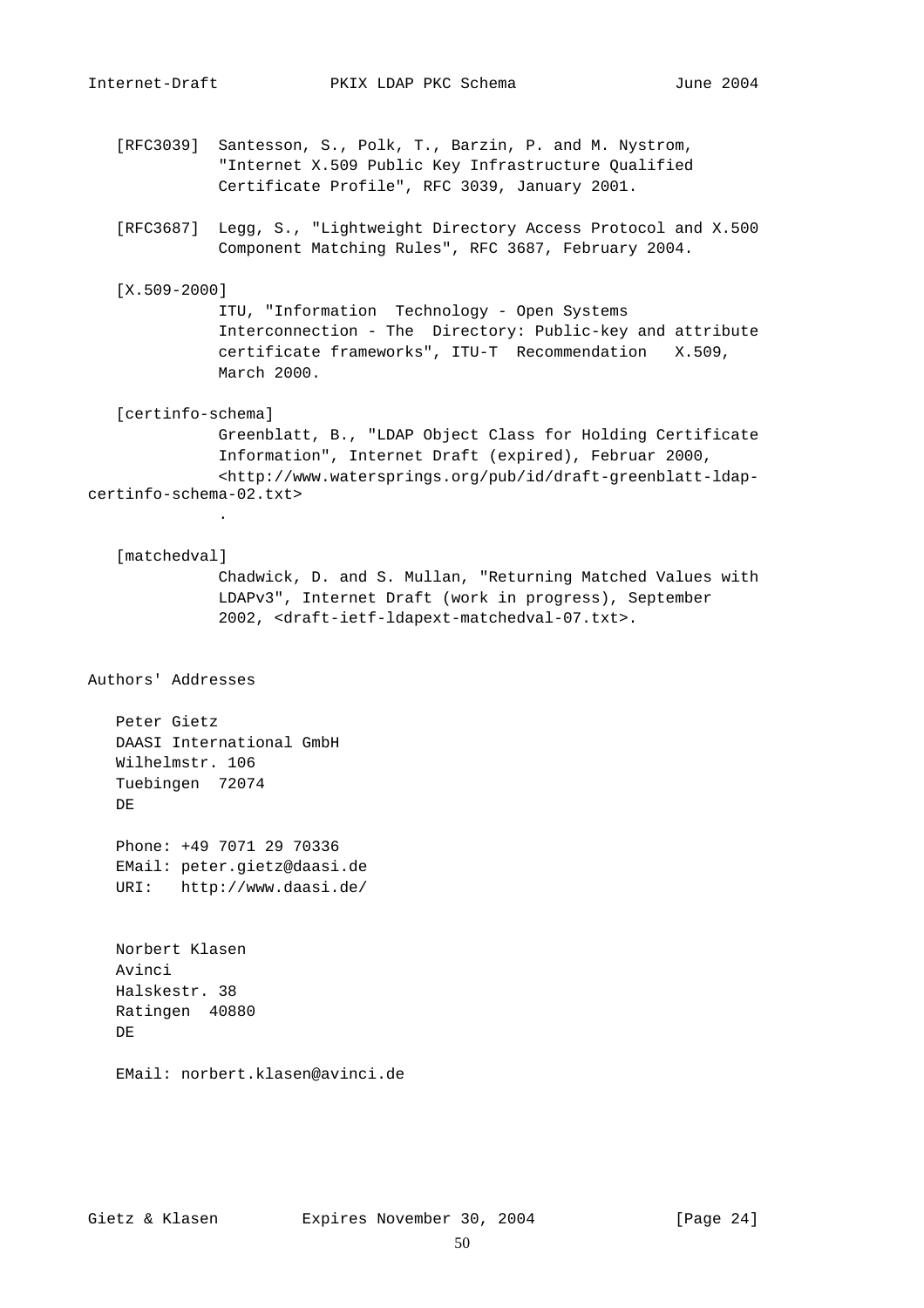[RFC3039] Santesson, S., Polk, T., Barzin, P. and M. Nystrom, "Internet X.509 Public Key Infrastructure Qualified Certificate Profile", RFC 3039, January 2001.

[RFC3687] Legg, S., "Lightweight Directory Access Protocol and X.500 Component Matching Rules", RFC 3687, February 2004.

[X.509-2000] ITU, "Information Technology - Open Systems Interconnection - The Directory: Public-key and attribute certificate frameworks", ITU-T Recommendation X.509, March 2000.

[certinfo-schema] Greenblatt, B., "LDAP Object Class for Holding Certificate Information", Internet Draft (expired), Februar 2000, <http://www.watersprings.org/pub/id/draft-greenblatt-ldap-certinfo-schema-02.txt>.

[matchedval] Chadwick, D. and S. Mullan, "Returning Matched Values with LDAPv3", Internet Draft (work in progress), September 2002, <draft-ietf-ldapext-matchedval-07.txt>.

## Authors' Addresses

Peter Gietz
DAASI International GmbH
Wilhelmstr. 106
Tuebingen 72074
DE

Phone: +49 7071 29 70336
EMail: peter.gietz@daasi.de
URI: http://www.daasi.de/

Norbert Klasen
Avinci
Halskestr. 38
Ratingen 40880
DE

EMail: norbert.klasen@avinci.de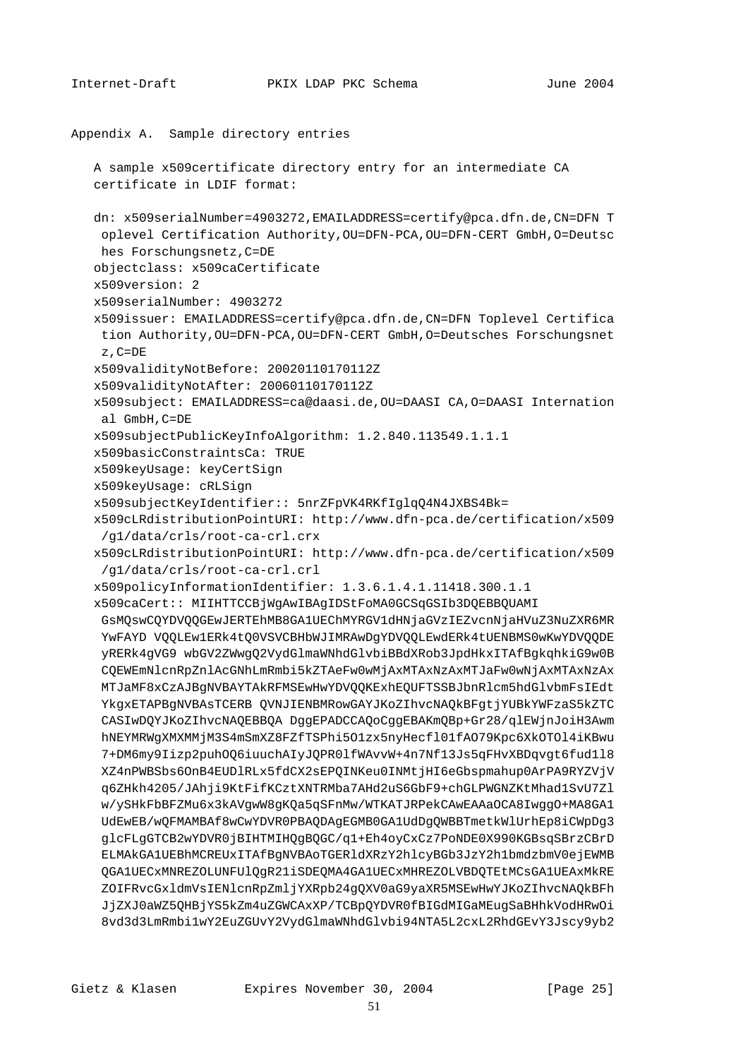## Appendix A. Sample directory entries

A sample x509certificate directory entry for an intermediate CA certificate in LDIF format:

```
dn: x509serialNumber=4903272,EMAILADDRESS=certify@pca.dfn.de,CN=DFN T
 oplevel Certification Authority,OU=DFN-PCA,OU=DFN-CERT GmbH,O=Deutsc
 hes Forschungsnetz,C=DE
objectclass: x509caCertificate
x509version: 2
x509serialNumber: 4903272
x509issuer: EMAILADDRESS=certify@pca.dfn.de,CN=DFN Toplevel Certifica
 tion Authority,OU=DFN-PCA,OU=DFN-CERT GmbH,O=Deutsches Forschungsnet
 z,C=DE
x509validityNotBefore: 20020110170112Z
x509validityNotAfter: 20060110170112Z
x509subject: EMAILADDRESS=ca@daasi.de,OU=DAASI CA,O=DAASI Internation
 al GmbH,C=DE
x509subjectPublicKeyInfoAlgorithm: 1.2.840.113549.1.1.1
x509basicConstraintsCa: TRUE
x509keyUsage: keyCertSign
x509keyUsage: cRLSign
x509subjectKeyIdentifier:: 5nrZFpVK4RKfIglqQ4N4JXBS4Bk=
x509cLRdistributionPointURI: http://www.dfn-pca.de/certification/x509
 /g1/data/crls/root-ca-crl.crx
x509cLRdistributionPointURI: http://www.dfn-pca.de/certification/x509
 /g1/data/crls/root-ca-crl.crl
x509policyInformationIdentifier: 1.3.6.1.4.1.11418.300.1.1
x509caCert:: MIIHTTCCBjWgAwIBAgIDStFoMA0GCSqGSIb3DQEBBQUAMI
 GsMQswCQYDVQQGEwJERTEhMB8GA1UEChMYRGV1dHNjaGVzIEZvcnNjaHVuZ3NuZXR6MR
 YwFAYD VQQLEw1ERk4tQ0VSVCBHbWJIMRAwDgYDVQQLEwdERk4tUENBMS0wKwYDVQQDE
 yRERk4gVG9 wbGV2ZWwgQ2VydGlmaWNhdGlvbiBBdXRob3JpdHkxITAfBgkqhkiG9w0B
 CQEWEmNlcnRpZnlAcGNhLmRmbi5kZTAeFw0wMjAxMTAxNzAxMTJaFw0wNjAxMTAxNzAx
 MTJaMF8xCzAJBgNVBAYTAkRFMSEwHwYDVQQKExhEQUFTSSBJbnRlcm5hdGlvbmFsIEdt
 YkgxETAPBgNVBAsTCERB QVNJIENBMRowGAYJKoZIhvcNAQkBFgtjYUBkYWFzaS5kZTC
 CASIwDQYJKoZIhvcNAQEBBQA DggEPADCCAQoCggEBAKmQBp+Gr28/qlEWjnJoiH3Awm
 hNEYMRWgXMXMMjM3S4mSmXZ8FZfTSPhi5O1zx5nyHecfl01fAO79Kpc6XkOTOl4iKBwu
 7+DM6my9Iizp2puhOQ6iuuchAIyJQPR0lfWAvvW+4n7Nf13Js5qFHvXBDqvgt6fud1l8
 XZ4nPWBSbs6OnB4EUDlRLx5fdCX2sEPQINKeu0INMtjHI6eGbspmahup0ArPA9RYZVjV
 q6ZHkh4205/JAhji9KtFifKCztXNTRMba7AHd2uS6GbF9+chGLPWGNZKtMhad1SvU7Zl
 w/ySHkFbBFZMu6x3kAVgwW8gKQa5qSFnMw/WTKATJRPekCAwEAAaOCA8IwggO+MA8GA1
 UdEwEB/wQFMAMBAf8wCwYDVR0PBAQDAgEGMB0GA1UdDgQWBBTmetkWlUrhEp8iCWpDg3
 glcFLgGTCB2wYDVR0jBIHTMIHQgBQGC/q1+Eh4oyCxCz7PoNDE0X990KGBsqSBrzCBrD
 ELMAkGA1UEBhMCREUxITAfBgNVBAoTGERldXRzY2hlcyBGb3JzY2h1bmdzbmV0ejEWMB
 QGA1UECxMNREZOLUNFUlQgR21iSDEQMA4GA1UECxMHREZOLVBDQTEtMCsGA1UEAxMkRE
 ZOIFRvcGxldmVsIENlcnRpZmljYXRpb24gQXV0aG9yaXR5MSEwHwYJKoZIhvcNAQkBFh
 JjZXJ0aWZ5QHBjYS5kZm4uZGWCAxXP/TCBpQYDVR0fBIGdMIGaMEugSaBHhkVodHRwOi
 8vd3d3LmRmbi1wY2EuZGUvY2VydGlmaWNhdGlvbi94NTA5L2cxL2RhdGEvY3Jscy9yb2
```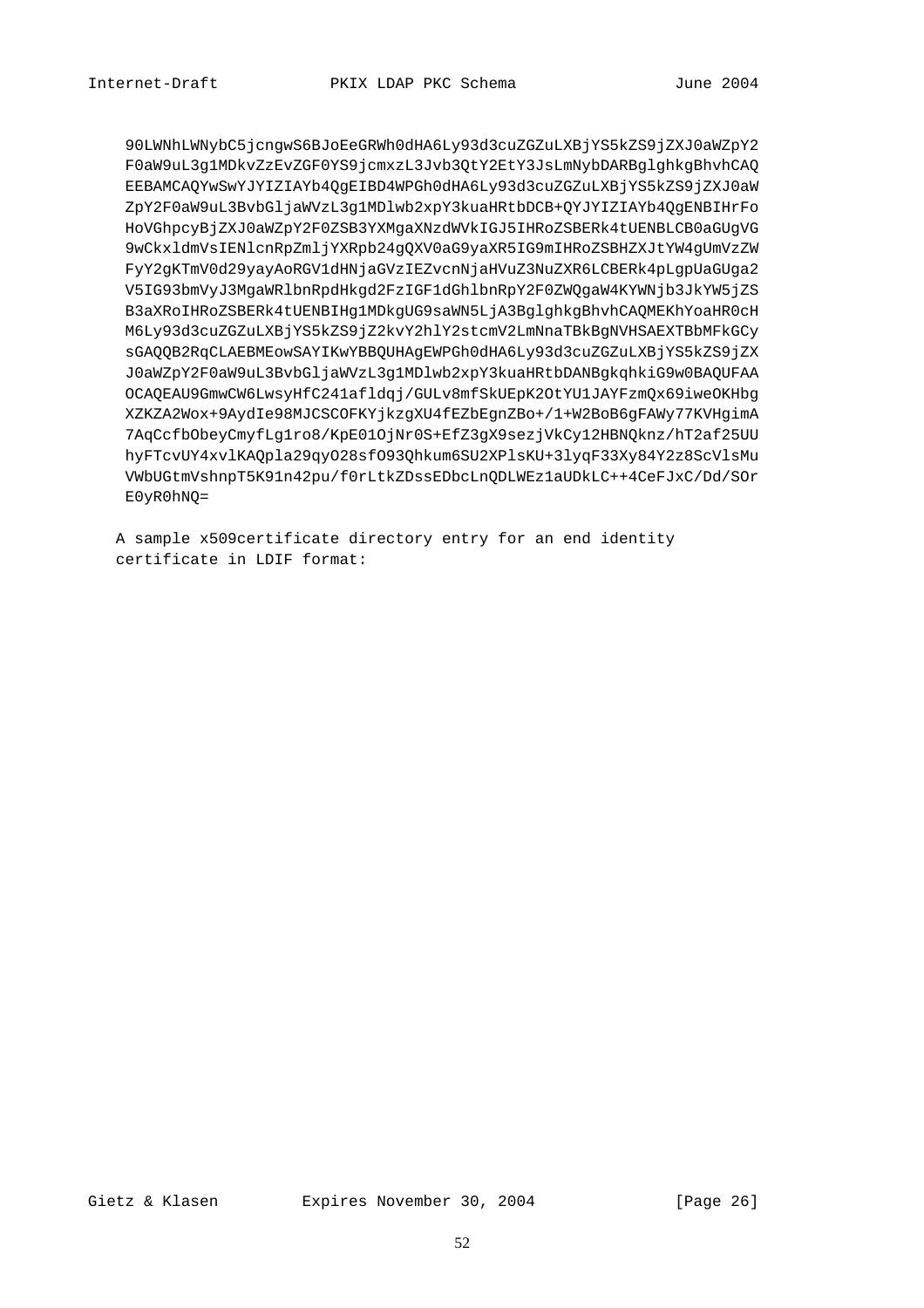```
90LWNhLWNybC5jcngwS6BJoEeGRWh0dHA6Ly93d3cuZGZuLXBjYS5kZS9jZXJ0aWZpY2
F0aW9uL3g1MDkvZzEvZGF0YS9jcmxzL3Jvb3QtY2EtY3JsLmNybDARBglghkgBhvhCAQ
EEBAMCAQYwSwYJYIZIAYb4QgEIBD4WPGh0dHA6Ly93d3cuZGZuLXBjYS5kZS9jZXJ0aW
ZpY2F0aW9uL3BvbGljaWVzL3g1MDlwb2xpY3kuaHRtbDCB+QYJYIZIAYb4QgENBIHrFo
HoVGhpcyBjZXJ0aWZpY2F0ZSB3YXMgaXNzdWVkIGJ5IHRoZSBERk4tUENBLCB0aGUgVG
9wCkxldmVsIENlcnRpZmljYXRpb24gQXV0aG9yaXR5IG9mIHRoZSBHZXJtYW4gUmVzZW
FyY2gKTmV0d29yayAoRGV1dHNjaGVzIEZvcnNjaHVuZ3NuZXR6LCBERk4pLgpUaGUga2
V5IG93bmVyJ3MgaWRlbnRpdHkgd2FzIGF1dGhlbnRpY2F0ZWQgaW4KYWNjb3JkYW5jZS
B3aXRoIHRoZSBERk4tUENBIHg1MDkgUG9saWN5LjA3BglghkgBhvhCAQMEKhYoaHR0cH
M6Ly93d3cuZGZuLXBjYS5kZS9jZ2kvY2hlY2stcmV2LmNnaTBkBgNVHSAEXTBbMFkGCy
sGAQQB2RqCLAEBMEowSAYIKwYBBQUHAgEWPGh0dHA6Ly93d3cuZGZuLXBjYS5kZS9jZX
J0aWZpY2F0aW9uL3BvbGljaWVzL3g1MDlwb2xpY3kuaHRtbDANBgkqhkiG9w0BAQUFAA
OCAQEAU9GmwCW6LwsyHfC241afldqj/GULv8mfSkUEpK2OtYU1JAYFzmQx69iweOKHbg
XZKZA2Wox+9AydIe98MJCSCOFKYjkzgXU4fEZbEgnZBo+/1+W2BoB6gFAWy77KVHgimA
7AqCcfbObeyCmyfLg1ro8/KpE01OjNr0S+EfZ3gX9sezjVkCy12HBNQknz/hT2af25UU
hyFTcvUY4xvlKAQpla29qyO28sfO93Qhkum6SU2XPlsKU+3lyqF33Xy84Y2z8ScVlsMu
VWbUGtmVshnpT5K91n42pu/f0rLtkZDssEDbcLnQDLWEz1aUDkLC++4CeFJxC/Dd/SOr
E0yR0hNQ=
```

A sample x509certificate directory entry for an end identity certificate in LDIF format: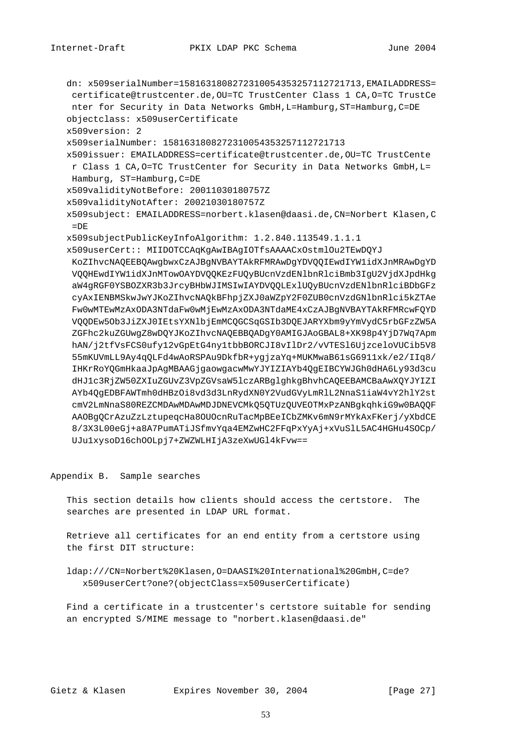```
dn: x509serialNumber=1581631808272310054353257112721713,EMAILADDRESS=
 certificate@trustcenter.de,OU=TC TrustCenter Class 1 CA,O=TC TrustCe
 nter for Security in Data Networks GmbH,L=Hamburg,ST=Hamburg,C=DE
objectclass: x509userCertificate
x509version: 2
x509serialNumber: 1581631808272310054353257112721713
x509issuer: EMAILADDRESS=certificate@trustcenter.de,OU=TC TrustCente
 r Class 1 CA,O=TC TrustCenter for Security in Data Networks GmbH,L=
 Hamburg, ST=Hamburg,C=DE
x509validityNotBefore: 20011030180757Z
x509validityNotAfter: 20021030180757Z
x509subject: EMAILADDRESS=norbert.klasen@daasi.de,CN=Norbert Klasen,C
 =DE
x509subjectPublicKeyInfoAlgorithm: 1.2.840.113549.1.1.1
x509userCert:: MIIDOTCCAqKgAwIBAgIOTfsAAAACxOstmlOu2TEwDQYJ
 KoZIhvcNAQEEBQAwgbwxCzAJBgNVBAYTAkRFMRAwDgYDVQQIEwdIYW1idXJnMRAwDgYD
 VQQHEwdIYW1idXJnMTowOAYDVQQKEzFUQyBUcnVzdENlbnRlciBmb3IgU2VjdXJpdHkg
 aW4gRGF0YSBOZXR3b3JrcyBHbWJIMSIwIAYDVQQLExlUQyBUcnVzdENlbnRlciBDbGFz
 cyAxIENBMSkwJwYJKoZIhvcNAQkBFhpjZXJ0aWZpY2F0ZUB0cnVzdGNlbnRlci5kZTAe
 Fw0wMTEwMzAxODA3NTdaFw0wMjEwMzAxODA3NTdaME4xCzAJBgNVBAYTAkRFMRcwFQYD
 VQQDEw5Ob3JiZXJ0IEtsYXNlbjEmMCQGCSqGSIb3DQEJARYXbm9yYmVydC5rbGFzZW5A
 ZGFhc2kuZGUwgZ8wDQYJKoZIhvcNAQEBBQADgY0AMIGJAoGBAL8+XK98p4YjD7Wq7Apm
 hAN/j2tfVsFCS0ufy12vGpEtG4ny1tbbBORCJI8vIlDr2/vVTESl6UjzceloVUCib5V8
 55mKUVmLL9Ay4qQLFd4wAoRSPAu9DkfbR+ygjzaYq+MUKMwaB61sG6911xk/e2/IIq8/
 IHKrRoYQGmHkaaJpAgMBAAGjgaowgacwMwYJYIZIAYb4QgEIBCYWJGh0dHA6Ly93d3cu
 dHJ1c3RjZW50ZXIuZGUvZ3VpZGVsaW5lczARBglghkgBhvhCAQEEBAMCBaAwXQYJYIZI
 AYb4QgEDBFAWTmh0dHBzOi8vd3d3LnRydXN0Y2VudGVyLmRlL2NnaS1iaW4vY2hlY2st
 cmV2LmNnaS80REZCMDAwMDAwMDJDNEVCMkQ5QTUzQUVEOTMxPzANBgkqhkiG9w0BAQQF
 AAOBgQCrAzuZzLztupeqcHa8OUOcnRuTacMpBEeICbZMKv6mN9rMYkAxFKerj/yXbdCE
 8/3X3L00eGj+a8A7PumATiJSfmvYqa4EMZwHC2FFqPxYyAj+xVuSlL5AC4HGHu4SOCp/
 UJu1xysoD16chOOLpj7+ZWZWLHIjA3zeXwUGl4kFvw==
```

## Appendix B. Sample searches

This section details how clients should access the certstore. The searches are presented in LDAP URL format.

Retrieve all certificates for an end entity from a certstore using the first DIT structure:

```
ldap:///CN=Norbert%20Klasen,O=DAASI%20International%20GmbH,C=de?
   x509userCert?one?(objectClass=x509userCertificate)
```

Find a certificate in a trustcenter's certstore suitable for sending an encrypted S/MIME message to "norbert.klasen@daasi.de"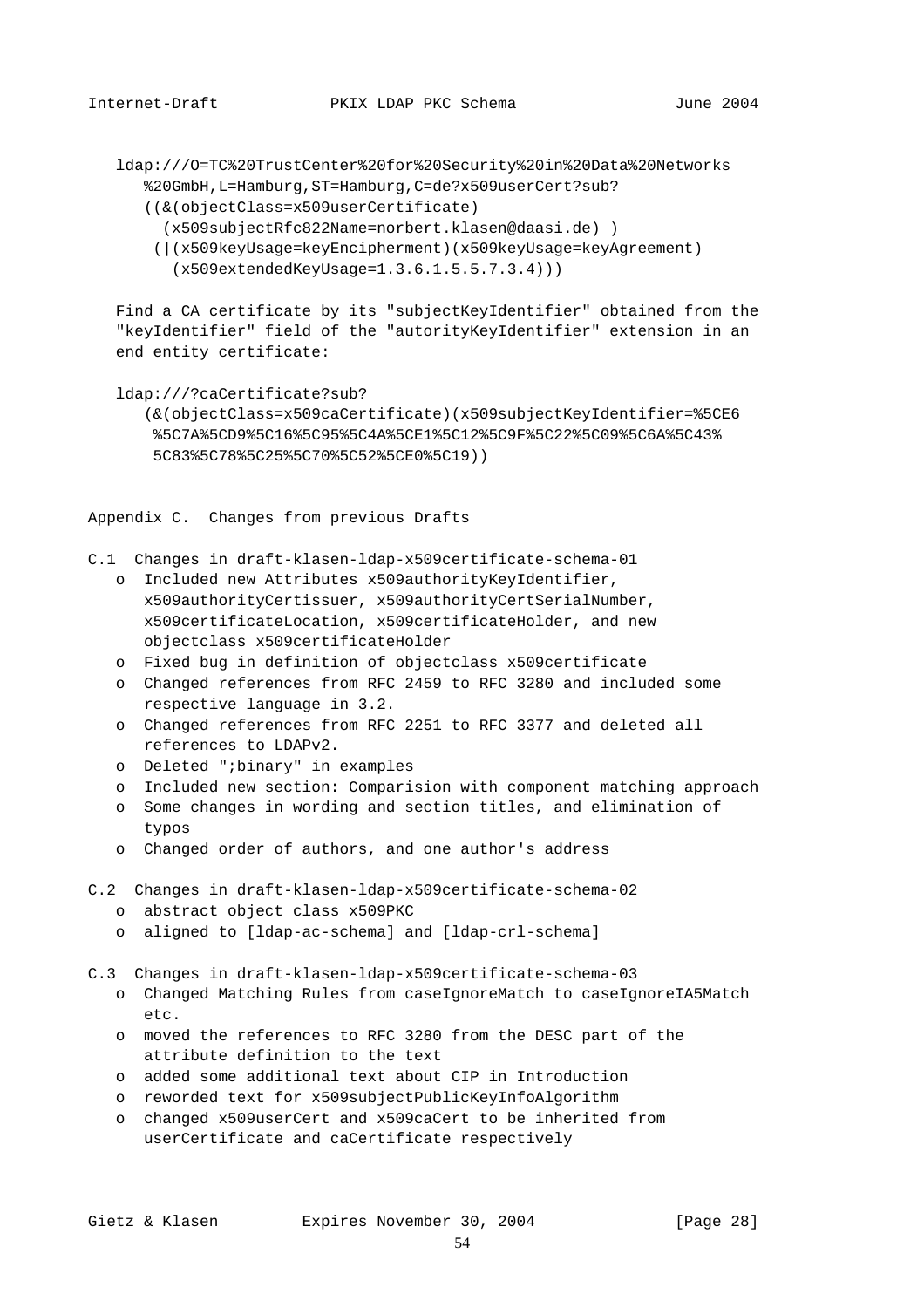```
ldap:///O=TC%20TrustCenter%20for%20Security%20in%20Data%20Networks
   %20GmbH,L=Hamburg,ST=Hamburg,C=de?x509userCert?sub?
   ((&(objectClass=x509userCertificate)
     (x509subjectRfc822Name=norbert.klasen@daasi.de) )
    (|(x509keyUsage=keyEncipherment)(x509keyUsage=keyAgreement)
      (x509extendedKeyUsage=1.3.6.1.5.5.7.3.4)))
```

Find a CA certificate by its "subjectKeyIdentifier" obtained from the "keyIdentifier" field of the "autorityKeyIdentifier" extension in an end entity certificate:

```
ldap:///?caCertificate?sub?
   (&(objectClass=x509caCertificate)(x509subjectKeyIdentifier=%5CE6
    %5C7A%5CD9%5C16%5C95%5C4A%5CE1%5C12%5C9F%5C22%5C09%5C6A%5C43%
    5C83%5C78%5C25%5C70%5C52%5CE0%5C19))
```

## Appendix C. Changes from previous Drafts

### C.1 Changes in draft-klasen-ldap-x509certificate-schema-01

- Included new Attributes x509authorityKeyIdentifier, x509authorityCertissuer, x509authorityCertSerialNumber, x509certificateLocation, x509certificateHolder, and new objectclass x509certificateHolder
- Fixed bug in definition of objectclass x509certificate
- Changed references from RFC 2459 to RFC 3280 and included some respective language in 3.2.
- Changed references from RFC 2251 to RFC 3377 and deleted all references to LDAPv2.
- Deleted ";binary" in examples
- Included new section: Comparision with component matching approach
- Some changes in wording and section titles, and elimination of typos
- Changed order of authors, and one author's address

### C.2 Changes in draft-klasen-ldap-x509certificate-schema-02

- abstract object class x509PKC
- aligned to [ldap-ac-schema] and [ldap-crl-schema]

### C.3 Changes in draft-klasen-ldap-x509certificate-schema-03

- Changed Matching Rules from caseIgnoreMatch to caseIgnoreIA5Match etc.
- moved the references to RFC 3280 from the DESC part of the attribute definition to the text
- added some additional text about CIP in Introduction
- reworded text for x509subjectPublicKeyInfoAlgorithm
- changed x509userCert and x509caCert to be inherited from userCertificate and caCertificate respectively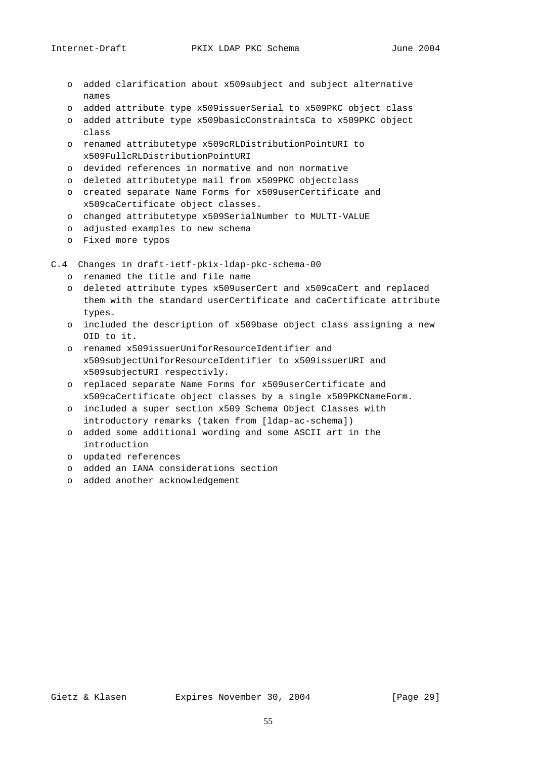- added clarification about x509subject and subject alternative names
- added attribute type x509issuerSerial to x509PKC object class
- added attribute type x509basicConstraintsCa to x509PKC object class
- renamed attributetype x509cRLDistributionPointURI to x509FullcRLDistributionPointURI
- devided references in normative and non normative
- deleted attributetype mail from x509PKC objectclass
- created separate Name Forms for x509userCertificate and x509caCertificate object classes.
- changed attributetype x509SerialNumber to MULTI-VALUE
- adjusted examples to new schema
- Fixed more typos

## C.4 Changes in draft-ietf-pkix-ldap-pkc-schema-00

- renamed the title and file name
- deleted attribute types x509userCert and x509caCert and replaced them with the standard userCertificate and caCertificate attribute types.
- included the description of x509base object class assigning a new OID to it.
- renamed x509issuerUniforResourceIdentifier and x509subjectUniforResourceIdentifier to x509issuerURI and x509subjectURI respectivly.
- replaced separate Name Forms for x509userCertificate and x509caCertificate object classes by a single x509PKCNameForm.
- included a super section x509 Schema Object Classes with introductory remarks (taken from [ldap-ac-schema])
- added some additional wording and some ASCII art in the introduction
- updated references
- added an IANA considerations section
- added another acknowledgement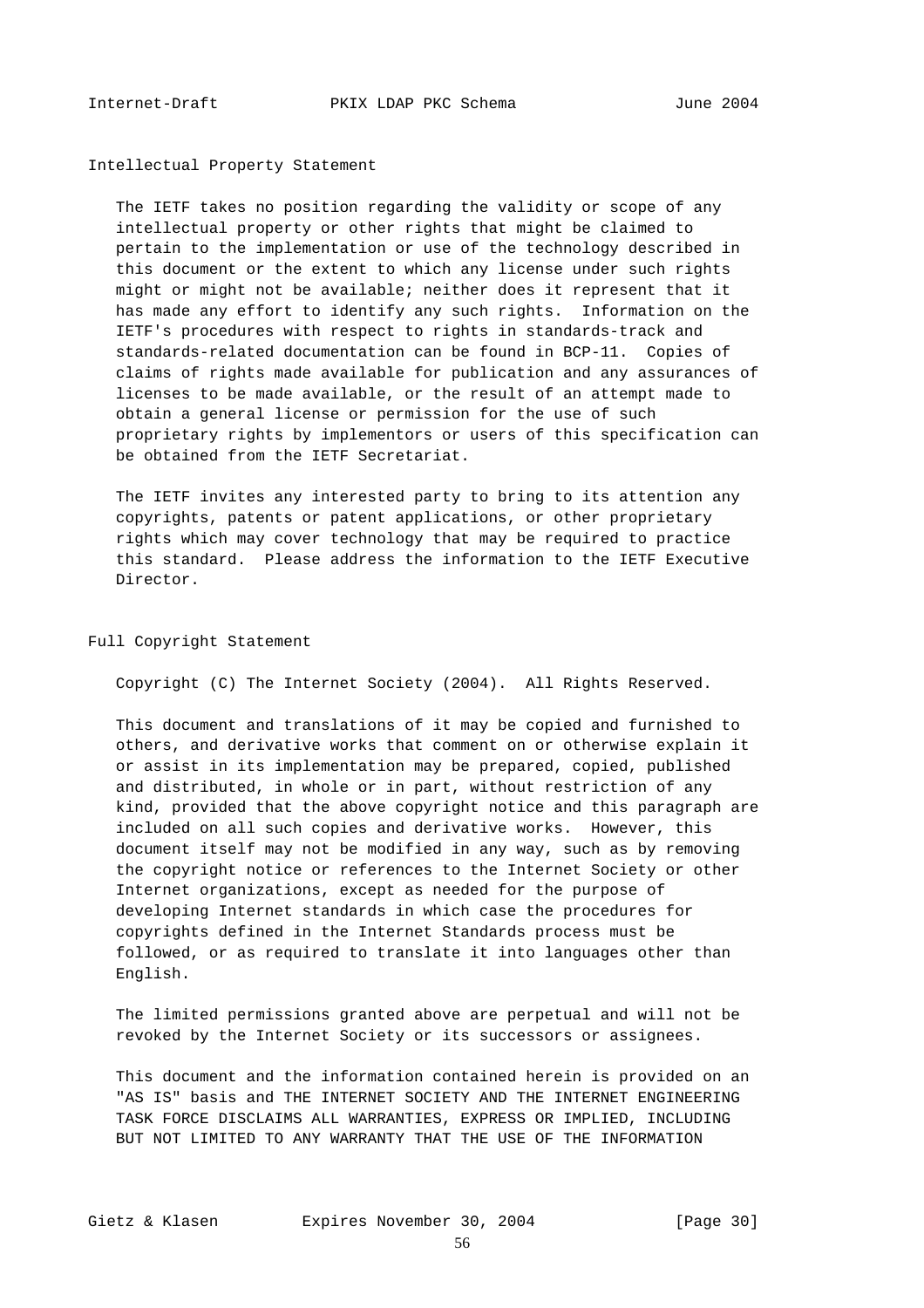## Intellectual Property Statement

The IETF takes no position regarding the validity or scope of any intellectual property or other rights that might be claimed to pertain to the implementation or use of the technology described in this document or the extent to which any license under such rights might or might not be available; neither does it represent that it has made any effort to identify any such rights. Information on the IETF's procedures with respect to rights in standards-track and standards-related documentation can be found in BCP-11. Copies of claims of rights made available for publication and any assurances of licenses to be made available, or the result of an attempt made to obtain a general license or permission for the use of such proprietary rights by implementors or users of this specification can be obtained from the IETF Secretariat.

The IETF invites any interested party to bring to its attention any copyrights, patents or patent applications, or other proprietary rights which may cover technology that may be required to practice this standard. Please address the information to the IETF Executive Director.

## Full Copyright Statement

Copyright (C) The Internet Society (2004). All Rights Reserved.

This document and translations of it may be copied and furnished to others, and derivative works that comment on or otherwise explain it or assist in its implementation may be prepared, copied, published and distributed, in whole or in part, without restriction of any kind, provided that the above copyright notice and this paragraph are included on all such copies and derivative works. However, this document itself may not be modified in any way, such as by removing the copyright notice or references to the Internet Society or other Internet organizations, except as needed for the purpose of developing Internet standards in which case the procedures for copyrights defined in the Internet Standards process must be followed, or as required to translate it into languages other than English.

The limited permissions granted above are perpetual and will not be revoked by the Internet Society or its successors or assignees.

This document and the information contained herein is provided on an "AS IS" basis and THE INTERNET SOCIETY AND THE INTERNET ENGINEERING TASK FORCE DISCLAIMS ALL WARRANTIES, EXPRESS OR IMPLIED, INCLUDING BUT NOT LIMITED TO ANY WARRANTY THAT THE USE OF THE INFORMATION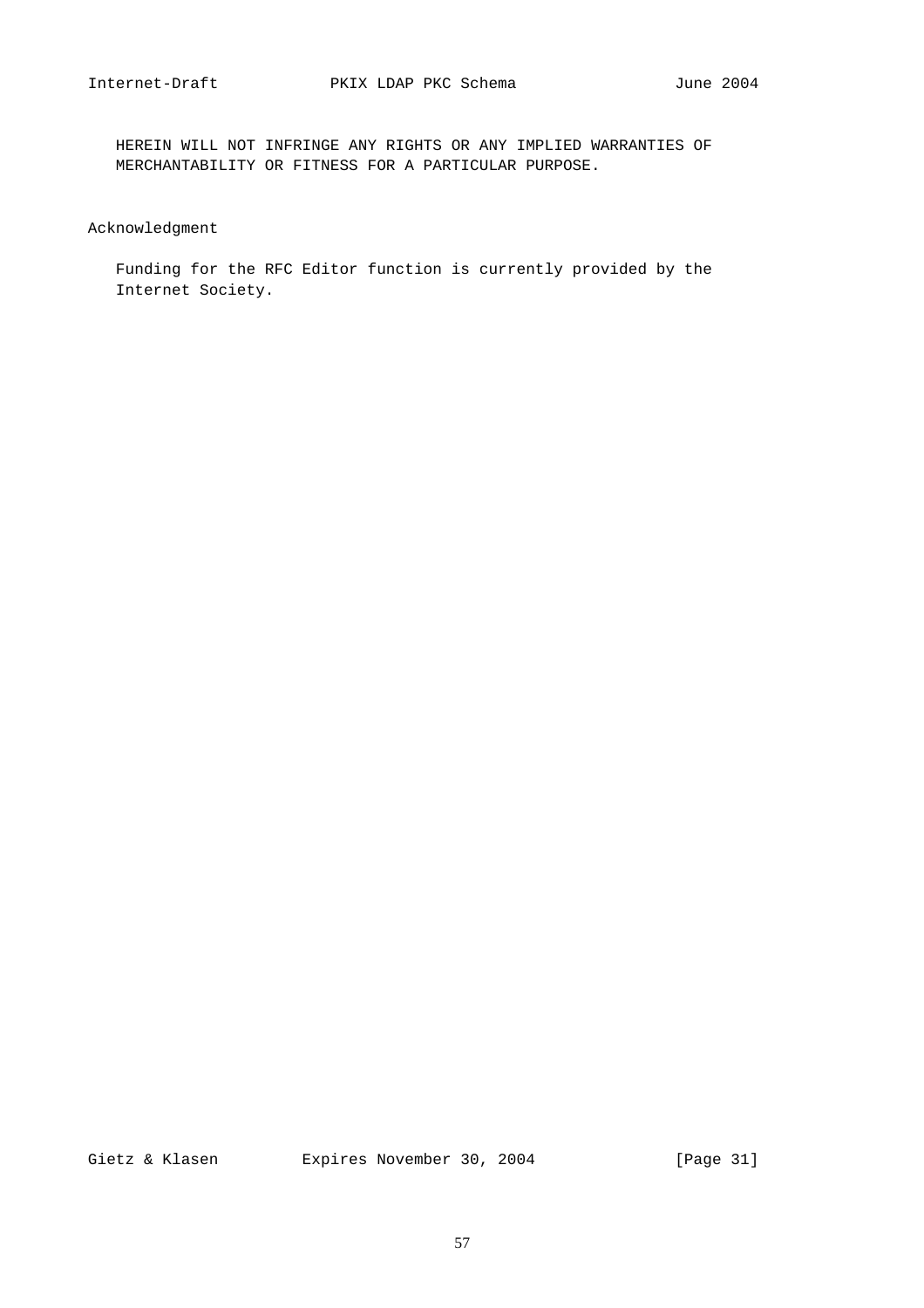HEREIN WILL NOT INFRINGE ANY RIGHTS OR ANY IMPLIED WARRANTIES OF MERCHANTABILITY OR FITNESS FOR A PARTICULAR PURPOSE.

## Acknowledgment

Funding for the RFC Editor function is currently provided by the Internet Society.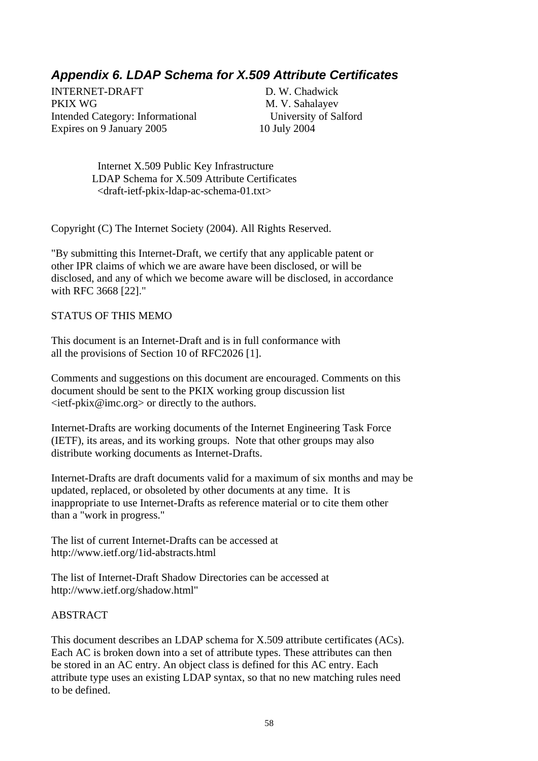## *Appendix 6. LDAP Schema for X.509 Attribute Certificates*

INTERNET-DRAFT D. W. Chadwick
PKIX WG M. V. Sahalayev
Intended Category: Informational University of Salford
Expires on 9 January 2005 10 July 2004

Internet X.509 Public Key Infrastructure
LDAP Schema for X.509 Attribute Certificates
<draft-ietf-pkix-ldap-ac-schema-01.txt>

Copyright (C) The Internet Society (2004). All Rights Reserved.

"By submitting this Internet-Draft, we certify that any applicable patent or other IPR claims of which we are aware have been disclosed, or will be disclosed, and any of which we become aware will be disclosed, in accordance with RFC 3668 [22]."

STATUS OF THIS MEMO

This document is an Internet-Draft and is in full conformance with all the provisions of Section 10 of RFC2026 [1].

Comments and suggestions on this document are encouraged. Comments on this document should be sent to the PKIX working group discussion list <ietf-pkix@imc.org> or directly to the authors.

Internet-Drafts are working documents of the Internet Engineering Task Force (IETF), its areas, and its working groups. Note that other groups may also distribute working documents as Internet-Drafts.

Internet-Drafts are draft documents valid for a maximum of six months and may be updated, replaced, or obsoleted by other documents at any time. It is inappropriate to use Internet-Drafts as reference material or to cite them other than a "work in progress."

The list of current Internet-Drafts can be accessed at http://www.ietf.org/1id-abstracts.html

The list of Internet-Draft Shadow Directories can be accessed at http://www.ietf.org/shadow.html"

ABSTRACT

This document describes an LDAP schema for X.509 attribute certificates (ACs). Each AC is broken down into a set of attribute types. These attributes can then be stored in an AC entry. An object class is defined for this AC entry. Each attribute type uses an existing LDAP syntax, so that no new matching rules need to be defined.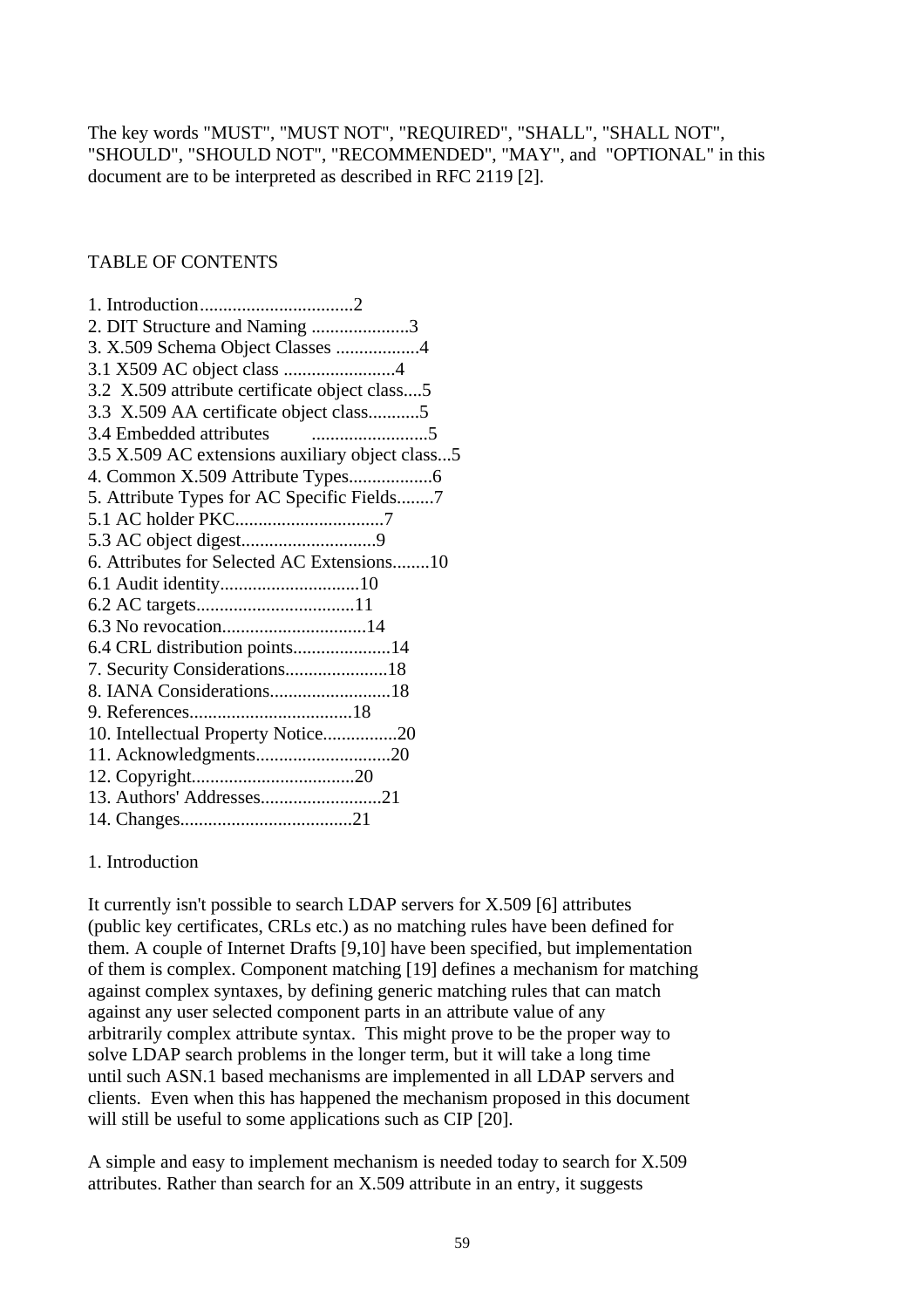The key words "MUST", "MUST NOT", "REQUIRED", "SHALL", "SHALL NOT", "SHOULD", "SHOULD NOT", "RECOMMENDED", "MAY", and "OPTIONAL" in this document are to be interpreted as described in RFC 2119 [2].

TABLE OF CONTENTS

1. Introduction.................................2
2. DIT Structure and Naming .....................3
3. X.509 Schema Object Classes ..................4
3.1 X509 AC object class ........................4
3.2 X.509 attribute certificate object class....5
3.3 X.509 AA certificate object class...........5
3.4 Embedded attributes .........................5
3.5 X.509 AC extensions auxiliary object class...5
4. Common X.509 Attribute Types..................6
5. Attribute Types for AC Specific Fields........7
5.1 AC holder PKC................................7
5.3 AC object digest.............................9
6. Attributes for Selected AC Extensions........10
6.1 Audit identity..............................10
6.2 AC targets..................................11
6.3 No revocation...............................14
6.4 CRL distribution points.....................14
7. Security Considerations......................18
8. IANA Considerations..........................18
9. References...................................18
10. Intellectual Property Notice................20
11. Acknowledgments.............................20
12. Copyright...................................20
13. Authors' Addresses..........................21
14. Changes.....................................21

# 1. Introduction

It currently isn't possible to search LDAP servers for X.509 [6] attributes (public key certificates, CRLs etc.) as no matching rules have been defined for them. A couple of Internet Drafts [9,10] have been specified, but implementation of them is complex. Component matching [19] defines a mechanism for matching against complex syntaxes, by defining generic matching rules that can match against any user selected component parts in an attribute value of any arbitrarily complex attribute syntax. This might prove to be the proper way to solve LDAP search problems in the longer term, but it will take a long time until such ASN.1 based mechanisms are implemented in all LDAP servers and clients. Even when this has happened the mechanism proposed in this document will still be useful to some applications such as CIP [20].

A simple and easy to implement mechanism is needed today to search for X.509 attributes. Rather than search for an X.509 attribute in an entry, it suggests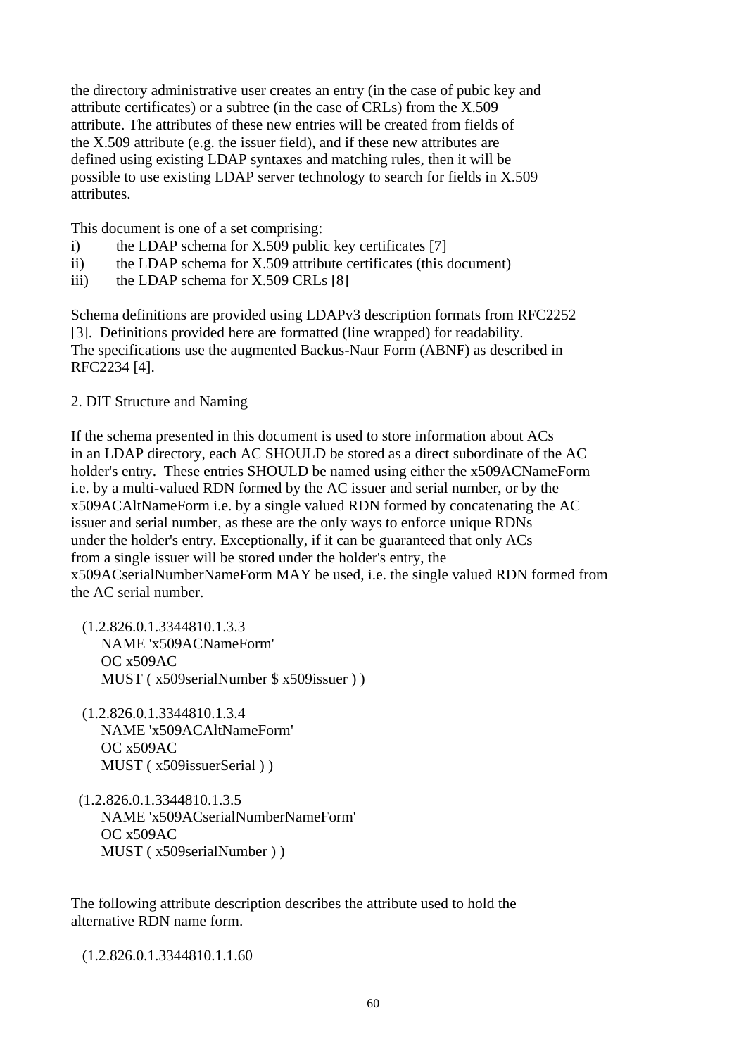the directory administrative user creates an entry (in the case of pubic key and attribute certificates) or a subtree (in the case of CRLs) from the X.509 attribute. The attributes of these new entries will be created from fields of the X.509 attribute (e.g. the issuer field), and if these new attributes are defined using existing LDAP syntaxes and matching rules, then it will be possible to use existing LDAP server technology to search for fields in X.509 attributes.

This document is one of a set comprising:

i) the LDAP schema for X.509 public key certificates [7]
ii) the LDAP schema for X.509 attribute certificates (this document)
iii) the LDAP schema for X.509 CRLs [8]

Schema definitions are provided using LDAPv3 description formats from RFC2252 [3]. Definitions provided here are formatted (line wrapped) for readability. The specifications use the augmented Backus-Naur Form (ABNF) as described in RFC2234 [4].

## 2. DIT Structure and Naming

If the schema presented in this document is used to store information about ACs in an LDAP directory, each AC SHOULD be stored as a direct subordinate of the AC holder's entry. These entries SHOULD be named using either the x509ACNameForm i.e. by a multi-valued RDN formed by the AC issuer and serial number, or by the x509ACAltNameForm i.e. by a single valued RDN formed by concatenating the AC issuer and serial number, as these are the only ways to enforce unique RDNs under the holder's entry. Exceptionally, if it can be guaranteed that only ACs from a single issuer will be stored under the holder's entry, the x509ACserialNumberNameForm MAY be used, i.e. the single valued RDN formed from the AC serial number.

```
(1.2.826.0.1.3344810.1.3.3
    NAME 'x509ACNameForm'
    OC x509AC
    MUST ( x509serialNumber $ x509issuer ) )

(1.2.826.0.1.3344810.1.3.4
    NAME 'x509ACAltNameForm'
    OC x509AC
    MUST ( x509issuerSerial ) )

(1.2.826.0.1.3344810.1.3.5
    NAME 'x509ACserialNumberNameForm'
    OC x509AC
    MUST ( x509serialNumber ) )
```

The following attribute description describes the attribute used to hold the alternative RDN name form.

```
(1.2.826.0.1.3344810.1.1.60
```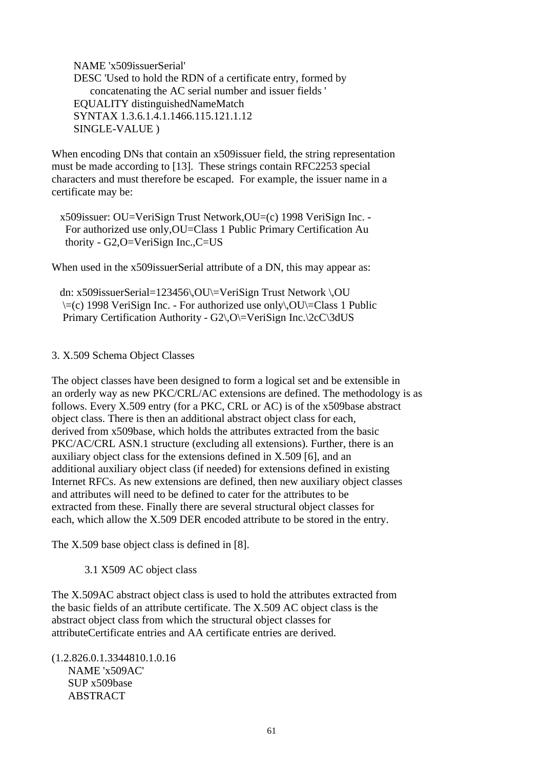```
      NAME 'x509issuerSerial'
      DESC 'Used to hold the RDN of a certificate entry, formed by
           concatenating the AC serial number and issuer fields '
      EQUALITY distinguishedNameMatch
      SYNTAX 1.3.6.1.4.1.1466.115.121.1.12
      SINGLE-VALUE )
```

When encoding DNs that contain an x509issuer field, the string representation must be made according to [13]. These strings contain RFC2253 special characters and must therefore be escaped. For example, the issuer name in a certificate may be:

```
  x509issuer: OU=VeriSign Trust Network,OU=(c) 1998 VeriSign Inc. -
    For authorized use only,OU=Class 1 Public Primary Certification Au
    thority - G2,O=VeriSign Inc.,C=US
```

When used in the x509issuerSerial attribute of a DN, this may appear as:

```
  dn: x509issuerSerial=123456\,OU\=VeriSign Trust Network \,OU
   \=(c) 1998 VeriSign Inc. - For authorized use only\,OU\=Class 1 Public
    Primary Certification Authority - G2\,O\=VeriSign Inc.\2cC\3dUS
```

## 3. X.509 Schema Object Classes

The object classes have been designed to form a logical set and be extensible in an orderly way as new PKC/CRL/AC extensions are defined. The methodology is as follows. Every X.509 entry (for a PKC, CRL or AC) is of the x509base abstract object class. There is then an additional abstract object class for each, derived from x509base, which holds the attributes extracted from the basic PKC/AC/CRL ASN.1 structure (excluding all extensions). Further, there is an auxiliary object class for the extensions defined in X.509 [6], and an additional auxiliary object class (if needed) for extensions defined in existing Internet RFCs. As new extensions are defined, then new auxiliary object classes and attributes will need to be defined to cater for the attributes to be extracted from these. Finally there are several structural object classes for each, which allow the X.509 DER encoded attribute to be stored in the entry.

The X.509 base object class is defined in [8].

### 3.1 X509 AC object class

The X.509AC abstract object class is used to hold the attributes extracted from the basic fields of an attribute certificate. The X.509 AC object class is the abstract object class from which the structural object classes for attributeCertificate entries and AA certificate entries are derived.

```
(1.2.826.0.1.3344810.1.0.16
     NAME 'x509AC'
     SUP x509base
     ABSTRACT
```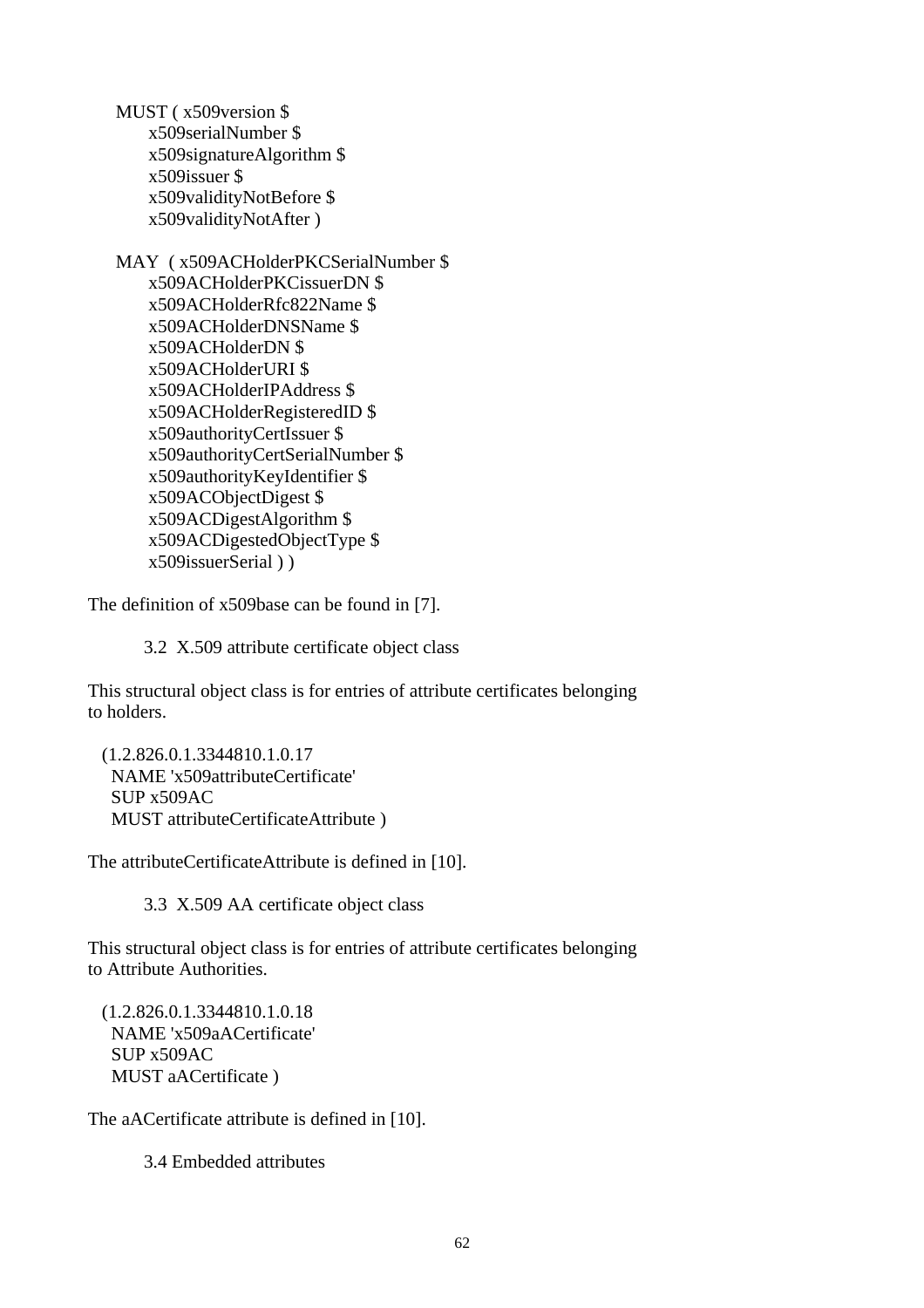```
    MUST ( x509version $
        x509serialNumber $
        x509signatureAlgorithm $
        x509issuer $
        x509validityNotBefore $
        x509validityNotAfter )

    MAY  ( x509ACHolderPKCSerialNumber $
        x509ACHolderPKCissuerDN $
        x509ACHolderRfc822Name $
        x509ACHolderDNSName $
        x509ACHolderDN $
        x509ACHolderURI $
        x509ACHolderIPAddress $
        x509ACHolderRegisteredID $
        x509authorityCertIssuer $
        x509authorityCertSerialNumber $
        x509authorityKeyIdentifier $
        x509ACObjectDigest $
        x509ACDigestAlgorithm $
        x509ACDigestedObjectType $
        x509issuerSerial ) )
```

The definition of x509base can be found in [7].

### 3.2 X.509 attribute certificate object class

This structural object class is for entries of attribute certificates belonging to holders.

```
  (1.2.826.0.1.3344810.1.0.17
   NAME 'x509attributeCertificate'
   SUP x509AC
   MUST attributeCertificateAttribute )
```

The attributeCertificateAttribute is defined in [10].

### 3.3 X.509 AA certificate object class

This structural object class is for entries of attribute certificates belonging to Attribute Authorities.

```
  (1.2.826.0.1.3344810.1.0.18
   NAME 'x509aACertificate'
   SUP x509AC
   MUST aACertificate )
```

The aACertificate attribute is defined in [10].

### 3.4 Embedded attributes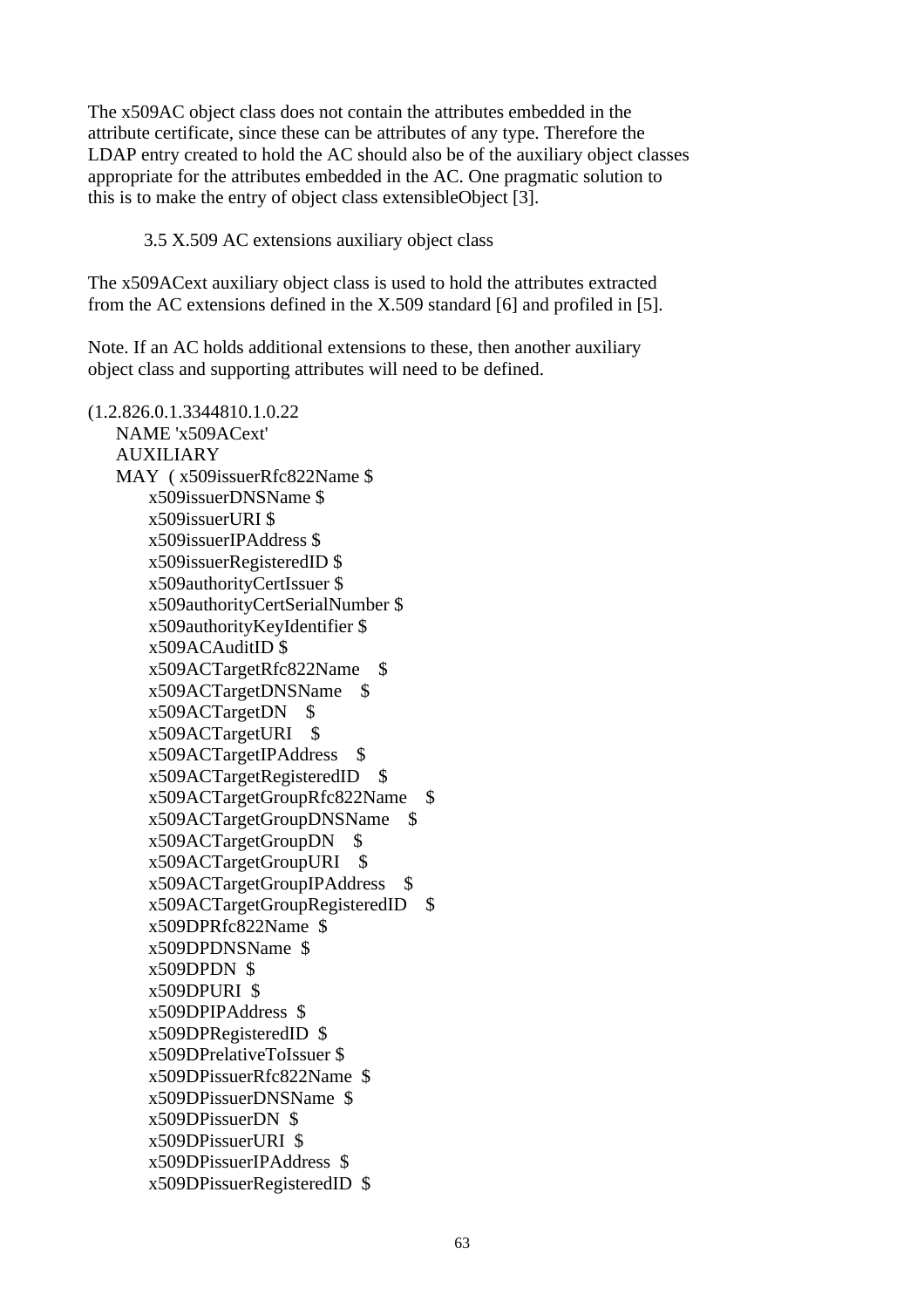The x509AC object class does not contain the attributes embedded in the attribute certificate, since these can be attributes of any type. Therefore the LDAP entry created to hold the AC should also be of the auxiliary object classes appropriate for the attributes embedded in the AC. One pragmatic solution to this is to make the entry of object class extensibleObject [3].

### 3.5 X.509 AC extensions auxiliary object class

The x509ACext auxiliary object class is used to hold the attributes extracted from the AC extensions defined in the X.509 standard [6] and profiled in [5].

Note. If an AC holds additional extensions to these, then another auxiliary object class and supporting attributes will need to be defined.

```
(1.2.826.0.1.3344810.1.0.22
    NAME 'x509ACext'
    AUXILIARY
    MAY  ( x509issuerRfc822Name $
        x509issuerDNSName $
        x509issuerURI $
        x509issuerIPAddress $
        x509issuerRegisteredID $
        x509authorityCertIssuer $
        x509authorityCertSerialNumber $
        x509authorityKeyIdentifier $
        x509ACAuditID $
        x509ACTargetRfc822Name    $
        x509ACTargetDNSName    $
        x509ACTargetDN    $
        x509ACTargetURI    $
        x509ACTargetIPAddress    $
        x509ACTargetRegisteredID    $
        x509ACTargetGroupRfc822Name    $
        x509ACTargetGroupDNSName    $
        x509ACTargetGroupDN    $
        x509ACTargetGroupURI    $
        x509ACTargetGroupIPAddress    $
        x509ACTargetGroupRegisteredID    $
        x509DPRfc822Name  $
        x509DPDNSName  $
        x509DPDN  $
        x509DPURI  $
        x509DPIPAddress  $
        x509DPRegisteredID  $
        x509DPrelativeToIssuer $
        x509DPissuerRfc822Name  $
        x509DPissuerDNSName  $
        x509DPissuerDN  $
        x509DPissuerURI  $
        x509DPissuerIPAddress  $
        x509DPissuerRegisteredID  $
```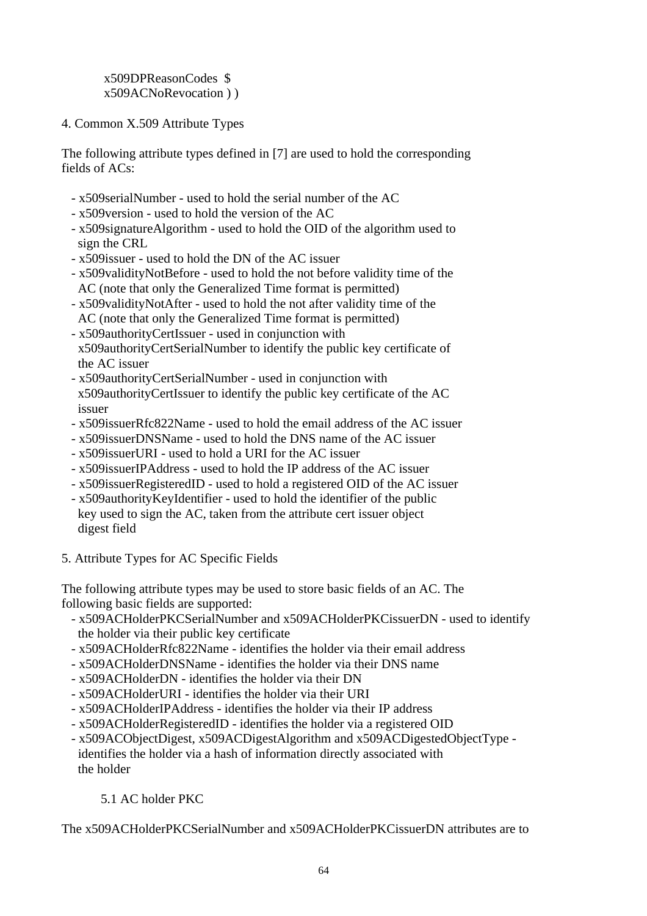```
x509DPReasonCodes  $
x509ACNoRevocation ) )
```

## 4. Common X.509 Attribute Types

The following attribute types defined in [7] are used to hold the corresponding fields of ACs:

- x509serialNumber - used to hold the serial number of the AC
- x509version - used to hold the version of the AC
- x509signatureAlgorithm - used to hold the OID of the algorithm used to sign the CRL
- x509issuer - used to hold the DN of the AC issuer
- x509validityNotBefore - used to hold the not before validity time of the AC (note that only the Generalized Time format is permitted)
- x509validityNotAfter - used to hold the not after validity time of the AC (note that only the Generalized Time format is permitted)
- x509authorityCertIssuer - used in conjunction with x509authorityCertSerialNumber to identify the public key certificate of the AC issuer
- x509authorityCertSerialNumber - used in conjunction with x509authorityCertIssuer to identify the public key certificate of the AC issuer
- x509issuerRfc822Name - used to hold the email address of the AC issuer
- x509issuerDNSName - used to hold the DNS name of the AC issuer
- x509issuerURI - used to hold a URI for the AC issuer
- x509issuerIPAddress - used to hold the IP address of the AC issuer
- x509issuerRegisteredID - used to hold a registered OID of the AC issuer
- x509authorityKeyIdentifier - used to hold the identifier of the public key used to sign the AC, taken from the attribute cert issuer object digest field

## 5. Attribute Types for AC Specific Fields

The following attribute types may be used to store basic fields of an AC. The following basic fields are supported:

- x509ACHolderPKCSerialNumber and x509ACHolderPKCissuerDN - used to identify the holder via their public key certificate
- x509ACHolderRfc822Name - identifies the holder via their email address
- x509ACHolderDNSName - identifies the holder via their DNS name
- x509ACHolderDN - identifies the holder via their DN
- x509ACHolderURI - identifies the holder via their URI
- x509ACHolderIPAddress - identifies the holder via their IP address
- x509ACHolderRegisteredID - identifies the holder via a registered OID
- x509ACObjectDigest, x509ACDigestAlgorithm and x509ACDigestedObjectType - identifies the holder via a hash of information directly associated with the holder

### 5.1 AC holder PKC

The x509ACHolderPKCSerialNumber and x509ACHolderPKCissuerDN attributes are to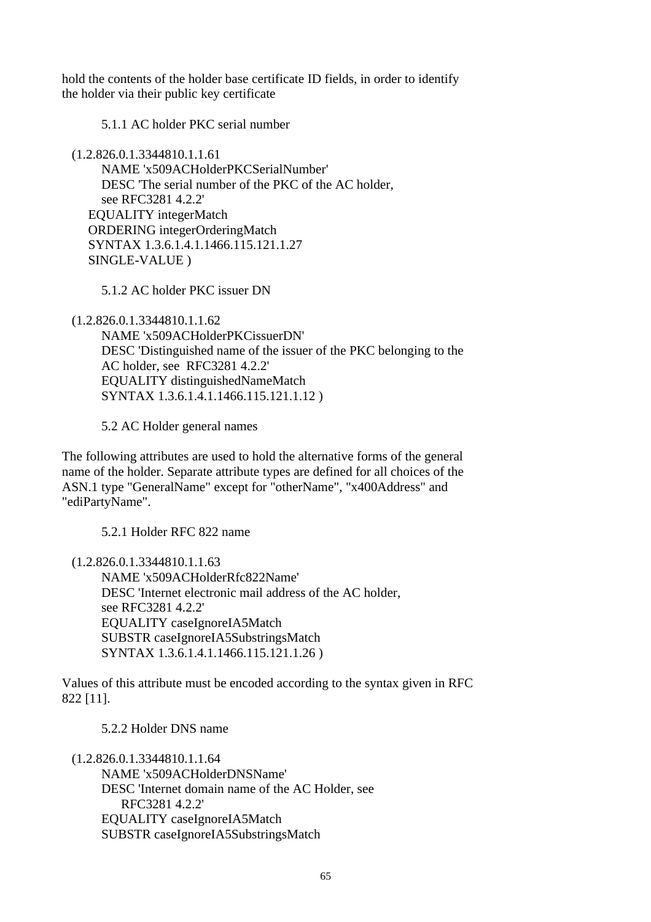hold the contents of the holder base certificate ID fields, in order to identify the holder via their public key certificate

### 5.1.1 AC holder PKC serial number

```
  (1.2.826.0.1.3344810.1.1.61
        NAME 'x509ACHolderPKCSerialNumber'
        DESC 'The serial number of the PKC of the AC holder,
        see RFC3281 4.2.2'
     EQUALITY integerMatch
     ORDERING integerOrderingMatch
     SYNTAX 1.3.6.1.4.1.1466.115.121.1.27
     SINGLE-VALUE )
```

### 5.1.2 AC holder PKC issuer DN

```
  (1.2.826.0.1.3344810.1.1.62
        NAME 'x509ACHolderPKCissuerDN'
        DESC 'Distinguished name of the issuer of the PKC belonging to the
        AC holder, see  RFC3281 4.2.2'
        EQUALITY distinguishedNameMatch
        SYNTAX 1.3.6.1.4.1.1466.115.121.1.12 )
```

### 5.2 AC Holder general names

The following attributes are used to hold the alternative forms of the general name of the holder. Separate attribute types are defined for all choices of the ASN.1 type "GeneralName" except for "otherName", "x400Address" and "ediPartyName".

### 5.2.1 Holder RFC 822 name

```
  (1.2.826.0.1.3344810.1.1.63
        NAME 'x509ACHolderRfc822Name'
        DESC 'Internet electronic mail address of the AC holder,
        see RFC3281 4.2.2'
        EQUALITY caseIgnoreIA5Match
        SUBSTR caseIgnoreIA5SubstringsMatch
        SYNTAX 1.3.6.1.4.1.1466.115.121.1.26 )
```

Values of this attribute must be encoded according to the syntax given in RFC 822 [11].

### 5.2.2 Holder DNS name

```
  (1.2.826.0.1.3344810.1.1.64
        NAME 'x509ACHolderDNSName'
        DESC 'Internet domain name of the AC Holder, see
            RFC3281 4.2.2'
        EQUALITY caseIgnoreIA5Match
        SUBSTR caseIgnoreIA5SubstringsMatch
```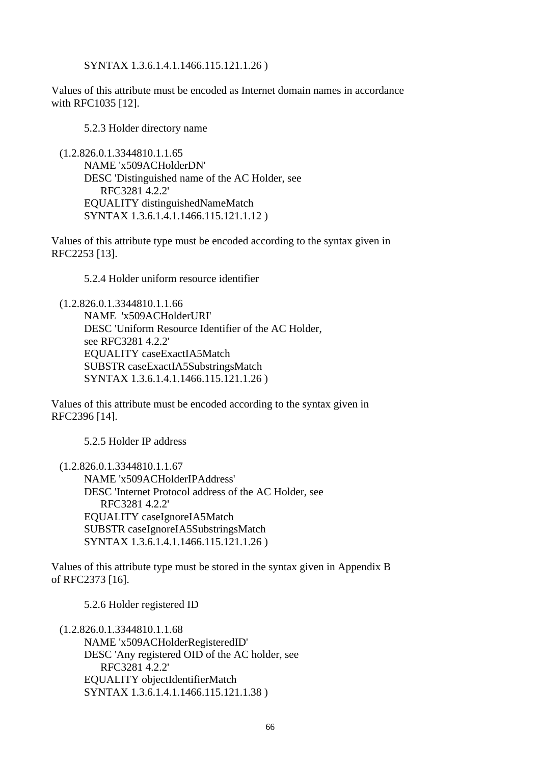```
SYNTAX 1.3.6.1.4.1.1466.115.121.1.26 )
```

Values of this attribute must be encoded as Internet domain names in accordance with RFC1035 [12].

### 5.2.3 Holder directory name

```
(1.2.826.0.1.3344810.1.1.65
    NAME 'x509ACHolderDN'
    DESC 'Distinguished name of the AC Holder, see
        RFC3281 4.2.2'
    EQUALITY distinguishedNameMatch
    SYNTAX 1.3.6.1.4.1.1466.115.121.1.12 )
```

Values of this attribute type must be encoded according to the syntax given in RFC2253 [13].

### 5.2.4 Holder uniform resource identifier

```
(1.2.826.0.1.3344810.1.1.66
    NAME  'x509ACHolderURI'
    DESC 'Uniform Resource Identifier of the AC Holder,
    see RFC3281 4.2.2'
    EQUALITY caseExactIA5Match
    SUBSTR caseExactIA5SubstringsMatch
    SYNTAX 1.3.6.1.4.1.1466.115.121.1.26 )
```

Values of this attribute must be encoded according to the syntax given in RFC2396 [14].

### 5.2.5 Holder IP address

```
(1.2.826.0.1.3344810.1.1.67
    NAME 'x509ACHolderIPAddress'
    DESC 'Internet Protocol address of the AC Holder, see
        RFC3281 4.2.2'
    EQUALITY caseIgnoreIA5Match
    SUBSTR caseIgnoreIA5SubstringsMatch
    SYNTAX 1.3.6.1.4.1.1466.115.121.1.26 )
```

Values of this attribute type must be stored in the syntax given in Appendix B of RFC2373 [16].

### 5.2.6 Holder registered ID

```
(1.2.826.0.1.3344810.1.1.68
    NAME 'x509ACHolderRegisteredID'
    DESC 'Any registered OID of the AC holder, see
        RFC3281 4.2.2'
    EQUALITY objectIdentifierMatch
    SYNTAX 1.3.6.1.4.1.1466.115.121.1.38 )
```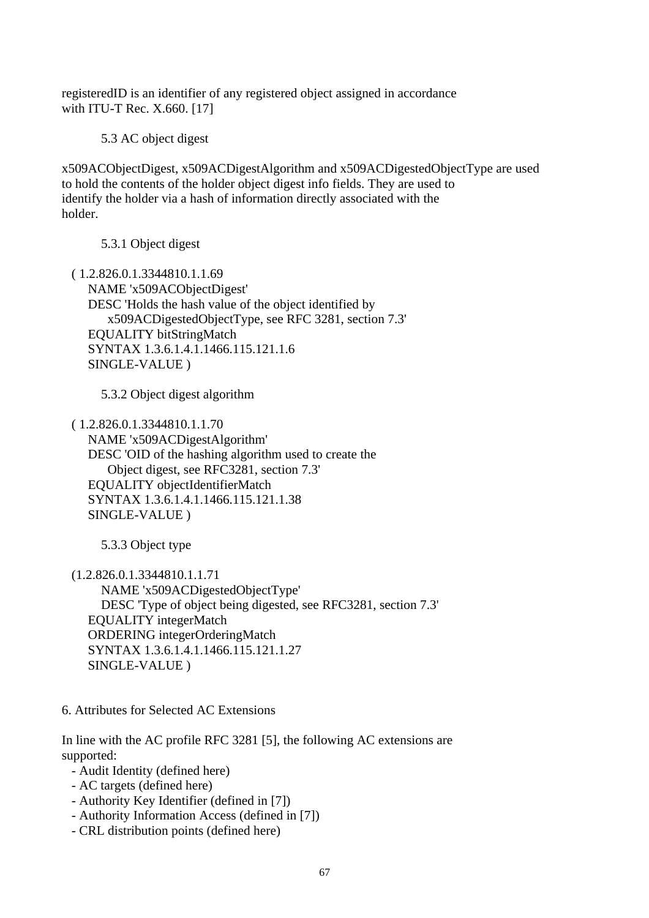registeredID is an identifier of any registered object assigned in accordance with ITU-T Rec. X.660. [17]

### 5.3 AC object digest

x509ACObjectDigest, x509ACDigestAlgorithm and x509ACDigestedObjectType are used to hold the contents of the holder object digest info fields. They are used to identify the holder via a hash of information directly associated with the holder.

#### 5.3.1 Object digest

```
( 1.2.826.0.1.3344810.1.1.69
  NAME 'x509ACObjectDigest'
  DESC 'Holds the hash value of the object identified by
      x509ACDigestedObjectType, see RFC 3281, section 7.3'
  EQUALITY bitStringMatch
  SYNTAX 1.3.6.1.4.1.1466.115.121.1.6
  SINGLE-VALUE )
```

#### 5.3.2 Object digest algorithm

```
( 1.2.826.0.1.3344810.1.1.70
  NAME 'x509ACDigestAlgorithm'
  DESC 'OID of the hashing algorithm used to create the
      Object digest, see RFC3281, section 7.3'
  EQUALITY objectIdentifierMatch
  SYNTAX 1.3.6.1.4.1.1466.115.121.1.38
  SINGLE-VALUE )
```

#### 5.3.3 Object type

```
(1.2.826.0.1.3344810.1.1.71
    NAME 'x509ACDigestedObjectType'
    DESC 'Type of object being digested, see RFC3281, section 7.3'
  EQUALITY integerMatch
  ORDERING integerOrderingMatch
  SYNTAX 1.3.6.1.4.1.1466.115.121.1.27
  SINGLE-VALUE )
```

## 6. Attributes for Selected AC Extensions

In line with the AC profile RFC 3281 [5], the following AC extensions are supported:

- Audit Identity (defined here)
- AC targets (defined here)
- Authority Key Identifier (defined in [7])
- Authority Information Access (defined in [7])
- CRL distribution points (defined here)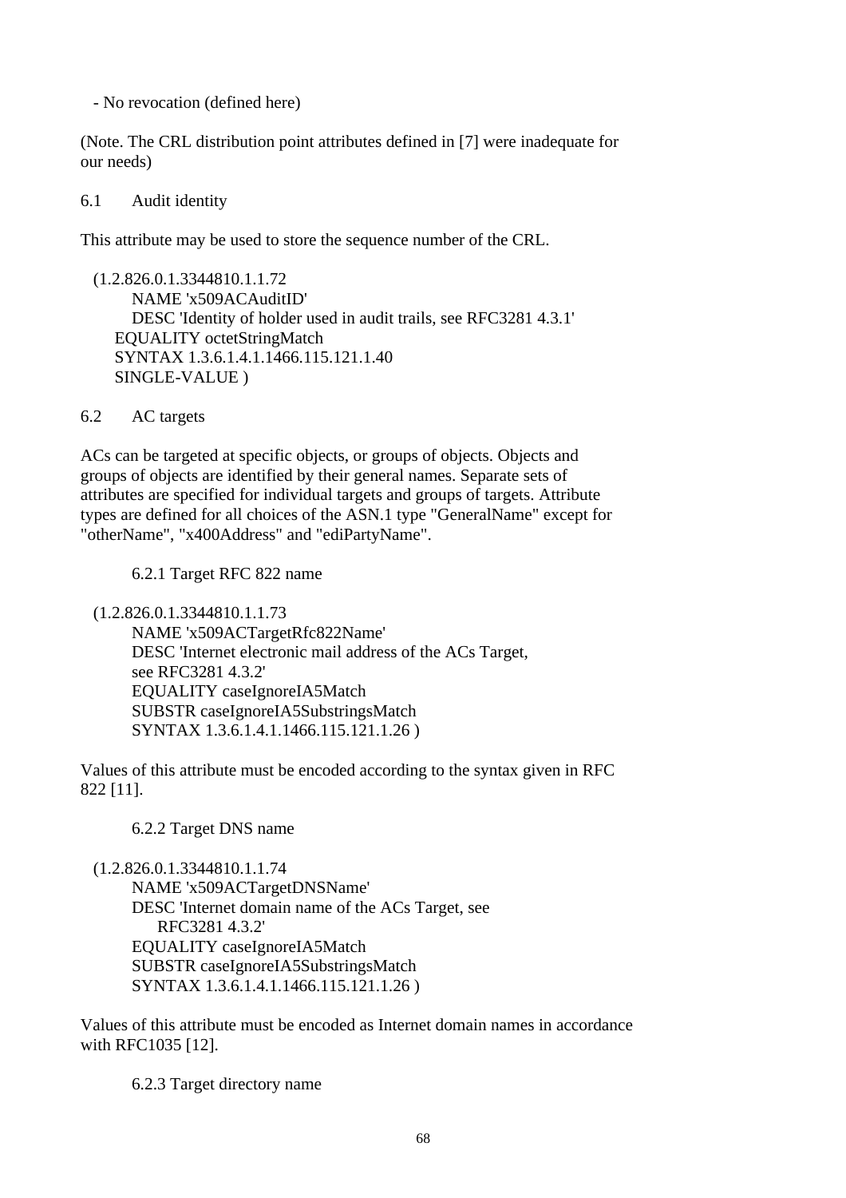- No revocation (defined here)

(Note. The CRL distribution point attributes defined in [7] were inadequate for our needs)

## 6.1 Audit identity

This attribute may be used to store the sequence number of the CRL.

```
(1.2.826.0.1.3344810.1.1.72
      NAME 'x509ACAuditID'
      DESC 'Identity of holder used in audit trails, see RFC3281 4.3.1'
   EQUALITY octetStringMatch
   SYNTAX 1.3.6.1.4.1.1466.115.121.1.40
   SINGLE-VALUE )
```

## 6.2 AC targets

ACs can be targeted at specific objects, or groups of objects. Objects and groups of objects are identified by their general names. Separate sets of attributes are specified for individual targets and groups of targets. Attribute types are defined for all choices of the ASN.1 type "GeneralName" except for "otherName", "x400Address" and "ediPartyName".

### 6.2.1 Target RFC 822 name

```
(1.2.826.0.1.3344810.1.1.73
      NAME 'x509ACTargetRfc822Name'
      DESC 'Internet electronic mail address of the ACs Target,
      see RFC3281 4.3.2'
      EQUALITY caseIgnoreIA5Match
      SUBSTR caseIgnoreIA5SubstringsMatch
      SYNTAX 1.3.6.1.4.1.1466.115.121.1.26 )
```

Values of this attribute must be encoded according to the syntax given in RFC 822 [11].

### 6.2.2 Target DNS name

```
(1.2.826.0.1.3344810.1.1.74
      NAME 'x509ACTargetDNSName'
      DESC 'Internet domain name of the ACs Target, see
          RFC3281 4.3.2'
      EQUALITY caseIgnoreIA5Match
      SUBSTR caseIgnoreIA5SubstringsMatch
      SYNTAX 1.3.6.1.4.1.1466.115.121.1.26 )
```

Values of this attribute must be encoded as Internet domain names in accordance with RFC1035 [12].

### 6.2.3 Target directory name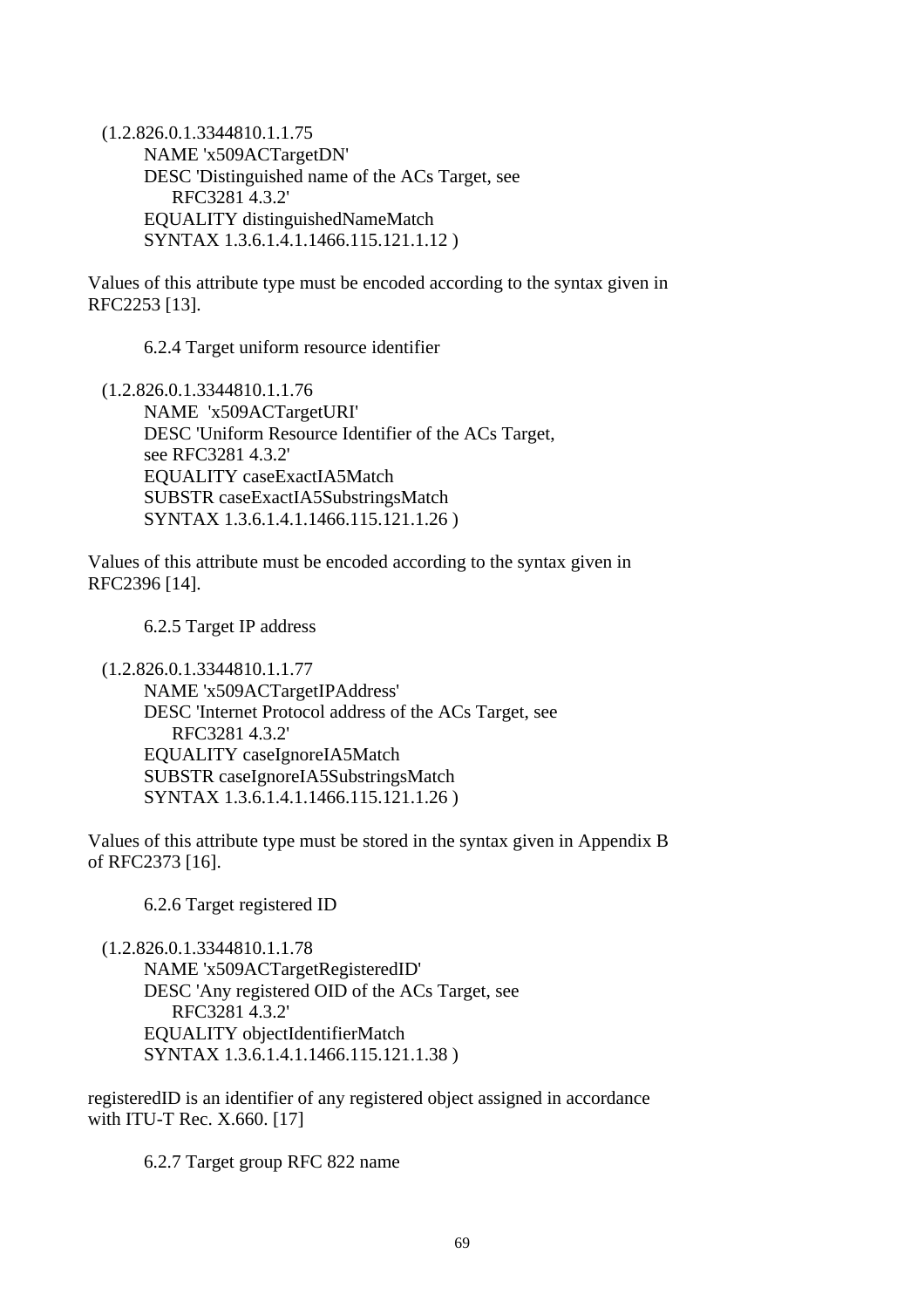```
(1.2.826.0.1.3344810.1.1.75
      NAME 'x509ACTargetDN'
      DESC 'Distinguished name of the ACs Target, see
          RFC3281 4.3.2'
      EQUALITY distinguishedNameMatch
      SYNTAX 1.3.6.1.4.1.1466.115.121.1.12 )
```

Values of this attribute type must be encoded according to the syntax given in RFC2253 [13].

### 6.2.4 Target uniform resource identifier

```
(1.2.826.0.1.3344810.1.1.76
      NAME  'x509ACTargetURI'
      DESC 'Uniform Resource Identifier of the ACs Target,
      see RFC3281 4.3.2'
      EQUALITY caseExactIA5Match
      SUBSTR caseExactIA5SubstringsMatch
      SYNTAX 1.3.6.1.4.1.1466.115.121.1.26 )
```

Values of this attribute must be encoded according to the syntax given in RFC2396 [14].

### 6.2.5 Target IP address

```
(1.2.826.0.1.3344810.1.1.77
      NAME 'x509ACTargetIPAddress'
      DESC 'Internet Protocol address of the ACs Target, see
          RFC3281 4.3.2'
      EQUALITY caseIgnoreIA5Match
      SUBSTR caseIgnoreIA5SubstringsMatch
      SYNTAX 1.3.6.1.4.1.1466.115.121.1.26 )
```

Values of this attribute type must be stored in the syntax given in Appendix B of RFC2373 [16].

### 6.2.6 Target registered ID

```
(1.2.826.0.1.3344810.1.1.78
      NAME 'x509ACTargetRegisteredID'
      DESC 'Any registered OID of the ACs Target, see
          RFC3281 4.3.2'
      EQUALITY objectIdentifierMatch
      SYNTAX 1.3.6.1.4.1.1466.115.121.1.38 )
```

registeredID is an identifier of any registered object assigned in accordance with ITU-T Rec. X.660. [17]

### 6.2.7 Target group RFC 822 name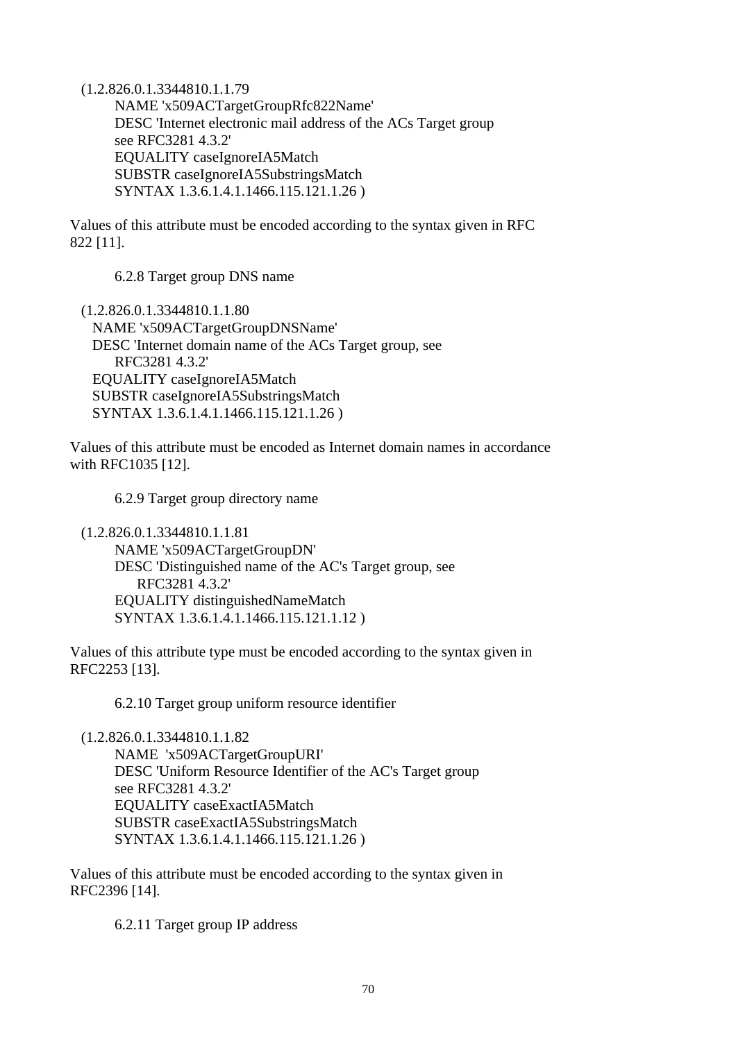```
(1.2.826.0.1.3344810.1.1.79
      NAME 'x509ACTargetGroupRfc822Name'
      DESC 'Internet electronic mail address of the ACs Target group
      see RFC3281 4.3.2'
      EQUALITY caseIgnoreIA5Match
      SUBSTR caseIgnoreIA5SubstringsMatch
      SYNTAX 1.3.6.1.4.1.1466.115.121.1.26 )
```

Values of this attribute must be encoded according to the syntax given in RFC 822 [11].

### 6.2.8 Target group DNS name

```
(1.2.826.0.1.3344810.1.1.80
   NAME 'x509ACTargetGroupDNSName'
   DESC 'Internet domain name of the ACs Target group, see
      RFC3281 4.3.2'
   EQUALITY caseIgnoreIA5Match
   SUBSTR caseIgnoreIA5SubstringsMatch
   SYNTAX 1.3.6.1.4.1.1466.115.121.1.26 )
```

Values of this attribute must be encoded as Internet domain names in accordance with RFC1035 [12].

### 6.2.9 Target group directory name

```
(1.2.826.0.1.3344810.1.1.81
      NAME 'x509ACTargetGroupDN'
      DESC 'Distinguished name of the AC's Target group, see
         RFC3281 4.3.2'
      EQUALITY distinguishedNameMatch
      SYNTAX 1.3.6.1.4.1.1466.115.121.1.12 )
```

Values of this attribute type must be encoded according to the syntax given in RFC2253 [13].

### 6.2.10 Target group uniform resource identifier

```
(1.2.826.0.1.3344810.1.1.82
      NAME  'x509ACTargetGroupURI'
      DESC 'Uniform Resource Identifier of the AC's Target group
      see RFC3281 4.3.2'
      EQUALITY caseExactIA5Match
      SUBSTR caseExactIA5SubstringsMatch
      SYNTAX 1.3.6.1.4.1.1466.115.121.1.26 )
```

Values of this attribute must be encoded according to the syntax given in RFC2396 [14].

### 6.2.11 Target group IP address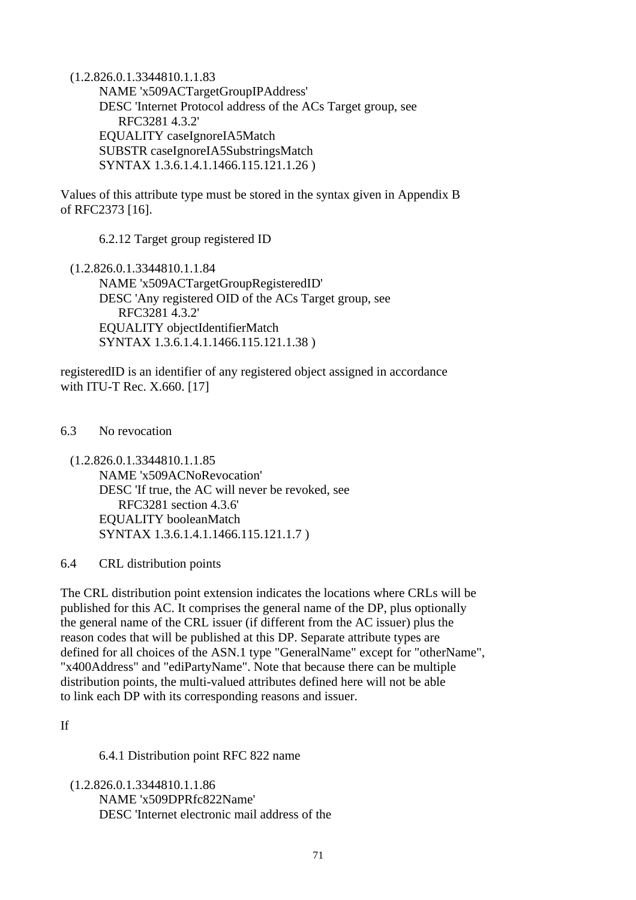```
(1.2.826.0.1.3344810.1.1.83
      NAME 'x509ACTargetGroupIPAddress'
      DESC 'Internet Protocol address of the ACs Target group, see
          RFC3281 4.3.2'
      EQUALITY caseIgnoreIA5Match
      SUBSTR caseIgnoreIA5SubstringsMatch
      SYNTAX 1.3.6.1.4.1.1466.115.121.1.26 )
```

Values of this attribute type must be stored in the syntax given in Appendix B of RFC2373 [16].

#### 6.2.12 Target group registered ID

```
(1.2.826.0.1.3344810.1.1.84
      NAME 'x509ACTargetGroupRegisteredID'
      DESC 'Any registered OID of the ACs Target group, see
          RFC3281 4.3.2'
      EQUALITY objectIdentifierMatch
      SYNTAX 1.3.6.1.4.1.1466.115.121.1.38 )
```

registeredID is an identifier of any registered object assigned in accordance with ITU-T Rec. X.660. [17]

### 6.3 No revocation

```
(1.2.826.0.1.3344810.1.1.85
      NAME 'x509ACNoRevocation'
      DESC 'If true, the AC will never be revoked, see
          RFC3281 section 4.3.6'
      EQUALITY booleanMatch
      SYNTAX 1.3.6.1.4.1.1466.115.121.1.7 )
```

### 6.4 CRL distribution points

The CRL distribution point extension indicates the locations where CRLs will be published for this AC. It comprises the general name of the DP, plus optionally the general name of the CRL issuer (if different from the AC issuer) plus the reason codes that will be published at this DP. Separate attribute types are defined for all choices of the ASN.1 type "GeneralName" except for "otherName", "x400Address" and "ediPartyName". Note that because there can be multiple distribution points, the multi-valued attributes defined here will not be able to link each DP with its corresponding reasons and issuer.

If

#### 6.4.1 Distribution point RFC 822 name

```
(1.2.826.0.1.3344810.1.1.86
      NAME 'x509DPRfc822Name'
      DESC 'Internet electronic mail address of the
```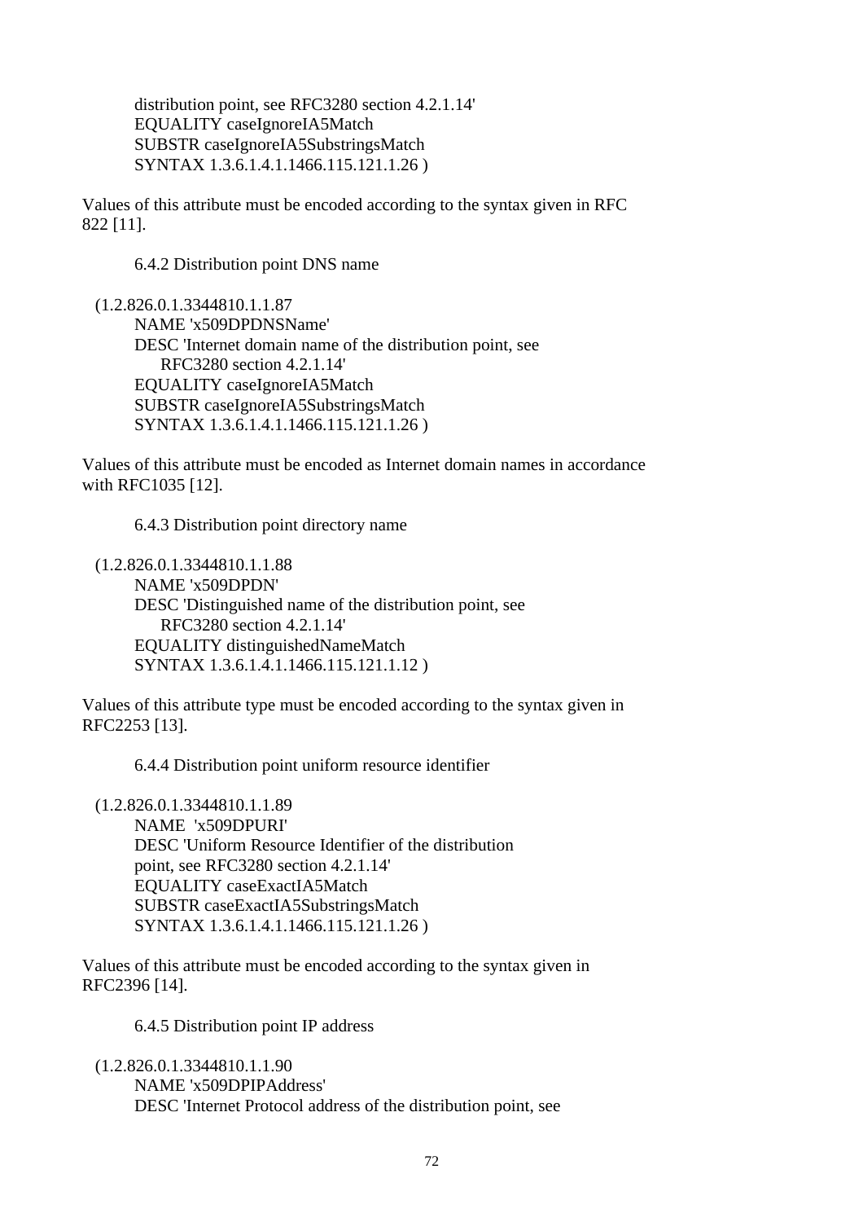```
      distribution point, see RFC3280 section 4.2.1.14'
      EQUALITY caseIgnoreIA5Match
      SUBSTR caseIgnoreIA5SubstringsMatch
      SYNTAX 1.3.6.1.4.1.1466.115.121.1.26 )
```

Values of this attribute must be encoded according to the syntax given in RFC 822 [11].

### 6.4.2 Distribution point DNS name

```
   (1.2.826.0.1.3344810.1.1.87
      NAME 'x509DPDNSName'
      DESC 'Internet domain name of the distribution point, see
           RFC3280 section 4.2.1.14'
      EQUALITY caseIgnoreIA5Match
      SUBSTR caseIgnoreIA5SubstringsMatch
      SYNTAX 1.3.6.1.4.1.1466.115.121.1.26 )
```

Values of this attribute must be encoded as Internet domain names in accordance with RFC1035 [12].

### 6.4.3 Distribution point directory name

```
   (1.2.826.0.1.3344810.1.1.88
      NAME 'x509DPDN'
      DESC 'Distinguished name of the distribution point, see
           RFC3280 section 4.2.1.14'
      EQUALITY distinguishedNameMatch
      SYNTAX 1.3.6.1.4.1.1466.115.121.1.12 )
```

Values of this attribute type must be encoded according to the syntax given in RFC2253 [13].

### 6.4.4 Distribution point uniform resource identifier

```
   (1.2.826.0.1.3344810.1.1.89
      NAME  'x509DPURI'
      DESC 'Uniform Resource Identifier of the distribution
      point, see RFC3280 section 4.2.1.14'
      EQUALITY caseExactIA5Match
      SUBSTR caseExactIA5SubstringsMatch
      SYNTAX 1.3.6.1.4.1.1466.115.121.1.26 )
```

Values of this attribute must be encoded according to the syntax given in RFC2396 [14].

### 6.4.5 Distribution point IP address

```
   (1.2.826.0.1.3344810.1.1.90
      NAME 'x509DPIPAddress'
      DESC 'Internet Protocol address of the distribution point, see
```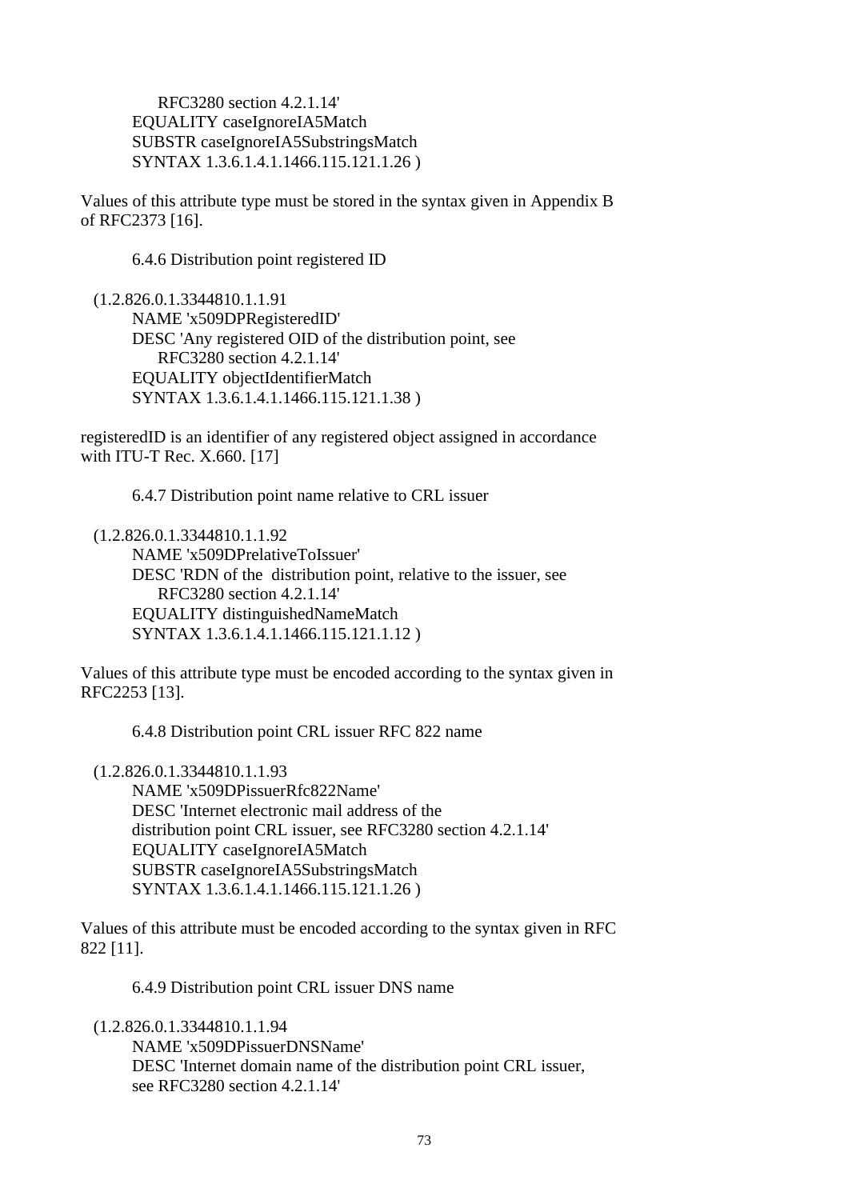```
      RFC3280 section 4.2.1.14'
    EQUALITY caseIgnoreIA5Match
    SUBSTR caseIgnoreIA5SubstringsMatch
    SYNTAX 1.3.6.1.4.1.1466.115.121.1.26 )
```

Values of this attribute type must be stored in the syntax given in Appendix B of RFC2373 [16].

### 6.4.6 Distribution point registered ID

```
  (1.2.826.0.1.3344810.1.1.91
    NAME 'x509DPRegisteredID'
    DESC 'Any registered OID of the distribution point, see
      RFC3280 section 4.2.1.14'
    EQUALITY objectIdentifierMatch
    SYNTAX 1.3.6.1.4.1.1466.115.121.1.38 )
```

registeredID is an identifier of any registered object assigned in accordance with ITU-T Rec. X.660. [17]

### 6.4.7 Distribution point name relative to CRL issuer

```
  (1.2.826.0.1.3344810.1.1.92
    NAME 'x509DPrelativeToIssuer'
    DESC 'RDN of the  distribution point, relative to the issuer, see
      RFC3280 section 4.2.1.14'
    EQUALITY distinguishedNameMatch
    SYNTAX 1.3.6.1.4.1.1466.115.121.1.12 )
```

Values of this attribute type must be encoded according to the syntax given in RFC2253 [13].

### 6.4.8 Distribution point CRL issuer RFC 822 name

```
  (1.2.826.0.1.3344810.1.1.93
    NAME 'x509DPissuerRfc822Name'
    DESC 'Internet electronic mail address of the
    distribution point CRL issuer, see RFC3280 section 4.2.1.14'
    EQUALITY caseIgnoreIA5Match
    SUBSTR caseIgnoreIA5SubstringsMatch
    SYNTAX 1.3.6.1.4.1.1466.115.121.1.26 )
```

Values of this attribute must be encoded according to the syntax given in RFC 822 [11].

### 6.4.9 Distribution point CRL issuer DNS name

```
  (1.2.826.0.1.3344810.1.1.94
    NAME 'x509DPissuerDNSName'
    DESC 'Internet domain name of the distribution point CRL issuer,
    see RFC3280 section 4.2.1.14'
```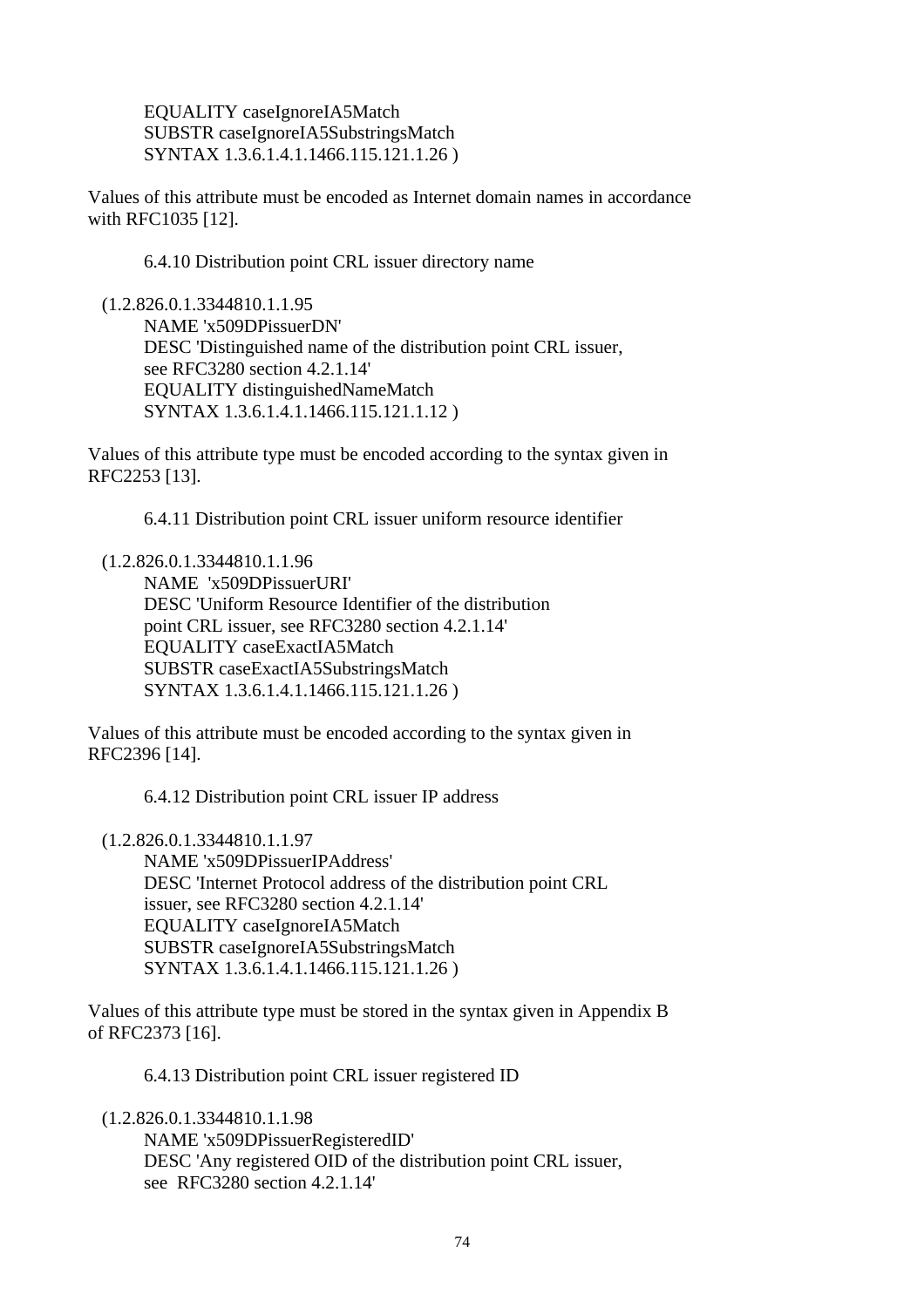```
        EQUALITY caseIgnoreIA5Match
        SUBSTR caseIgnoreIA5SubstringsMatch
        SYNTAX 1.3.6.1.4.1.1466.115.121.1.26 )
```

Values of this attribute must be encoded as Internet domain names in accordance with RFC1035 [12].

### 6.4.10 Distribution point CRL issuer directory name

```
  (1.2.826.0.1.3344810.1.1.95
        NAME 'x509DPissuerDN'
        DESC 'Distinguished name of the distribution point CRL issuer,
        see RFC3280 section 4.2.1.14'
        EQUALITY distinguishedNameMatch
        SYNTAX 1.3.6.1.4.1.1466.115.121.1.12 )
```

Values of this attribute type must be encoded according to the syntax given in RFC2253 [13].

### 6.4.11 Distribution point CRL issuer uniform resource identifier

```
  (1.2.826.0.1.3344810.1.1.96
        NAME  'x509DPissuerURI'
        DESC 'Uniform Resource Identifier of the distribution
        point CRL issuer, see RFC3280 section 4.2.1.14'
        EQUALITY caseExactIA5Match
        SUBSTR caseExactIA5SubstringsMatch
        SYNTAX 1.3.6.1.4.1.1466.115.121.1.26 )
```

Values of this attribute must be encoded according to the syntax given in RFC2396 [14].

### 6.4.12 Distribution point CRL issuer IP address

```
  (1.2.826.0.1.3344810.1.1.97
        NAME 'x509DPissuerIPAddress'
        DESC 'Internet Protocol address of the distribution point CRL
        issuer, see RFC3280 section 4.2.1.14'
        EQUALITY caseIgnoreIA5Match
        SUBSTR caseIgnoreIA5SubstringsMatch
        SYNTAX 1.3.6.1.4.1.1466.115.121.1.26 )
```

Values of this attribute type must be stored in the syntax given in Appendix B of RFC2373 [16].

### 6.4.13 Distribution point CRL issuer registered ID

```
  (1.2.826.0.1.3344810.1.1.98
        NAME 'x509DPissuerRegisteredID'
        DESC 'Any registered OID of the distribution point CRL issuer,
        see  RFC3280 section 4.2.1.14'
```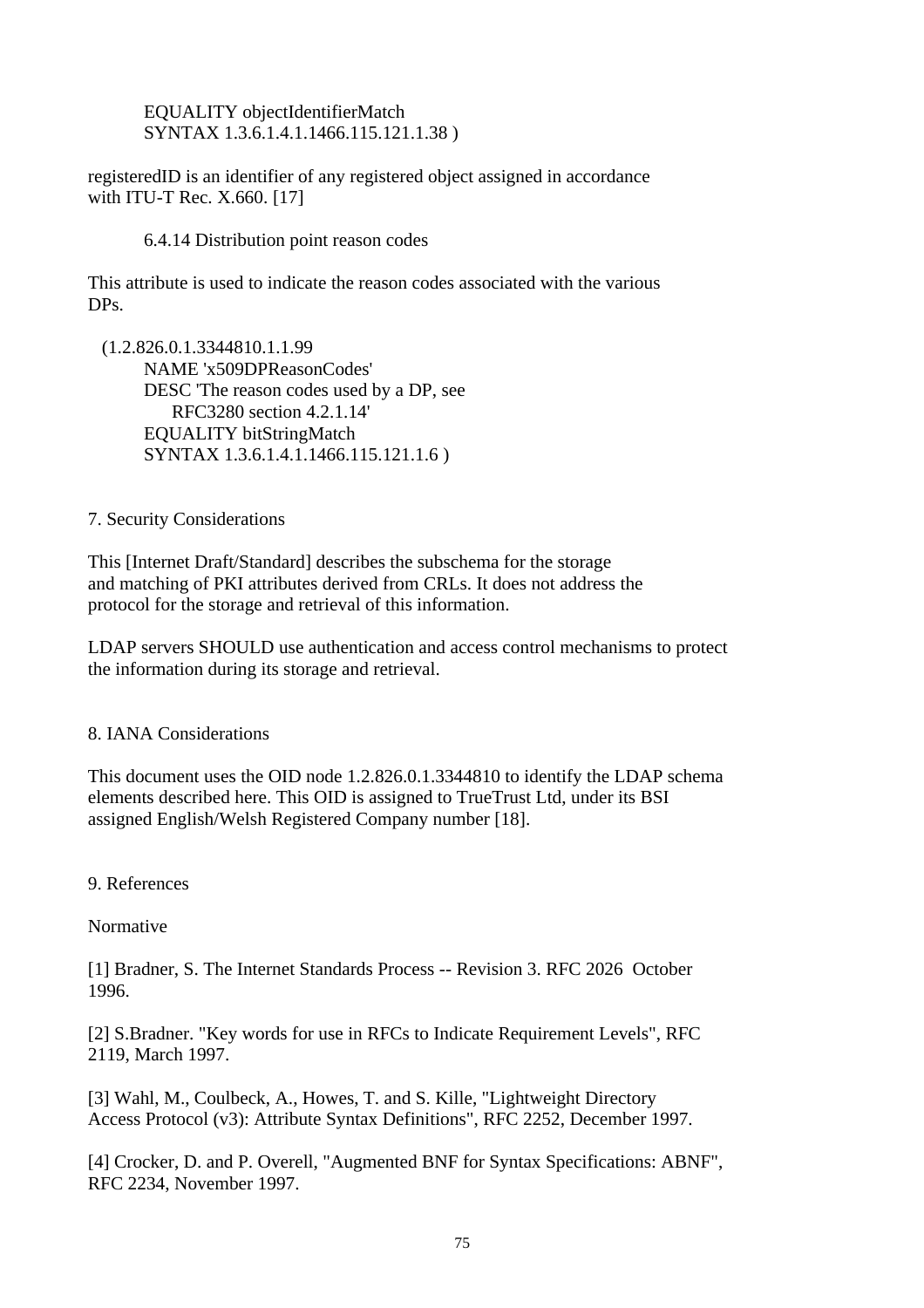```
        EQUALITY objectIdentifierMatch
        SYNTAX 1.3.6.1.4.1.1466.115.121.1.38 )
```

registeredID is an identifier of any registered object assigned in accordance with ITU-T Rec. X.660. [17]

### 6.4.14 Distribution point reason codes

This attribute is used to indicate the reason codes associated with the various DPs.

```
  (1.2.826.0.1.3344810.1.1.99
        NAME 'x509DPReasonCodes'
        DESC 'The reason codes used by a DP, see
             RFC3280 section 4.2.1.14'
        EQUALITY bitStringMatch
        SYNTAX 1.3.6.1.4.1.1466.115.121.1.6 )
```

## 7. Security Considerations

This [Internet Draft/Standard] describes the subschema for the storage and matching of PKI attributes derived from CRLs. It does not address the protocol for the storage and retrieval of this information.

LDAP servers SHOULD use authentication and access control mechanisms to protect the information during its storage and retrieval.

## 8. IANA Considerations

This document uses the OID node 1.2.826.0.1.3344810 to identify the LDAP schema elements described here. This OID is assigned to TrueTrust Ltd, under its BSI assigned English/Welsh Registered Company number [18].

## 9. References

Normative

[1] Bradner, S. The Internet Standards Process -- Revision 3. RFC 2026 October 1996.

[2] S.Bradner. "Key words for use in RFCs to Indicate Requirement Levels", RFC 2119, March 1997.

[3] Wahl, M., Coulbeck, A., Howes, T. and S. Kille, "Lightweight Directory Access Protocol (v3): Attribute Syntax Definitions", RFC 2252, December 1997.

[4] Crocker, D. and P. Overell, "Augmented BNF for Syntax Specifications: ABNF", RFC 2234, November 1997.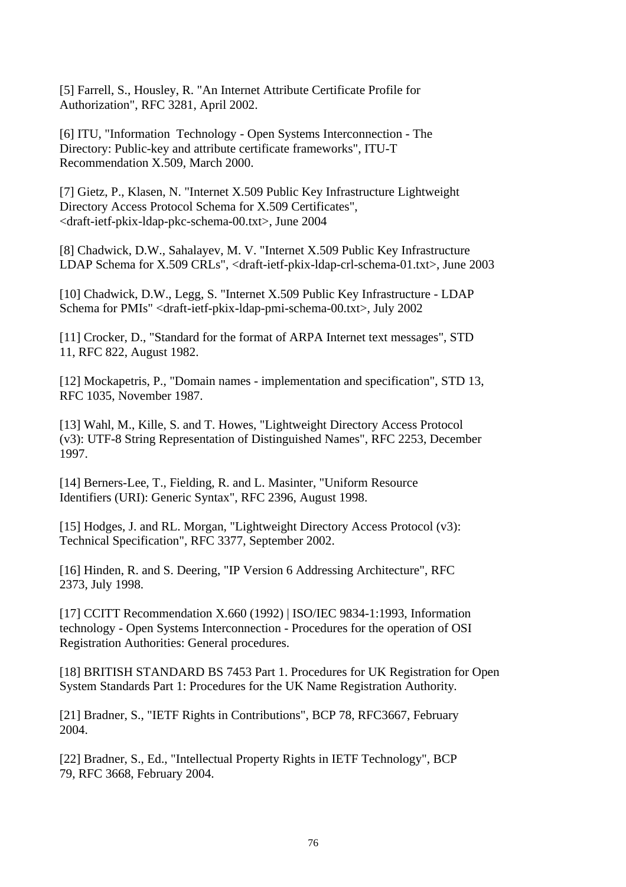[5] Farrell, S., Housley, R. "An Internet Attribute Certificate Profile for Authorization", RFC 3281, April 2002.

[6] ITU, "Information  Technology - Open Systems Interconnection - The Directory: Public-key and attribute certificate frameworks", ITU-T Recommendation X.509, March 2000.

[7] Gietz, P., Klasen, N. "Internet X.509 Public Key Infrastructure Lightweight Directory Access Protocol Schema for X.509 Certificates", <draft-ietf-pkix-ldap-pkc-schema-00.txt>, June 2004

[8] Chadwick, D.W., Sahalayev, M. V. "Internet X.509 Public Key Infrastructure LDAP Schema for X.509 CRLs", <draft-ietf-pkix-ldap-crl-schema-01.txt>, June 2003

[10] Chadwick, D.W., Legg, S. "Internet X.509 Public Key Infrastructure - LDAP Schema for PMIs" <draft-ietf-pkix-ldap-pmi-schema-00.txt>, July 2002

[11] Crocker, D., "Standard for the format of ARPA Internet text messages", STD 11, RFC 822, August 1982.

[12] Mockapetris, P., "Domain names - implementation and specification", STD 13, RFC 1035, November 1987.

[13] Wahl, M., Kille, S. and T. Howes, "Lightweight Directory Access Protocol (v3): UTF-8 String Representation of Distinguished Names", RFC 2253, December 1997.

[14] Berners-Lee, T., Fielding, R. and L. Masinter, "Uniform Resource Identifiers (URI): Generic Syntax", RFC 2396, August 1998.

[15] Hodges, J. and RL. Morgan, "Lightweight Directory Access Protocol (v3): Technical Specification", RFC 3377, September 2002.

[16] Hinden, R. and S. Deering, "IP Version 6 Addressing Architecture", RFC 2373, July 1998.

[17] CCITT Recommendation X.660 (1992) | ISO/IEC 9834-1:1993, Information technology - Open Systems Interconnection - Procedures for the operation of OSI Registration Authorities: General procedures.

[18] BRITISH STANDARD BS 7453 Part 1. Procedures for UK Registration for Open System Standards Part 1: Procedures for the UK Name Registration Authority.

[21] Bradner, S., "IETF Rights in Contributions", BCP 78, RFC3667, February 2004.

[22] Bradner, S., Ed., "Intellectual Property Rights in IETF Technology", BCP 79, RFC 3668, February 2004.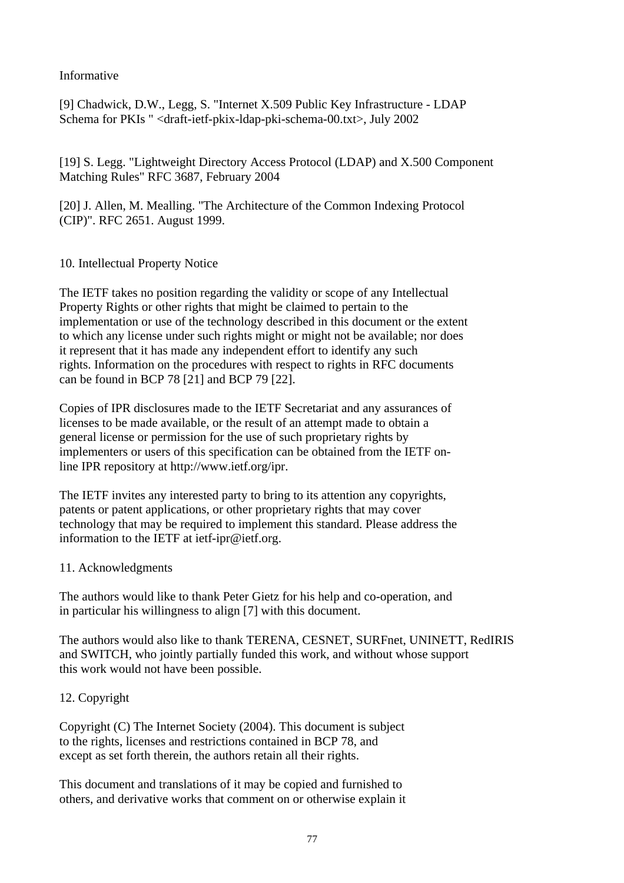Informative

[9] Chadwick, D.W., Legg, S. "Internet X.509 Public Key Infrastructure - LDAP Schema for PKIs " <draft-ietf-pkix-ldap-pki-schema-00.txt>, July 2002

[19] S. Legg. "Lightweight Directory Access Protocol (LDAP) and X.500 Component Matching Rules" RFC 3687, February 2004

[20] J. Allen, M. Mealling. "The Architecture of the Common Indexing Protocol (CIP)". RFC 2651. August 1999.

## 10. Intellectual Property Notice

The IETF takes no position regarding the validity or scope of any Intellectual Property Rights or other rights that might be claimed to pertain to the implementation or use of the technology described in this document or the extent to which any license under such rights might or might not be available; nor does it represent that it has made any independent effort to identify any such rights. Information on the procedures with respect to rights in RFC documents can be found in BCP 78 [21] and BCP 79 [22].

Copies of IPR disclosures made to the IETF Secretariat and any assurances of licenses to be made available, or the result of an attempt made to obtain a general license or permission for the use of such proprietary rights by implementers or users of this specification can be obtained from the IETF on-line IPR repository at http://www.ietf.org/ipr.

The IETF invites any interested party to bring to its attention any copyrights, patents or patent applications, or other proprietary rights that may cover technology that may be required to implement this standard. Please address the information to the IETF at ietf-ipr@ietf.org.

## 11. Acknowledgments

The authors would like to thank Peter Gietz for his help and co-operation, and in particular his willingness to align [7] with this document.

The authors would also like to thank TERENA, CESNET, SURFnet, UNINETT, RedIRIS and SWITCH, who jointly partially funded this work, and without whose support this work would not have been possible.

## 12. Copyright

Copyright (C) The Internet Society (2004). This document is subject to the rights, licenses and restrictions contained in BCP 78, and except as set forth therein, the authors retain all their rights.

This document and translations of it may be copied and furnished to others, and derivative works that comment on or otherwise explain it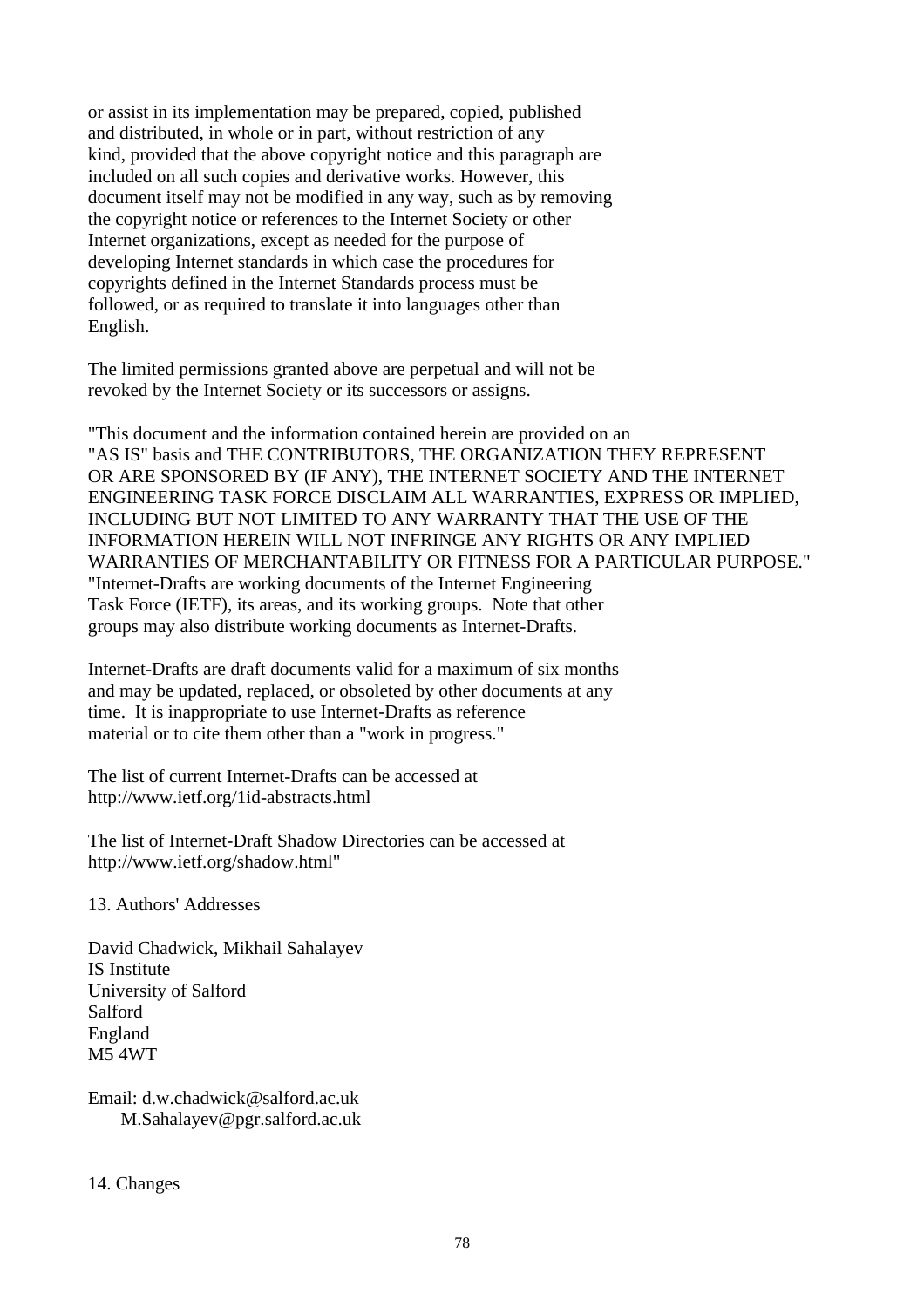or assist in its implementation may be prepared, copied, published and distributed, in whole or in part, without restriction of any kind, provided that the above copyright notice and this paragraph are included on all such copies and derivative works. However, this document itself may not be modified in any way, such as by removing the copyright notice or references to the Internet Society or other Internet organizations, except as needed for the purpose of developing Internet standards in which case the procedures for copyrights defined in the Internet Standards process must be followed, or as required to translate it into languages other than English.

The limited permissions granted above are perpetual and will not be revoked by the Internet Society or its successors or assigns.

"This document and the information contained herein are provided on an "AS IS" basis and THE CONTRIBUTORS, THE ORGANIZATION THEY REPRESENT OR ARE SPONSORED BY (IF ANY), THE INTERNET SOCIETY AND THE INTERNET ENGINEERING TASK FORCE DISCLAIM ALL WARRANTIES, EXPRESS OR IMPLIED, INCLUDING BUT NOT LIMITED TO ANY WARRANTY THAT THE USE OF THE INFORMATION HEREIN WILL NOT INFRINGE ANY RIGHTS OR ANY IMPLIED WARRANTIES OF MERCHANTABILITY OR FITNESS FOR A PARTICULAR PURPOSE."
"Internet-Drafts are working documents of the Internet Engineering Task Force (IETF), its areas, and its working groups. Note that other groups may also distribute working documents as Internet-Drafts.

Internet-Drafts are draft documents valid for a maximum of six months and may be updated, replaced, or obsoleted by other documents at any time. It is inappropriate to use Internet-Drafts as reference material or to cite them other than a "work in progress."

The list of current Internet-Drafts can be accessed at
http://www.ietf.org/1id-abstracts.html

The list of Internet-Draft Shadow Directories can be accessed at
http://www.ietf.org/shadow.html"

## 13. Authors' Addresses

David Chadwick, Mikhail Sahalayev
IS Institute
University of Salford
Salford
England
M5 4WT

Email: d.w.chadwick@salford.ac.uk
M.Sahalayev@pgr.salford.ac.uk

## 14. Changes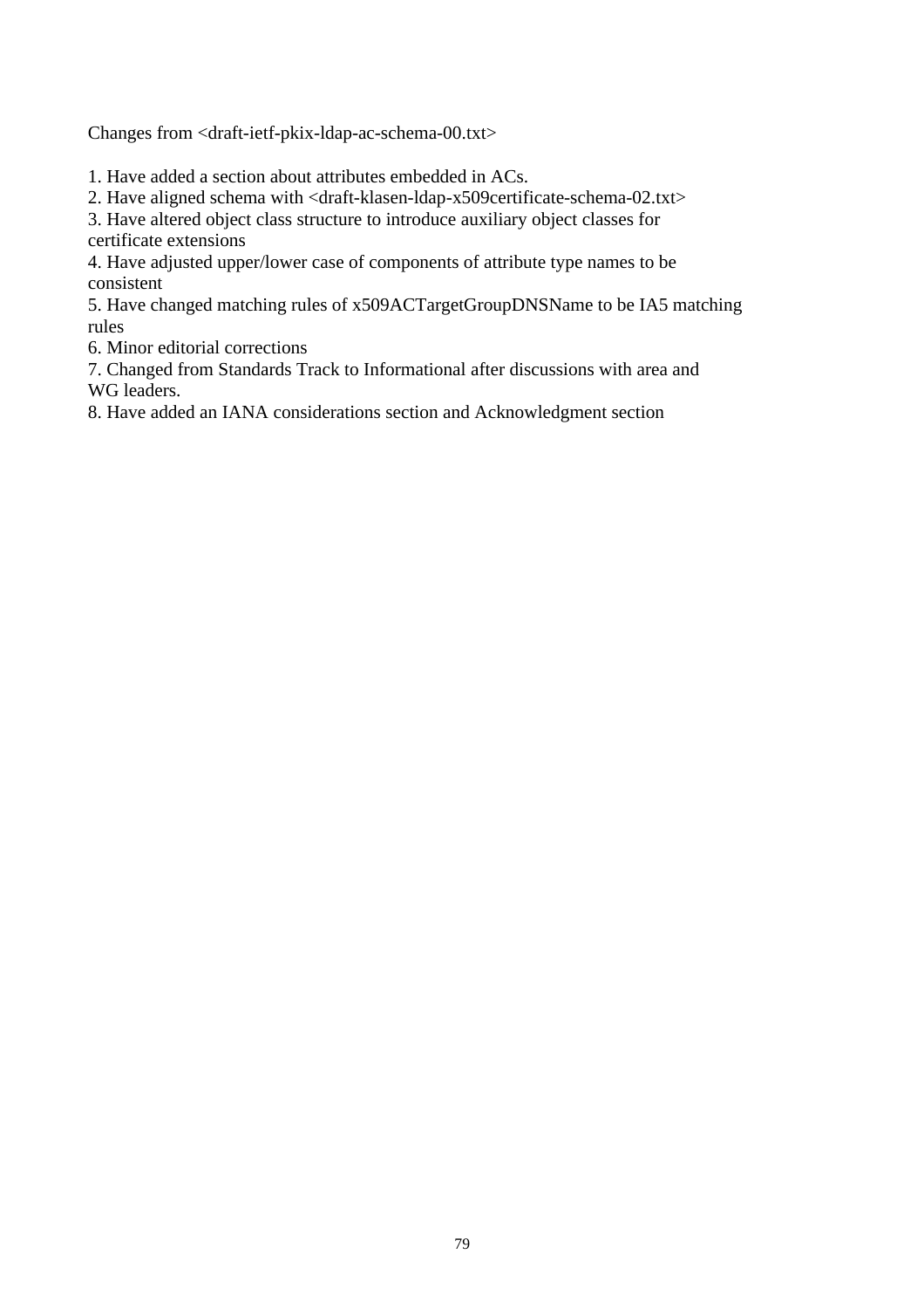Changes from <draft-ietf-pkix-ldap-ac-schema-00.txt>

1. Have added a section about attributes embedded in ACs.
2. Have aligned schema with <draft-klasen-ldap-x509certificate-schema-02.txt>
3. Have altered object class structure to introduce auxiliary object classes for certificate extensions
4. Have adjusted upper/lower case of components of attribute type names to be consistent
5. Have changed matching rules of x509ACTargetGroupDNSName to be IA5 matching rules
6. Minor editorial corrections
7. Changed from Standards Track to Informational after discussions with area and WG leaders.
8. Have added an IANA considerations section and Acknowledgment section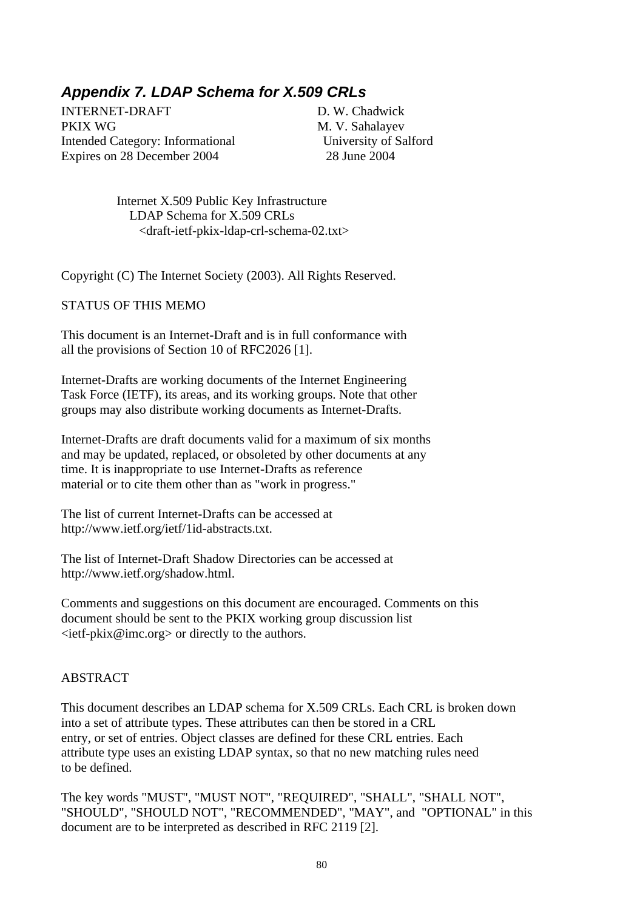## *Appendix 7. LDAP Schema for X.509 CRLs*

| | |
|---|---|
| INTERNET-DRAFT | D. W. Chadwick |
| PKIX WG | M. V. Sahalayev |
| Intended Category: Informational | University of Salford |
| Expires on 28 December 2004 | 28 June 2004 |

Internet X.509 Public Key Infrastructure
LDAP Schema for X.509 CRLs
<draft-ietf-pkix-ldap-crl-schema-02.txt>

Copyright (C) The Internet Society (2003). All Rights Reserved.

STATUS OF THIS MEMO

This document is an Internet-Draft and is in full conformance with all the provisions of Section 10 of RFC2026 [1].

Internet-Drafts are working documents of the Internet Engineering Task Force (IETF), its areas, and its working groups. Note that other groups may also distribute working documents as Internet-Drafts.

Internet-Drafts are draft documents valid for a maximum of six months and may be updated, replaced, or obsoleted by other documents at any time. It is inappropriate to use Internet-Drafts as reference material or to cite them other than as "work in progress."

The list of current Internet-Drafts can be accessed at http://www.ietf.org/ietf/1id-abstracts.txt.

The list of Internet-Draft Shadow Directories can be accessed at http://www.ietf.org/shadow.html.

Comments and suggestions on this document are encouraged. Comments on this document should be sent to the PKIX working group discussion list <ietf-pkix@imc.org> or directly to the authors.

ABSTRACT

This document describes an LDAP schema for X.509 CRLs. Each CRL is broken down into a set of attribute types. These attributes can then be stored in a CRL entry, or set of entries. Object classes are defined for these CRL entries. Each attribute type uses an existing LDAP syntax, so that no new matching rules need to be defined.

The key words "MUST", "MUST NOT", "REQUIRED", "SHALL", "SHALL NOT", "SHOULD", "SHOULD NOT", "RECOMMENDED", "MAY", and "OPTIONAL" in this document are to be interpreted as described in RFC 2119 [2].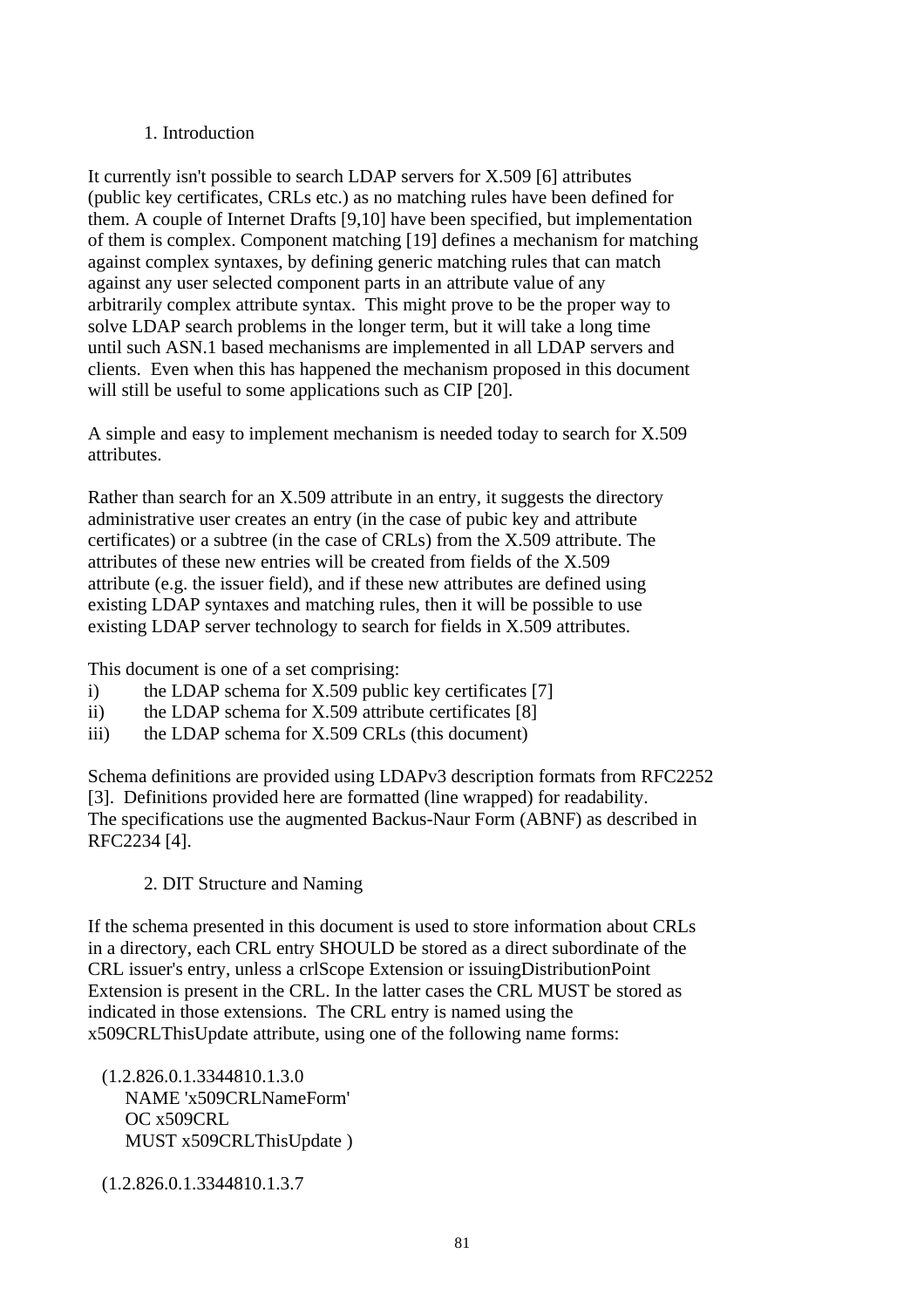## 1. Introduction

It currently isn't possible to search LDAP servers for X.509 [6] attributes (public key certificates, CRLs etc.) as no matching rules have been defined for them. A couple of Internet Drafts [9,10] have been specified, but implementation of them is complex. Component matching [19] defines a mechanism for matching against complex syntaxes, by defining generic matching rules that can match against any user selected component parts in an attribute value of any arbitrarily complex attribute syntax. This might prove to be the proper way to solve LDAP search problems in the longer term, but it will take a long time until such ASN.1 based mechanisms are implemented in all LDAP servers and clients. Even when this has happened the mechanism proposed in this document will still be useful to some applications such as CIP [20].

A simple and easy to implement mechanism is needed today to search for X.509 attributes.

Rather than search for an X.509 attribute in an entry, it suggests the directory administrative user creates an entry (in the case of pubic key and attribute certificates) or a subtree (in the case of CRLs) from the X.509 attribute. The attributes of these new entries will be created from fields of the X.509 attribute (e.g. the issuer field), and if these new attributes are defined using existing LDAP syntaxes and matching rules, then it will be possible to use existing LDAP server technology to search for fields in X.509 attributes.

This document is one of a set comprising:

i) the LDAP schema for X.509 public key certificates [7]
ii) the LDAP schema for X.509 attribute certificates [8]
iii) the LDAP schema for X.509 CRLs (this document)

Schema definitions are provided using LDAPv3 description formats from RFC2252 [3]. Definitions provided here are formatted (line wrapped) for readability. The specifications use the augmented Backus-Naur Form (ABNF) as described in RFC2234 [4].

## 2. DIT Structure and Naming

If the schema presented in this document is used to store information about CRLs in a directory, each CRL entry SHOULD be stored as a direct subordinate of the CRL issuer's entry, unless a crlScope Extension or issuingDistributionPoint Extension is present in the CRL. In the latter cases the CRL MUST be stored as indicated in those extensions. The CRL entry is named using the x509CRLThisUpdate attribute, using one of the following name forms:

```
(1.2.826.0.1.3344810.1.3.0
   NAME 'x509CRLNameForm'
   OC x509CRL
   MUST x509CRLThisUpdate )

(1.2.826.0.1.3344810.1.3.7
```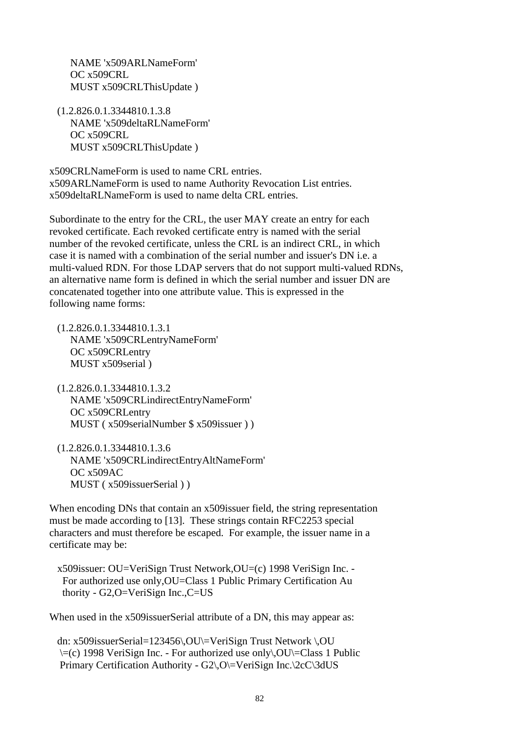```
    NAME 'x509ARLNameForm'
    OC x509CRL
    MUST x509CRLThisUpdate )

  (1.2.826.0.1.3344810.1.3.8
    NAME 'x509deltaRLNameForm'
    OC x509CRL
    MUST x509CRLThisUpdate )
```

x509CRLNameForm is used to name CRL entries.
x509ARLNameForm is used to name Authority Revocation List entries.
x509deltaRLNameForm is used to name delta CRL entries.

Subordinate to the entry for the CRL, the user MAY create an entry for each revoked certificate. Each revoked certificate entry is named with the serial number of the revoked certificate, unless the CRL is an indirect CRL, in which case it is named with a combination of the serial number and issuer's DN i.e. a multi-valued RDN. For those LDAP servers that do not support multi-valued RDNs, an alternative name form is defined in which the serial number and issuer DN are concatenated together into one attribute value. This is expressed in the following name forms:

```
  (1.2.826.0.1.3344810.1.3.1
    NAME 'x509CRLentryNameForm'
    OC x509CRLentry
    MUST x509serial )

  (1.2.826.0.1.3344810.1.3.2
    NAME 'x509CRLindirectEntryNameForm'
    OC x509CRLentry
    MUST ( x509serialNumber $ x509issuer ) )

  (1.2.826.0.1.3344810.1.3.6
    NAME 'x509CRLindirectEntryAltNameForm'
    OC x509AC
    MUST ( x509issuerSerial ) )
```

When encoding DNs that contain an x509issuer field, the string representation must be made according to [13]. These strings contain RFC2253 special characters and must therefore be escaped. For example, the issuer name in a certificate may be:

```
  x509issuer: OU=VeriSign Trust Network,OU=(c) 1998 VeriSign Inc. -
   For authorized use only,OU=Class 1 Public Primary Certification Au
   thority - G2,O=VeriSign Inc.,C=US
```

When used in the x509issuerSerial attribute of a DN, this may appear as:

```
  dn: x509issuerSerial=123456\,OU\=VeriSign Trust Network \,OU
   \=(c) 1998 VeriSign Inc. - For authorized use only\,OU\=Class 1 Public
   Primary Certification Authority - G2\,O\=VeriSign Inc.\2cC\3dUS
```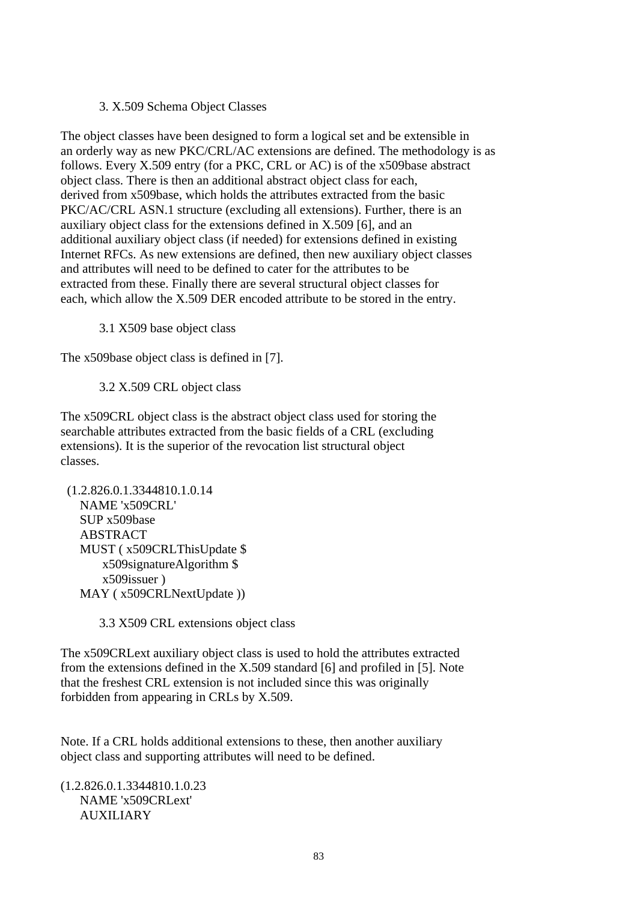### 3. X.509 Schema Object Classes

The object classes have been designed to form a logical set and be extensible in an orderly way as new PKC/CRL/AC extensions are defined. The methodology is as follows. Every X.509 entry (for a PKC, CRL or AC) is of the x509base abstract object class. There is then an additional abstract object class for each, derived from x509base, which holds the attributes extracted from the basic PKC/AC/CRL ASN.1 structure (excluding all extensions). Further, there is an auxiliary object class for the extensions defined in X.509 [6], and an additional auxiliary object class (if needed) for extensions defined in existing Internet RFCs. As new extensions are defined, then new auxiliary object classes and attributes will need to be defined to cater for the attributes to be extracted from these. Finally there are several structural object classes for each, which allow the X.509 DER encoded attribute to be stored in the entry.

#### 3.1 X509 base object class

The x509base object class is defined in [7].

#### 3.2 X.509 CRL object class

The x509CRL object class is the abstract object class used for storing the searchable attributes extracted from the basic fields of a CRL (excluding extensions). It is the superior of the revocation list structural object classes.

```
 (1.2.826.0.1.3344810.1.0.14
    NAME 'x509CRL'
    SUP x509base
    ABSTRACT
    MUST ( x509CRLThisUpdate $
          x509signatureAlgorithm $
          x509issuer )
    MAY ( x509CRLNextUpdate ))
```

#### 3.3 X509 CRL extensions object class

The x509CRLext auxiliary object class is used to hold the attributes extracted from the extensions defined in the X.509 standard [6] and profiled in [5]. Note that the freshest CRL extension is not included since this was originally forbidden from appearing in CRLs by X.509.

Note. If a CRL holds additional extensions to these, then another auxiliary object class and supporting attributes will need to be defined.

```
(1.2.826.0.1.3344810.1.0.23
    NAME 'x509CRLext'
    AUXILIARY
```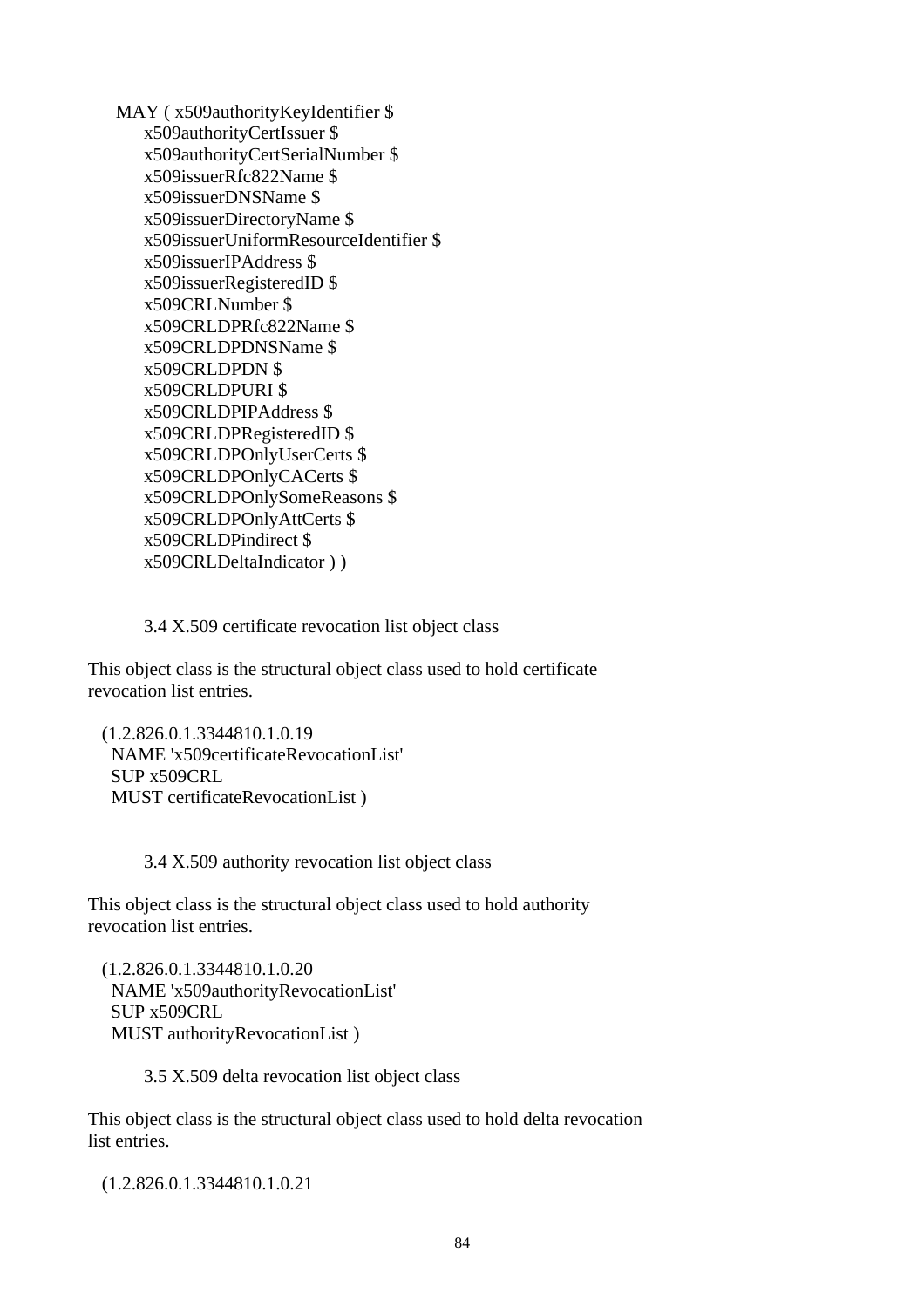```
   MAY ( x509authorityKeyIdentifier $
        x509authorityCertIssuer $
        x509authorityCertSerialNumber $
        x509issuerRfc822Name $
        x509issuerDNSName $
        x509issuerDirectoryName $
        x509issuerUniformResourceIdentifier $
        x509issuerIPAddress $
        x509issuerRegisteredID $
        x509CRLNumber $
        x509CRLDPRfc822Name $
        x509CRLDPDNSName $
        x509CRLDPDN $
        x509CRLDPURI $
        x509CRLDPIPAddress $
        x509CRLDPRegisteredID $
        x509CRLDPOnlyUserCerts $
        x509CRLDPOnlyCACerts $
        x509CRLDPOnlySomeReasons $
        x509CRLDPOnlyAttCerts $
        x509CRLDPindirect $
        x509CRLDeltaIndicator ) )
```

### 3.4 X.509 certificate revocation list object class

This object class is the structural object class used to hold certificate revocation list entries.

```
  (1.2.826.0.1.3344810.1.0.19
   NAME 'x509certificateRevocationList'
   SUP x509CRL
   MUST certificateRevocationList )
```

### 3.4 X.509 authority revocation list object class

This object class is the structural object class used to hold authority revocation list entries.

```
  (1.2.826.0.1.3344810.1.0.20
   NAME 'x509authorityRevocationList'
   SUP x509CRL
   MUST authorityRevocationList )
```

### 3.5 X.509 delta revocation list object class

This object class is the structural object class used to hold delta revocation list entries.

```
  (1.2.826.0.1.3344810.1.0.21
```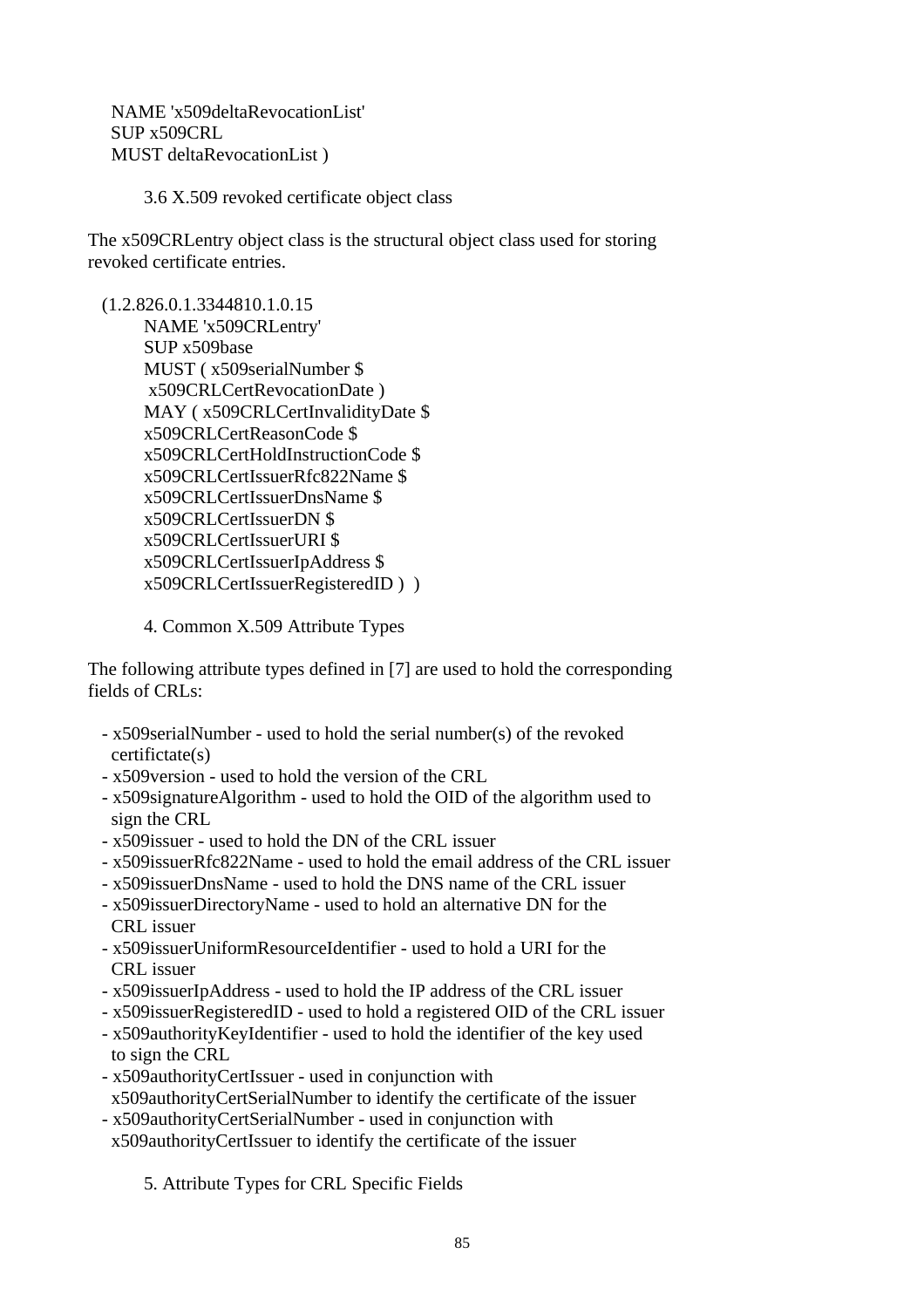```
    NAME 'x509deltaRevocationList'
    SUP x509CRL
    MUST deltaRevocationList )
```

### 3.6 X.509 revoked certificate object class

The x509CRLentry object class is the structural object class used for storing revoked certificate entries.

```
  (1.2.826.0.1.3344810.1.0.15
        NAME 'x509CRLentry'
        SUP x509base
        MUST ( x509serialNumber $
         x509CRLCertRevocationDate )
        MAY ( x509CRLCertInvalidityDate $
        x509CRLCertReasonCode $
        x509CRLCertHoldInstructionCode $
        x509CRLCertIssuerRfc822Name $
        x509CRLCertIssuerDnsName $
        x509CRLCertIssuerDN $
        x509CRLCertIssuerURI $
        x509CRLCertIssuerIpAddress $
        x509CRLCertIssuerRegisteredID )  )
```

## 4. Common X.509 Attribute Types

The following attribute types defined in [7] are used to hold the corresponding fields of CRLs:

- x509serialNumber - used to hold the serial number(s) of the revoked certifictate(s)
- x509version - used to hold the version of the CRL
- x509signatureAlgorithm - used to hold the OID of the algorithm used to sign the CRL
- x509issuer - used to hold the DN of the CRL issuer
- x509issuerRfc822Name - used to hold the email address of the CRL issuer
- x509issuerDnsName - used to hold the DNS name of the CRL issuer
- x509issuerDirectoryName - used to hold an alternative DN for the CRL issuer
- x509issuerUniformResourceIdentifier - used to hold a URI for the CRL issuer
- x509issuerIpAddress - used to hold the IP address of the CRL issuer
- x509issuerRegisteredID - used to hold a registered OID of the CRL issuer
- x509authorityKeyIdentifier - used to hold the identifier of the key used to sign the CRL
- x509authorityCertIssuer - used in conjunction with x509authorityCertSerialNumber to identify the certificate of the issuer
- x509authorityCertSerialNumber - used in conjunction with x509authorityCertIssuer to identify the certificate of the issuer

## 5. Attribute Types for CRL Specific Fields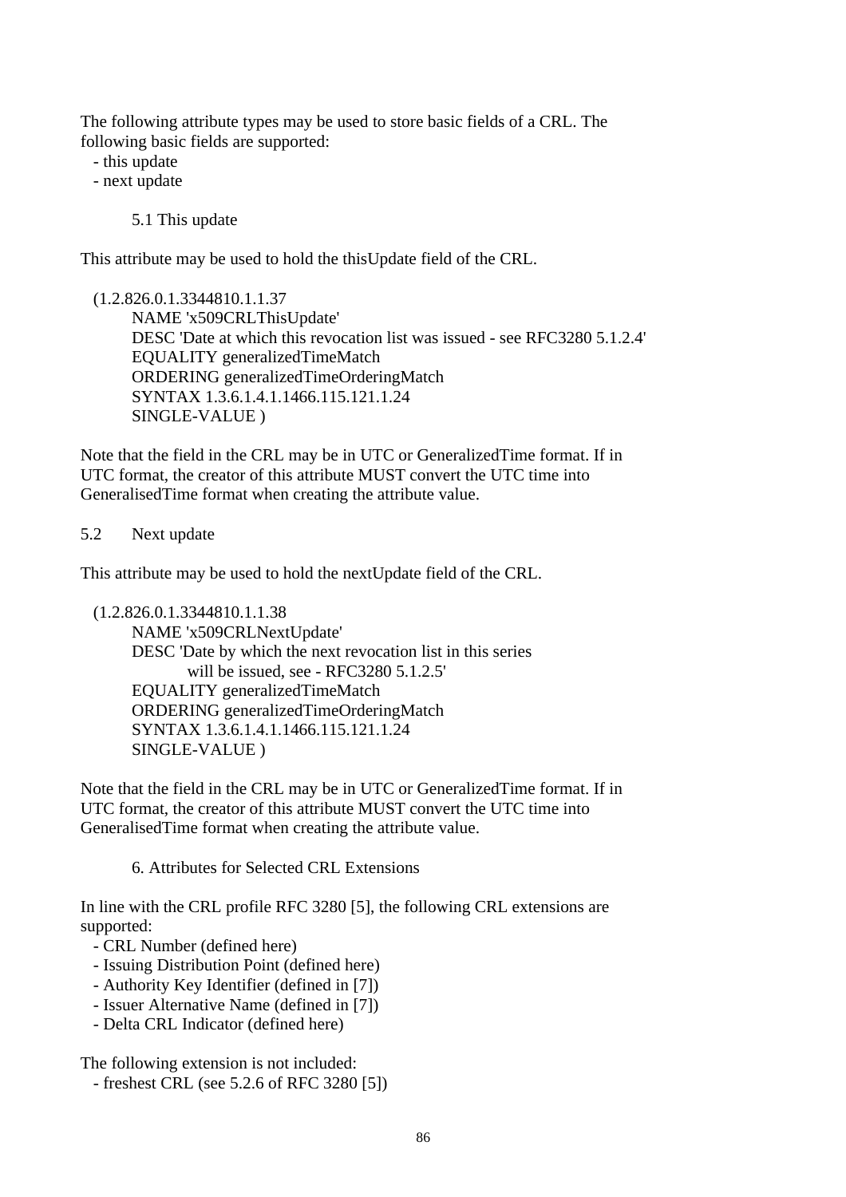The following attribute types may be used to store basic fields of a CRL. The following basic fields are supported:

- this update
- next update

## 5.1 This update

This attribute may be used to hold the thisUpdate field of the CRL.

```
(1.2.826.0.1.3344810.1.1.37
      NAME 'x509CRLThisUpdate'
      DESC 'Date at which this revocation list was issued - see RFC3280 5.1.2.4'
      EQUALITY generalizedTimeMatch
      ORDERING generalizedTimeOrderingMatch
      SYNTAX 1.3.6.1.4.1.1466.115.121.1.24
      SINGLE-VALUE )
```

Note that the field in the CRL may be in UTC or GeneralizedTime format. If in UTC format, the creator of this attribute MUST convert the UTC time into GeneralisedTime format when creating the attribute value.

## 5.2 Next update

This attribute may be used to hold the nextUpdate field of the CRL.

```
(1.2.826.0.1.3344810.1.1.38
      NAME 'x509CRLNextUpdate'
      DESC 'Date by which the next revocation list in this series
            will be issued, see - RFC3280 5.1.2.5'
      EQUALITY generalizedTimeMatch
      ORDERING generalizedTimeOrderingMatch
      SYNTAX 1.3.6.1.4.1.1466.115.121.1.24
      SINGLE-VALUE )
```

Note that the field in the CRL may be in UTC or GeneralizedTime format. If in UTC format, the creator of this attribute MUST convert the UTC time into GeneralisedTime format when creating the attribute value.

# 6. Attributes for Selected CRL Extensions

In line with the CRL profile RFC 3280 [5], the following CRL extensions are supported:

- CRL Number (defined here)
- Issuing Distribution Point (defined here)
- Authority Key Identifier (defined in [7])
- Issuer Alternative Name (defined in [7])
- Delta CRL Indicator (defined here)

The following extension is not included:

- freshest CRL (see 5.2.6 of RFC 3280 [5])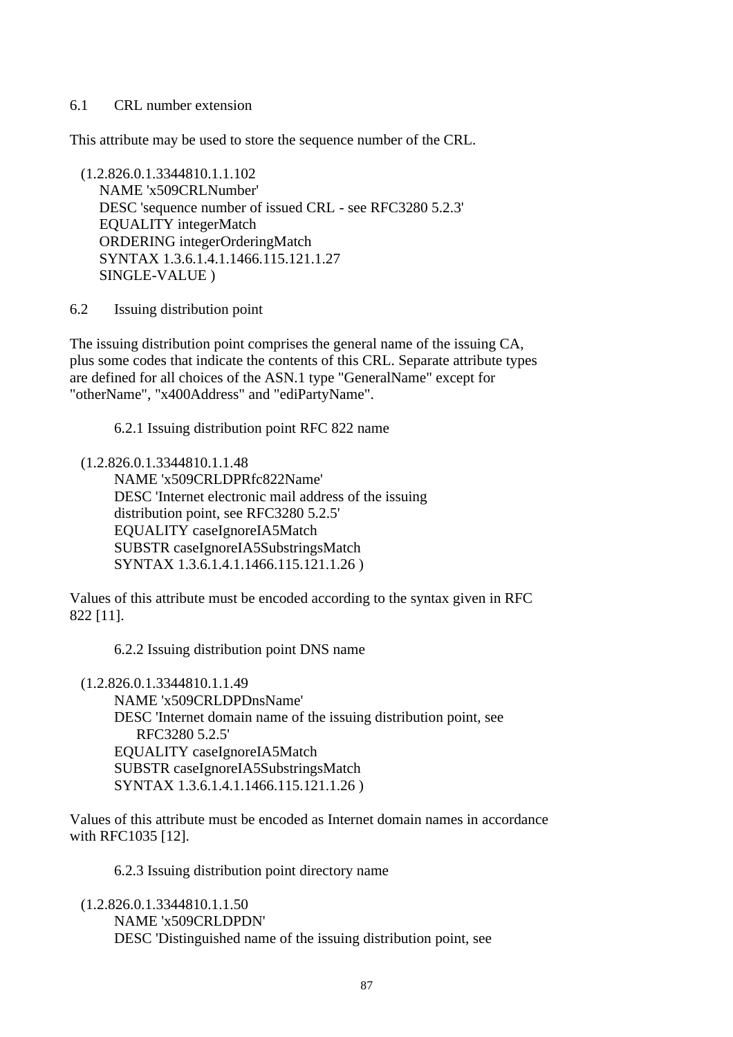## 6.1 CRL number extension

This attribute may be used to store the sequence number of the CRL.

```
(1.2.826.0.1.3344810.1.1.102
   NAME 'x509CRLNumber'
   DESC 'sequence number of issued CRL - see RFC3280 5.2.3'
   EQUALITY integerMatch
   ORDERING integerOrderingMatch
   SYNTAX 1.3.6.1.4.1.1466.115.121.1.27
   SINGLE-VALUE )
```

## 6.2 Issuing distribution point

The issuing distribution point comprises the general name of the issuing CA, plus some codes that indicate the contents of this CRL. Separate attribute types are defined for all choices of the ASN.1 type "GeneralName" except for "otherName", "x400Address" and "ediPartyName".

### 6.2.1 Issuing distribution point RFC 822 name

```
(1.2.826.0.1.3344810.1.1.48
     NAME 'x509CRLDPRfc822Name'
     DESC 'Internet electronic mail address of the issuing
     distribution point, see RFC3280 5.2.5'
     EQUALITY caseIgnoreIA5Match
     SUBSTR caseIgnoreIA5SubstringsMatch
     SYNTAX 1.3.6.1.4.1.1466.115.121.1.26 )
```

Values of this attribute must be encoded according to the syntax given in RFC 822 [11].

### 6.2.2 Issuing distribution point DNS name

```
(1.2.826.0.1.3344810.1.1.49
     NAME 'x509CRLDPDnsName'
     DESC 'Internet domain name of the issuing distribution point, see
          RFC3280 5.2.5'
     EQUALITY caseIgnoreIA5Match
     SUBSTR caseIgnoreIA5SubstringsMatch
     SYNTAX 1.3.6.1.4.1.1466.115.121.1.26 )
```

Values of this attribute must be encoded as Internet domain names in accordance with RFC1035 [12].

### 6.2.3 Issuing distribution point directory name

```
(1.2.826.0.1.3344810.1.1.50
     NAME 'x509CRLDPDN'
     DESC 'Distinguished name of the issuing distribution point, see
```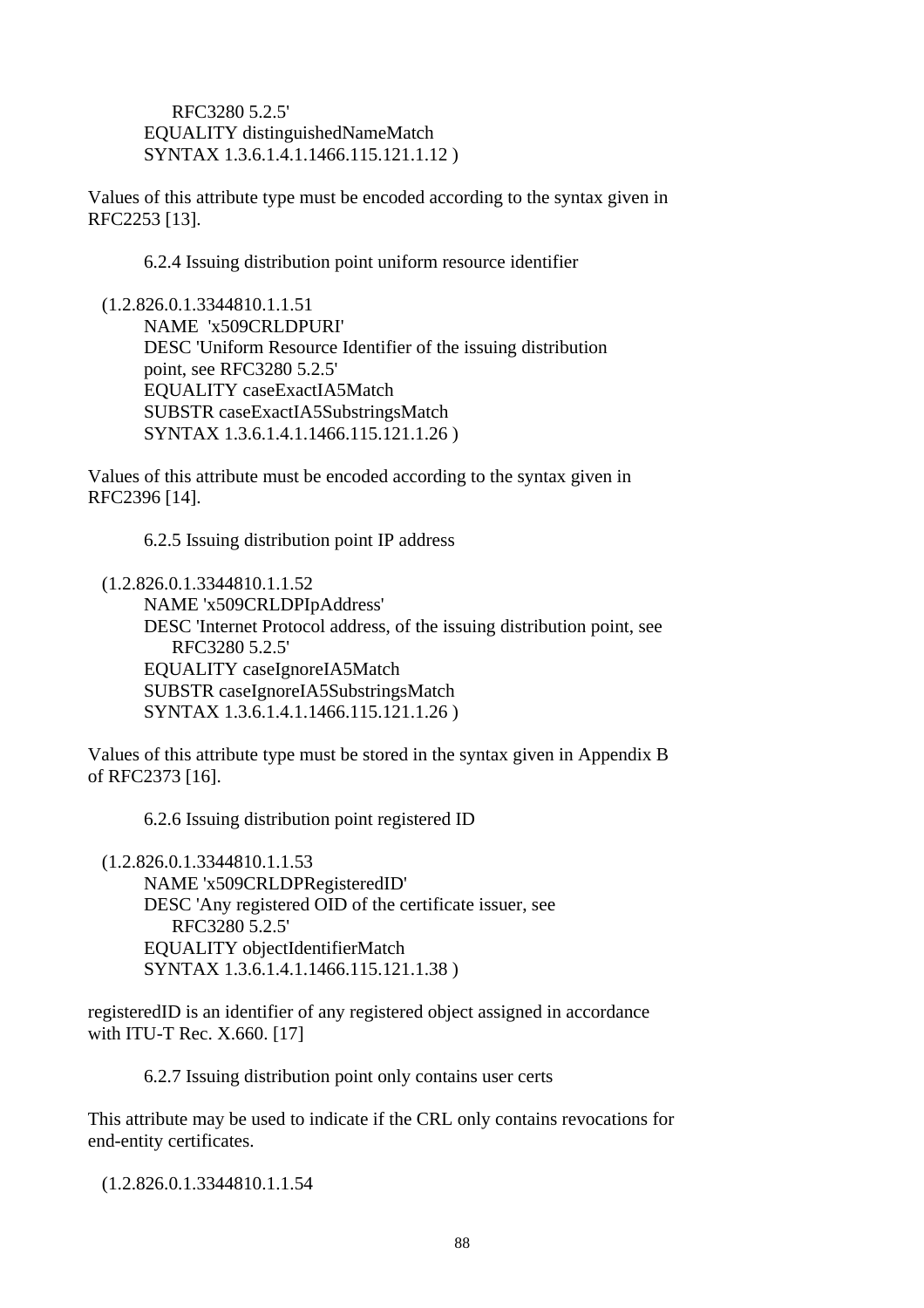```
        RFC3280 5.2.5'
    EQUALITY distinguishedNameMatch
    SYNTAX 1.3.6.1.4.1.1466.115.121.1.12 )
```

Values of this attribute type must be encoded according to the syntax given in RFC2253 [13].

### 6.2.4 Issuing distribution point uniform resource identifier

```
(1.2.826.0.1.3344810.1.1.51
    NAME  'x509CRLDPURI'
    DESC 'Uniform Resource Identifier of the issuing distribution
    point, see RFC3280 5.2.5'
    EQUALITY caseExactIA5Match
    SUBSTR caseExactIA5SubstringsMatch
    SYNTAX 1.3.6.1.4.1.1466.115.121.1.26 )
```

Values of this attribute must be encoded according to the syntax given in RFC2396 [14].

### 6.2.5 Issuing distribution point IP address

```
(1.2.826.0.1.3344810.1.1.52
    NAME 'x509CRLDPIpAddress'
    DESC 'Internet Protocol address, of the issuing distribution point, see
        RFC3280 5.2.5'
    EQUALITY caseIgnoreIA5Match
    SUBSTR caseIgnoreIA5SubstringsMatch
    SYNTAX 1.3.6.1.4.1.1466.115.121.1.26 )
```

Values of this attribute type must be stored in the syntax given in Appendix B of RFC2373 [16].

### 6.2.6 Issuing distribution point registered ID

```
(1.2.826.0.1.3344810.1.1.53
    NAME 'x509CRLDPRegisteredID'
    DESC 'Any registered OID of the certificate issuer, see
        RFC3280 5.2.5'
    EQUALITY objectIdentifierMatch
    SYNTAX 1.3.6.1.4.1.1466.115.121.1.38 )
```

registeredID is an identifier of any registered object assigned in accordance with ITU-T Rec. X.660. [17]

### 6.2.7 Issuing distribution point only contains user certs

This attribute may be used to indicate if the CRL only contains revocations for end-entity certificates.

```
(1.2.826.0.1.3344810.1.1.54
```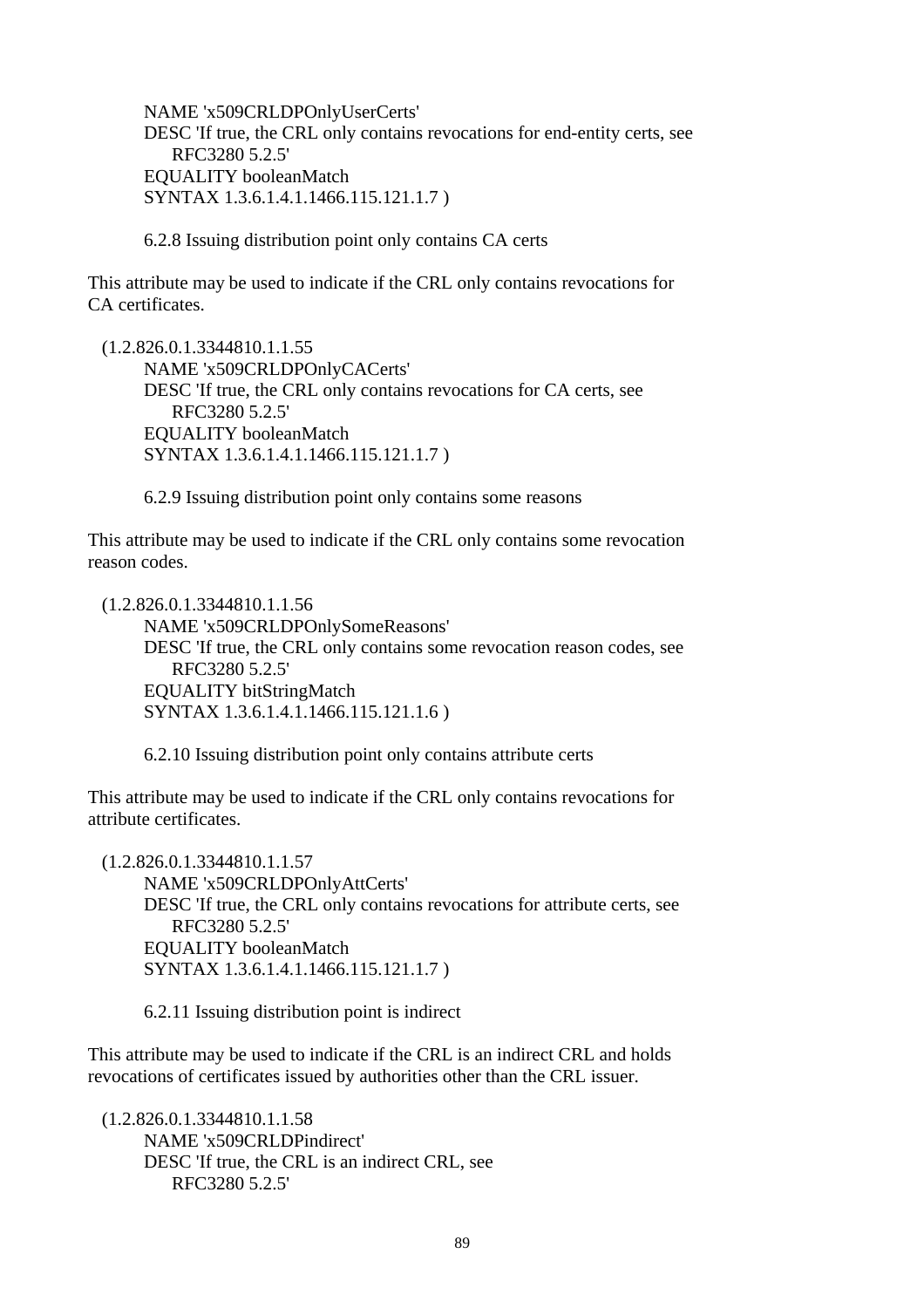```
      NAME 'x509CRLDPOnlyUserCerts'
      DESC 'If true, the CRL only contains revocations for end-entity certs, see
          RFC3280 5.2.5'
      EQUALITY booleanMatch
      SYNTAX 1.3.6.1.4.1.1466.115.121.1.7 )
```

6.2.8 Issuing distribution point only contains CA certs

This attribute may be used to indicate if the CRL only contains revocations for CA certificates.

```
  (1.2.826.0.1.3344810.1.1.55
      NAME 'x509CRLDPOnlyCACerts'
      DESC 'If true, the CRL only contains revocations for CA certs, see
          RFC3280 5.2.5'
      EQUALITY booleanMatch
      SYNTAX 1.3.6.1.4.1.1466.115.121.1.7 )
```

6.2.9 Issuing distribution point only contains some reasons

This attribute may be used to indicate if the CRL only contains some revocation reason codes.

```
  (1.2.826.0.1.3344810.1.1.56
      NAME 'x509CRLDPOnlySomeReasons'
      DESC 'If true, the CRL only contains some revocation reason codes, see
          RFC3280 5.2.5'
      EQUALITY bitStringMatch
      SYNTAX 1.3.6.1.4.1.1466.115.121.1.6 )
```

6.2.10 Issuing distribution point only contains attribute certs

This attribute may be used to indicate if the CRL only contains revocations for attribute certificates.

```
  (1.2.826.0.1.3344810.1.1.57
      NAME 'x509CRLDPOnlyAttCerts'
      DESC 'If true, the CRL only contains revocations for attribute certs, see
          RFC3280 5.2.5'
      EQUALITY booleanMatch
      SYNTAX 1.3.6.1.4.1.1466.115.121.1.7 )
```

6.2.11 Issuing distribution point is indirect

This attribute may be used to indicate if the CRL is an indirect CRL and holds revocations of certificates issued by authorities other than the CRL issuer.

```
  (1.2.826.0.1.3344810.1.1.58
      NAME 'x509CRLDPindirect'
      DESC 'If true, the CRL is an indirect CRL, see
          RFC3280 5.2.5'
```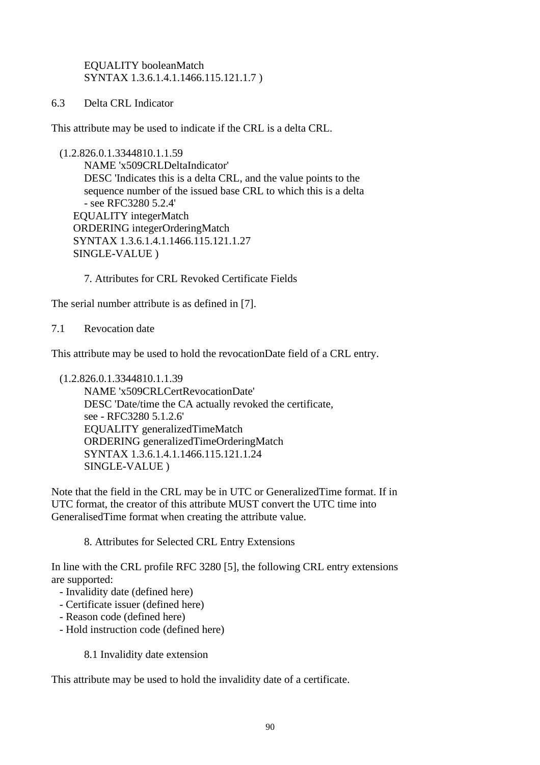```
        EQUALITY booleanMatch
        SYNTAX 1.3.6.1.4.1.1466.115.121.1.7 )
```

## 6.3 Delta CRL Indicator

This attribute may be used to indicate if the CRL is a delta CRL.

```
  (1.2.826.0.1.3344810.1.1.59
        NAME 'x509CRLDeltaIndicator'
        DESC 'Indicates this is a delta CRL, and the value points to the
        sequence number of the issued base CRL to which this is a delta
        - see RFC3280 5.2.4'
     EQUALITY integerMatch
     ORDERING integerOrderingMatch
     SYNTAX 1.3.6.1.4.1.1466.115.121.1.27
     SINGLE-VALUE )
```

# 7. Attributes for CRL Revoked Certificate Fields

The serial number attribute is as defined in [7].

## 7.1 Revocation date

This attribute may be used to hold the revocationDate field of a CRL entry.

```
  (1.2.826.0.1.3344810.1.1.39
        NAME 'x509CRLCertRevocationDate'
        DESC 'Date/time the CA actually revoked the certificate,
        see - RFC3280 5.1.2.6'
        EQUALITY generalizedTimeMatch
        ORDERING generalizedTimeOrderingMatch
        SYNTAX 1.3.6.1.4.1.1466.115.121.1.24
        SINGLE-VALUE )
```

Note that the field in the CRL may be in UTC or GeneralizedTime format. If in UTC format, the creator of this attribute MUST convert the UTC time into GeneralisedTime format when creating the attribute value.

# 8. Attributes for Selected CRL Entry Extensions

In line with the CRL profile RFC 3280 [5], the following CRL entry extensions are supported:

- Invalidity date (defined here)
- Certificate issuer (defined here)
- Reason code (defined here)
- Hold instruction code (defined here)

## 8.1 Invalidity date extension

This attribute may be used to hold the invalidity date of a certificate.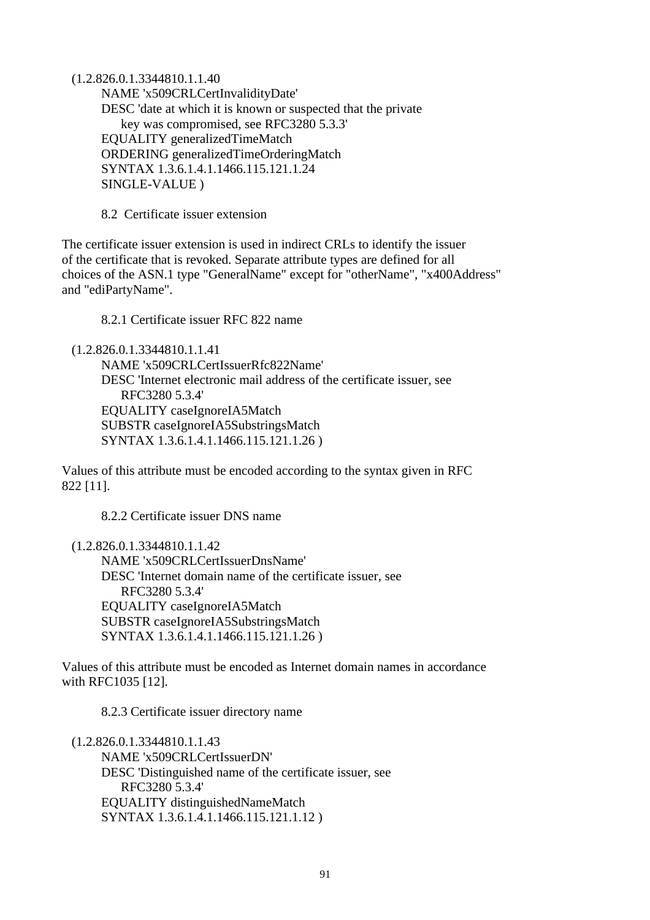```
(1.2.826.0.1.3344810.1.1.40
    NAME 'x509CRLCertInvalidityDate'
    DESC 'date at which it is known or suspected that the private
        key was compromised, see RFC3280 5.3.3'
    EQUALITY generalizedTimeMatch
    ORDERING generalizedTimeOrderingMatch
    SYNTAX 1.3.6.1.4.1.1466.115.121.1.24
    SINGLE-VALUE )
```

### 8.2 Certificate issuer extension

The certificate issuer extension is used in indirect CRLs to identify the issuer of the certificate that is revoked. Separate attribute types are defined for all choices of the ASN.1 type "GeneralName" except for "otherName", "x400Address" and "ediPartyName".

#### 8.2.1 Certificate issuer RFC 822 name

```
(1.2.826.0.1.3344810.1.1.41
    NAME 'x509CRLCertIssuerRfc822Name'
    DESC 'Internet electronic mail address of the certificate issuer, see
        RFC3280 5.3.4'
    EQUALITY caseIgnoreIA5Match
    SUBSTR caseIgnoreIA5SubstringsMatch
    SYNTAX 1.3.6.1.4.1.1466.115.121.1.26 )
```

Values of this attribute must be encoded according to the syntax given in RFC 822 [11].

#### 8.2.2 Certificate issuer DNS name

```
(1.2.826.0.1.3344810.1.1.42
    NAME 'x509CRLCertIssuerDnsName'
    DESC 'Internet domain name of the certificate issuer, see
        RFC3280 5.3.4'
    EQUALITY caseIgnoreIA5Match
    SUBSTR caseIgnoreIA5SubstringsMatch
    SYNTAX 1.3.6.1.4.1.1466.115.121.1.26 )
```

Values of this attribute must be encoded as Internet domain names in accordance with RFC1035 [12].

#### 8.2.3 Certificate issuer directory name

```
(1.2.826.0.1.3344810.1.1.43
    NAME 'x509CRLCertIssuerDN'
    DESC 'Distinguished name of the certificate issuer, see
        RFC3280 5.3.4'
    EQUALITY distinguishedNameMatch
    SYNTAX 1.3.6.1.4.1.1466.115.121.1.12 )
```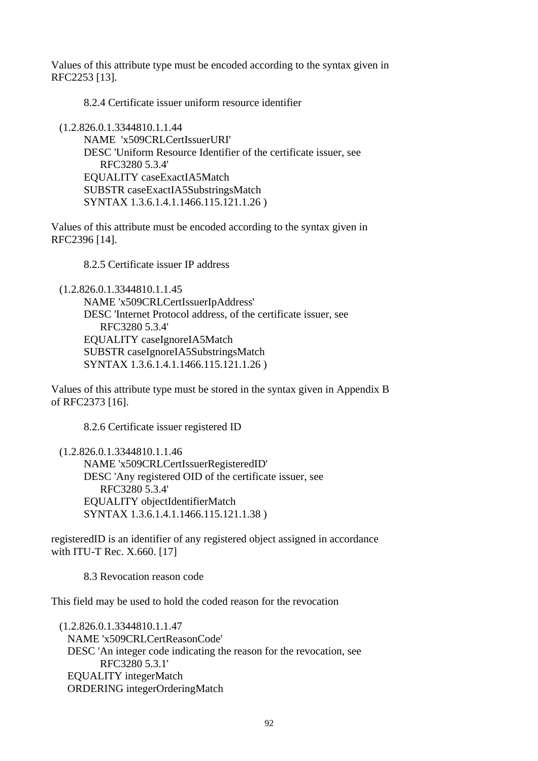Values of this attribute type must be encoded according to the syntax given in RFC2253 [13].

### 8.2.4 Certificate issuer uniform resource identifier

```
(1.2.826.0.1.3344810.1.1.44
    NAME  'x509CRLCertIssuerURI'
    DESC 'Uniform Resource Identifier of the certificate issuer, see
        RFC3280 5.3.4'
    EQUALITY caseExactIA5Match
    SUBSTR caseExactIA5SubstringsMatch
    SYNTAX 1.3.6.1.4.1.1466.115.121.1.26 )
```

Values of this attribute must be encoded according to the syntax given in RFC2396 [14].

### 8.2.5 Certificate issuer IP address

```
(1.2.826.0.1.3344810.1.1.45
    NAME 'x509CRLCertIssuerIpAddress'
    DESC 'Internet Protocol address, of the certificate issuer, see
        RFC3280 5.3.4'
    EQUALITY caseIgnoreIA5Match
    SUBSTR caseIgnoreIA5SubstringsMatch
    SYNTAX 1.3.6.1.4.1.1466.115.121.1.26 )
```

Values of this attribute type must be stored in the syntax given in Appendix B of RFC2373 [16].

### 8.2.6 Certificate issuer registered ID

```
(1.2.826.0.1.3344810.1.1.46
    NAME 'x509CRLCertIssuerRegisteredID'
    DESC 'Any registered OID of the certificate issuer, see
        RFC3280 5.3.4'
    EQUALITY objectIdentifierMatch
    SYNTAX 1.3.6.1.4.1.1466.115.121.1.38 )
```

registeredID is an identifier of any registered object assigned in accordance with ITU-T Rec. X.660. [17]

## 8.3 Revocation reason code

This field may be used to hold the coded reason for the revocation

```
(1.2.826.0.1.3344810.1.1.47
  NAME 'x509CRLCertReasonCode'
  DESC 'An integer code indicating the reason for the revocation, see
        RFC3280 5.3.1'
  EQUALITY integerMatch
  ORDERING integerOrderingMatch
```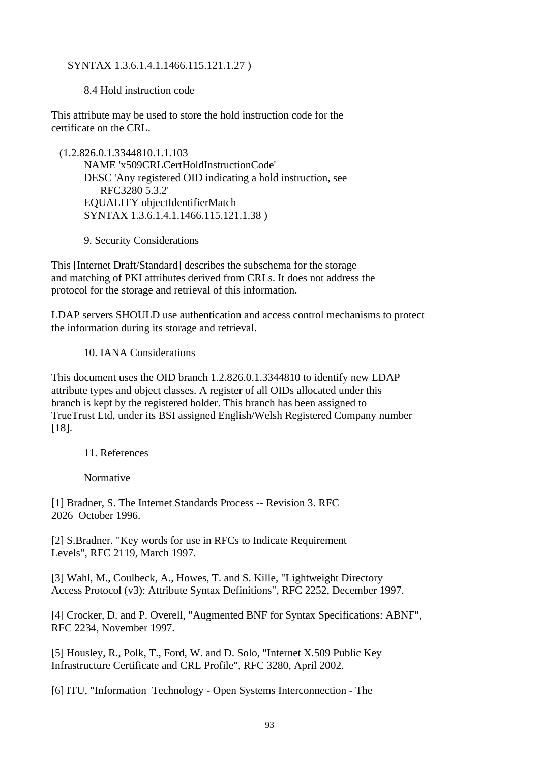```
SYNTAX 1.3.6.1.4.1.1466.115.121.1.27 )
```

### 8.4 Hold instruction code

This attribute may be used to store the hold instruction code for the certificate on the CRL.

```
(1.2.826.0.1.3344810.1.1.103
    NAME 'x509CRLCertHoldInstructionCode'
    DESC 'Any registered OID indicating a hold instruction, see
        RFC3280 5.3.2'
    EQUALITY objectIdentifierMatch
    SYNTAX 1.3.6.1.4.1.1466.115.121.1.38 )
```

## 9. Security Considerations

This [Internet Draft/Standard] describes the subschema for the storage and matching of PKI attributes derived from CRLs. It does not address the protocol for the storage and retrieval of this information.

LDAP servers SHOULD use authentication and access control mechanisms to protect the information during its storage and retrieval.

## 10. IANA Considerations

This document uses the OID branch 1.2.826.0.1.3344810 to identify new LDAP attribute types and object classes. A register of all OIDs allocated under this branch is kept by the registered holder. This branch has been assigned to TrueTrust Ltd, under its BSI assigned English/Welsh Registered Company number [18].

## 11. References

### Normative

[1] Bradner, S. The Internet Standards Process -- Revision 3. RFC 2026 October 1996.

[2] S.Bradner. "Key words for use in RFCs to Indicate Requirement Levels", RFC 2119, March 1997.

[3] Wahl, M., Coulbeck, A., Howes, T. and S. Kille, "Lightweight Directory Access Protocol (v3): Attribute Syntax Definitions", RFC 2252, December 1997.

[4] Crocker, D. and P. Overell, "Augmented BNF for Syntax Specifications: ABNF", RFC 2234, November 1997.

[5] Housley, R., Polk, T., Ford, W. and D. Solo, "Internet X.509 Public Key Infrastructure Certificate and CRL Profile", RFC 3280, April 2002.

[6] ITU, "Information Technology - Open Systems Interconnection - The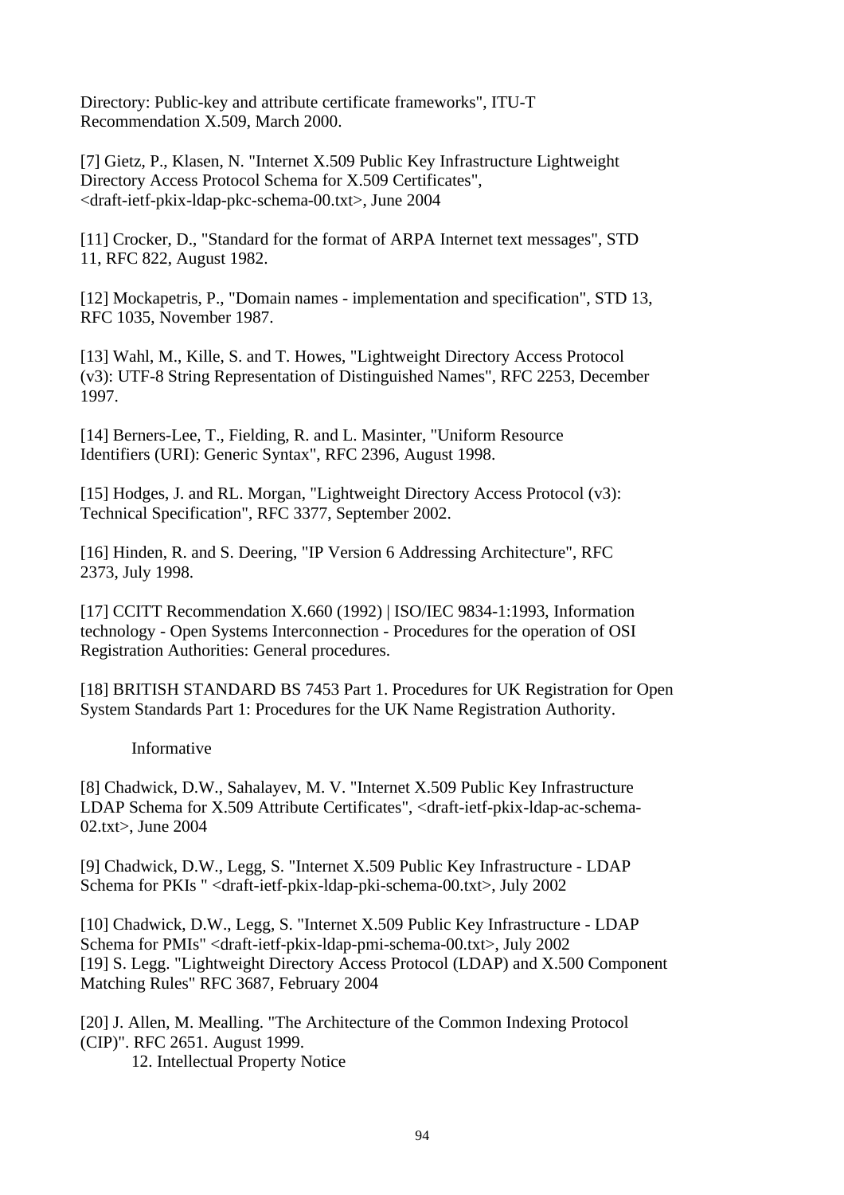Directory: Public-key and attribute certificate frameworks", ITU-T Recommendation X.509, March 2000.

[7] Gietz, P., Klasen, N. "Internet X.509 Public Key Infrastructure Lightweight Directory Access Protocol Schema for X.509 Certificates", <draft-ietf-pkix-ldap-pkc-schema-00.txt>, June 2004

[11] Crocker, D., "Standard for the format of ARPA Internet text messages", STD 11, RFC 822, August 1982.

[12] Mockapetris, P., "Domain names - implementation and specification", STD 13, RFC 1035, November 1987.

[13] Wahl, M., Kille, S. and T. Howes, "Lightweight Directory Access Protocol (v3): UTF-8 String Representation of Distinguished Names", RFC 2253, December 1997.

[14] Berners-Lee, T., Fielding, R. and L. Masinter, "Uniform Resource Identifiers (URI): Generic Syntax", RFC 2396, August 1998.

[15] Hodges, J. and RL. Morgan, "Lightweight Directory Access Protocol (v3): Technical Specification", RFC 3377, September 2002.

[16] Hinden, R. and S. Deering, "IP Version 6 Addressing Architecture", RFC 2373, July 1998.

[17] CCITT Recommendation X.660 (1992) | ISO/IEC 9834-1:1993, Information technology - Open Systems Interconnection - Procedures for the operation of OSI Registration Authorities: General procedures.

[18] BRITISH STANDARD BS 7453 Part 1. Procedures for UK Registration for Open System Standards Part 1: Procedures for the UK Name Registration Authority.

Informative

[8] Chadwick, D.W., Sahalayev, M. V. "Internet X.509 Public Key Infrastructure LDAP Schema for X.509 Attribute Certificates", <draft-ietf-pkix-ldap-ac-schema-02.txt>, June 2004

[9] Chadwick, D.W., Legg, S. "Internet X.509 Public Key Infrastructure - LDAP Schema for PKIs " <draft-ietf-pkix-ldap-pki-schema-00.txt>, July 2002

[10] Chadwick, D.W., Legg, S. "Internet X.509 Public Key Infrastructure - LDAP Schema for PMIs" <draft-ietf-pkix-ldap-pmi-schema-00.txt>, July 2002

[19] S. Legg. "Lightweight Directory Access Protocol (LDAP) and X.500 Component Matching Rules" RFC 3687, February 2004

[20] J. Allen, M. Mealling. "The Architecture of the Common Indexing Protocol (CIP)". RFC 2651. August 1999.

## 12. Intellectual Property Notice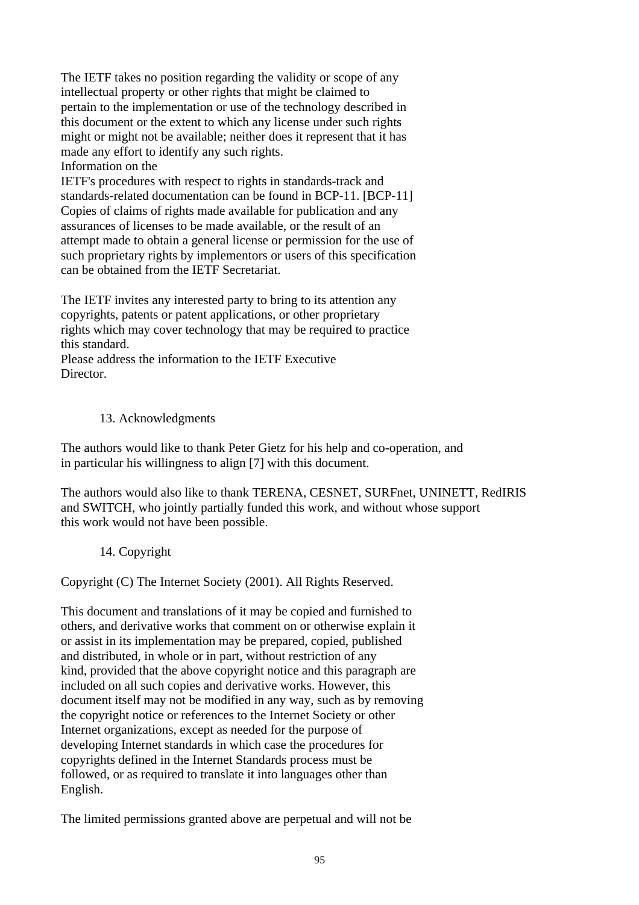The IETF takes no position regarding the validity or scope of any intellectual property or other rights that might be claimed to pertain to the implementation or use of the technology described in this document or the extent to which any license under such rights might or might not be available; neither does it represent that it has made any effort to identify any such rights.
Information on the
IETF's procedures with respect to rights in standards-track and standards-related documentation can be found in BCP-11. [BCP-11] Copies of claims of rights made available for publication and any assurances of licenses to be made available, or the result of an attempt made to obtain a general license or permission for the use of such proprietary rights by implementors or users of this specification can be obtained from the IETF Secretariat.

The IETF invites any interested party to bring to its attention any copyrights, patents or patent applications, or other proprietary rights which may cover technology that may be required to practice this standard.
Please address the information to the IETF Executive Director.

## 13. Acknowledgments

The authors would like to thank Peter Gietz for his help and co-operation, and in particular his willingness to align [7] with this document.

The authors would also like to thank TERENA, CESNET, SURFnet, UNINETT, RedIRIS and SWITCH, who jointly partially funded this work, and without whose support this work would not have been possible.

## 14. Copyright

Copyright (C) The Internet Society (2001). All Rights Reserved.

This document and translations of it may be copied and furnished to others, and derivative works that comment on or otherwise explain it or assist in its implementation may be prepared, copied, published and distributed, in whole or in part, without restriction of any kind, provided that the above copyright notice and this paragraph are included on all such copies and derivative works. However, this document itself may not be modified in any way, such as by removing the copyright notice or references to the Internet Society or other Internet organizations, except as needed for the purpose of developing Internet standards in which case the procedures for copyrights defined in the Internet Standards process must be followed, or as required to translate it into languages other than English.

The limited permissions granted above are perpetual and will not be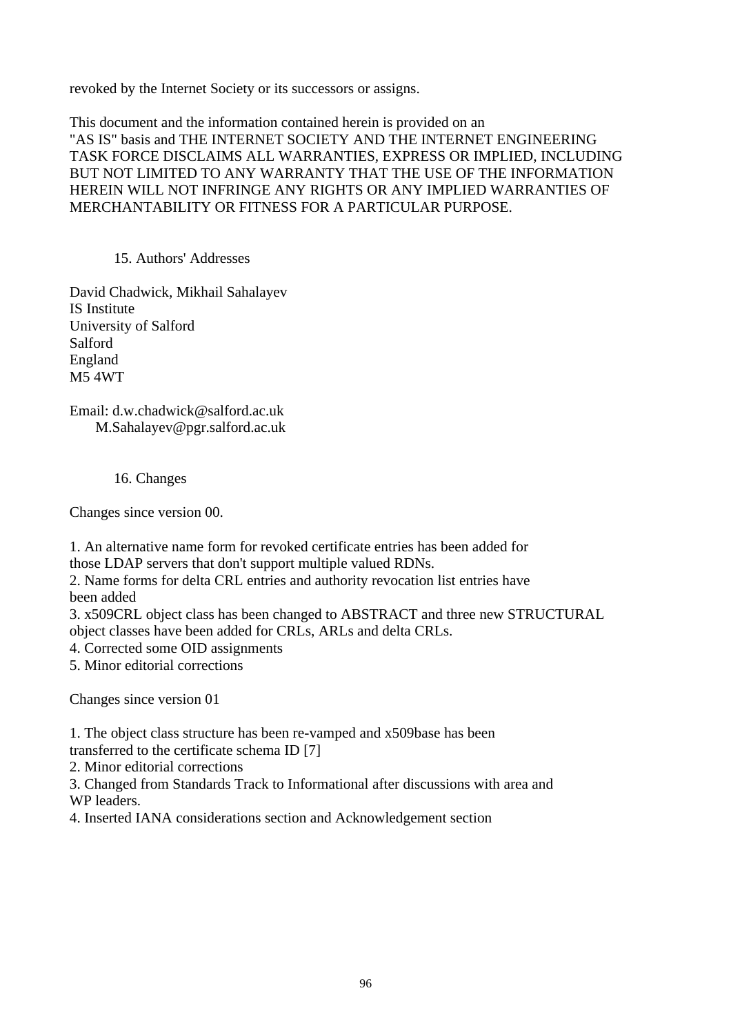revoked by the Internet Society or its successors or assigns.

This document and the information contained herein is provided on an "AS IS" basis and THE INTERNET SOCIETY AND THE INTERNET ENGINEERING TASK FORCE DISCLAIMS ALL WARRANTIES, EXPRESS OR IMPLIED, INCLUDING BUT NOT LIMITED TO ANY WARRANTY THAT THE USE OF THE INFORMATION HEREIN WILL NOT INFRINGE ANY RIGHTS OR ANY IMPLIED WARRANTIES OF MERCHANTABILITY OR FITNESS FOR A PARTICULAR PURPOSE.

## 15. Authors' Addresses

David Chadwick, Mikhail Sahalayev
IS Institute
University of Salford
Salford
England
M5 4WT

Email: d.w.chadwick@salford.ac.uk
M.Sahalayev@pgr.salford.ac.uk

## 16. Changes

Changes since version 00.

1. An alternative name form for revoked certificate entries has been added for those LDAP servers that don't support multiple valued RDNs.
2. Name forms for delta CRL entries and authority revocation list entries have been added
3. x509CRL object class has been changed to ABSTRACT and three new STRUCTURAL object classes have been added for CRLs, ARLs and delta CRLs.
4. Corrected some OID assignments
5. Minor editorial corrections

Changes since version 01

1. The object class structure has been re-vamped and x509base has been transferred to the certificate schema ID [7]
2. Minor editorial corrections
3. Changed from Standards Track to Informational after discussions with area and WP leaders.
4. Inserted IANA considerations section and Acknowledgement section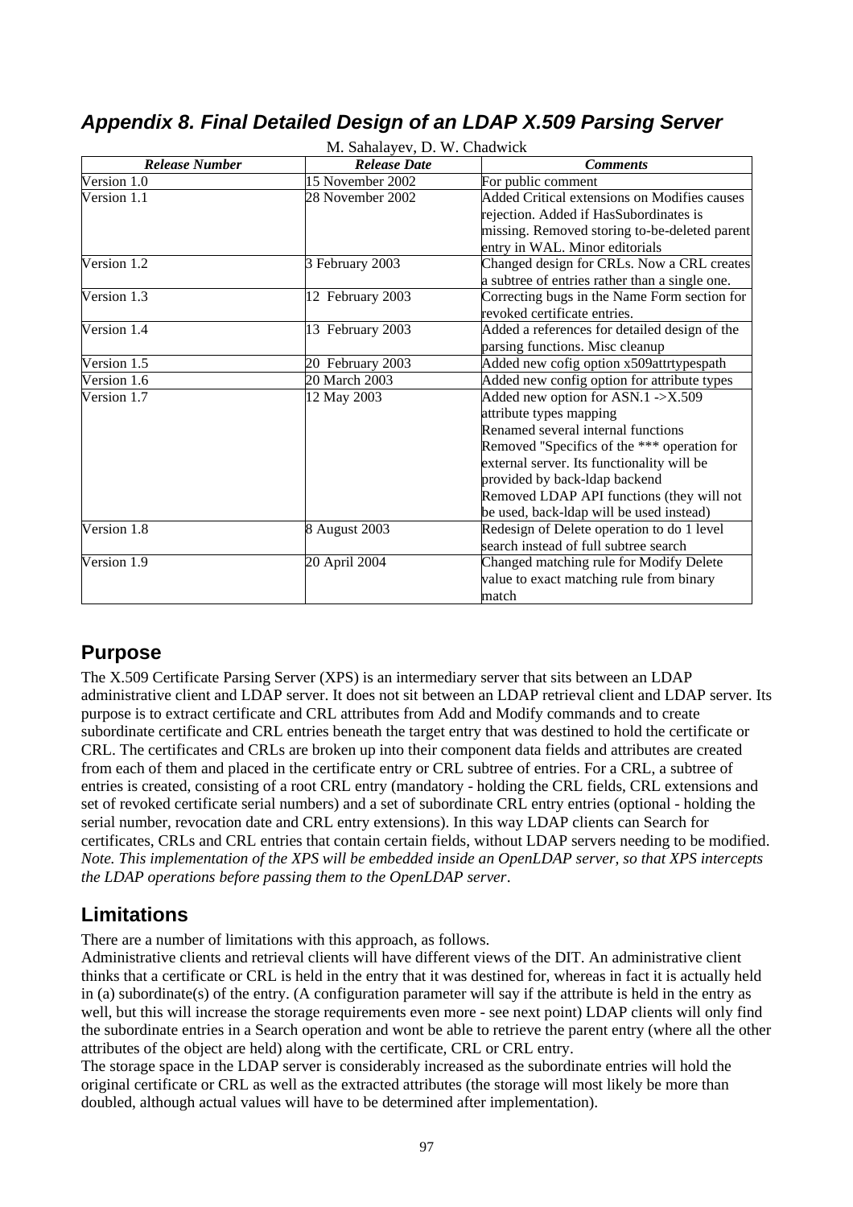## *Appendix 8. Final Detailed Design of an LDAP X.509 Parsing Server*

M. Sahalayev, D. W. Chadwick

| *Release Number* | *Release Date* | *Comments* |
|---|---|---|
| Version 1.0 | 15 November 2002 | For public comment |
| Version 1.1 | 28 November 2002 | Added Critical extensions on Modifies causes rejection. Added if HasSubordinates is missing. Removed storing to-be-deleted parent entry in WAL. Minor editorials |
| Version 1.2 | 3 February 2003 | Changed design for CRLs. Now a CRL creates a subtree of entries rather than a single one. |
| Version 1.3 | 12 February 2003 | Correcting bugs in the Name Form section for revoked certificate entries. |
| Version 1.4 | 13 February 2003 | Added a references for detailed design of the parsing functions. Misc cleanup |
| Version 1.5 | 20 February 2003 | Added new cofig option x509attrtypespath |
| Version 1.6 | 20 March 2003 | Added new config option for attribute types |
| Version 1.7 | 12 May 2003 | Added new option for ASN.1 ->X.509 attribute types mapping<br>Renamed several internal functions<br>Removed "Specifics of the *** operation for external server. Its functionality will be provided by back-ldap backend<br>Removed LDAP API functions (they will not be used, back-ldap will be used instead) |
| Version 1.8 | 8 August 2003 | Redesign of Delete operation to do 1 level search instead of full subtree search |
| Version 1.9 | 20 April 2004 | Changed matching rule for Modify Delete value to exact matching rule from binary match |

## Purpose

The X.509 Certificate Parsing Server (XPS) is an intermediary server that sits between an LDAP administrative client and LDAP server. It does not sit between an LDAP retrieval client and LDAP server. Its purpose is to extract certificate and CRL attributes from Add and Modify commands and to create subordinate certificate and CRL entries beneath the target entry that was destined to hold the certificate or CRL. The certificates and CRLs are broken up into their component data fields and attributes are created from each of them and placed in the certificate entry or CRL subtree of entries. For a CRL, a subtree of entries is created, consisting of a root CRL entry (mandatory - holding the CRL fields, CRL extensions and set of revoked certificate serial numbers) and a set of subordinate CRL entry entries (optional - holding the serial number, revocation date and CRL entry extensions). In this way LDAP clients can Search for certificates, CRLs and CRL entries that contain certain fields, without LDAP servers needing to be modified. *Note. This implementation of the XPS will be embedded inside an OpenLDAP server, so that XPS intercepts the LDAP operations before passing them to the OpenLDAP server*.

## Limitations

There are a number of limitations with this approach, as follows.

Administrative clients and retrieval clients will have different views of the DIT. An administrative client thinks that a certificate or CRL is held in the entry that it was destined for, whereas in fact it is actually held in (a) subordinate(s) of the entry. (A configuration parameter will say if the attribute is held in the entry as well, but this will increase the storage requirements even more - see next point) LDAP clients will only find the subordinate entries in a Search operation and wont be able to retrieve the parent entry (where all the other attributes of the object are held) along with the certificate, CRL or CRL entry.

The storage space in the LDAP server is considerably increased as the subordinate entries will hold the original certificate or CRL as well as the extracted attributes (the storage will most likely be more than doubled, although actual values will have to be determined after implementation).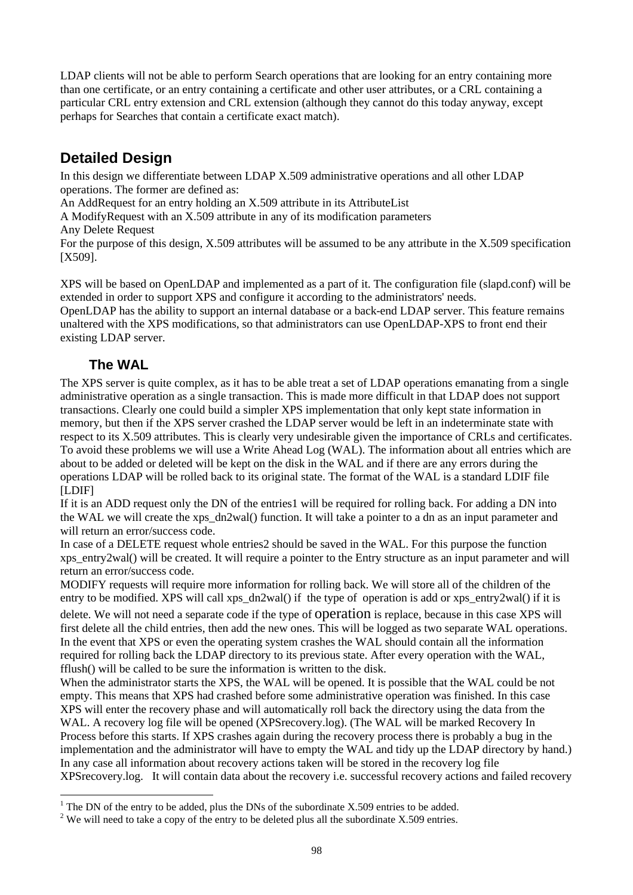LDAP clients will not be able to perform Search operations that are looking for an entry containing more than one certificate, or an entry containing a certificate and other user attributes, or a CRL containing a particular CRL entry extension and CRL extension (although they cannot do this today anyway, except perhaps for Searches that contain a certificate exact match).

## Detailed Design

In this design we differentiate between LDAP X.509 administrative operations and all other LDAP operations. The former are defined as:

An AddRequest for an entry holding an X.509 attribute in its AttributeList

A ModifyRequest with an X.509 attribute in any of its modification parameters

Any Delete Request

For the purpose of this design, X.509 attributes will be assumed to be any attribute in the X.509 specification [X509].

XPS will be based on OpenLDAP and implemented as a part of it. The configuration file (slapd.conf) will be extended in order to support XPS and configure it according to the administrators' needs.

OpenLDAP has the ability to support an internal database or a back-end LDAP server. This feature remains unaltered with the XPS modifications, so that administrators can use OpenLDAP-XPS to front end their existing LDAP server.

### The WAL

The XPS server is quite complex, as it has to be able treat a set of LDAP operations emanating from a single administrative operation as a single transaction. This is made more difficult in that LDAP does not support transactions. Clearly one could build a simpler XPS implementation that only kept state information in memory, but then if the XPS server crashed the LDAP server would be left in an indeterminate state with respect to its X.509 attributes. This is clearly very undesirable given the importance of CRLs and certificates. To avoid these problems we will use a Write Ahead Log (WAL). The information about all entries which are about to be added or deleted will be kept on the disk in the WAL and if there are any errors during the operations LDAP will be rolled back to its original state. The format of the WAL is a standard LDIF file [LDIF]

If it is an ADD request only the DN of the entries[1] will be required for rolling back. For adding a DN into the WAL we will create the xps_dn2wal() function. It will take a pointer to a dn as an input parameter and will return an error/success code.

In case of a DELETE request whole entries[2] should be saved in the WAL. For this purpose the function xps_entry2wal() will be created. It will require a pointer to the Entry structure as an input parameter and will return an error/success code.

MODIFY requests will require more information for rolling back. We will store all of the children of the entry to be modified. XPS will call xps_dn2wal() if the type of operation is add or xps_entry2wal() if it is delete. We will not need a separate code if the type of operation is replace, because in this case XPS will first delete all the child entries, then add the new ones. This will be logged as two separate WAL operations. In the event that XPS or even the operating system crashes the WAL should contain all the information required for rolling back the LDAP directory to its previous state. After every operation with the WAL, fflush() will be called to be sure the information is written to the disk.

When the administrator starts the XPS, the WAL will be opened. It is possible that the WAL could be not empty. This means that XPS had crashed before some administrative operation was finished. In this case XPS will enter the recovery phase and will automatically roll back the directory using the data from the WAL. A recovery log file will be opened (XPSrecovery.log). (The WAL will be marked Recovery In Process before this starts. If XPS crashes again during the recovery process there is probably a bug in the implementation and the administrator will have to empty the WAL and tidy up the LDAP directory by hand.) In any case all information about recovery actions taken will be stored in the recovery log file XPSrecovery.log. It will contain data about the recovery i.e. successful recovery actions and failed recovery

[1] The DN of the entry to be added, plus the DNs of the subordinate X.509 entries to be added.

[2] We will need to take a copy of the entry to be deleted plus all the subordinate X.509 entries.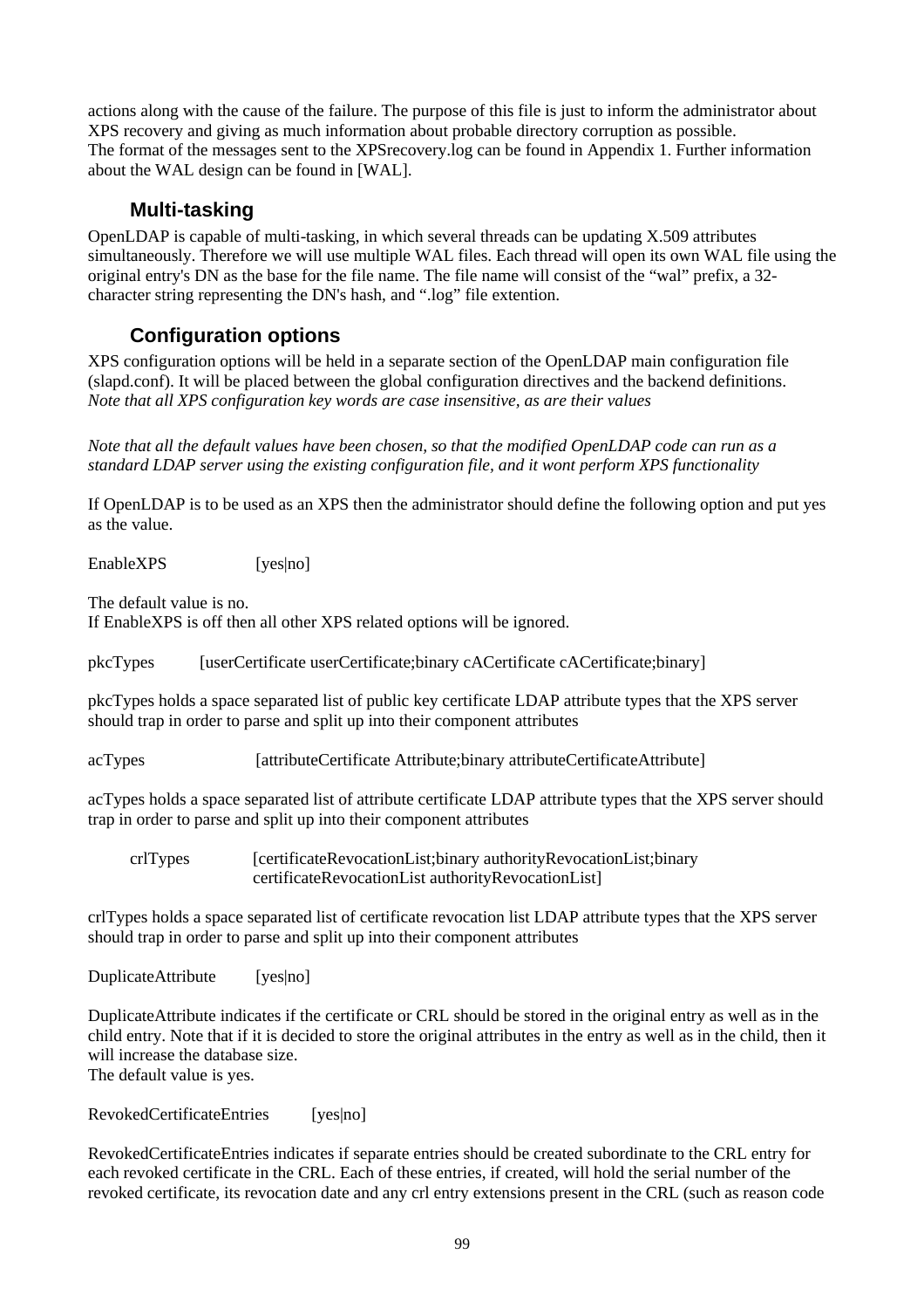actions along with the cause of the failure. The purpose of this file is just to inform the administrator about XPS recovery and giving as much information about probable directory corruption as possible.
The format of the messages sent to the XPSrecovery.log can be found in Appendix 1. Further information about the WAL design can be found in [WAL].

### Multi-tasking

OpenLDAP is capable of multi-tasking, in which several threads can be updating X.509 attributes simultaneously. Therefore we will use multiple WAL files. Each thread will open its own WAL file using the original entry's DN as the base for the file name. The file name will consist of the “wal” prefix, a 32-character string representing the DN's hash, and “.log” file extention.

### Configuration options

XPS configuration options will be held in a separate section of the OpenLDAP main configuration file (slapd.conf). It will be placed between the global configuration directives and the backend definitions.
*Note that all XPS configuration key words are case insensitive, as are their values*

*Note that all the default values have been chosen, so that the modified OpenLDAP code can run as a standard LDAP server using the existing configuration file, and it wont perform XPS functionality*

If OpenLDAP is to be used as an XPS then the administrator should define the following option and put yes as the value.

EnableXPS [yes|no]

The default value is no.
If EnableXPS is off then all other XPS related options will be ignored.

pkcTypes [userCertificate userCertificate;binary cACertificate cACertificate;binary]

pkcTypes holds a space separated list of public key certificate LDAP attribute types that the XPS server should trap in order to parse and split up into their component attributes

acTypes [attributeCertificate Attribute;binary attributeCertificateAttribute]

acTypes holds a space separated list of attribute certificate LDAP attribute types that the XPS server should trap in order to parse and split up into their component attributes

crlTypes [certificateRevocationList;binary authorityRevocationList;binary certificateRevocationList authorityRevocationList]

crlTypes holds a space separated list of certificate revocation list LDAP attribute types that the XPS server should trap in order to parse and split up into their component attributes

DuplicateAttribute [yes|no]

DuplicateAttribute indicates if the certificate or CRL should be stored in the original entry as well as in the child entry. Note that if it is decided to store the original attributes in the entry as well as in the child, then it will increase the database size.
The default value is yes.

RevokedCertificateEntries [yes|no]

RevokedCertificateEntries indicates if separate entries should be created subordinate to the CRL entry for each revoked certificate in the CRL. Each of these entries, if created, will hold the serial number of the revoked certificate, its revocation date and any crl entry extensions present in the CRL (such as reason code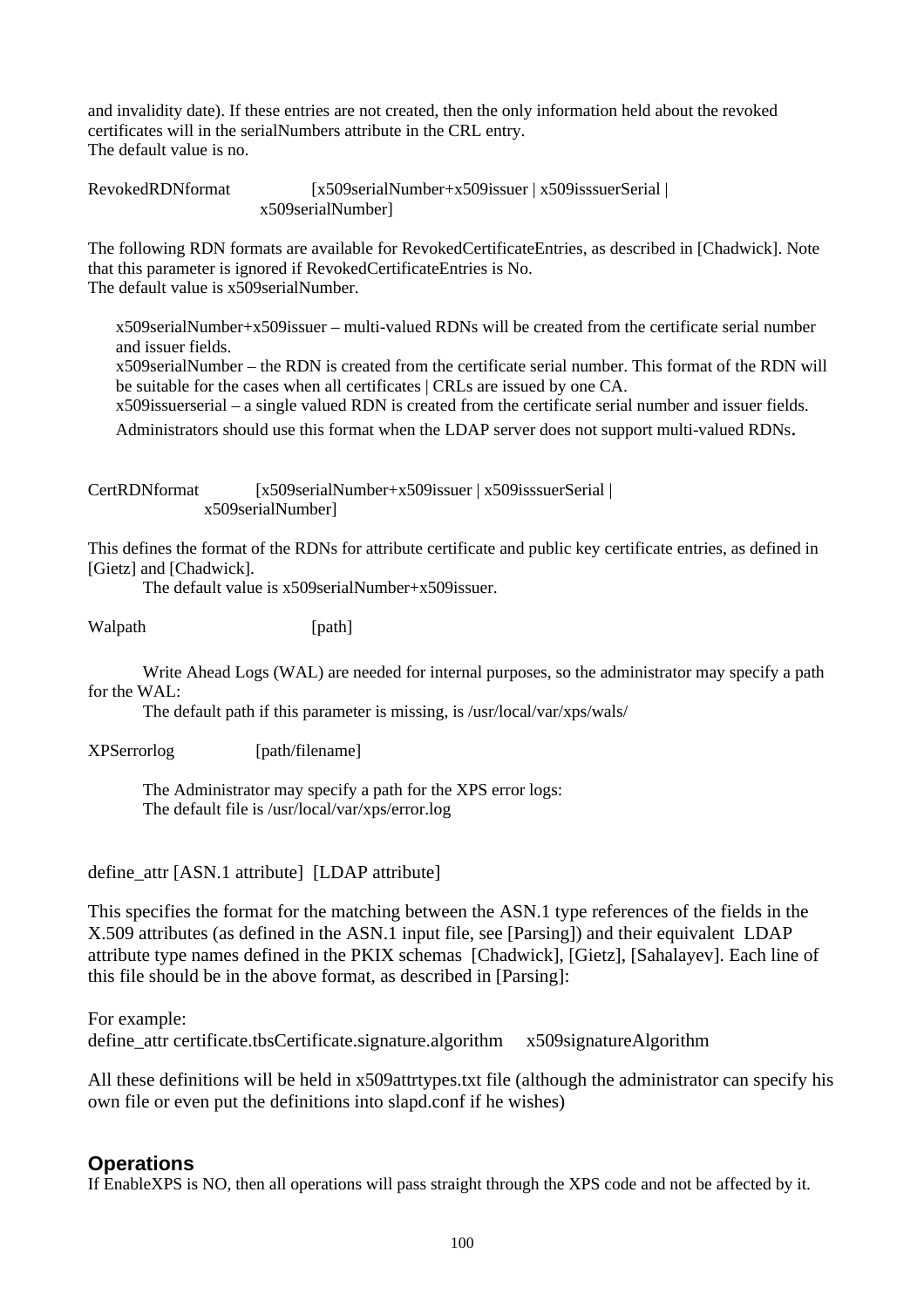and invalidity date). If these entries are not created, then the only information held about the revoked certificates will in the serialNumbers attribute in the CRL entry.
The default value is no.

RevokedRDNformat [x509serialNumber+x509issuer | x509isssuerSerial | x509serialNumber]

The following RDN formats are available for RevokedCertificateEntries, as described in [Chadwick]. Note that this parameter is ignored if RevokedCertificateEntries is No.
The default value is x509serialNumber.

x509serialNumber+x509issuer – multi-valued RDNs will be created from the certificate serial number and issuer fields.
x509serialNumber – the RDN is created from the certificate serial number. This format of the RDN will be suitable for the cases when all certificates | CRLs are issued by one CA.
x509issuerserial – a single valued RDN is created from the certificate serial number and issuer fields. Administrators should use this format when the LDAP server does not support multi-valued RDNs.

CertRDNformat [x509serialNumber+x509issuer | x509isssuerSerial | x509serialNumber]

This defines the format of the RDNs for attribute certificate and public key certificate entries, as defined in [Gietz] and [Chadwick].
The default value is x509serialNumber+x509issuer.

Walpath [path]

Write Ahead Logs (WAL) are needed for internal purposes, so the administrator may specify a path for the WAL:
The default path if this parameter is missing, is /usr/local/var/xps/wals/

XPSerrorlog [path/filename]

The Administrator may specify a path for the XPS error logs:
The default file is /usr/local/var/xps/error.log

define_attr [ASN.1 attribute] [LDAP attribute]

This specifies the format for the matching between the ASN.1 type references of the fields in the X.509 attributes (as defined in the ASN.1 input file, see [Parsing]) and their equivalent LDAP attribute type names defined in the PKIX schemas [Chadwick], [Gietz], [Sahalayev]. Each line of this file should be in the above format, as described in [Parsing]:

For example:
define_attr certificate.tbsCertificate.signature.algorithm x509signatureAlgorithm

All these definitions will be held in x509attrtypes.txt file (although the administrator can specify his own file or even put the definitions into slapd.conf if he wishes)

## Operations

If EnableXPS is NO, then all operations will pass straight through the XPS code and not be affected by it.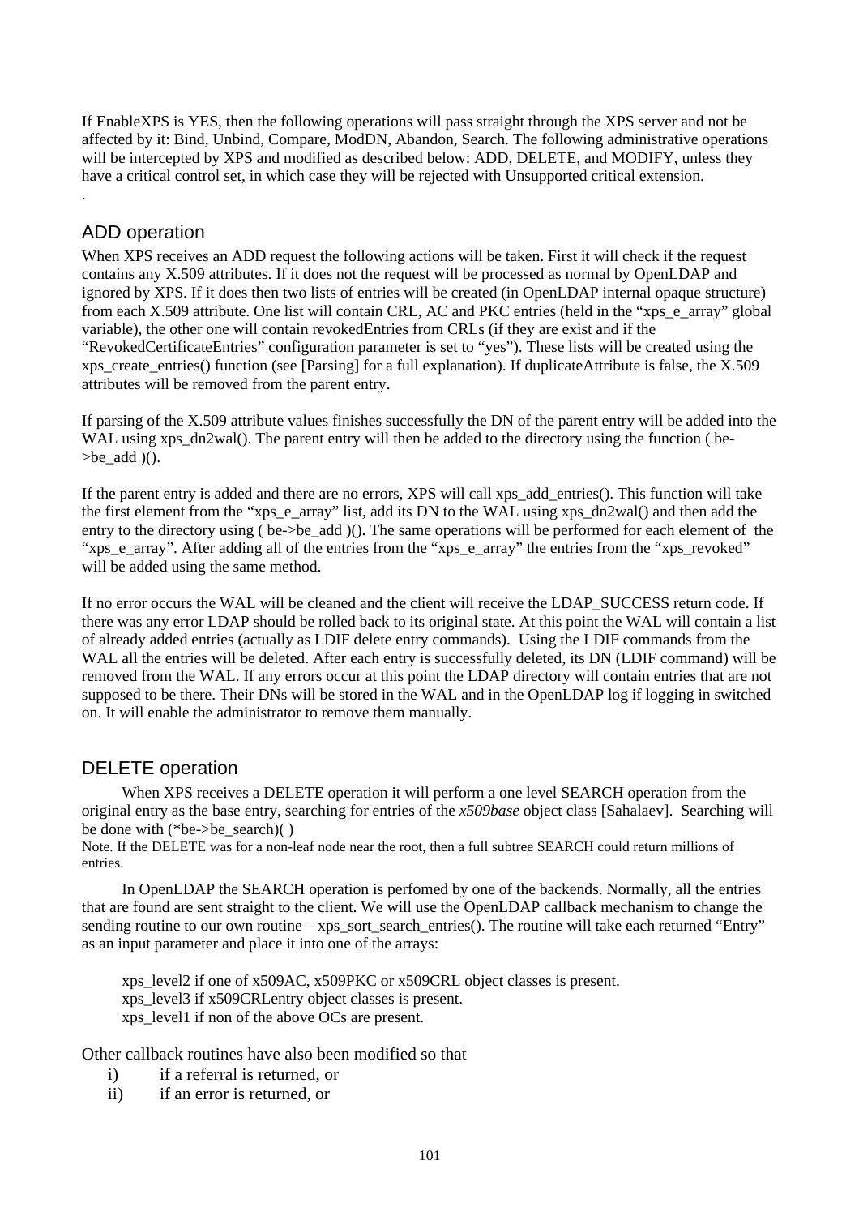If EnableXPS is YES, then the following operations will pass straight through the XPS server and not be affected by it: Bind, Unbind, Compare, ModDN, Abandon, Search. The following administrative operations will be intercepted by XPS and modified as described below: ADD, DELETE, and MODIFY, unless they have a critical control set, in which case they will be rejected with Unsupported critical extension.

.

## ADD operation

When XPS receives an ADD request the following actions will be taken. First it will check if the request contains any X.509 attributes. If it does not the request will be processed as normal by OpenLDAP and ignored by XPS. If it does then two lists of entries will be created (in OpenLDAP internal opaque structure) from each X.509 attribute. One list will contain CRL, AC and PKC entries (held in the "xps_e_array" global variable), the other one will contain revokedEntries from CRLs (if they are exist and if the "RevokedCertificateEntries" configuration parameter is set to "yes"). These lists will be created using the xps_create_entries() function (see [Parsing] for a full explanation). If duplicateAttribute is false, the X.509 attributes will be removed from the parent entry.

If parsing of the X.509 attribute values finishes successfully the DN of the parent entry will be added into the WAL using xps_dn2wal(). The parent entry will then be added to the directory using the function ( be->be_add )().

If the parent entry is added and there are no errors, XPS will call xps_add_entries(). This function will take the first element from the "xps_e_array" list, add its DN to the WAL using xps_dn2wal() and then add the entry to the directory using ( be->be_add )(). The same operations will be performed for each element of the "xps_e_array". After adding all of the entries from the "xps_e_array" the entries from the "xps_revoked" will be added using the same method.

If no error occurs the WAL will be cleaned and the client will receive the LDAP_SUCCESS return code. If there was any error LDAP should be rolled back to its original state. At this point the WAL will contain a list of already added entries (actually as LDIF delete entry commands). Using the LDIF commands from the WAL all the entries will be deleted. After each entry is successfully deleted, its DN (LDIF command) will be removed from the WAL. If any errors occur at this point the LDAP directory will contain entries that are not supposed to be there. Their DNs will be stored in the WAL and in the OpenLDAP log if logging in switched on. It will enable the administrator to remove them manually.

## DELETE operation

When XPS receives a DELETE operation it will perform a one level SEARCH operation from the original entry as the base entry, searching for entries of the *x509base* object class [Sahalaev]. Searching will be done with (*be->be_search)( )

Note. If the DELETE was for a non-leaf node near the root, then a full subtree SEARCH could return millions of entries.

In OpenLDAP the SEARCH operation is perfomed by one of the backends. Normally, all the entries that are found are sent straight to the client. We will use the OpenLDAP callback mechanism to change the sending routine to our own routine – xps_sort_search_entries(). The routine will take each returned "Entry" as an input parameter and place it into one of the arrays:

xps_level2 if one of x509AC, x509PKC or x509CRL object classes is present.  
xps_level3 if x509CRLentry object classes is present.  
xps_level1 if non of the above OCs are present.

Other callback routines have also been modified so that

i) if a referral is returned, or
ii) if an error is returned, or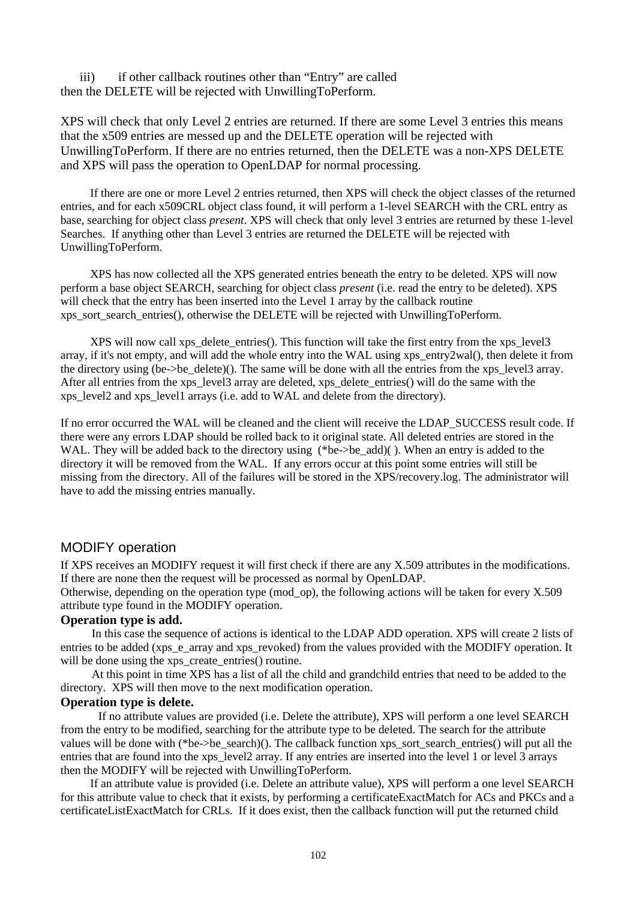iii) if other callback routines other than “Entry” are called then the DELETE will be rejected with UnwillingToPerform.

XPS will check that only Level 2 entries are returned. If there are some Level 3 entries this means that the x509 entries are messed up and the DELETE operation will be rejected with UnwillingToPerform. If there are no entries returned, then the DELETE was a non-XPS DELETE and XPS will pass the operation to OpenLDAP for normal processing.

If there are one or more Level 2 entries returned, then XPS will check the object classes of the returned entries, and for each x509CRL object class found, it will perform a 1-level SEARCH with the CRL entry as base, searching for object class *present*. XPS will check that only level 3 entries are returned by these 1-level Searches. If anything other than Level 3 entries are returned the DELETE will be rejected with UnwillingToPerform.

XPS has now collected all the XPS generated entries beneath the entry to be deleted. XPS will now perform a base object SEARCH, searching for object class *present* (i.e. read the entry to be deleted). XPS will check that the entry has been inserted into the Level 1 array by the callback routine xps_sort_search_entries(), otherwise the DELETE will be rejected with UnwillingToPerform.

XPS will now call xps_delete_entries(). This function will take the first entry from the xps_level3 array, if it's not empty, and will add the whole entry into the WAL using xps_entry2wal(), then delete it from the directory using (be->be_delete)(). The same will be done with all the entries from the xps_level3 array. After all entries from the xps_level3 array are deleted, xps_delete_entries() will do the same with the xps_level2 and xps_level1 arrays (i.e. add to WAL and delete from the directory).

If no error occurred the WAL will be cleaned and the client will receive the LDAP_SUCCESS result code. If there were any errors LDAP should be rolled back to it original state. All deleted entries are stored in the WAL. They will be added back to the directory using (*be->be_add)( ). When an entry is added to the directory it will be removed from the WAL. If any errors occur at this point some entries will still be missing from the directory. All of the failures will be stored in the XPS/recovery.log. The administrator will have to add the missing entries manually.

## MODIFY operation

If XPS receives an MODIFY request it will first check if there are any X.509 attributes in the modifications. If there are none then the request will be processed as normal by OpenLDAP.
Otherwise, depending on the operation type (mod_op), the following actions will be taken for every X.509 attribute type found in the MODIFY operation.

**Operation type is add.**

In this case the sequence of actions is identical to the LDAP ADD operation. XPS will create 2 lists of entries to be added (xps_e_array and xps_revoked) from the values provided with the MODIFY operation. It will be done using the xps_create_entries() routine.

At this point in time XPS has a list of all the child and grandchild entries that need to be added to the directory. XPS will then move to the next modification operation.

**Operation type is delete.**

If no attribute values are provided (i.e. Delete the attribute), XPS will perform a one level SEARCH from the entry to be modified, searching for the attribute type to be deleted. The search for the attribute values will be done with (*be->be_search)(). The callback function xps_sort_search_entries() will put all the entries that are found into the xps_level2 array. If any entries are inserted into the level 1 or level 3 arrays then the MODIFY will be rejected with UnwillingToPerform.

If an attribute value is provided (i.e. Delete an attribute value), XPS will perform a one level SEARCH for this attribute value to check that it exists, by performing a certificateExactMatch for ACs and PKCs and a certificateListExactMatch for CRLs. If it does exist, then the callback function will put the returned child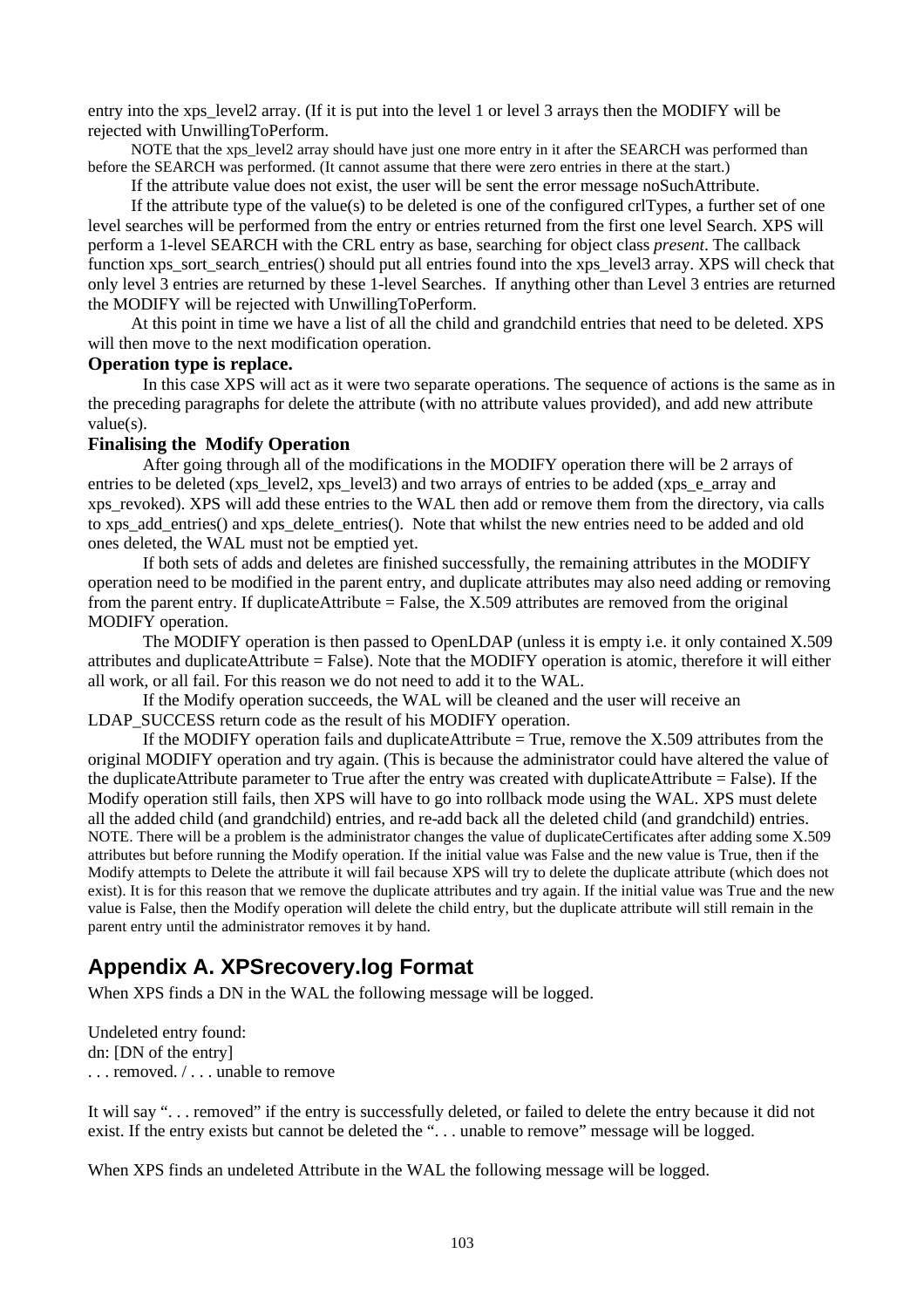entry into the xps_level2 array. (If it is put into the level 1 or level 3 arrays then the MODIFY will be rejected with UnwillingToPerform.

NOTE that the xps_level2 array should have just one more entry in it after the SEARCH was performed than before the SEARCH was performed. (It cannot assume that there were zero entries in there at the start.)

If the attribute value does not exist, the user will be sent the error message noSuchAttribute.

If the attribute type of the value(s) to be deleted is one of the configured crlTypes, a further set of one level searches will be performed from the entry or entries returned from the first one level Search. XPS will perform a 1-level SEARCH with the CRL entry as base, searching for object class *present*. The callback function xps_sort_search_entries() should put all entries found into the xps_level3 array. XPS will check that only level 3 entries are returned by these 1-level Searches. If anything other than Level 3 entries are returned the MODIFY will be rejected with UnwillingToPerform.

At this point in time we have a list of all the child and grandchild entries that need to be deleted. XPS will then move to the next modification operation.

**Operation type is replace.**

In this case XPS will act as it were two separate operations. The sequence of actions is the same as in the preceding paragraphs for delete the attribute (with no attribute values provided), and add new attribute value(s).

**Finalising the Modify Operation**

After going through all of the modifications in the MODIFY operation there will be 2 arrays of entries to be deleted (xps_level2, xps_level3) and two arrays of entries to be added (xps_e_array and xps_revoked). XPS will add these entries to the WAL then add or remove them from the directory, via calls to xps_add_entries() and xps_delete_entries(). Note that whilst the new entries need to be added and old ones deleted, the WAL must not be emptied yet.

If both sets of adds and deletes are finished successfully, the remaining attributes in the MODIFY operation need to be modified in the parent entry, and duplicate attributes may also need adding or removing from the parent entry. If duplicateAttribute = False, the X.509 attributes are removed from the original MODIFY operation.

The MODIFY operation is then passed to OpenLDAP (unless it is empty i.e. it only contained X.509 attributes and duplicateAttribute = False). Note that the MODIFY operation is atomic, therefore it will either all work, or all fail. For this reason we do not need to add it to the WAL.

If the Modify operation succeeds, the WAL will be cleaned and the user will receive an LDAP_SUCCESS return code as the result of his MODIFY operation.

If the MODIFY operation fails and duplicateAttribute = True, remove the X.509 attributes from the original MODIFY operation and try again. (This is because the administrator could have altered the value of the duplicateAttribute parameter to True after the entry was created with duplicateAttribute = False). If the Modify operation still fails, then XPS will have to go into rollback mode using the WAL. XPS must delete all the added child (and grandchild) entries, and re-add back all the deleted child (and grandchild) entries. NOTE. There will be a problem is the administrator changes the value of duplicateCertificates after adding some X.509 attributes but before running the Modify operation. If the initial value was False and the new value is True, then if the Modify attempts to Delete the attribute it will fail because XPS will try to delete the duplicate attribute (which does not exist). It is for this reason that we remove the duplicate attributes and try again. If the initial value was True and the new value is False, then the Modify operation will delete the child entry, but the duplicate attribute will still remain in the parent entry until the administrator removes it by hand.

## Appendix A. XPSrecovery.log Format

When XPS finds a DN in the WAL the following message will be logged.

Undeleted entry found:
dn: [DN of the entry]
. . . removed. / . . . unable to remove

It will say ". . . removed" if the entry is successfully deleted, or failed to delete the entry because it did not exist. If the entry exists but cannot be deleted the ". . . unable to remove" message will be logged.

When XPS finds an undeleted Attribute in the WAL the following message will be logged.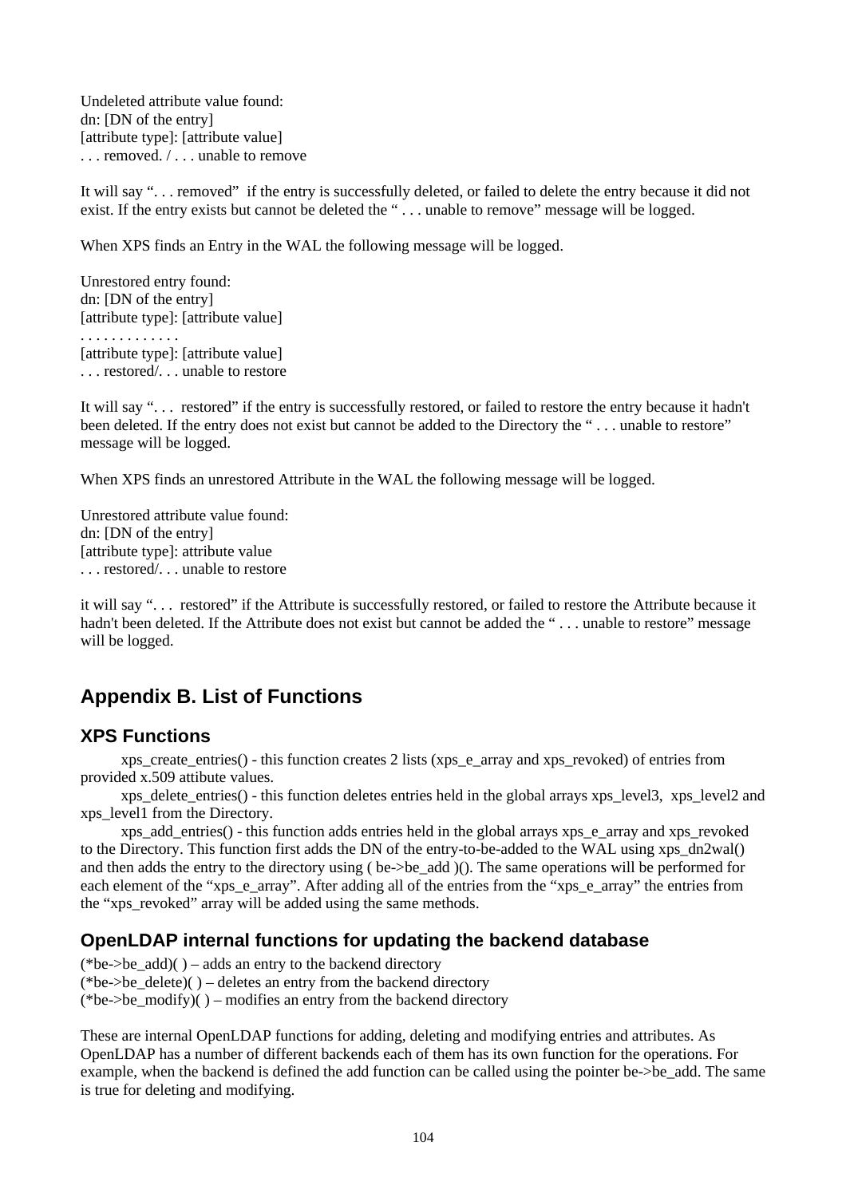Undeleted attribute value found:
dn: [DN of the entry]
[attribute type]: [attribute value]
. . . removed. / . . . unable to remove

It will say ". . . removed" if the entry is successfully deleted, or failed to delete the entry because it did not exist. If the entry exists but cannot be deleted the " . . . unable to remove" message will be logged.

When XPS finds an Entry in the WAL the following message will be logged.

Unrestored entry found:
dn: [DN of the entry]
[attribute type]: [attribute value]
. . . . . . . . . . . . .
[attribute type]: [attribute value]
. . . restored/. . . unable to restore

It will say ". . . restored" if the entry is successfully restored, or failed to restore the entry because it hadn't been deleted. If the entry does not exist but cannot be added to the Directory the " . . . unable to restore" message will be logged.

When XPS finds an unrestored Attribute in the WAL the following message will be logged.

Unrestored attribute value found:
dn: [DN of the entry]
[attribute type]: attribute value
. . . restored/. . . unable to restore

it will say ". . . restored" if the Attribute is successfully restored, or failed to restore the Attribute because it hadn't been deleted. If the Attribute does not exist but cannot be added the " . . . unable to restore" message will be logged.

## Appendix B. List of Functions

### XPS Functions

xps_create_entries() - this function creates 2 lists (xps_e_array and xps_revoked) of entries from provided x.509 attibute values.

xps_delete_entries() - this function deletes entries held in the global arrays xps_level3, xps_level2 and xps_level1 from the Directory.

xps_add_entries() - this function adds entries held in the global arrays xps_e_array and xps_revoked to the Directory. This function first adds the DN of the entry-to-be-added to the WAL using xps_dn2wal() and then adds the entry to the directory using ( be->be_add )(). The same operations will be performed for each element of the "xps_e_array". After adding all of the entries from the "xps_e_array" the entries from the "xps_revoked" array will be added using the same methods.

### OpenLDAP internal functions for updating the backend database

(*be->be_add)( ) – adds an entry to the backend directory
(*be->be_delete)( ) – deletes an entry from the backend directory
(*be->be_modify)( ) – modifies an entry from the backend directory

These are internal OpenLDAP functions for adding, deleting and modifying entries and attributes. As OpenLDAP has a number of different backends each of them has its own function for the operations. For example, when the backend is defined the add function can be called using the pointer be->be_add. The same is true for deleting and modifying.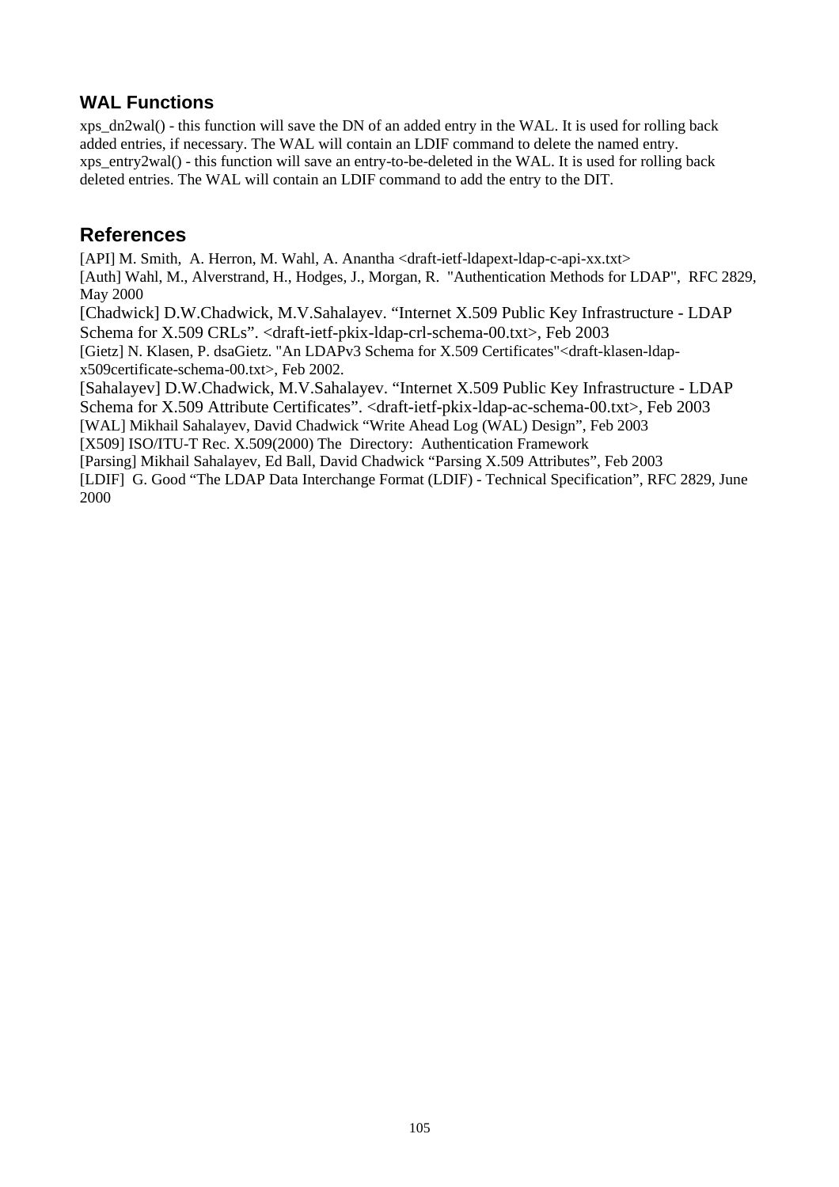## WAL Functions

xps_dn2wal() - this function will save the DN of an added entry in the WAL. It is used for rolling back added entries, if necessary. The WAL will contain an LDIF command to delete the named entry.
xps_entry2wal() - this function will save an entry-to-be-deleted in the WAL. It is used for rolling back deleted entries. The WAL will contain an LDIF command to add the entry to the DIT.

## References

[API] M. Smith, A. Herron, M. Wahl, A. Anantha <draft-ietf-ldapext-ldap-c-api-xx.txt>
[Auth] Wahl, M., Alverstrand, H., Hodges, J., Morgan, R. "Authentication Methods for LDAP", RFC 2829, May 2000
[Chadwick] D.W.Chadwick, M.V.Sahalayev. "Internet X.509 Public Key Infrastructure - LDAP Schema for X.509 CRLs". <draft-ietf-pkix-ldap-crl-schema-00.txt>, Feb 2003
[Gietz] N. Klasen, P. dsaGietz. "An LDAPv3 Schema for X.509 Certificates"<draft-klasen-ldap-x509certificate-schema-00.txt>, Feb 2002.
[Sahalayev] D.W.Chadwick, M.V.Sahalayev. "Internet X.509 Public Key Infrastructure - LDAP Schema for X.509 Attribute Certificates". <draft-ietf-pkix-ldap-ac-schema-00.txt>, Feb 2003
[WAL] Mikhail Sahalayev, David Chadwick "Write Ahead Log (WAL) Design", Feb 2003
[X509] ISO/ITU-T Rec. X.509(2000) The Directory: Authentication Framework
[Parsing] Mikhail Sahalayev, Ed Ball, David Chadwick "Parsing X.509 Attributes", Feb 2003
[LDIF] G. Good "The LDAP Data Interchange Format (LDIF) - Technical Specification", RFC 2829, June 2000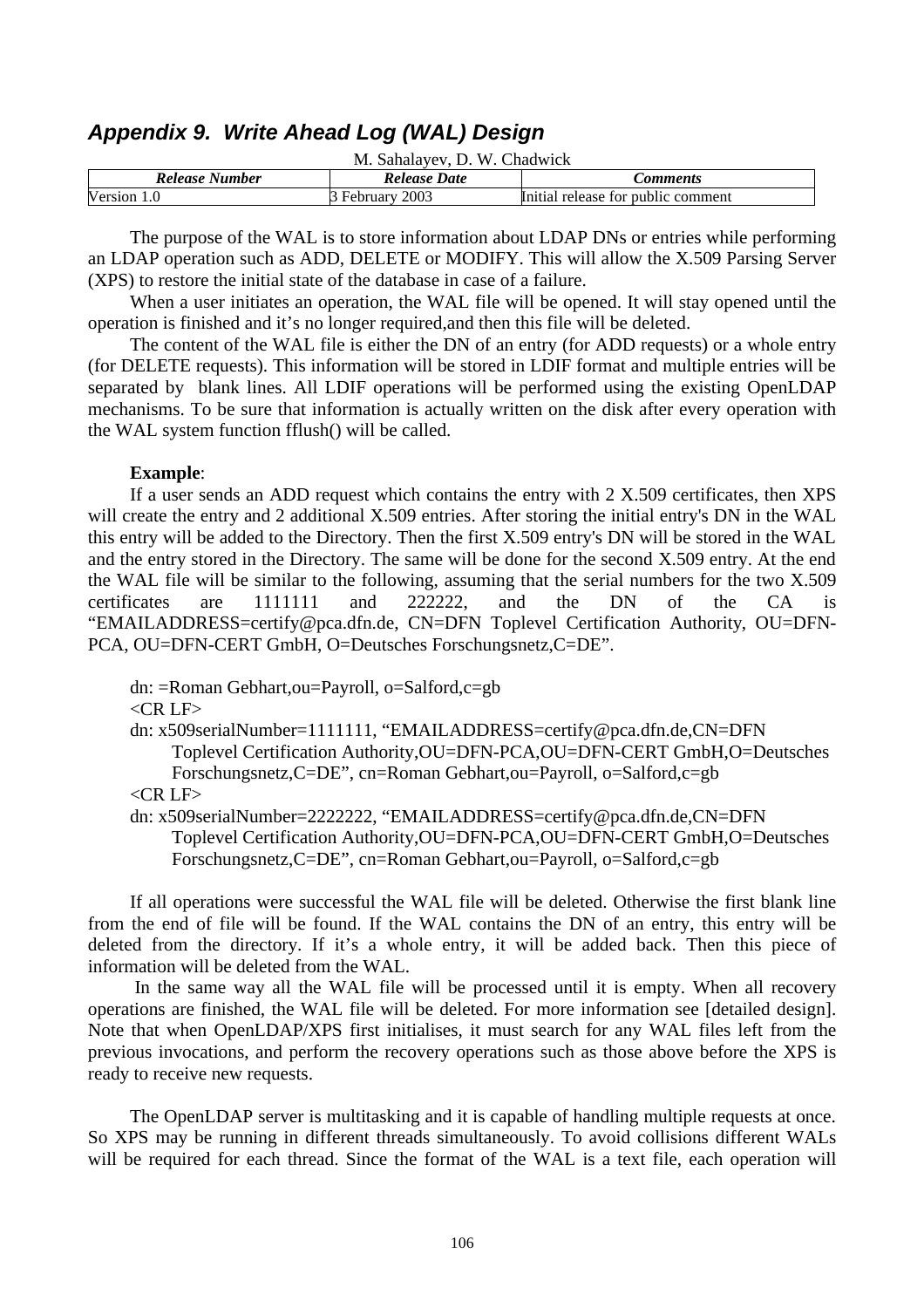## *Appendix 9. Write Ahead Log (WAL) Design*

M. Sahalayev, D. W. Chadwick

| *Release Number* | *Release Date* | *Comments* |
|---|---|---|
| Version 1.0 | 3 February 2003 | Initial release for public comment |

The purpose of the WAL is to store information about LDAP DNs or entries while performing an LDAP operation such as ADD, DELETE or MODIFY. This will allow the X.509 Parsing Server (XPS) to restore the initial state of the database in case of a failure.

When a user initiates an operation, the WAL file will be opened. It will stay opened until the operation is finished and it's no longer required,and then this file will be deleted.

The content of the WAL file is either the DN of an entry (for ADD requests) or a whole entry (for DELETE requests). This information will be stored in LDIF format and multiple entries will be separated by blank lines. All LDIF operations will be performed using the existing OpenLDAP mechanisms. To be sure that information is actually written on the disk after every operation with the WAL system function fflush() will be called.

**Example**:

If a user sends an ADD request which contains the entry with 2 X.509 certificates, then XPS will create the entry and 2 additional X.509 entries. After storing the initial entry's DN in the WAL this entry will be added to the Directory. Then the first X.509 entry's DN will be stored in the WAL and the entry stored in the Directory. The same will be done for the second X.509 entry. At the end the WAL file will be similar to the following, assuming that the serial numbers for the two X.509 certificates are 1111111 and 222222, and the DN of the CA is "EMAILADDRESS=certify@pca.dfn.de, CN=DFN Toplevel Certification Authority, OU=DFN-PCA, OU=DFN-CERT GmbH, O=Deutsches Forschungsnetz,C=DE".

dn: =Roman Gebhart,ou=Payroll, o=Salford,c=gb
<CR LF>
dn: x509serialNumber=1111111, "EMAILADDRESS=certify@pca.dfn.de,CN=DFN Toplevel Certification Authority,OU=DFN-PCA,OU=DFN-CERT GmbH,O=Deutsches Forschungsnetz,C=DE", cn=Roman Gebhart,ou=Payroll, o=Salford,c=gb
<CR LF>
dn: x509serialNumber=2222222, "EMAILADDRESS=certify@pca.dfn.de,CN=DFN Toplevel Certification Authority,OU=DFN-PCA,OU=DFN-CERT GmbH,O=Deutsches Forschungsnetz,C=DE", cn=Roman Gebhart,ou=Payroll, o=Salford,c=gb

If all operations were successful the WAL file will be deleted. Otherwise the first blank line from the end of file will be found. If the WAL contains the DN of an entry, this entry will be deleted from the directory. If it's a whole entry, it will be added back. Then this piece of information will be deleted from the WAL.

In the same way all the WAL file will be processed until it is empty. When all recovery operations are finished, the WAL file will be deleted. For more information see [detailed design]. Note that when OpenLDAP/XPS first initialises, it must search for any WAL files left from the previous invocations, and perform the recovery operations such as those above before the XPS is ready to receive new requests.

The OpenLDAP server is multitasking and it is capable of handling multiple requests at once. So XPS may be running in different threads simultaneously. To avoid collisions different WALs will be required for each thread. Since the format of the WAL is a text file, each operation will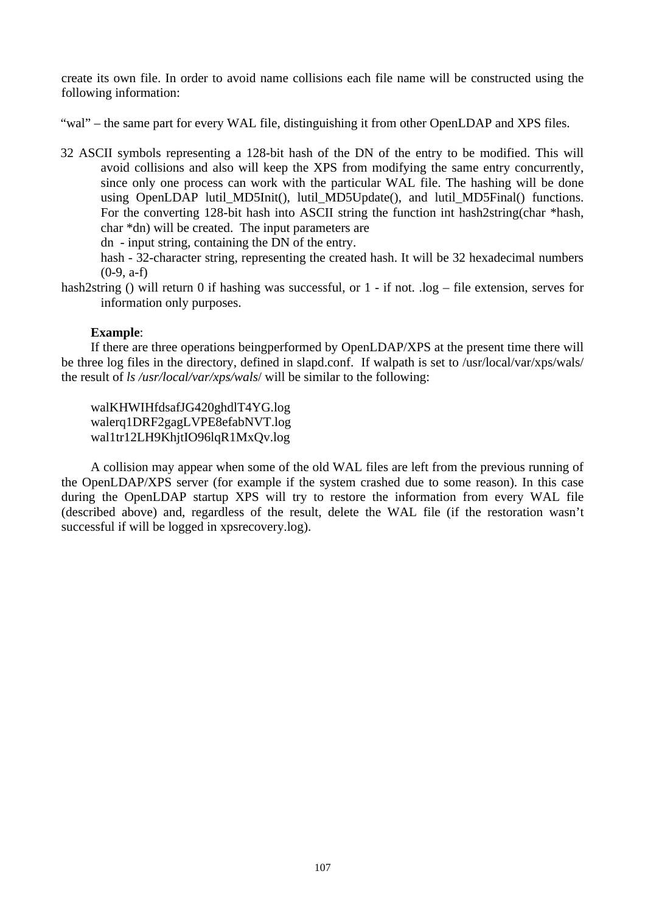create its own file. In order to avoid name collisions each file name will be constructed using the following information:

"wal" – the same part for every WAL file, distinguishing it from other OpenLDAP and XPS files.

32 ASCII symbols representing a 128-bit hash of the DN of the entry to be modified. This will avoid collisions and also will keep the XPS from modifying the same entry concurrently, since only one process can work with the particular WAL file. The hashing will be done using OpenLDAP lutil_MD5Init(), lutil_MD5Update(), and lutil_MD5Final() functions. For the converting 128-bit hash into ASCII string the function int hash2string(char *hash, char *dn) will be created. The input parameters are

dn - input string, containing the DN of the entry.

hash - 32-character string, representing the created hash. It will be 32 hexadecimal numbers (0-9, a-f)

hash2string () will return 0 if hashing was successful, or 1 - if not. .log – file extension, serves for information only purposes.

**Example**:

If there are three operations beingperformed by OpenLDAP/XPS at the present time there will be three log files in the directory, defined in slapd.conf. If walpath is set to /usr/local/var/xps/wals/ the result of *ls /usr/local/var/xps/wals/* will be similar to the following:

walKHWIHfdsafJG420ghdlT4YG.log
walerq1DRF2gagLVPE8efabNVT.log
wal1tr12LH9KhjtIO96lqR1MxQv.log

A collision may appear when some of the old WAL files are left from the previous running of the OpenLDAP/XPS server (for example if the system crashed due to some reason). In this case during the OpenLDAP startup XPS will try to restore the information from every WAL file (described above) and, regardless of the result, delete the WAL file (if the restoration wasn't successful if will be logged in xpsrecovery.log).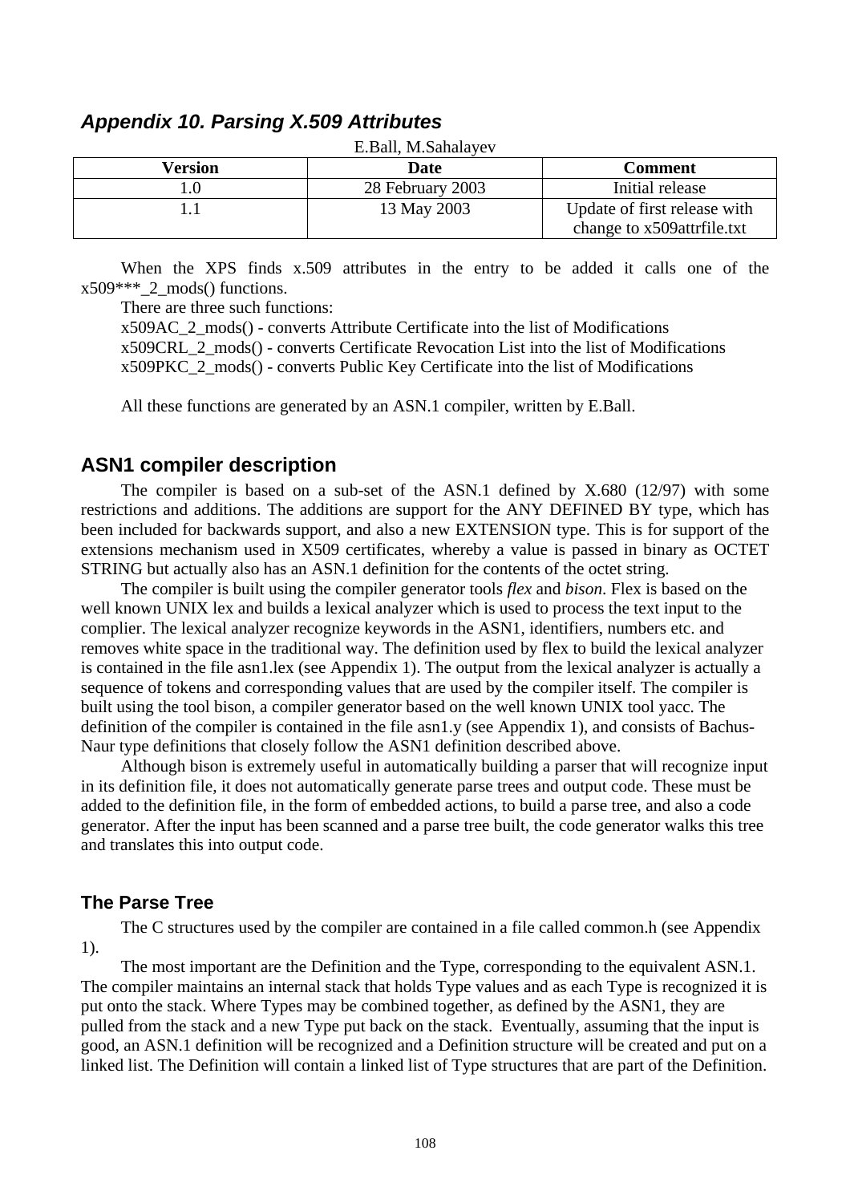## *Appendix 10. Parsing X.509 Attributes*

E.Ball, M.Sahalayev

| Version | Date | Comment |
|---|---|---|
| 1.0 | 28 February 2003 | Initial release |
| 1.1 | 13 May 2003 | Update of first release with change to x509attrfile.txt |

When the XPS finds x.509 attributes in the entry to be added it calls one of the x509***_2_mods() functions.

There are three such functions:

x509AC_2_mods() - converts Attribute Certificate into the list of Modifications

x509CRL_2_mods() - converts Certificate Revocation List into the list of Modifications

x509PKC_2_mods() - converts Public Key Certificate into the list of Modifications

All these functions are generated by an ASN.1 compiler, written by E.Ball.

## ASN1 compiler description

The compiler is based on a sub-set of the ASN.1 defined by X.680 (12/97) with some restrictions and additions. The additions are support for the ANY DEFINED BY type, which has been included for backwards support, and also a new EXTENSION type. This is for support of the extensions mechanism used in X509 certificates, whereby a value is passed in binary as OCTET STRING but actually also has an ASN.1 definition for the contents of the octet string.

The compiler is built using the compiler generator tools *flex* and *bison*. Flex is based on the well known UNIX lex and builds a lexical analyzer which is used to process the text input to the complier. The lexical analyzer recognize keywords in the ASN1, identifiers, numbers etc. and removes white space in the traditional way. The definition used by flex to build the lexical analyzer is contained in the file asn1.lex (see Appendix 1). The output from the lexical analyzer is actually a sequence of tokens and corresponding values that are used by the compiler itself. The compiler is built using the tool bison, a compiler generator based on the well known UNIX tool yacc. The definition of the compiler is contained in the file asn1.y (see Appendix 1), and consists of Bachus-Naur type definitions that closely follow the ASN1 definition described above.

Although bison is extremely useful in automatically building a parser that will recognize input in its definition file, it does not automatically generate parse trees and output code. These must be added to the definition file, in the form of embedded actions, to build a parse tree, and also a code generator. After the input has been scanned and a parse tree built, the code generator walks this tree and translates this into output code.

### The Parse Tree

The C structures used by the compiler are contained in a file called common.h (see Appendix 1).

The most important are the Definition and the Type, corresponding to the equivalent ASN.1. The compiler maintains an internal stack that holds Type values and as each Type is recognized it is put onto the stack. Where Types may be combined together, as defined by the ASN1, they are pulled from the stack and a new Type put back on the stack. Eventually, assuming that the input is good, an ASN.1 definition will be recognized and a Definition structure will be created and put on a linked list. The Definition will contain a linked list of Type structures that are part of the Definition.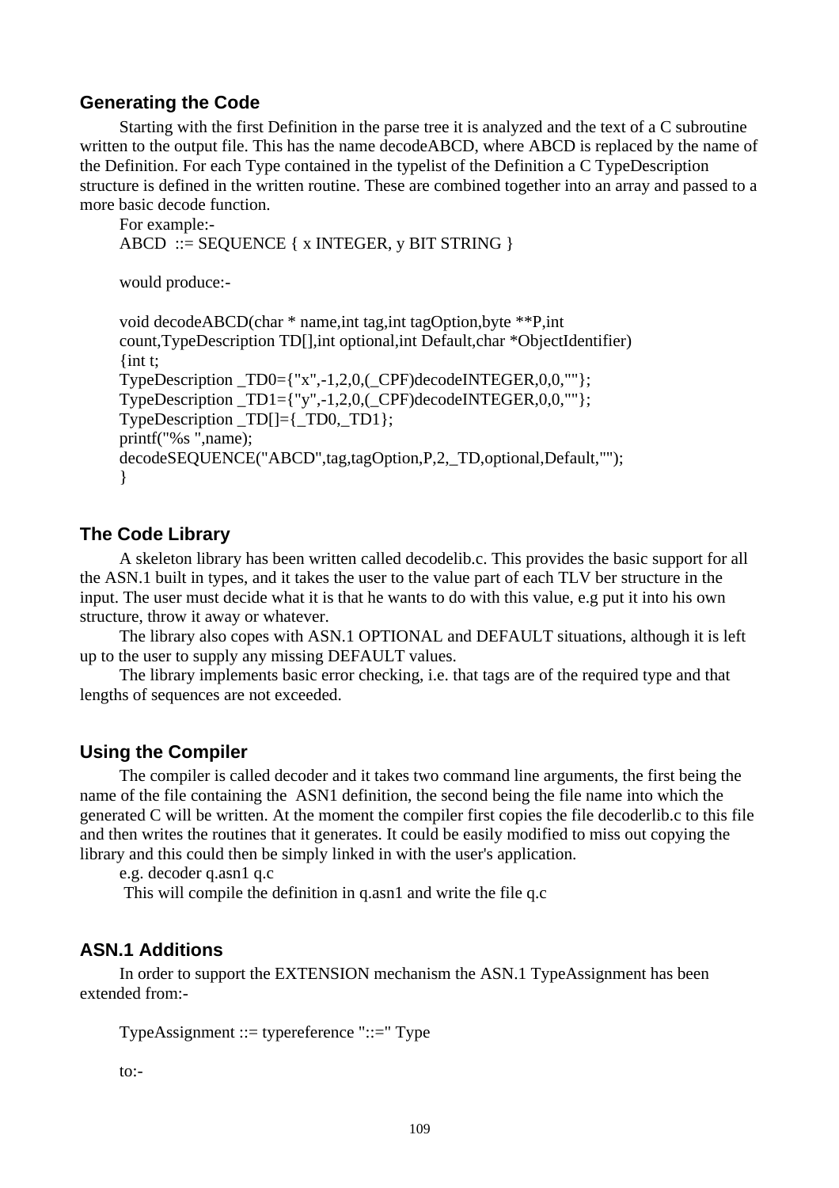## Generating the Code

Starting with the first Definition in the parse tree it is analyzed and the text of a C subroutine written to the output file. This has the name decodeABCD, where ABCD is replaced by the name of the Definition. For each Type contained in the typelist of the Definition a C TypeDescription structure is defined in the written routine. These are combined together into an array and passed to a more basic decode function.

For example:-

ABCD ::= SEQUENCE { x INTEGER, y BIT STRING }

would produce:-

```
void decodeABCD(char * name,int tag,int tagOption,byte **P,int
count,TypeDescription TD[],int optional,int Default,char *ObjectIdentifier)
{int t;
TypeDescription _TD0={"x",-1,2,0,(_CPF)decodeINTEGER,0,0,""};
TypeDescription _TD1={"y",-1,2,0,(_CPF)decodeINTEGER,0,0,""};
TypeDescription _TD[]={_TD0,_TD1};
printf("%s ",name);
decodeSEQUENCE("ABCD",tag,tagOption,P,2,_TD,optional,Default,"");
}
```

## The Code Library

A skeleton library has been written called decodelib.c. This provides the basic support for all the ASN.1 built in types, and it takes the user to the value part of each TLV ber structure in the input. The user must decide what it is that he wants to do with this value, e.g put it into his own structure, throw it away or whatever.

The library also copes with ASN.1 OPTIONAL and DEFAULT situations, although it is left up to the user to supply any missing DEFAULT values.

The library implements basic error checking, i.e. that tags are of the required type and that lengths of sequences are not exceeded.

## Using the Compiler

The compiler is called decoder and it takes two command line arguments, the first being the name of the file containing the ASN1 definition, the second being the file name into which the generated C will be written. At the moment the compiler first copies the file decoderlib.c to this file and then writes the routines that it generates. It could be easily modified to miss out copying the library and this could then be simply linked in with the user's application.

e.g. decoder q.asn1 q.c

This will compile the definition in q.asn1 and write the file q.c

## ASN.1 Additions

In order to support the EXTENSION mechanism the ASN.1 TypeAssignment has been extended from:-

TypeAssignment ::= typereference "::=" Type

to:-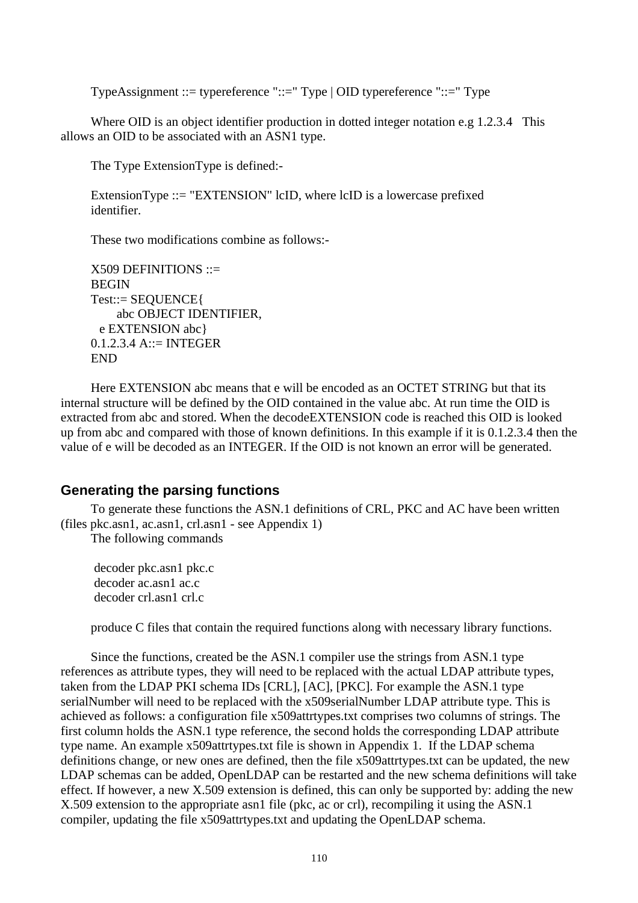TypeAssignment ::= typereference "::=" Type | OID typereference "::=" Type

Where OID is an object identifier production in dotted integer notation e.g 1.2.3.4 This allows an OID to be associated with an ASN1 type.

The Type ExtensionType is defined:-

ExtensionType ::= "EXTENSION" lcID, where lcID is a lowercase prefixed identifier.

These two modifications combine as follows:-

```
X509 DEFINITIONS ::=
BEGIN
Test::= SEQUENCE{
      abc OBJECT IDENTIFIER,
   e EXTENSION abc}
0.1.2.3.4 A::= INTEGER
END
```

Here EXTENSION abc means that e will be encoded as an OCTET STRING but that its internal structure will be defined by the OID contained in the value abc. At run time the OID is extracted from abc and stored. When the decodeEXTENSION code is reached this OID is looked up from abc and compared with those of known definitions. In this example if it is 0.1.2.3.4 then the value of e will be decoded as an INTEGER. If the OID is not known an error will be generated.

## Generating the parsing functions

To generate these functions the ASN.1 definitions of CRL, PKC and AC have been written (files pkc.asn1, ac.asn1, crl.asn1 - see Appendix 1)

The following commands

```
decoder pkc.asn1 pkc.c
decoder ac.asn1 ac.c
decoder crl.asn1 crl.c
```

produce C files that contain the required functions along with necessary library functions.

Since the functions, created be the ASN.1 compiler use the strings from ASN.1 type references as attribute types, they will need to be replaced with the actual LDAP attribute types, taken from the LDAP PKI schema IDs [CRL], [AC], [PKC]. For example the ASN.1 type serialNumber will need to be replaced with the x509serialNumber LDAP attribute type. This is achieved as follows: a configuration file x509attrtypes.txt comprises two columns of strings. The first column holds the ASN.1 type reference, the second holds the corresponding LDAP attribute type name. An example x509attrtypes.txt file is shown in Appendix 1. If the LDAP schema definitions change, or new ones are defined, then the file x509attrtypes.txt can be updated, the new LDAP schemas can be added, OpenLDAP can be restarted and the new schema definitions will take effect. If however, a new X.509 extension is defined, this can only be supported by: adding the new X.509 extension to the appropriate asn1 file (pkc, ac or crl), recompiling it using the ASN.1 compiler, updating the file x509attrtypes.txt and updating the OpenLDAP schema.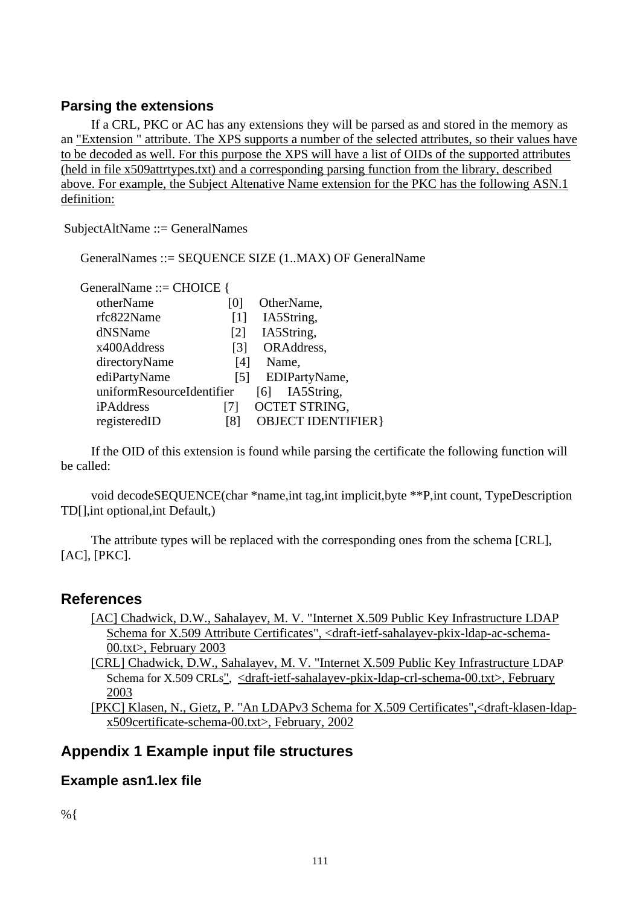### Parsing the extensions

If a CRL, PKC or AC has any extensions they will be parsed as and stored in the memory as an "Extension " attribute. The XPS supports a number of the selected attributes, so their values have to be decoded as well. For this purpose the XPS will have a list of OIDs of the supported attributes (held in file x509attrtypes.txt) and a corresponding parsing function from the library, described above. For example, the Subject Altenative Name extension for the PKC has the following ASN.1 definition:

```
SubjectAltName ::= GeneralNames

GeneralNames ::= SEQUENCE SIZE (1..MAX) OF GeneralName

GeneralName ::= CHOICE {
    otherName                  [0]   OtherName,
    rfc822Name                 [1]   IA5String,
    dNSName                    [2]   IA5String,
    x400Address                [3]   ORAddress,
    directoryName              [4]   Name,
    ediPartyName               [5]   EDIPartyName,
    uniformResourceIdentifier  [6]   IA5String,
    iPAddress                  [7]   OCTET STRING,
    registeredID               [8]   OBJECT IDENTIFIER}
```

If the OID of this extension is found while parsing the certificate the following function will be called:

void decodeSEQUENCE(char *name,int tag,int implicit,byte **P,int count, TypeDescription TD[],int optional,int Default,)

The attribute types will be replaced with the corresponding ones from the schema [CRL], [AC], [PKC].

## References

- [AC] Chadwick, D.W., Sahalayev, M. V. "Internet X.509 Public Key Infrastructure LDAP Schema for X.509 Attribute Certificates", <draft-ietf-sahalayev-pkix-ldap-ac-schema-00.txt>, February 2003
- [CRL] Chadwick, D.W., Sahalayev, M. V. "Internet X.509 Public Key Infrastructure LDAP Schema for X.509 CRLs", <draft-ietf-sahalayev-pkix-ldap-crl-schema-00.txt>, February 2003
- [PKC] Klasen, N., Gietz, P. "An LDAPv3 Schema for X.509 Certificates",<draft-klasen-ldap-x509certificate-schema-00.txt>, February, 2002

## Appendix 1 Example input file structures

### Example asn1.lex file

```
%{
```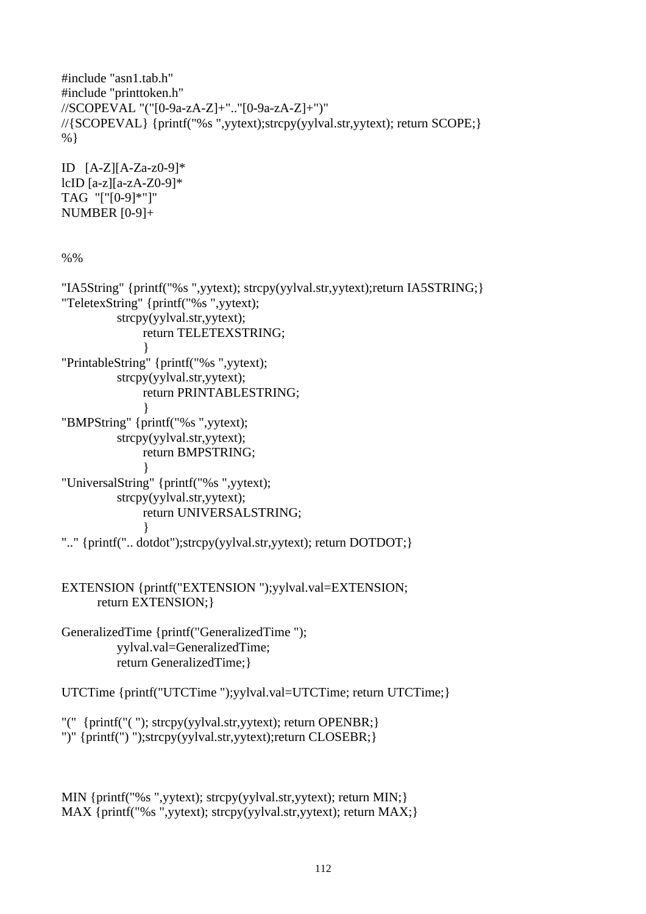```
#include "asn1.tab.h"
#include "printtoken.h"
//SCOPEVAL "("[0-9a-zA-Z]+".."[0-9a-zA-Z]+")"
//{SCOPEVAL} {printf("%s ",yytext);strcpy(yylval.str,yytext); return SCOPE;}
%}

ID   [A-Z][A-Za-z0-9]*
lcID [a-z][a-zA-Z0-9]*
TAG  "["[0-9]*"]"
NUMBER [0-9]+


%%

"IA5String" {printf("%s ",yytext); strcpy(yylval.str,yytext);return IA5STRING;}
"TeletexString" {printf("%s ",yytext);
            strcpy(yylval.str,yytext);
                  return TELETEXSTRING;
                  }
"PrintableString" {printf("%s ",yytext);
            strcpy(yylval.str,yytext);
                  return PRINTABLESTRING;
                  }
"BMPString" {printf("%s ",yytext);
            strcpy(yylval.str,yytext);
                  return BMPSTRING;
                  }
"UniversalString" {printf("%s ",yytext);
            strcpy(yylval.str,yytext);
                  return UNIVERSALSTRING;
                  }
".." {printf(".. dotdot");strcpy(yylval.str,yytext); return DOTDOT;}


EXTENSION {printf("EXTENSION ");yylval.val=EXTENSION;
        return EXTENSION;}

GeneralizedTime {printf("GeneralizedTime ");
            yylval.val=GeneralizedTime;
            return GeneralizedTime;}

UTCTime {printf("UTCTime ");yylval.val=UTCTime; return UTCTime;}

"("  {printf("( "); strcpy(yylval.str,yytext); return OPENBR;}
")" {printf(") ");strcpy(yylval.str,yytext);return CLOSEBR;}



MIN {printf("%s ",yytext); strcpy(yylval.str,yytext); return MIN;}
MAX {printf("%s ",yytext); strcpy(yylval.str,yytext); return MAX;}
```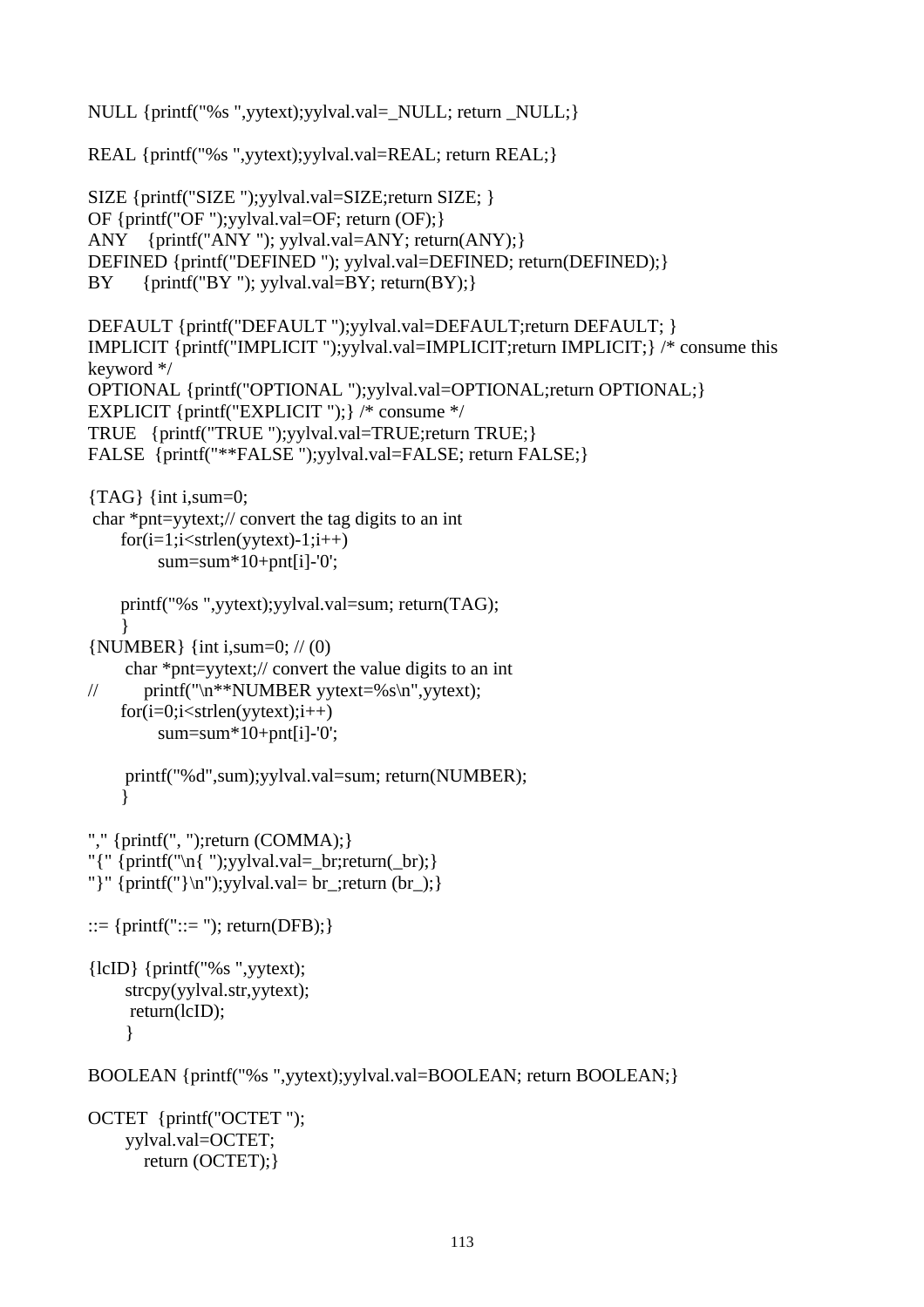```
NULL {printf("%s ",yytext);yylval.val=_NULL; return _NULL;}

REAL {printf("%s ",yytext);yylval.val=REAL; return REAL;}

SIZE {printf("SIZE ");yylval.val=SIZE;return SIZE; }
OF {printf("OF ");yylval.val=OF; return (OF);}
ANY    {printf("ANY "); yylval.val=ANY; return(ANY);}
DEFINED {printf("DEFINED "); yylval.val=DEFINED; return(DEFINED);}
BY      {printf("BY "); yylval.val=BY; return(BY);}

DEFAULT {printf("DEFAULT ");yylval.val=DEFAULT;return DEFAULT; }
IMPLICIT {printf("IMPLICIT ");yylval.val=IMPLICIT;return IMPLICIT;} /* consume this
keyword */
OPTIONAL {printf("OPTIONAL ");yylval.val=OPTIONAL;return OPTIONAL;}
EXPLICIT {printf("EXPLICIT ");} /* consume */
TRUE   {printf("TRUE ");yylval.val=TRUE;return TRUE;}
FALSE  {printf("**FALSE ");yylval.val=FALSE; return FALSE;}

{TAG} {int i,sum=0;
 char *pnt=yytext;// convert the tag digits to an int
      for(i=1;i<strlen(yytext)-1;i++)
            sum=sum*10+pnt[i]-'0';

      printf("%s ",yytext);yylval.val=sum; return(TAG);
      }
{NUMBER} {int i,sum=0; // (0)
       char *pnt=yytext;// convert the value digits to an int
//        printf("\n**NUMBER yytext=%s\n",yytext);
      for(i=0;i<strlen(yytext);i++)
            sum=sum*10+pnt[i]-'0';

       printf("%d",sum);yylval.val=sum; return(NUMBER);
      }

"," {printf(", ");return (COMMA);}
"{" {printf("\n{ ");yylval.val=_br;return(_br);}
"}" {printf("}\n");yylval.val= br_;return (br_);}

::= {printf("::= "); return(DFB);}

{lcID} {printf("%s ",yytext);
       strcpy(yylval.str,yytext);
        return(lcID);
       }

BOOLEAN {printf("%s ",yytext);yylval.val=BOOLEAN; return BOOLEAN;}

OCTET  {printf("OCTET ");
       yylval.val=OCTET;
          return (OCTET);}
```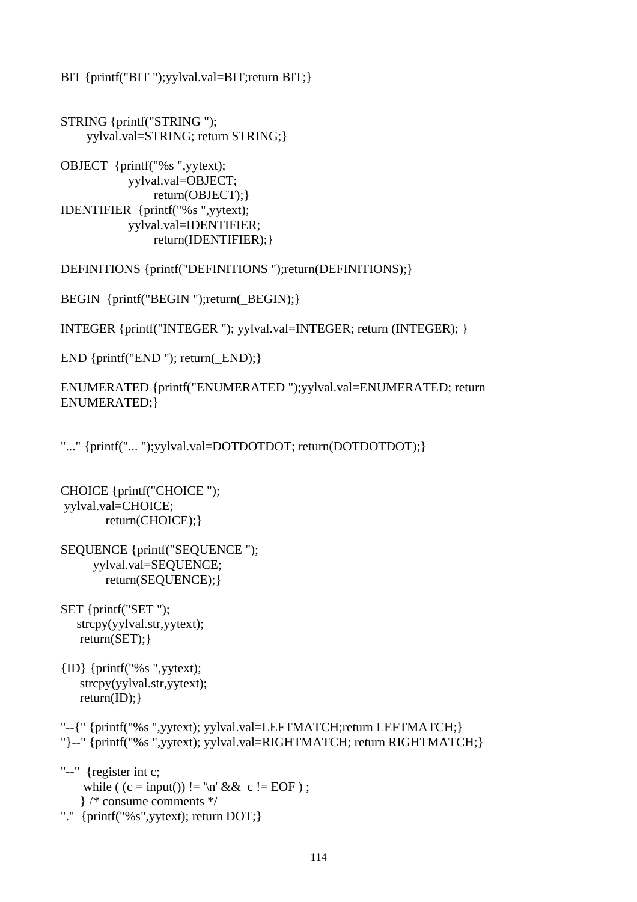```
BIT {printf("BIT ");yylval.val=BIT;return BIT;}


STRING {printf("STRING ");
       yylval.val=STRING; return STRING;}

OBJECT  {printf("%s ",yytext);
                yylval.val=OBJECT;
                      return(OBJECT);}
IDENTIFIER  {printf("%s ",yytext);
                yylval.val=IDENTIFIER;
                      return(IDENTIFIER);}

DEFINITIONS {printf("DEFINITIONS ");return(DEFINITIONS);}

BEGIN  {printf("BEGIN ");return(_BEGIN);}

INTEGER {printf("INTEGER "); yylval.val=INTEGER; return (INTEGER); }

END {printf("END "); return(_END);}

ENUMERATED {printf("ENUMERATED ");yylval.val=ENUMERATED; return
ENUMERATED;}


"..." {printf("... ");yylval.val=DOTDOTDOT; return(DOTDOTDOT);}


CHOICE {printf("CHOICE ");
 yylval.val=CHOICE;
           return(CHOICE);}

SEQUENCE {printf("SEQUENCE ");
        yylval.val=SEQUENCE;
           return(SEQUENCE);}

SET {printf("SET ");
    strcpy(yylval.str,yytext);
     return(SET);}

{ID} {printf("%s ",yytext);
     strcpy(yylval.str,yytext);
     return(ID);}

"--{" {printf("%s ",yytext); yylval.val=LEFTMATCH;return LEFTMATCH;}
"}--" {printf("%s ",yytext); yylval.val=RIGHTMATCH; return RIGHTMATCH;}

"--"  {register int c;
      while ( (c = input()) != '\n' &&  c != EOF ) ;
     } /* consume comments */
"."  {printf("%s",yytext); return DOT;}
```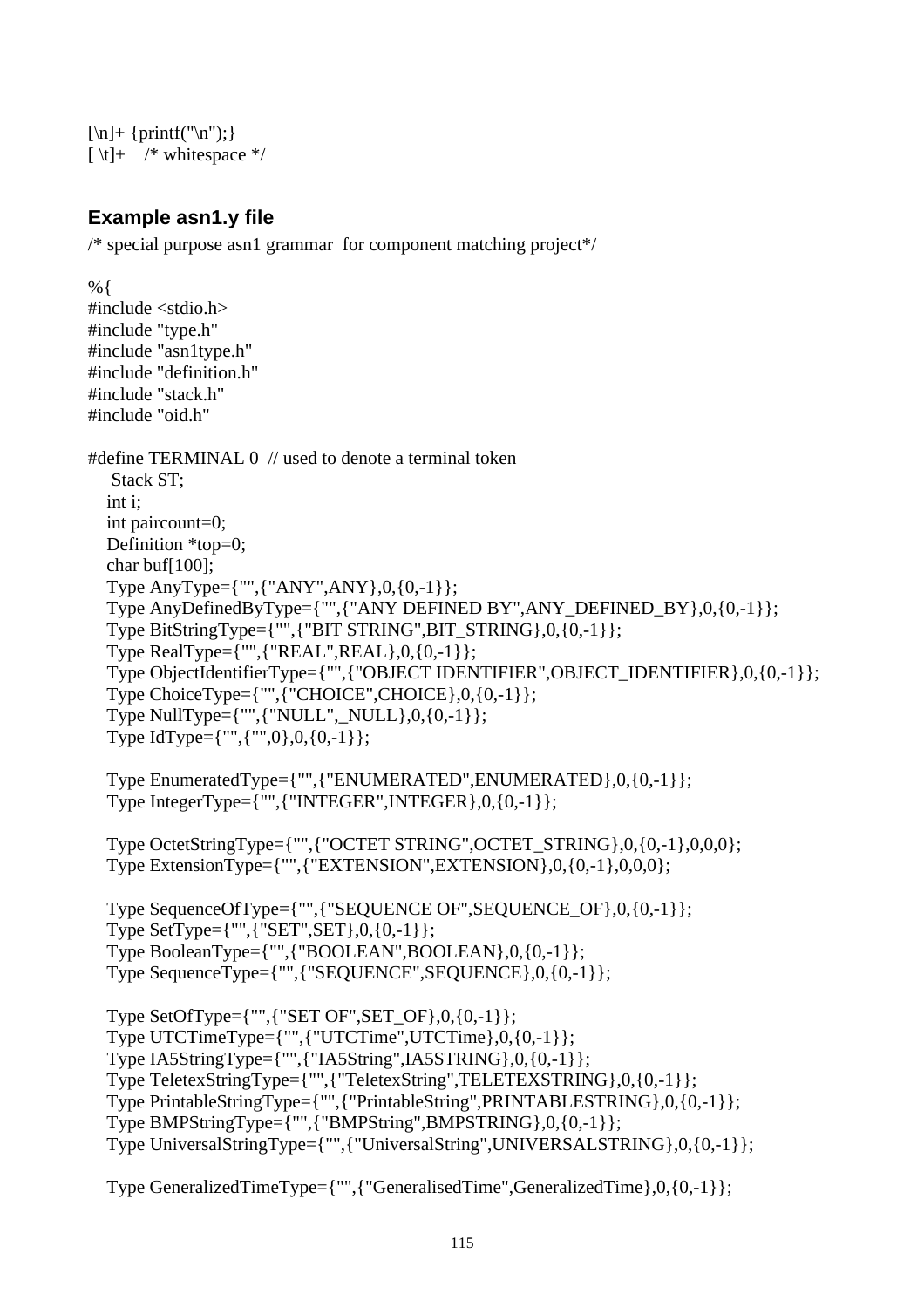```
[\n]+ {printf("\n");}
[ \t]+    /* whitespace */
```

### Example asn1.y file

```
/* special purpose asn1 grammar  for component matching project*/

%{
#include <stdio.h>
#include "type.h"
#include "asn1type.h"
#include "definition.h"
#include "stack.h"
#include "oid.h"

#define TERMINAL 0  // used to denote a terminal token
    Stack ST;
   int i;
   int paircount=0;
   Definition *top=0;
   char buf[100];
   Type AnyType={"",{"ANY",ANY},0,{0,-1}};
   Type AnyDefinedByType={"",{"ANY DEFINED BY",ANY_DEFINED_BY},0,{0,-1}};
   Type BitStringType={"",{"BIT STRING",BIT_STRING},0,{0,-1}};
   Type RealType={"",{"REAL",REAL},0,{0,-1}};
   Type ObjectIdentifierType={"",{"OBJECT IDENTIFIER",OBJECT_IDENTIFIER},0,{0,-1}};
   Type ChoiceType={"",{"CHOICE",CHOICE},0,{0,-1}};
   Type NullType={"",{"NULL",_NULL},0,{0,-1}};
   Type IdType={"",{"",0},0,{0,-1}};

   Type EnumeratedType={"",{"ENUMERATED",ENUMERATED},0,{0,-1}};
   Type IntegerType={"",{"INTEGER",INTEGER},0,{0,-1}};

   Type OctetStringType={"",{"OCTET STRING",OCTET_STRING},0,{0,-1},0,0,0};
   Type ExtensionType={"",{"EXTENSION",EXTENSION},0,{0,-1},0,0,0};

   Type SequenceOfType={"",{"SEQUENCE OF",SEQUENCE_OF},0,{0,-1}};
   Type SetType={"",{"SET",SET},0,{0,-1}};
   Type BooleanType={"",{"BOOLEAN",BOOLEAN},0,{0,-1}};
   Type SequenceType={"",{"SEQUENCE",SEQUENCE},0,{0,-1}};

   Type SetOfType={"",{"SET OF",SET_OF},0,{0,-1}};
   Type UTCTimeType={"",{"UTCTime",UTCTime},0,{0,-1}};
   Type IA5StringType={"",{"IA5String",IA5STRING},0,{0,-1}};
   Type TeletexStringType={"",{"TeletexString",TELETEXSTRING},0,{0,-1}};
   Type PrintableStringType={"",{"PrintableString",PRINTABLESTRING},0,{0,-1}};
   Type BMPStringType={"",{"BMPString",BMPSTRING},0,{0,-1}};
   Type UniversalStringType={"",{"UniversalString",UNIVERSALSTRING},0,{0,-1}};

   Type GeneralizedTimeType={"",{"GeneralisedTime",GeneralizedTime},0,{0,-1}};
```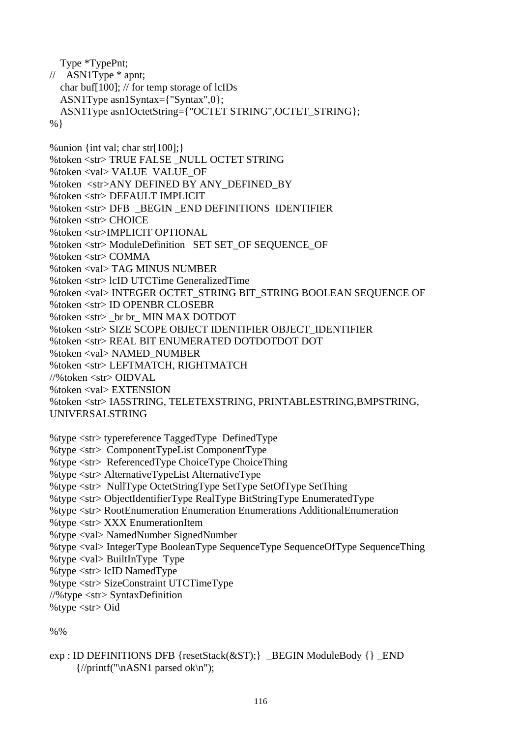```
   Type *TypePnt;
//   ASN1Type * apnt;
   char buf[100]; // for temp storage of lcIDs
   ASN1Type asn1Syntax={"Syntax",0};
   ASN1Type asn1OctetString={"OCTET STRING",OCTET_STRING};
%}

%union {int val; char str[100];}
%token <str> TRUE FALSE _NULL OCTET STRING
%token <val> VALUE  VALUE_OF
%token  <str>ANY DEFINED BY ANY_DEFINED_BY
%token <str> DEFAULT IMPLICIT
%token <str> DFB  _BEGIN _END DEFINITIONS  IDENTIFIER
%token <str> CHOICE
%token <str>IMPLICIT OPTIONAL
%token <str> ModuleDefinition   SET SET_OF SEQUENCE_OF
%token <str> COMMA
%token <val> TAG MINUS NUMBER
%token <str> lcID UTCTime GeneralizedTime
%token <val> INTEGER OCTET_STRING BIT_STRING BOOLEAN SEQUENCE OF
%token <str> ID OPENBR CLOSEBR
%token <str> _br br_ MIN MAX DOTDOT
%token <str> SIZE SCOPE OBJECT IDENTIFIER OBJECT_IDENTIFIER
%token <str> REAL BIT ENUMERATED DOTDOTDOT DOT
%token <val> NAMED_NUMBER
%token <str> LEFTMATCH, RIGHTMATCH
//%token <str> OIDVAL
%token <val> EXTENSION
%token <str> IA5STRING, TELETEXSTRING, PRINTABLESTRING,BMPSTRING,
UNIVERSALSTRING

%type <str> typereference TaggedType  DefinedType
%type <str>  ComponentTypeList ComponentType
%type <str>  ReferencedType ChoiceType ChoiceThing
%type <str> AlternativeTypeList AlternativeType
%type <str>  NullType OctetStringType SetType SetOfType SetThing
%type <str> ObjectIdentifierType RealType BitStringType EnumeratedType
%type <str> RootEnumeration Enumeration Enumerations AdditionalEnumeration
%type <str> XXX EnumerationItem
%type <val> NamedNumber SignedNumber
%type <val> IntegerType BooleanType SequenceType SequenceOfType SequenceThing
%type <val> BuiltInType  Type
%type <str> lcID NamedType
%type <str> SizeConstraint UTCTimeType
//%type <str> SyntaxDefinition
%type <str> Oid

%%

exp : ID DEFINITIONS DFB {resetStack(&ST);}  _BEGIN ModuleBody {} _END
        {//printf("\nASN1 parsed ok\n");
```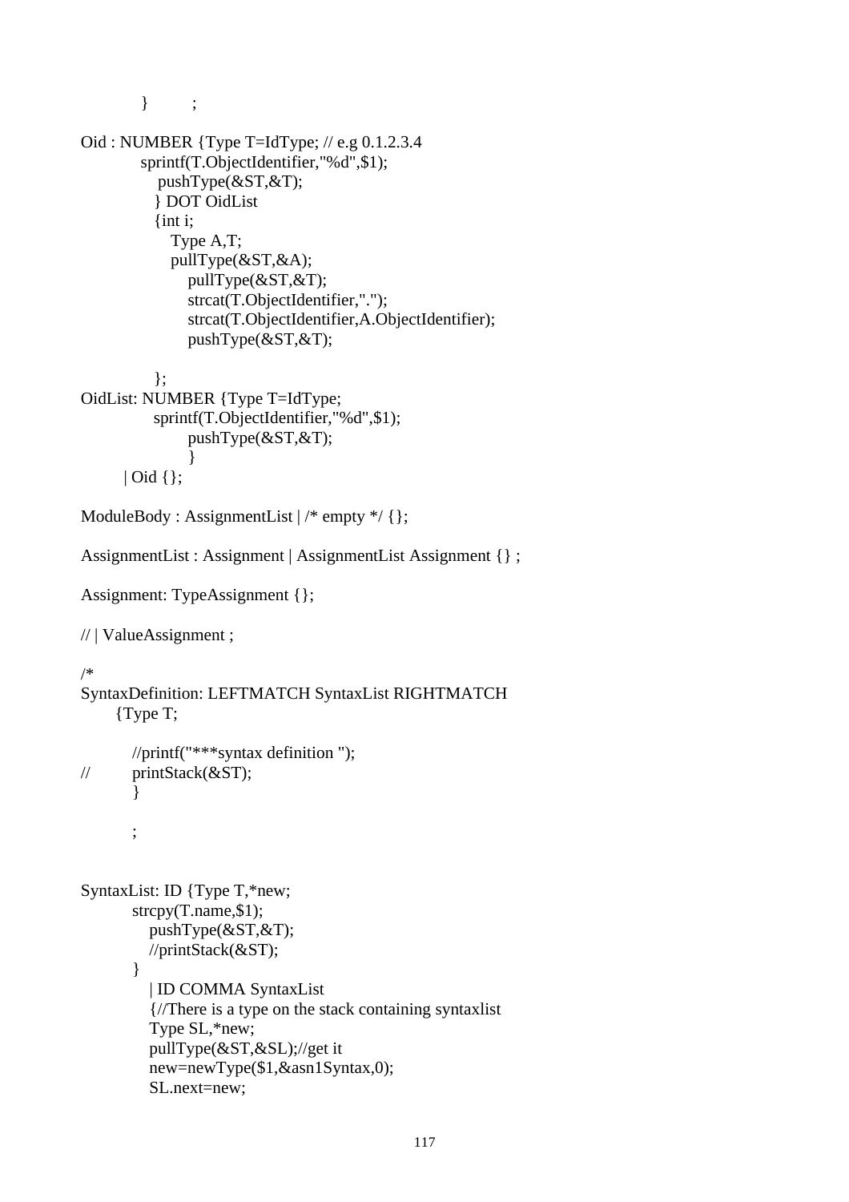```
            }        ;

Oid : NUMBER {Type T=IdType; // e.g 0.1.2.3.4
           sprintf(T.ObjectIdentifier,"%d",$1);
              pushType(&ST,&T);
             } DOT OidList
             {int i;
                Type A,T;
                pullType(&ST,&A);
                   pullType(&ST,&T);
                   strcat(T.ObjectIdentifier,".");
                   strcat(T.ObjectIdentifier,A.ObjectIdentifier);
                   pushType(&ST,&T);

             };
OidList: NUMBER {Type T=IdType;
             sprintf(T.ObjectIdentifier,"%d",$1);
                   pushType(&ST,&T);
                   }
        | Oid {};

ModuleBody : AssignmentList | /* empty */ {};

AssignmentList : Assignment | AssignmentList Assignment {} ;

Assignment: TypeAssignment {};

// | ValueAssignment ;

/*
SyntaxDefinition: LEFTMATCH SyntaxList RIGHTMATCH
      {Type T;

         //printf("***syntax definition ");
//       printStack(&ST);
         }

         ;


SyntaxList: ID {Type T,*new;
         strcpy(T.name,$1);
            pushType(&ST,&T);
            //printStack(&ST);
         }
            | ID COMMA SyntaxList
            {//There is a type on the stack containing syntaxlist
            Type SL,*new;
            pullType(&ST,&SL);//get it
            new=newType($1,&asn1Syntax,0);
            SL.next=new;
```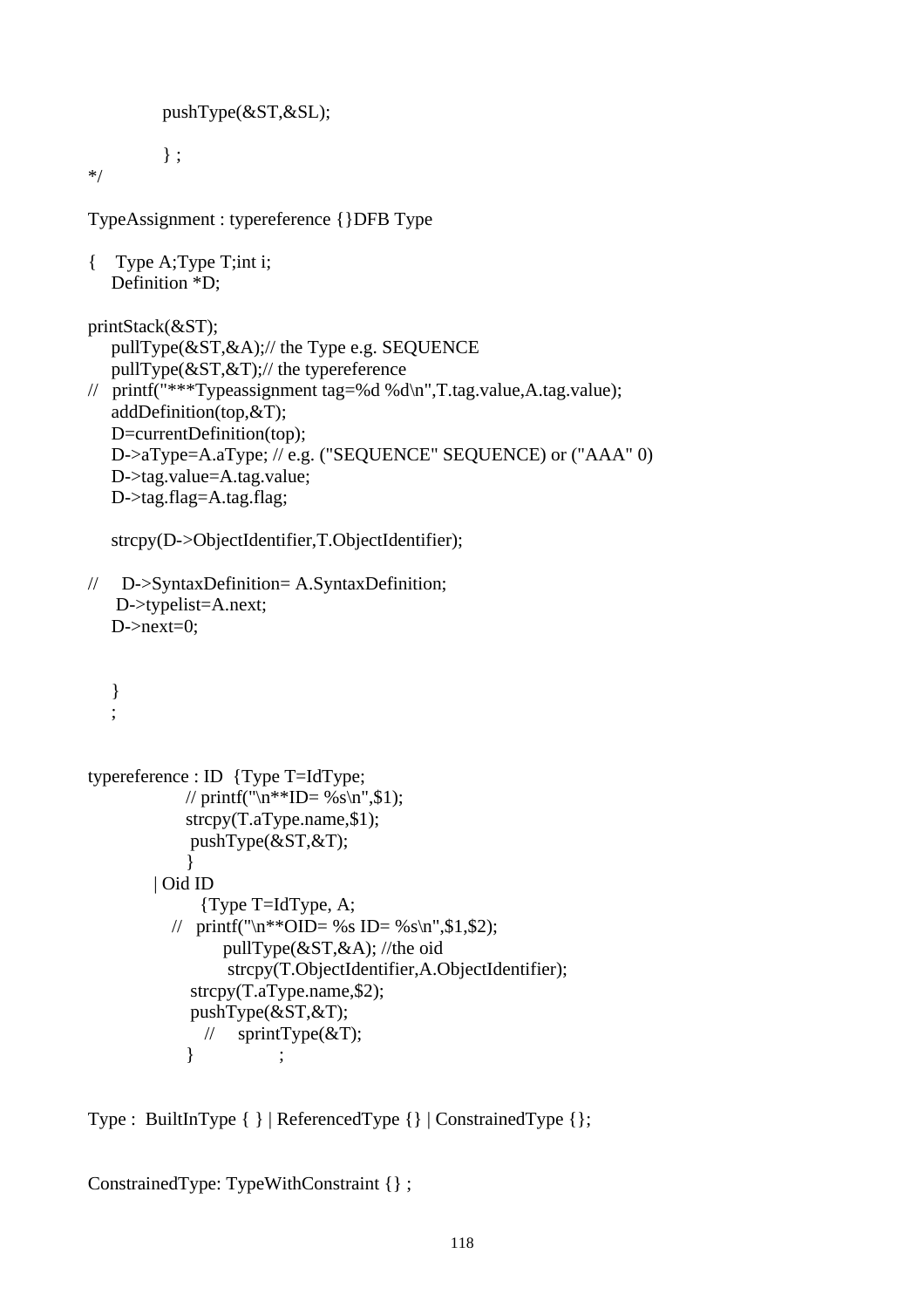```
        pushType(&ST,&SL);

        } ;
*/

TypeAssignment : typereference {}DFB Type

{   Type A;Type T;int i;
    Definition *D;

printStack(&ST);
    pullType(&ST,&A);// the Type e.g. SEQUENCE
    pullType(&ST,&T);// the typereference
//  printf("***Typeassignment tag=%d %d\n",T.tag.value,A.tag.value);
    addDefinition(top,&T);
    D=currentDefinition(top);
    D->aType=A.aType; // e.g. ("SEQUENCE" SEQUENCE) or ("AAA" 0)
    D->tag.value=A.tag.value;
    D->tag.flag=A.tag.flag;

    strcpy(D->ObjectIdentifier,T.ObjectIdentifier);

//    D->SyntaxDefinition= A.SyntaxDefinition;
     D->typelist=A.next;
    D->next=0;


    }
    ;


typereference : ID  {Type T=IdType;
                // printf("\n**ID= %s\n",$1);
                strcpy(T.aType.name,$1);
                 pushType(&ST,&T);
                }
          | Oid ID
                  {Type T=IdType, A;
              //  printf("\n**OID= %s ID= %s\n",$1,$2);
                      pullType(&ST,&A); //the oid
                       strcpy(T.ObjectIdentifier,A.ObjectIdentifier);
                 strcpy(T.aType.name,$2);
                 pushType(&ST,&T);
                   //    sprintType(&T);
                }              ;


Type :  BuiltInType { } | ReferencedType {} | ConstrainedType {};


ConstrainedType: TypeWithConstraint {} ;
```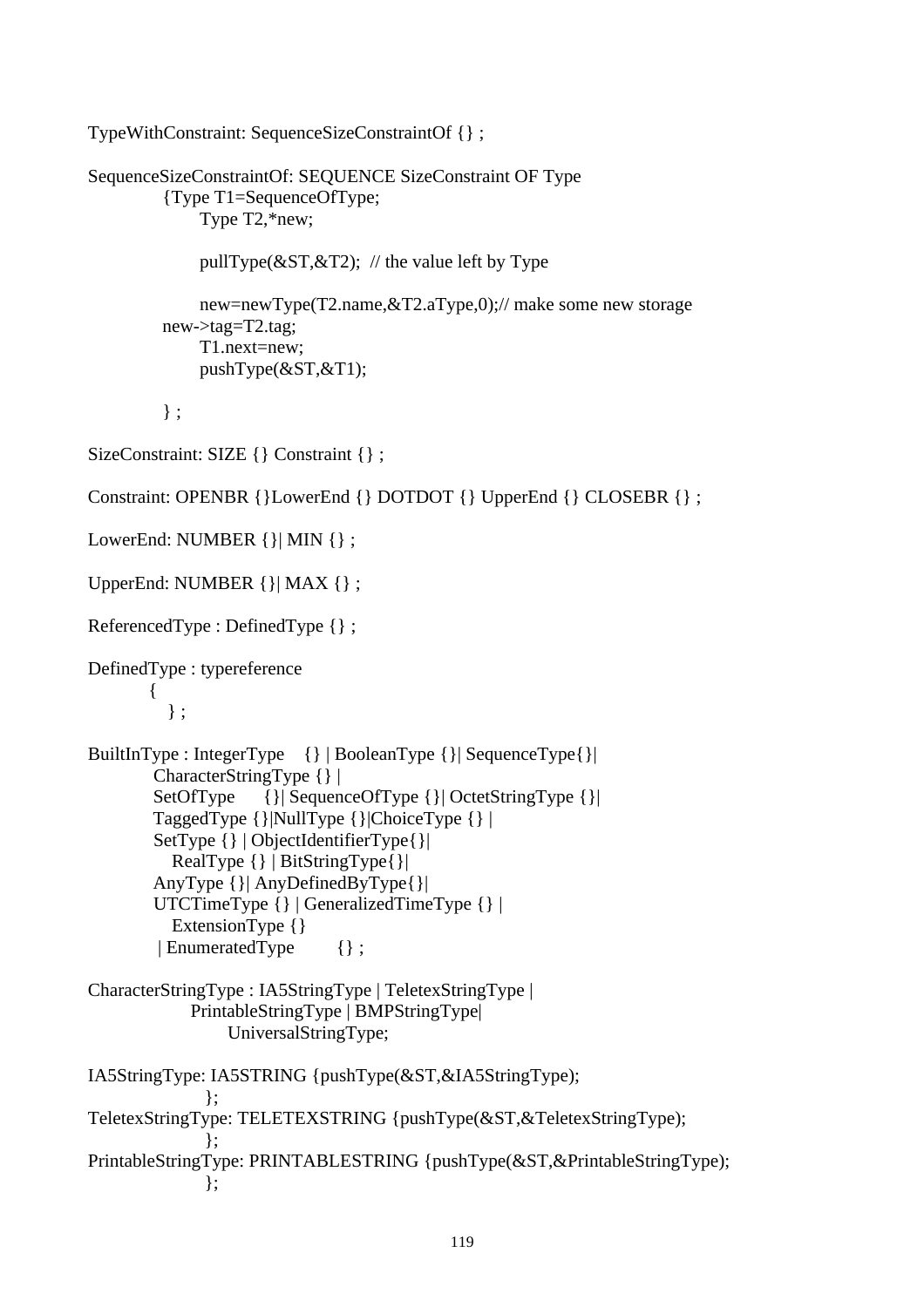```
TypeWithConstraint: SequenceSizeConstraintOf {} ;

SequenceSizeConstraintOf: SEQUENCE SizeConstraint OF Type
            {Type T1=SequenceOfType;
                  Type T2,*new;

                  pullType(&ST,&T2);  // the value left by Type

                  new=newType(T2.name,&T2.aType,0);// make some new storage
            new->tag=T2.tag;
                  T1.next=new;
                  pushType(&ST,&T1);

            } ;

SizeConstraint: SIZE {} Constraint {} ;

Constraint: OPENBR {}LowerEnd {} DOTDOT {} UpperEnd {} CLOSEBR {} ;

LowerEnd: NUMBER {}| MIN {} ;

UpperEnd: NUMBER {}| MAX {} ;

ReferencedType : DefinedType {} ;

DefinedType : typereference
          {
            } ;

BuiltInType : IntegerType    {} | BooleanType {}| SequenceType{}|
           CharacterStringType {} |
           SetOfType      {}| SequenceOfType {}| OctetStringType {}|
           TaggedType {}|NullType {}|ChoiceType {} |
           SetType {} | ObjectIdentifierType{}|
              RealType {} | BitStringType{}|
           AnyType {}| AnyDefinedByType{}|
           UTCTimeType {} | GeneralizedTimeType {} |
              ExtensionType {}
            | EnumeratedType        {} ;

CharacterStringType : IA5StringType | TeletexStringType |
                 PrintableStringType | BMPStringType|
                       UniversalStringType;

IA5StringType: IA5STRING {pushType(&ST,&IA5StringType);
                  };
TeletexStringType: TELETEXSTRING {pushType(&ST,&TeletexStringType);
                  };
PrintableStringType: PRINTABLESTRING {pushType(&ST,&PrintableStringType);
                  };
```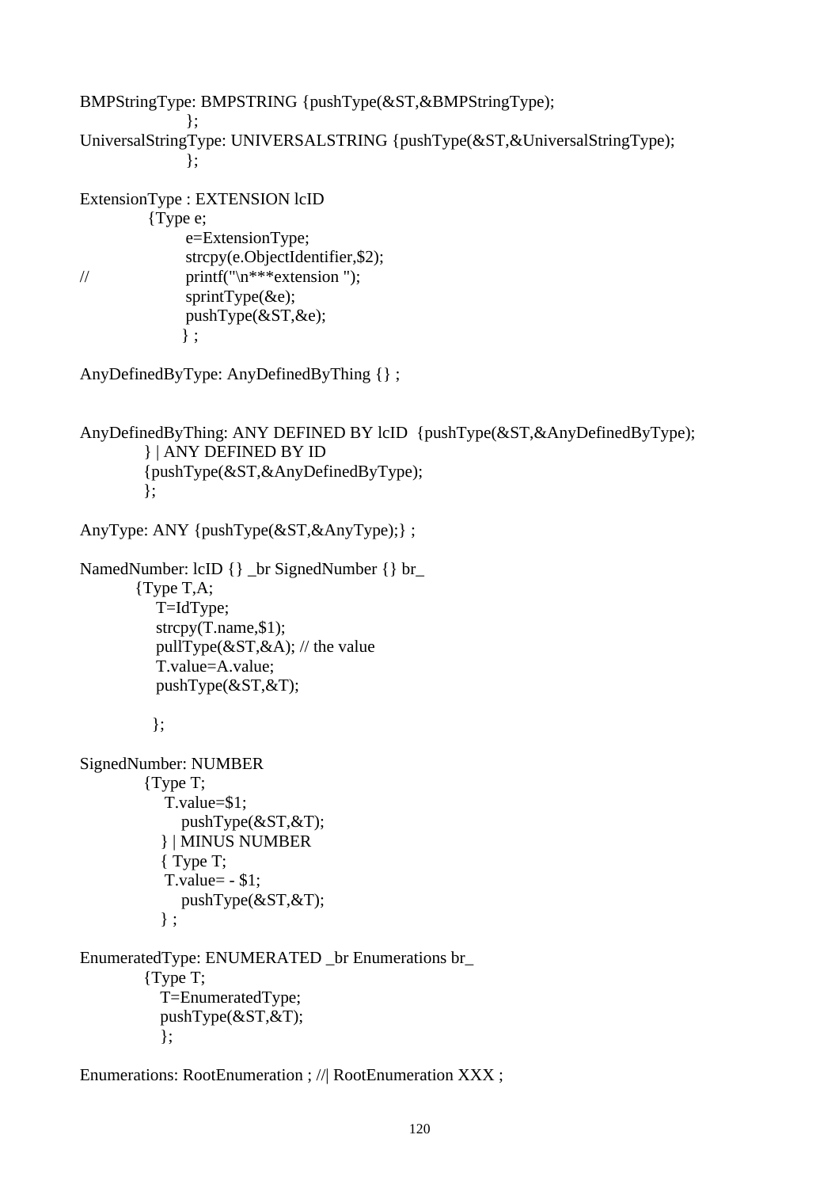```
BMPStringType: BMPSTRING {pushType(&ST,&BMPStringType);
                 };
UniversalStringType: UNIVERSALSTRING {pushType(&ST,&UniversalStringType);
                 };

ExtensionType : EXTENSION lcID
            {Type e;
                 e=ExtensionType;
                 strcpy(e.ObjectIdentifier,$2);
//               printf("\n***extension ");
                 sprintType(&e);
                 pushType(&ST,&e);
                 } ;

AnyDefinedByType: AnyDefinedByThing {} ;


AnyDefinedByThing: ANY DEFINED BY lcID  {pushType(&ST,&AnyDefinedByType);
           } | ANY DEFINED BY ID
           {pushType(&ST,&AnyDefinedByType);
           };

AnyType: ANY {pushType(&ST,&AnyType);} ;

NamedNumber: lcID {} _br SignedNumber {} br_
          {Type T,A;
             T=IdType;
             strcpy(T.name,$1);
             pullType(&ST,&A); // the value
             T.value=A.value;
             pushType(&ST,&T);

             };

SignedNumber: NUMBER
           {Type T;
              T.value=$1;
                 pushType(&ST,&T);
              } | MINUS NUMBER
              { Type T;
              T.value= - $1;
                 pushType(&ST,&T);
              } ;

EnumeratedType: ENUMERATED _br Enumerations br_
           {Type T;
              T=EnumeratedType;
              pushType(&ST,&T);
              };

Enumerations: RootEnumeration ; //| RootEnumeration XXX ;
```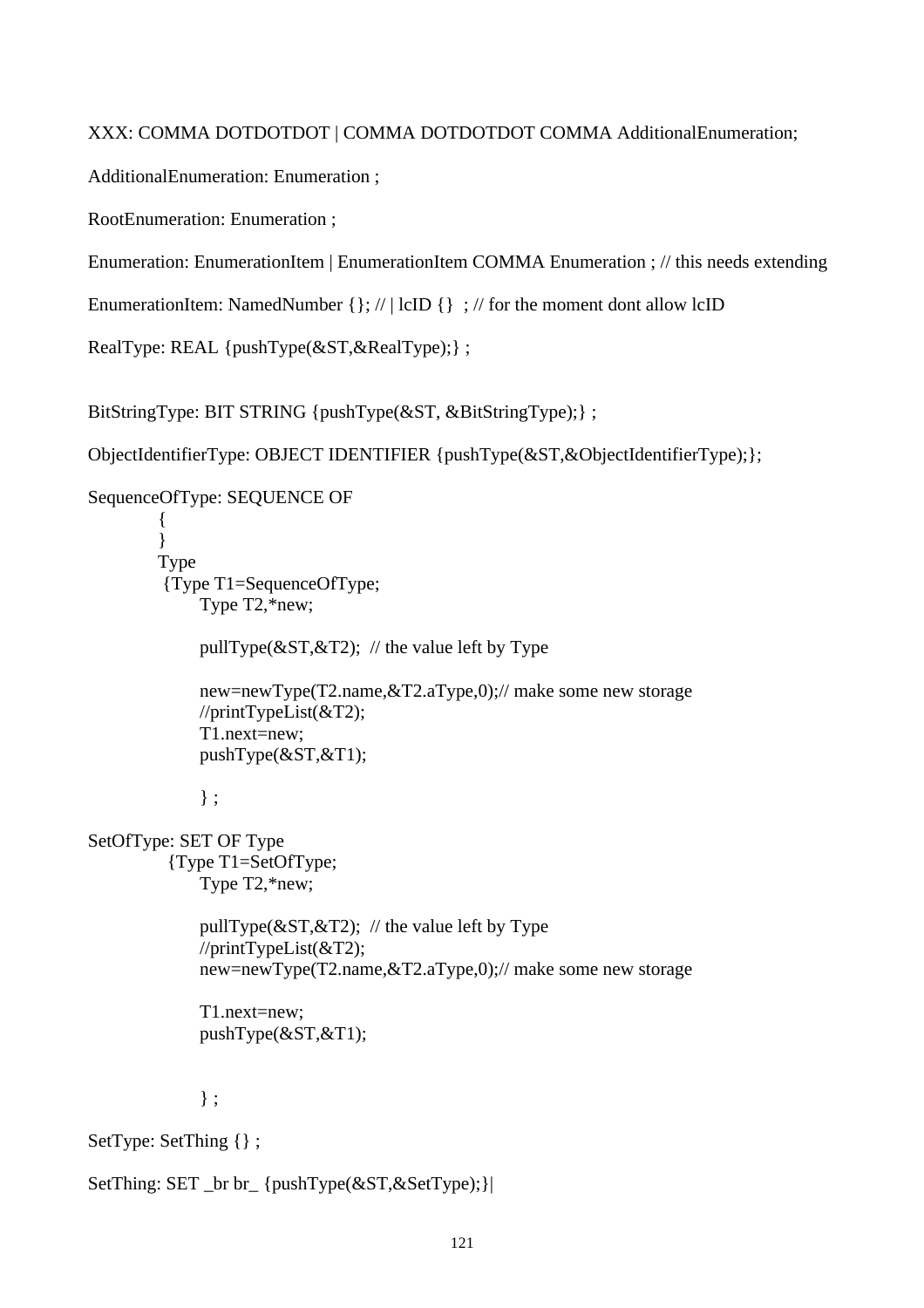```
XXX: COMMA DOTDOTDOT | COMMA DOTDOTDOT COMMA AdditionalEnumeration;

AdditionalEnumeration: Enumeration ;

RootEnumeration: Enumeration ;

Enumeration: EnumerationItem | EnumerationItem COMMA Enumeration ; // this needs extending

EnumerationItem: NamedNumber {}; // | lcID {}  ; // for the moment dont allow lcID

RealType: REAL {pushType(&ST,&RealType);} ;


BitStringType: BIT STRING {pushType(&ST, &BitStringType);} ;

ObjectIdentifierType: OBJECT IDENTIFIER {pushType(&ST,&ObjectIdentifierType);};

SequenceOfType: SEQUENCE OF
            {
            }
            Type
             {Type T1=SequenceOfType;
                  Type T2,*new;

                  pullType(&ST,&T2);  // the value left by Type

                  new=newType(T2.name,&T2.aType,0);// make some new storage
                  //printTypeList(&T2);
                  T1.next=new;
                  pushType(&ST,&T1);

                  } ;

SetOfType: SET OF Type
              {Type T1=SetOfType;
                  Type T2,*new;

                  pullType(&ST,&T2);  // the value left by Type
                  //printTypeList(&T2);
                  new=newType(T2.name,&T2.aType,0);// make some new storage

                  T1.next=new;
                  pushType(&ST,&T1);


                  } ;

SetType: SetThing {} ;

SetThing: SET _br br_ {pushType(&ST,&SetType);}|
```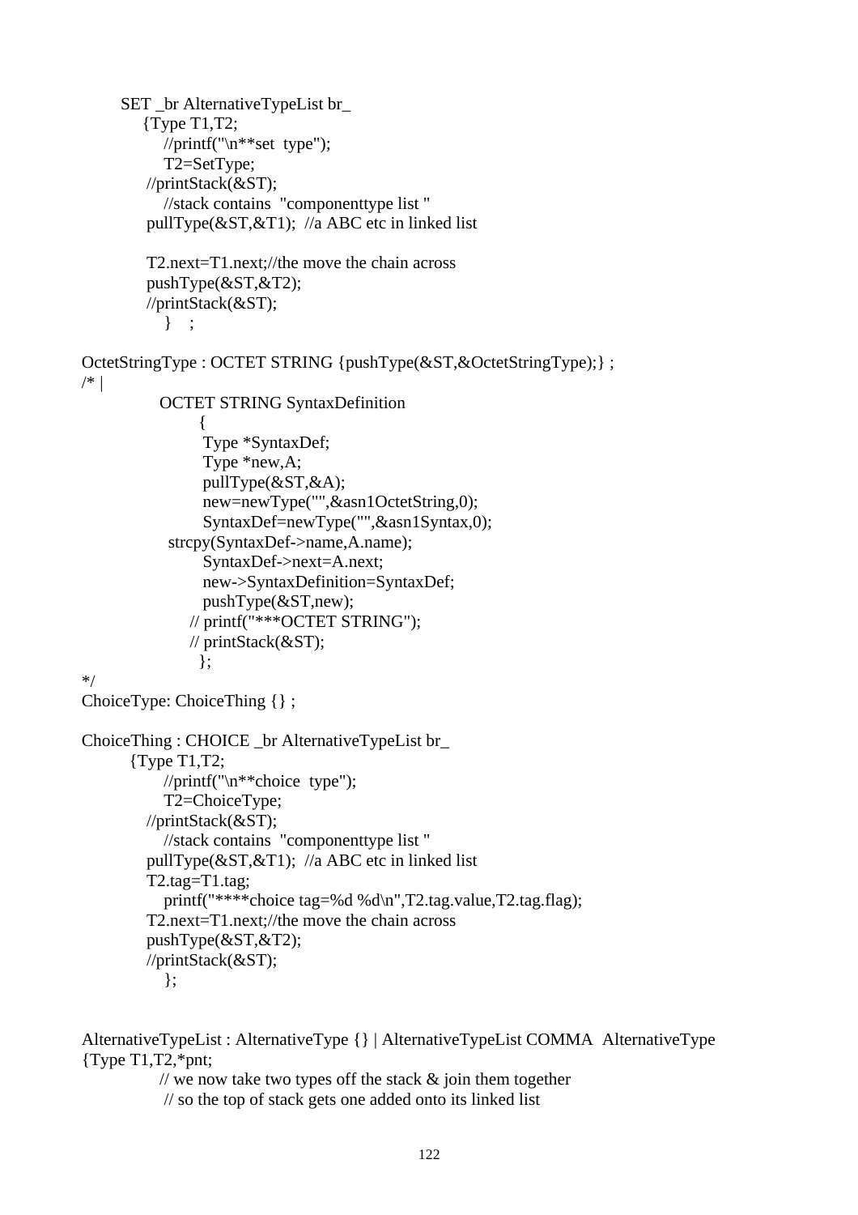```
        SET _br AlternativeTypeList br_
            {Type T1,T2;
                //printf("\n**set  type");
                T2=SetType;
             //printStack(&ST);
                //stack contains  "componenttype list "
             pullType(&ST,&T1);  //a ABC etc in linked list

             T2.next=T1.next;//the move the chain across
             pushType(&ST,&T2);
             //printStack(&ST);
                }    ;

OctetStringType : OCTET STRING {pushType(&ST,&OctetStringType);} ;
/* |
               OCTET STRING SyntaxDefinition
                       {
                        Type *SyntaxDef;
                        Type *new,A;
                        pullType(&ST,&A);
                        new=newType("",&asn1OctetString,0);
                        SyntaxDef=newType("",&asn1Syntax,0);
                strcpy(SyntaxDef->name,A.name);
                        SyntaxDef->next=A.next;
                        new->SyntaxDefinition=SyntaxDef;
                        pushType(&ST,new);
                     // printf("***OCTET STRING");
                     // printStack(&ST);
                        };
*/
ChoiceType: ChoiceThing {} ;

ChoiceThing : CHOICE _br AlternativeTypeList br_
         {Type T1,T2;
                //printf("\n**choice  type");
                T2=ChoiceType;
             //printStack(&ST);
                //stack contains  "componenttype list "
             pullType(&ST,&T1);  //a ABC etc in linked list
             T2.tag=T1.tag;
                printf("****choice tag=%d %d\n",T2.tag.value,T2.tag.flag);
             T2.next=T1.next;//the move the chain across
             pushType(&ST,&T2);
             //printStack(&ST);
                };


AlternativeTypeList : AlternativeType {} | AlternativeTypeList COMMA  AlternativeType
{Type T1,T2,*pnt;
               // we now take two types off the stack & join them together
                // so the top of stack gets one added onto its linked list
```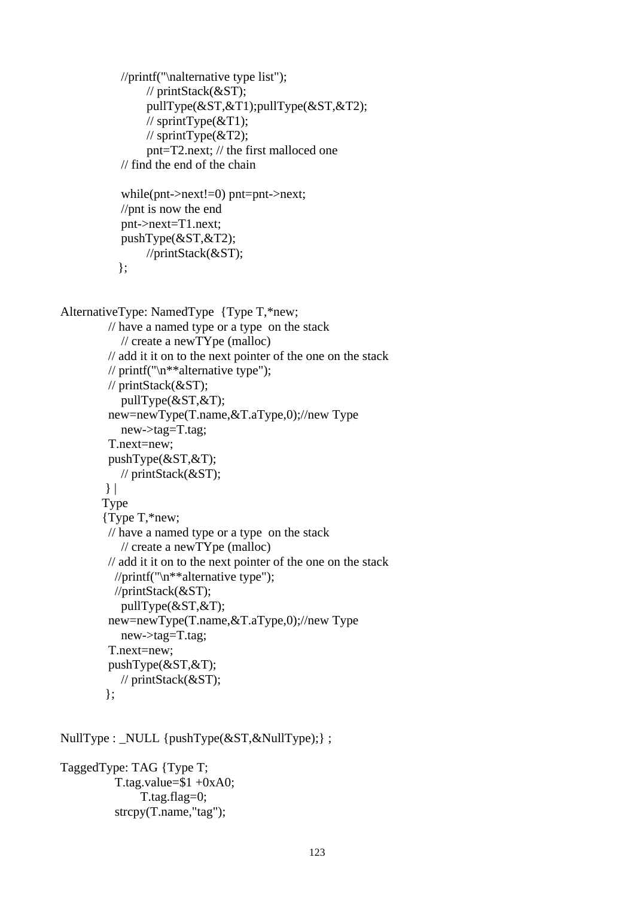```
                //printf("\nalternative type list");
                       // printStack(&ST);
                       pullType(&ST,&T1);pullType(&ST,&T2);
                       // sprintType(&T1);
                       // sprintType(&T2);
                       pnt=T2.next; // the first malloced one
                // find the end of the chain

                while(pnt->next!=0) pnt=pnt->next;
                //pnt is now the end
                pnt->next=T1.next;
                pushType(&ST,&T2);
                       //printStack(&ST);
               };


AlternativeType: NamedType  {Type T,*new;
            // have a named type or a type  on the stack
                // create a newTYpe (malloc)
            // add it it on to the next pointer of the one on the stack
            // printf("\n**alternative type");
            // printStack(&ST);
                pullType(&ST,&T);
            new=newType(T.name,&T.aType,0);//new Type
                new->tag=T.tag;
            T.next=new;
            pushType(&ST,&T);
                // printStack(&ST);
            } |
           Type
           {Type T,*new;
            // have a named type or a type  on the stack
                // create a newTYpe (malloc)
            // add it it on to the next pointer of the one on the stack
              //printf("\n**alternative type");
              //printStack(&ST);
                pullType(&ST,&T);
            new=newType(T.name,&T.aType,0);//new Type
                new->tag=T.tag;
            T.next=new;
            pushType(&ST,&T);
                // printStack(&ST);
            };


NullType : _NULL {pushType(&ST,&NullType);} ;

TaggedType: TAG {Type T;
              T.tag.value=$1 +0xA0;
                    T.tag.flag=0;
              strcpy(T.name,"tag");
```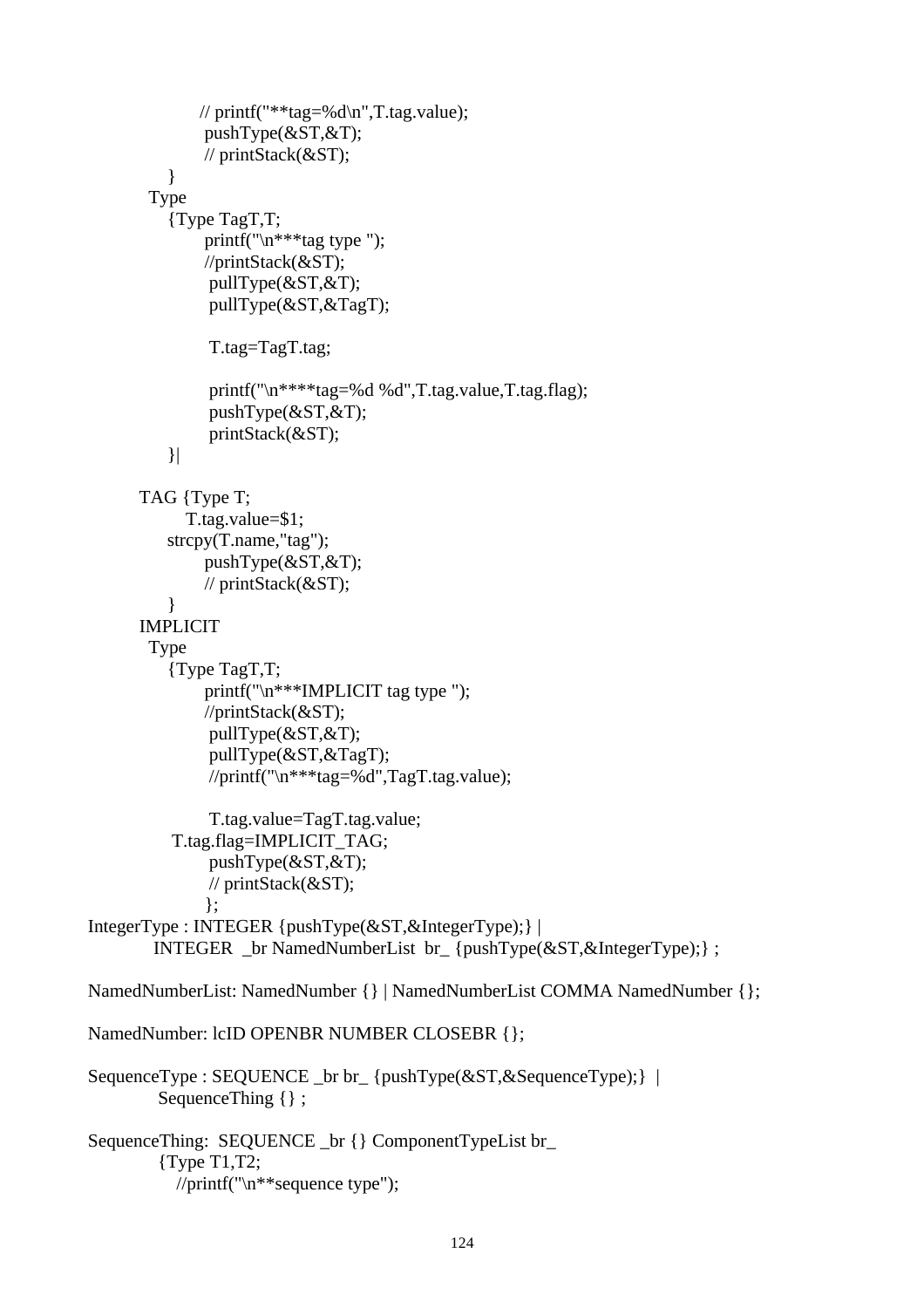```
                    // printf("**tag=%d\n",T.tag.value);
                     pushType(&ST,&T);
                     // printStack(&ST);
              }
          Type
              {Type TagT,T;
                     printf("\n***tag type ");
                     //printStack(&ST);
                      pullType(&ST,&T);
                      pullType(&ST,&TagT);

                      T.tag=TagT.tag;

                      printf("\n****tag=%d %d",T.tag.value,T.tag.flag);
                      pushType(&ST,&T);
                      printStack(&ST);
              }|

        TAG {Type T;
                T.tag.value=$1;
              strcpy(T.name,"tag");
                     pushType(&ST,&T);
                     // printStack(&ST);
              }
        IMPLICIT
          Type
              {Type TagT,T;
                     printf("\n***IMPLICIT tag type ");
                     //printStack(&ST);
                      pullType(&ST,&T);
                      pullType(&ST,&TagT);
                      //printf("\n***tag=%d",TagT.tag.value);

                      T.tag.value=TagT.tag.value;
               T.tag.flag=IMPLICIT_TAG;
                      pushType(&ST,&T);
                      // printStack(&ST);
                     };
IntegerType : INTEGER {pushType(&ST,&IntegerType);} |
           INTEGER  _br NamedNumberList  br_ {pushType(&ST,&IntegerType);} ;

NamedNumberList: NamedNumber {} | NamedNumberList COMMA NamedNumber {};

NamedNumber: lcID OPENBR NUMBER CLOSEBR {};

SequenceType : SEQUENCE _br br_ {pushType(&ST,&SequenceType);}  |
            SequenceThing {} ;

SequenceThing:  SEQUENCE _br {} ComponentTypeList br_
            {Type T1,T2;
               //printf("\n**sequence type");
```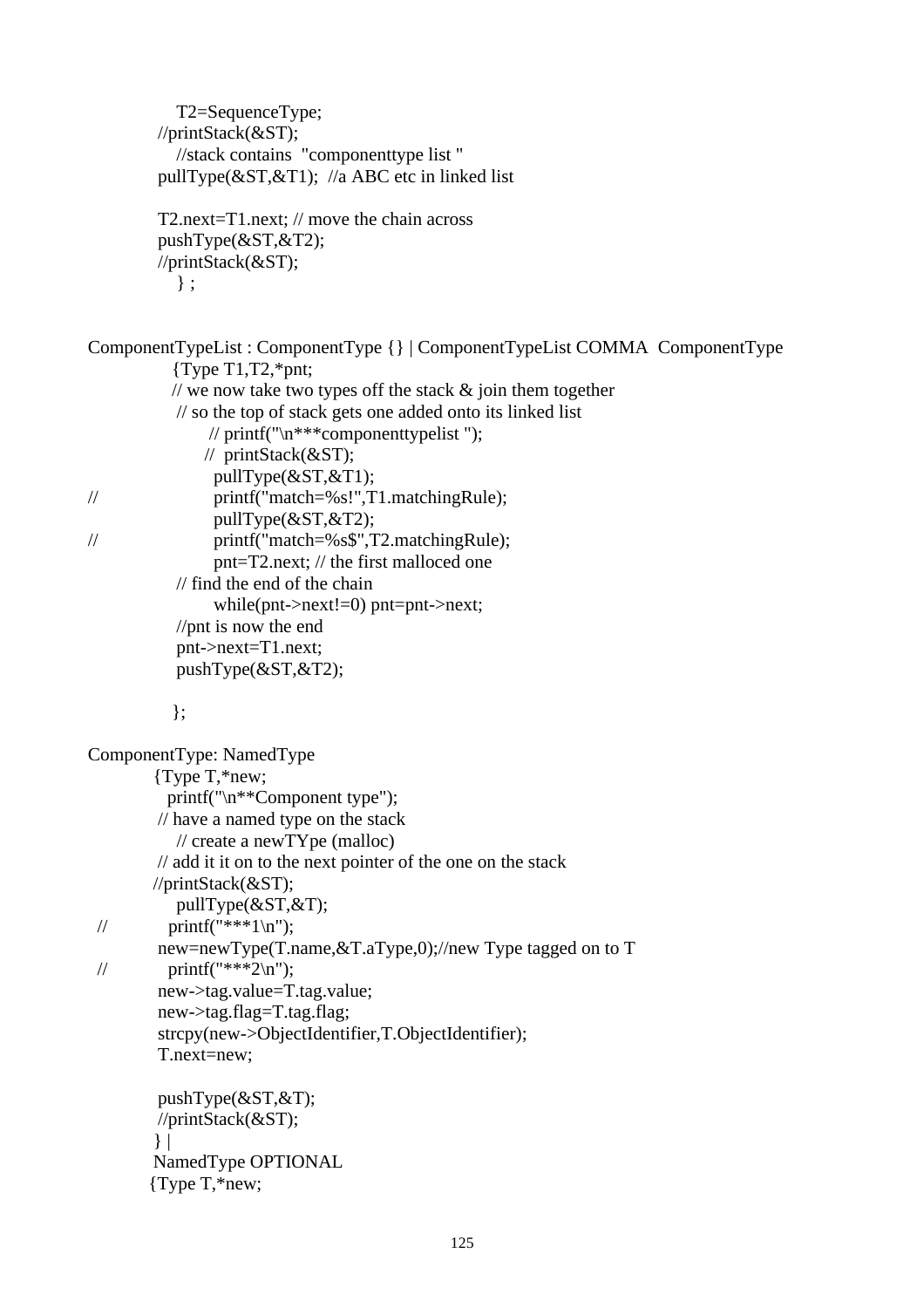```
            T2=SequenceType;
          //printStack(&ST);
            //stack contains  "componenttype list "
          pullType(&ST,&T1);  //a ABC etc in linked list

          T2.next=T1.next; // move the chain across
          pushType(&ST,&T2);
          //printStack(&ST);
            } ;


ComponentTypeList : ComponentType {} | ComponentTypeList COMMA  ComponentType
             {Type T1,T2,*pnt;
             // we now take two types off the stack & join them together
              // so the top of stack gets one added onto its linked list
                   // printf("\n***componenttypelist ");
                  //  printStack(&ST);
                    pullType(&ST,&T1);
//                  printf("match=%s!",T1.matchingRule);
                    pullType(&ST,&T2);
//                  printf("match=%s$",T2.matchingRule);
                    pnt=T2.next; // the first malloced one
              // find the end of the chain
                    while(pnt->next!=0) pnt=pnt->next;
              //pnt is now the end
              pnt->next=T1.next;
              pushType(&ST,&T2);

             };

ComponentType: NamedType
          {Type T,*new;
            printf("\n**Component type");
          // have a named type on the stack
            // create a newTYpe (malloc)
          // add it it on to the next pointer of the one on the stack
          //printStack(&ST);
            pullType(&ST,&T);
 //         printf("***1\n");
          new=newType(T.name,&T.aType,0);//new Type tagged on to T
 //         printf("***2\n");
          new->tag.value=T.tag.value;
          new->tag.flag=T.tag.flag;
          strcpy(new->ObjectIdentifier,T.ObjectIdentifier);
          T.next=new;

          pushType(&ST,&T);
          //printStack(&ST);
          } |
          NamedType OPTIONAL
         {Type T,*new;
```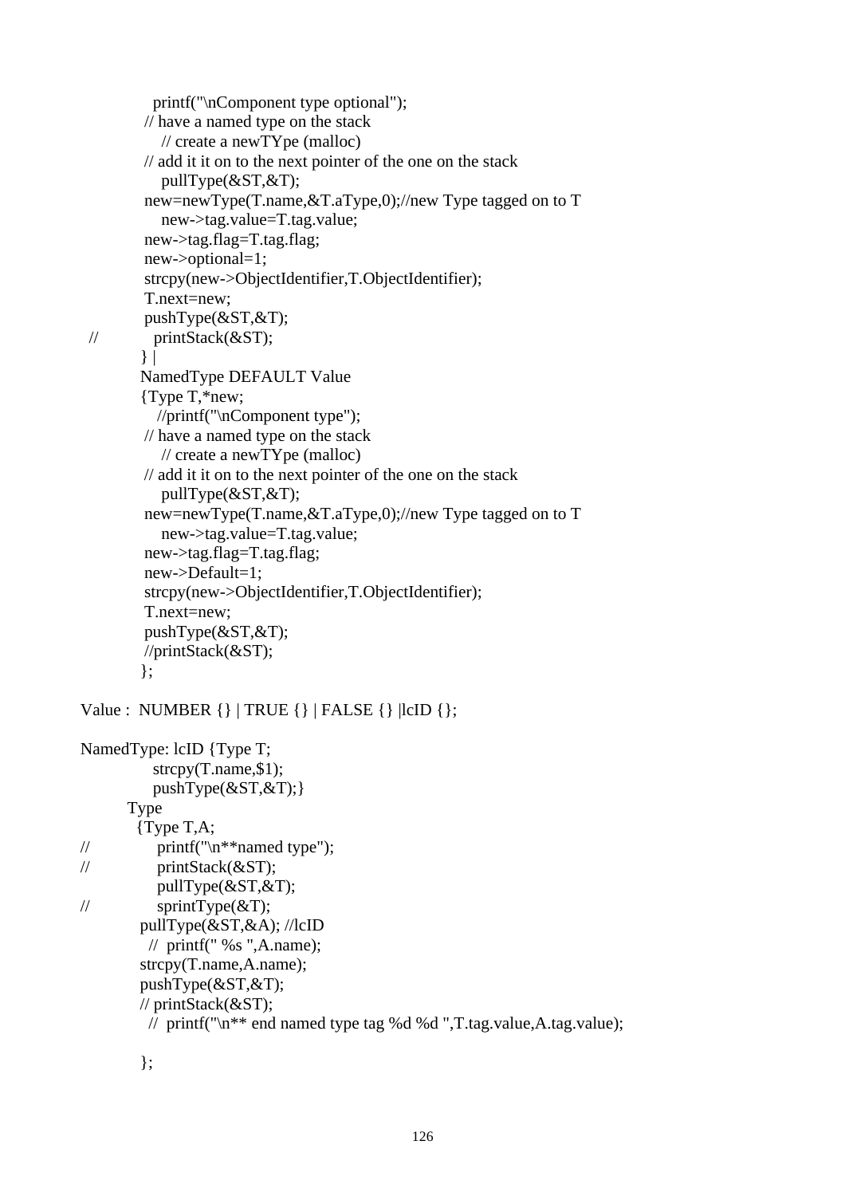```
             printf("\nComponent type optional");
           // have a named type on the stack
               // create a newTYpe (malloc)
           // add it it on to the next pointer of the one on the stack
               pullType(&ST,&T);
           new=newType(T.name,&T.aType,0);//new Type tagged on to T
               new->tag.value=T.tag.value;
           new->tag.flag=T.tag.flag;
           new->optional=1;
           strcpy(new->ObjectIdentifier,T.ObjectIdentifier);
           T.next=new;
           pushType(&ST,&T);
 //          printStack(&ST);
          } |
          NamedType DEFAULT Value
          {Type T,*new;
             //printf("\nComponent type");
           // have a named type on the stack
               // create a newTYpe (malloc)
           // add it it on to the next pointer of the one on the stack
               pullType(&ST,&T);
           new=newType(T.name,&T.aType,0);//new Type tagged on to T
               new->tag.value=T.tag.value;
           new->tag.flag=T.tag.flag;
           new->Default=1;
           strcpy(new->ObjectIdentifier,T.ObjectIdentifier);
           T.next=new;
           pushType(&ST,&T);
           //printStack(&ST);
          };

Value :  NUMBER {} | TRUE {} | FALSE {} |lcID {};

NamedType: lcID {Type T;
             strcpy(T.name,$1);
             pushType(&ST,&T);}
         Type
          {Type T,A;
//            printf("\n**named type");
//            printStack(&ST);
              pullType(&ST,&T);
//            sprintType(&T);
          pullType(&ST,&A); //lcID
            //  printf(" %s ",A.name);
          strcpy(T.name,A.name);
          pushType(&ST,&T);
          // printStack(&ST);
            //  printf("\n** end named type tag %d %d ",T.tag.value,A.tag.value);

          };
```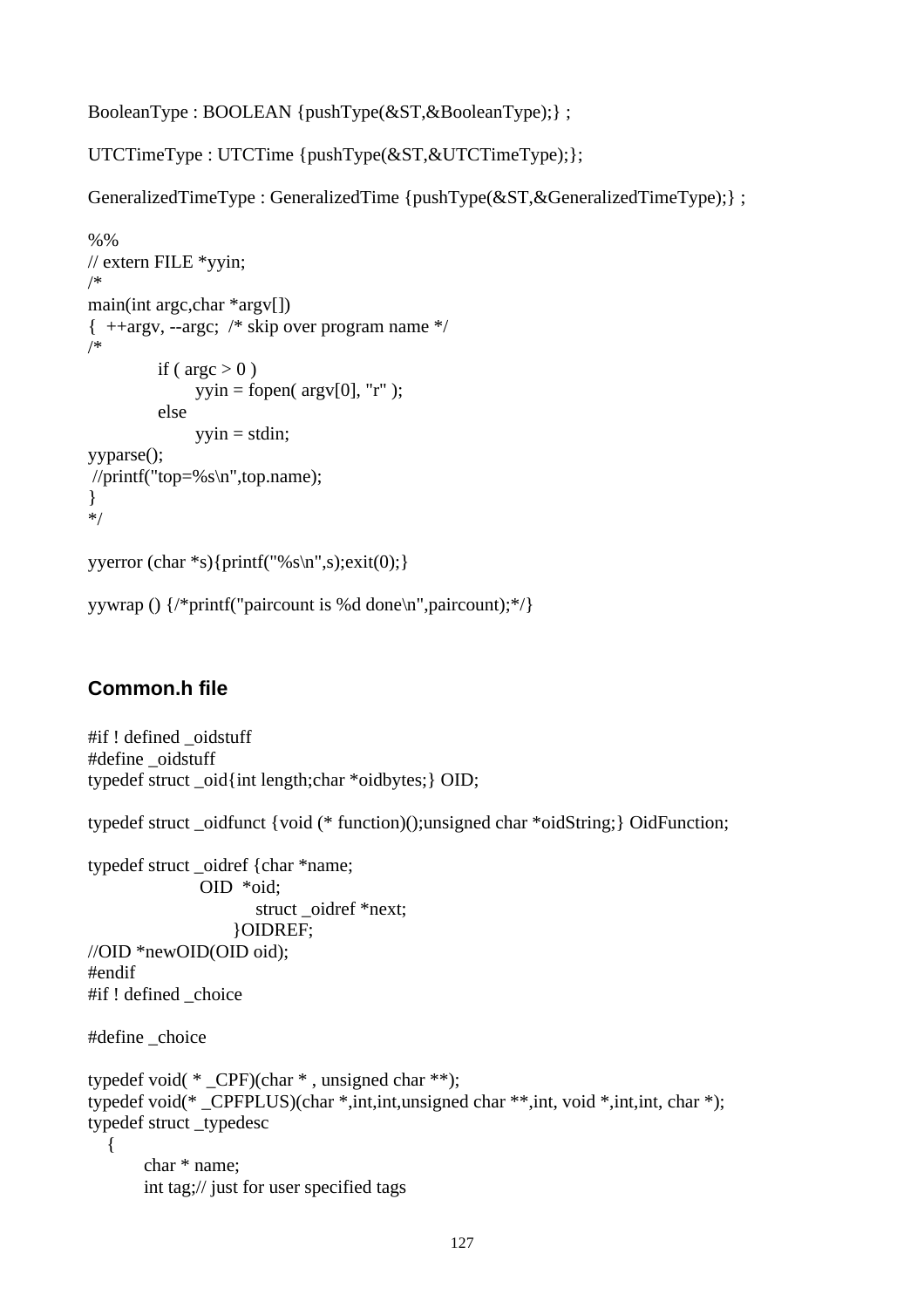```
BooleanType : BOOLEAN {pushType(&ST,&BooleanType);} ;

UTCTimeType : UTCTime {pushType(&ST,&UTCTimeType);};

GeneralizedTimeType : GeneralizedTime {pushType(&ST,&GeneralizedTimeType);} ;

%%
// extern FILE *yyin;
/*
main(int argc,char *argv[])
{  ++argv, --argc;  /* skip over program name */
/*
            if ( argc > 0 )
                    yyin = fopen( argv[0], "r" );
            else
                    yyin = stdin;
yyparse();
 //printf("top=%s\n",top.name);
}
*/

yyerror (char *s){printf("%s\n",s);exit(0);}

yywrap () {/*printf("paircount is %d done\n",paircount);*/}
```

## Common.h file

```
#if ! defined _oidstuff
#define _oidstuff
typedef struct _oid{int length;char *oidbytes;} OID;

typedef struct _oidfunct {void (* function)();unsigned char *oidString;} OidFunction;

typedef struct _oidref {char *name;
                 OID  *oid;
                         struct _oidref *next;
                      }OIDREF;
//OID *newOID(OID oid);
#endif
#if ! defined _choice

#define _choice

typedef void( * _CPF)(char * , unsigned char **);
typedef void(* _CPFPLUS)(char *,int,int,unsigned char **,int, void *,int,int, char *);
typedef struct _typedesc
   {
        char * name;
        int tag;// just for user specified tags
```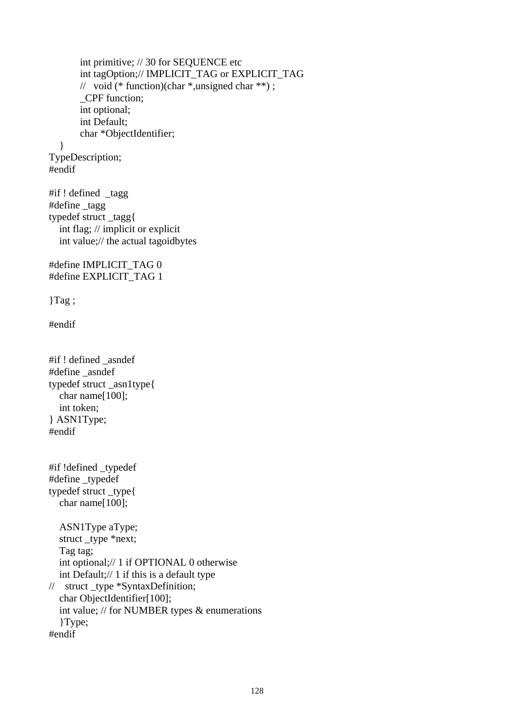```
        int primitive; // 30 for SEQUENCE etc
        int tagOption;// IMPLICIT_TAG or EXPLICIT_TAG
        //   void (* function)(char *,unsigned char **) ;
        _CPF function;
        int optional;
        int Default;
        char *ObjectIdentifier;
   }
TypeDescription;
#endif

#if ! defined  _tagg
#define _tagg
typedef struct _tagg{
   int flag; // implicit or explicit
   int value;// the actual tagoidbytes

#define IMPLICIT_TAG 0
#define EXPLICIT_TAG 1

}Tag ;

#endif


#if ! defined _asndef
#define _asndef
typedef struct _asn1type{
   char name[100];
   int token;
} ASN1Type;
#endif


#if !defined _typedef
#define _typedef
typedef struct _type{
   char name[100];

   ASN1Type aType;
   struct _type *next;
   Tag tag;
   int optional;// 1 if OPTIONAL 0 otherwise
   int Default;// 1 if this is a default type
//    struct _type *SyntaxDefinition;
   char ObjectIdentifier[100];
   int value; // for NUMBER types & enumerations
   }Type;
#endif
```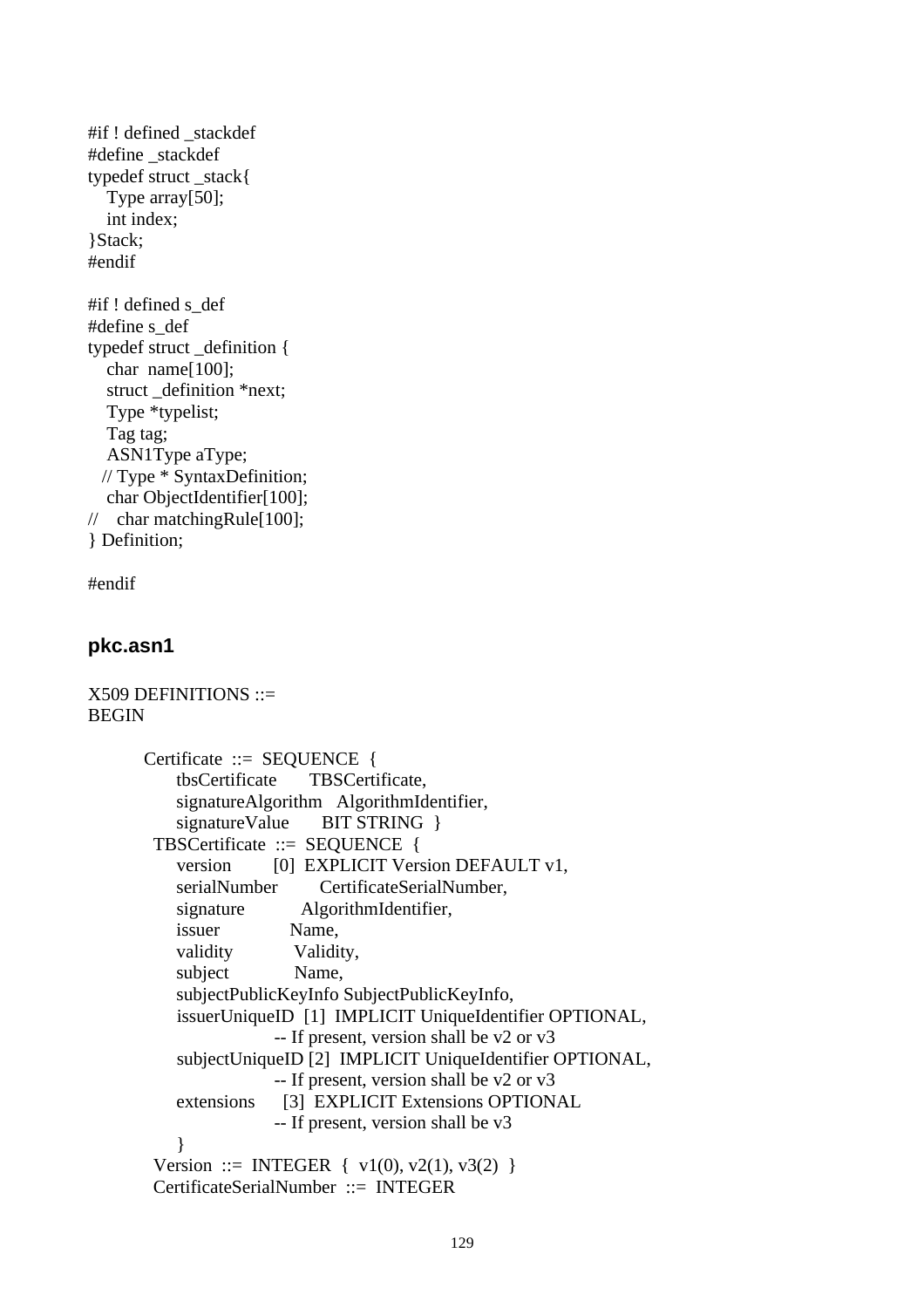```
#if ! defined _stackdef
#define _stackdef
typedef struct _stack{
   Type array[50];
   int index;
}Stack;
#endif

#if ! defined s_def
#define s_def
typedef struct _definition {
   char  name[100];
   struct _definition *next;
   Type *typelist;
   Tag tag;
   ASN1Type aType;
  // Type * SyntaxDefinition;
   char ObjectIdentifier[100];
//    char matchingRule[100];
} Definition;

#endif
```

### pkc.asn1

```
X509 DEFINITIONS ::=
BEGIN

        Certificate  ::=  SEQUENCE  {
             tbsCertificate       TBSCertificate,
             signatureAlgorithm   AlgorithmIdentifier,
             signatureValue       BIT STRING  }
         TBSCertificate  ::=  SEQUENCE  {
             version         [0]  EXPLICIT Version DEFAULT v1,
             serialNumber         CertificateSerialNumber,
             signature            AlgorithmIdentifier,
             issuer               Name,
             validity             Validity,
             subject              Name,
             subjectPublicKeyInfo SubjectPublicKeyInfo,
             issuerUniqueID  [1]  IMPLICIT UniqueIdentifier OPTIONAL,
                             -- If present, version shall be v2 or v3
             subjectUniqueID [2]  IMPLICIT UniqueIdentifier OPTIONAL,
                             -- If present, version shall be v2 or v3
             extensions      [3]  EXPLICIT Extensions OPTIONAL
                             -- If present, version shall be v3
             }
         Version  ::=  INTEGER  {  v1(0), v2(1), v3(2)  }
         CertificateSerialNumber  ::=  INTEGER
```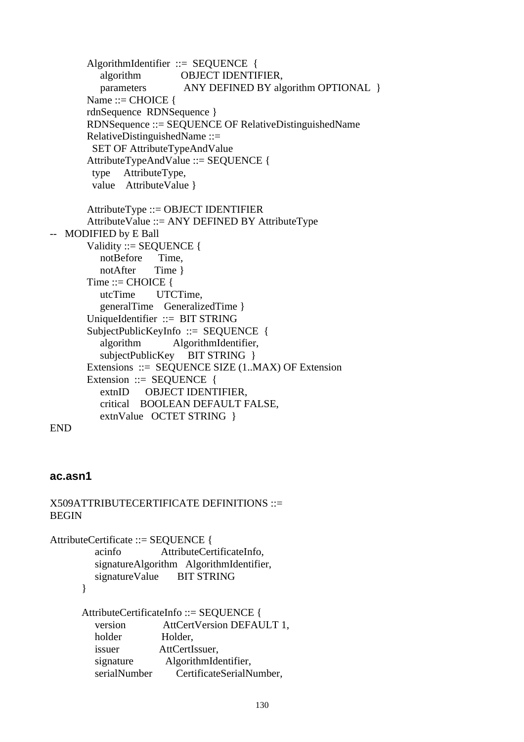```
        AlgorithmIdentifier  ::=  SEQUENCE  {
            algorithm               OBJECT IDENTIFIER,
            parameters              ANY DEFINED BY algorithm OPTIONAL  }
        Name ::= CHOICE {
        rdnSequence  RDNSequence }
        RDNSequence ::= SEQUENCE OF RelativeDistinguishedName
        RelativeDistinguishedName ::=
          SET OF AttributeTypeAndValue
        AttributeTypeAndValue ::= SEQUENCE {
          type     AttributeType,
          value    AttributeValue }

        AttributeType ::= OBJECT IDENTIFIER
        AttributeValue ::= ANY DEFINED BY AttributeType
--   MODIFIED by E Ball
        Validity ::= SEQUENCE {
            notBefore      Time,
            notAfter       Time }
        Time ::= CHOICE {
            utcTime        UTCTime,
            generalTime    GeneralizedTime }
        UniqueIdentifier  ::=  BIT STRING
        SubjectPublicKeyInfo  ::=  SEQUENCE  {
            algorithm            AlgorithmIdentifier,
            subjectPublicKey     BIT STRING  }
        Extensions  ::=  SEQUENCE SIZE (1..MAX) OF Extension
        Extension  ::=  SEQUENCE  {
            extnID      OBJECT IDENTIFIER,
            critical    BOOLEAN DEFAULT FALSE,
            extnValue   OCTET STRING  }
END
```

### ac.asn1

```
X509ATTRIBUTECERTIFICATE DEFINITIONS ::=
BEGIN

AttributeCertificate ::= SEQUENCE {
            acinfo              AttributeCertificateInfo,
            signatureAlgorithm   AlgorithmIdentifier,
            signatureValue       BIT STRING
        }

        AttributeCertificateInfo ::= SEQUENCE {
            version              AttCertVersion DEFAULT 1,
            holder               Holder,
            issuer               AttCertIssuer,
            signature            AlgorithmIdentifier,
            serialNumber         CertificateSerialNumber,
```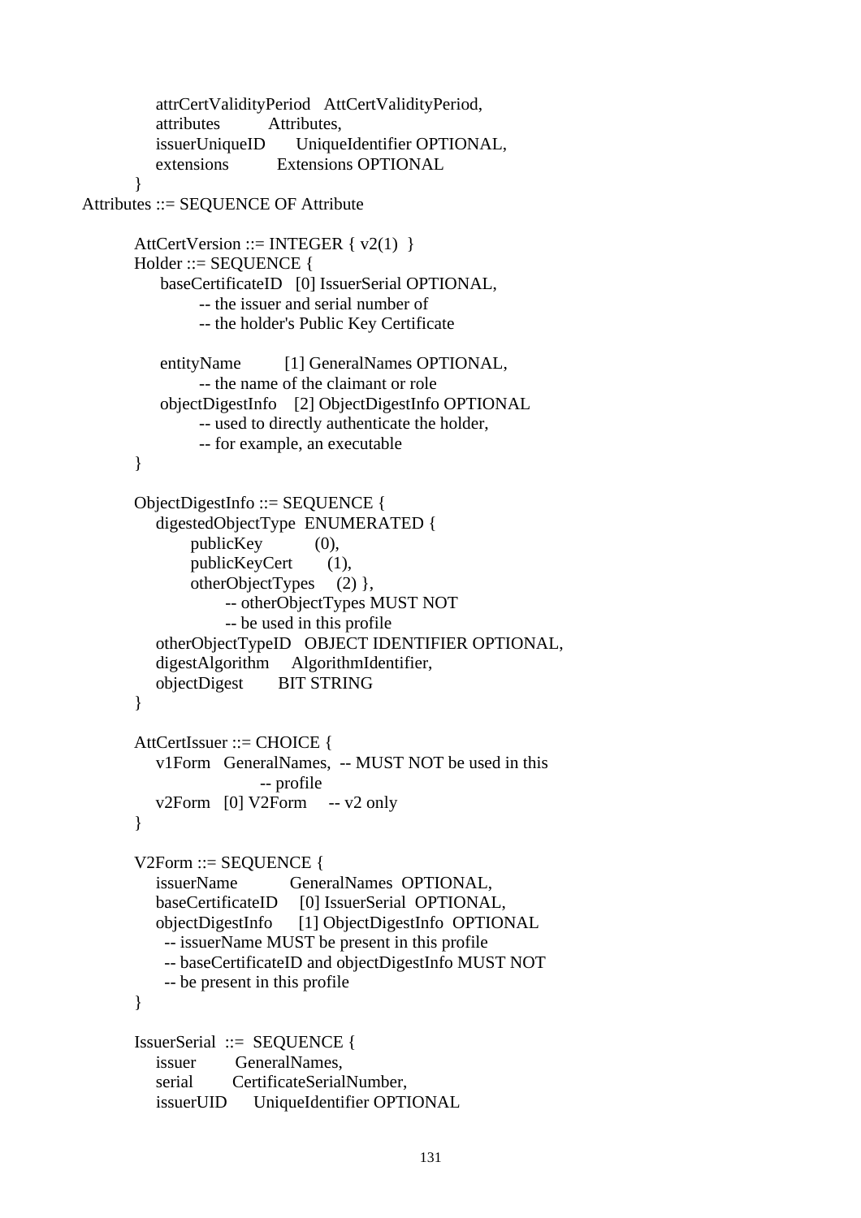```
            attrCertValidityPeriod   AttCertValidityPeriod,
            attributes          Attributes,
            issuerUniqueID      UniqueIdentifier OPTIONAL,
            extensions          Extensions OPTIONAL
        }
Attributes ::= SEQUENCE OF Attribute

        AttCertVersion ::= INTEGER { v2(1)  }
        Holder ::= SEQUENCE {
             baseCertificateID   [0] IssuerSerial OPTIONAL,
                   -- the issuer and serial number of
                   -- the holder's Public Key Certificate

             entityName         [1] GeneralNames OPTIONAL,
                   -- the name of the claimant or role
             objectDigestInfo    [2] ObjectDigestInfo OPTIONAL
                   -- used to directly authenticate the holder,
                   -- for example, an executable
        }

        ObjectDigestInfo ::= SEQUENCE {
            digestedObjectType  ENUMERATED {
                  publicKey           (0),
                  publicKeyCert       (1),
                  otherObjectTypes     (2) },
                        -- otherObjectTypes MUST NOT
                        -- be used in this profile
            otherObjectTypeID   OBJECT IDENTIFIER OPTIONAL,
            digestAlgorithm     AlgorithmIdentifier,
            objectDigest        BIT STRING
        }

        AttCertIssuer ::= CHOICE {
            v1Form   GeneralNames,  -- MUST NOT be used in this
                                 -- profile
            v2Form   [0] V2Form     -- v2 only
        }

        V2Form ::= SEQUENCE {
            issuerName           GeneralNames  OPTIONAL,
            baseCertificateID     [0] IssuerSerial  OPTIONAL,
            objectDigestInfo      [1] ObjectDigestInfo  OPTIONAL
              -- issuerName MUST be present in this profile
              -- baseCertificateID and objectDigestInfo MUST NOT
              -- be present in this profile
        }

        IssuerSerial  ::=  SEQUENCE {
            issuer        GeneralNames,
            serial        CertificateSerialNumber,
            issuerUID      UniqueIdentifier OPTIONAL
```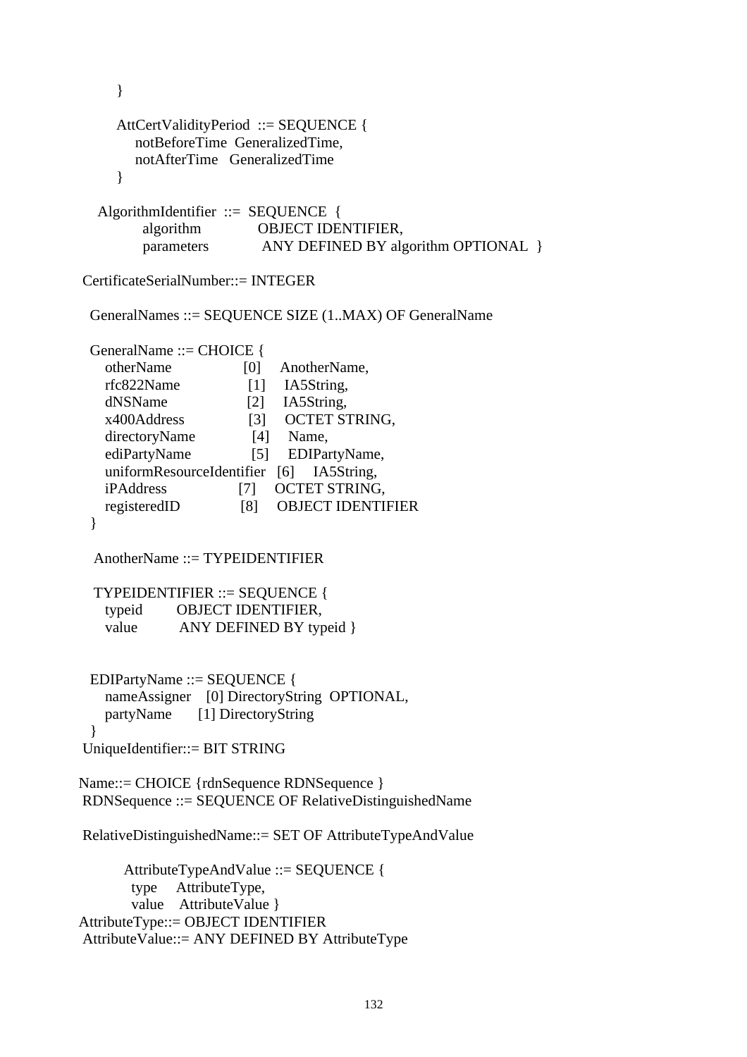```
        }

        AttCertValidityPeriod  ::= SEQUENCE {
            notBeforeTime  GeneralizedTime,
            notAfterTime   GeneralizedTime
        }

    AlgorithmIdentifier  ::=  SEQUENCE  {
             algorithm              OBJECT IDENTIFIER,
             parameters             ANY DEFINED BY algorithm OPTIONAL  }

 CertificateSerialNumber::= INTEGER

  GeneralNames ::= SEQUENCE SIZE (1..MAX) OF GeneralName

  GeneralName ::= CHOICE {
     otherName                 [0]     AnotherName,
     rfc822Name                [1]     IA5String,
     dNSName                   [2]     IA5String,
     x400Address               [3]     OCTET STRING,
     directoryName             [4]     Name,
     ediPartyName              [5]     EDIPartyName,
     uniformResourceIdentifier [6]     IA5String,
     iPAddress                 [7]     OCTET STRING,
     registeredID              [8]     OBJECT IDENTIFIER
  }

   AnotherName ::= TYPEIDENTIFIER

   TYPEIDENTIFIER ::= SEQUENCE {
     typeid        OBJECT IDENTIFIER,
     value         ANY DEFINED BY typeid }


  EDIPartyName ::= SEQUENCE {
     nameAssigner    [0] DirectoryString  OPTIONAL,
     partyName       [1] DirectoryString
  }
 UniqueIdentifier::= BIT STRING

Name::= CHOICE {rdnSequence RDNSequence }
 RDNSequence ::= SEQUENCE OF RelativeDistinguishedName

 RelativeDistinguishedName::= SET OF AttributeTypeAndValue

         AttributeTypeAndValue ::= SEQUENCE {
           type     AttributeType,
           value    AttributeValue }
AttributeType::= OBJECT IDENTIFIER
 AttributeValue::= ANY DEFINED BY AttributeType
```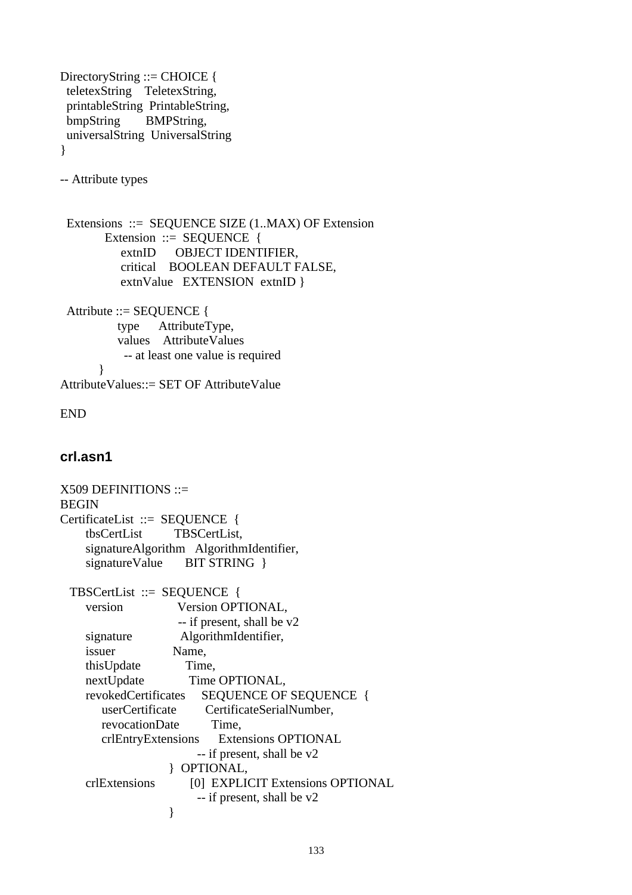```
DirectoryString ::= CHOICE {
  teletexString    TeletexString,
  printableString  PrintableString,
  bmpString        BMPString,
  universalString  UniversalString
}

-- Attribute types


  Extensions  ::=  SEQUENCE SIZE (1..MAX) OF Extension
          Extension  ::=  SEQUENCE  {
              extnID      OBJECT IDENTIFIER,
              critical    BOOLEAN DEFAULT FALSE,
              extnValue   EXTENSION  extnID }

  Attribute ::= SEQUENCE {
              type      AttributeType,
              values    AttributeValues
                -- at least one value is required
         }
AttributeValues::= SET OF AttributeValue

END
```

### crl.asn1

```
X509 DEFINITIONS ::=
BEGIN
CertificateList  ::=  SEQUENCE  {
      tbsCertList         TBSCertList,
      signatureAlgorithm   AlgorithmIdentifier,
      signatureValue       BIT STRING  }

   TBSCertList  ::=  SEQUENCE  {
      version               Version OPTIONAL,
                             -- if present, shall be v2
      signature              AlgorithmIdentifier,
      issuer                Name,
      thisUpdate             Time,
      nextUpdate             Time OPTIONAL,
      revokedCertificates     SEQUENCE OF SEQUENCE  {
          userCertificate         CertificateSerialNumber,
          revocationDate          Time,
          crlEntryExtensions      Extensions OPTIONAL
                                   -- if present, shall be v2
                            }  OPTIONAL,
      crlExtensions          [0]  EXPLICIT Extensions OPTIONAL
                                   -- if present, shall be v2
                            }
```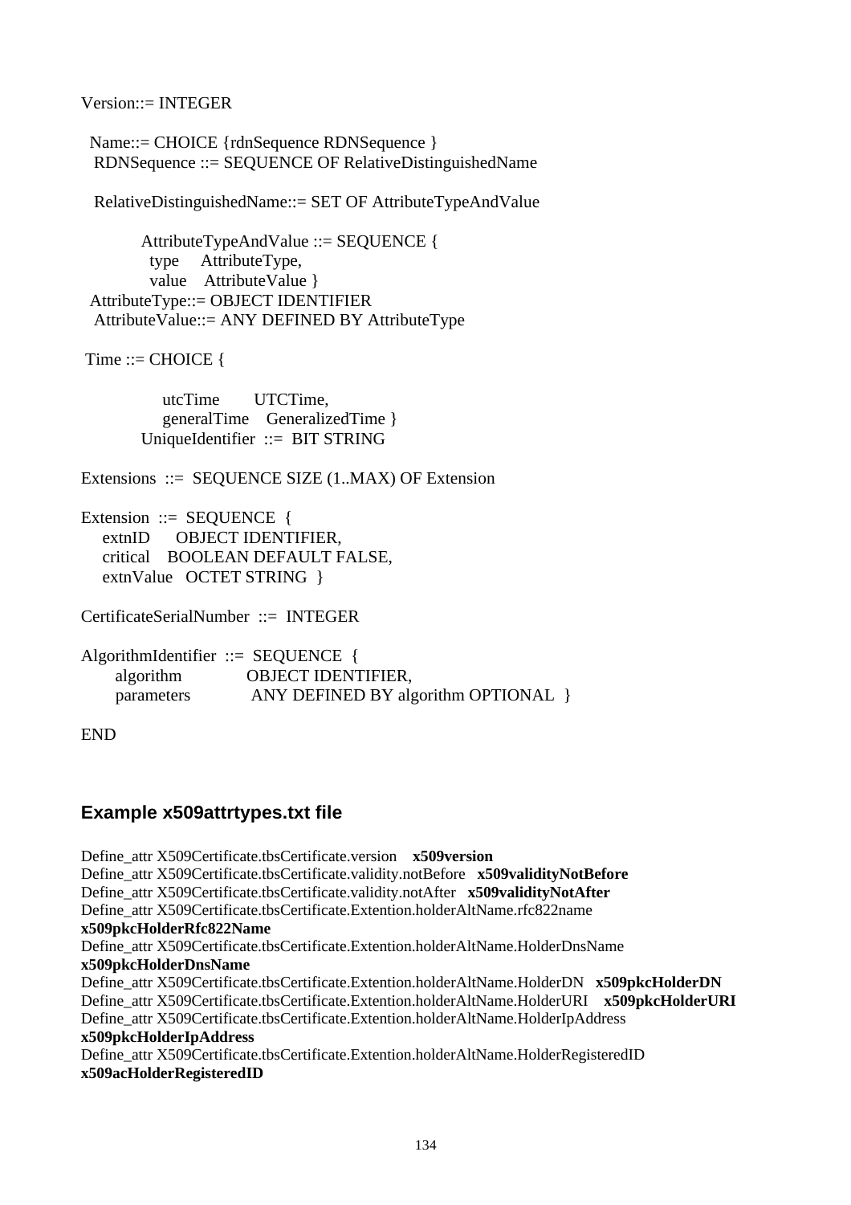```
Version::= INTEGER

  Name::= CHOICE {rdnSequence RDNSequence }
   RDNSequence ::= SEQUENCE OF RelativeDistinguishedName

   RelativeDistinguishedName::= SET OF AttributeTypeAndValue

          AttributeTypeAndValue ::= SEQUENCE {
            type     AttributeType,
            value    AttributeValue }
  AttributeType::= OBJECT IDENTIFIER
   AttributeValue::= ANY DEFINED BY AttributeType

 Time ::= CHOICE {

              utcTime        UTCTime,
              generalTime    GeneralizedTime }
          UniqueIdentifier  ::=  BIT STRING

Extensions  ::=  SEQUENCE SIZE (1..MAX) OF Extension

Extension  ::=  SEQUENCE  {
    extnID      OBJECT IDENTIFIER,
    critical    BOOLEAN DEFAULT FALSE,
    extnValue   OCTET STRING  }

CertificateSerialNumber  ::=  INTEGER

AlgorithmIdentifier  ::=  SEQUENCE  {
      algorithm             OBJECT IDENTIFIER,
      parameters            ANY DEFINED BY algorithm OPTIONAL  }

END
```

## Example x509attrtypes.txt file

Define_attr X509Certificate.tbsCertificate.version **x509version**
Define_attr X509Certificate.tbsCertificate.validity.notBefore **x509validityNotBefore**
Define_attr X509Certificate.tbsCertificate.validity.notAfter **x509validityNotAfter**
Define_attr X509Certificate.tbsCertificate.Extention.holderAltName.rfc822name **x509pkcHolderRfc822Name**
Define_attr X509Certificate.tbsCertificate.Extention.holderAltName.HolderDnsName **x509pkcHolderDnsName**
Define_attr X509Certificate.tbsCertificate.Extention.holderAltName.HolderDN **x509pkcHolderDN**
Define_attr X509Certificate.tbsCertificate.Extention.holderAltName.HolderURI **x509pkcHolderURI**
Define_attr X509Certificate.tbsCertificate.Extention.holderAltName.HolderIpAddress **x509pkcHolderIpAddress**
Define_attr X509Certificate.tbsCertificate.Extention.holderAltName.HolderRegisteredID **x509acHolderRegisteredID**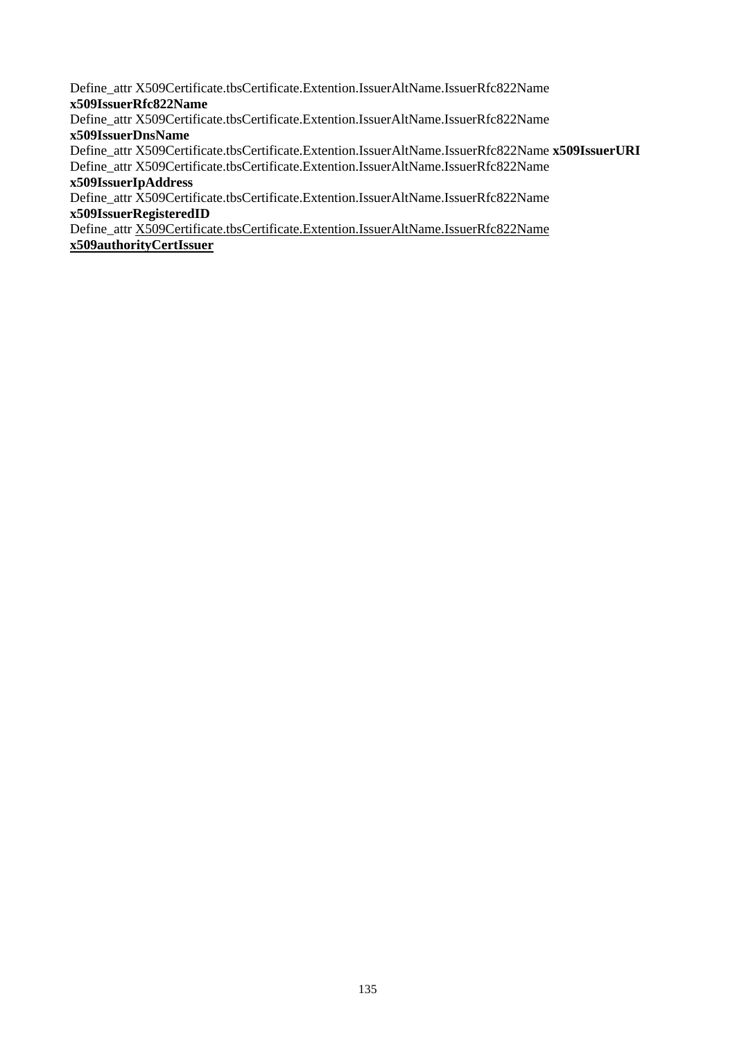Define_attr X509Certificate.tbsCertificate.Extention.IssuerAltName.IssuerRfc822Name **x509IssuerRfc822Name**

Define_attr X509Certificate.tbsCertificate.Extention.IssuerAltName.IssuerRfc822Name **x509IssuerDnsName**

Define_attr X509Certificate.tbsCertificate.Extention.IssuerAltName.IssuerRfc822Name **x509IssuerURI**

Define_attr X509Certificate.tbsCertificate.Extention.IssuerAltName.IssuerRfc822Name **x509IssuerIpAddress**

Define_attr X509Certificate.tbsCertificate.Extention.IssuerAltName.IssuerRfc822Name **x509IssuerRegisteredID**

Define_attr X509Certificate.tbsCertificate.Extention.IssuerAltName.IssuerRfc822Name **x509authorityCertIssuer**